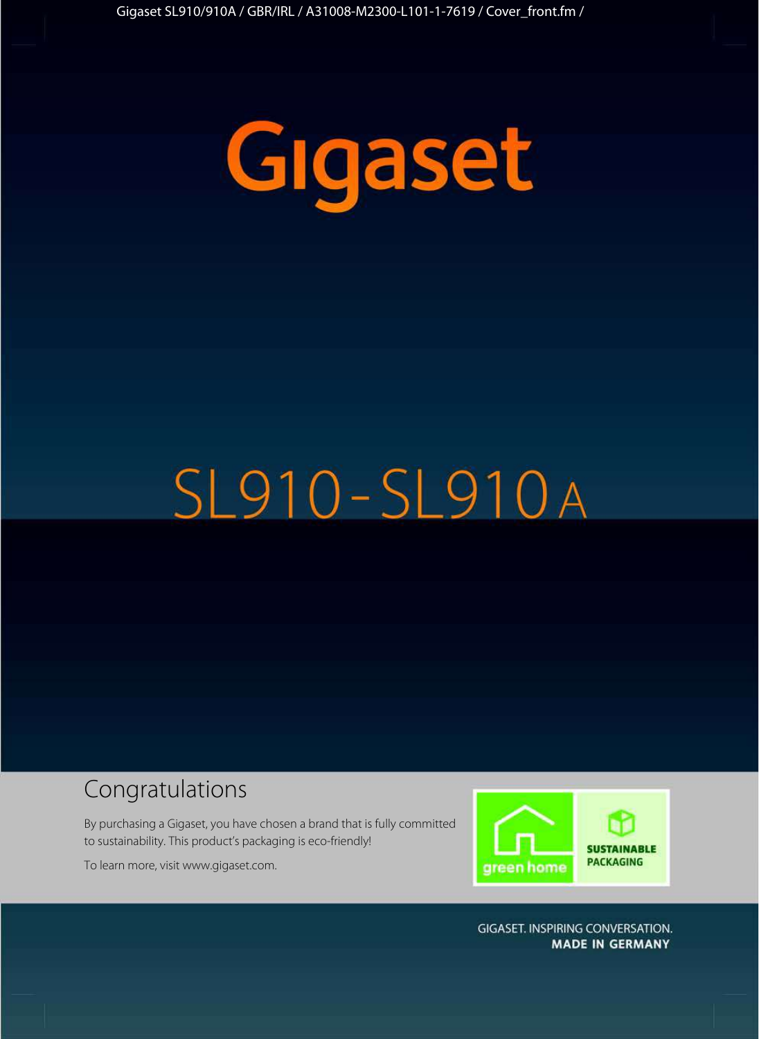# Gigaset

# SL910 - SL910A

## Congratulations

By purchasing a Gigaset, you have chosen a brand that is fully committed to sustainability. This product's packaging is eco-friendly!

To learn more, visit www.gigaset.com.

green home

SUSTAINABLE PACKAGING

GIGASET. INSPIRING CONVERSATION.
**MADE IN GERMANY**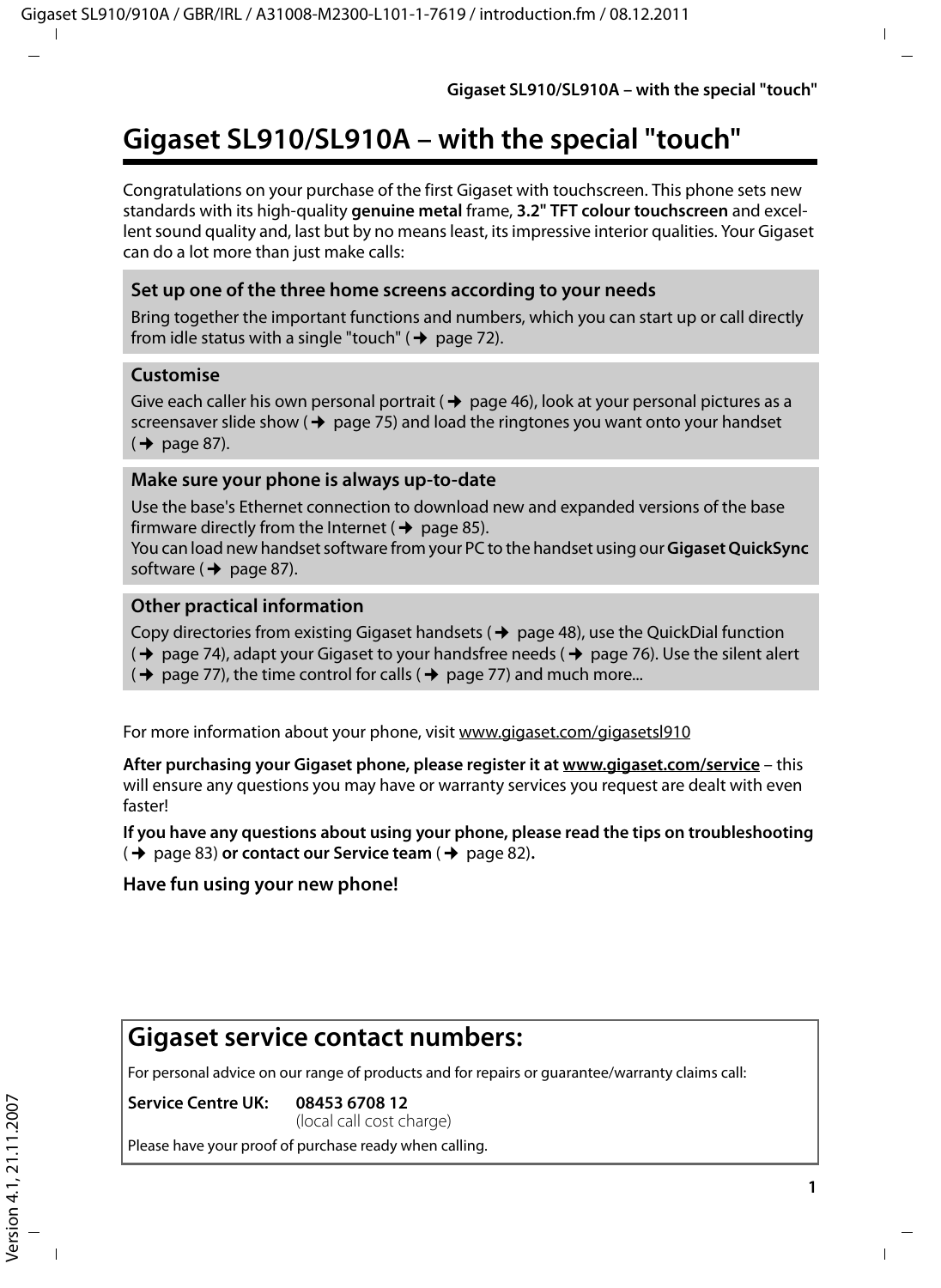# Gigaset SL910/SL910A – with the special "touch"

Congratulations on your purchase of the first Gigaset with touchscreen. This phone sets new standards with its high-quality **genuine metal** frame, **3.2" TFT colour touchscreen** and excellent sound quality and, last but by no means least, its impressive interior qualities. Your Gigaset can do a lot more than just make calls:

### Set up one of the three home screens according to your needs

Bring together the important functions and numbers, which you can start up or call directly from idle status with a single "touch" (→ page 72).

### Customise

Give each caller his own personal portrait (→ page 46), look at your personal pictures as a screensaver slide show (→ page 75) and load the ringtones you want onto your handset (→ page 87).

### Make sure your phone is always up-to-date

Use the base's Ethernet connection to download new and expanded versions of the base firmware directly from the Internet (→ page 85).
You can load new handset software from your PC to the handset using our **Gigaset QuickSync** software (→ page 87).

### Other practical information

Copy directories from existing Gigaset handsets (→ page 48), use the QuickDial function (→ page 74), adapt your Gigaset to your handsfree needs (→ page 76). Use the silent alert (→ page 77), the time control for calls (→ page 77) and much more...

For more information about your phone, visit www.gigaset.com/gigasetsl910

**After purchasing your Gigaset phone, please register it at www.gigaset.com/service** – this will ensure any questions you may have or warranty services you request are dealt with even faster!

**If you have any questions about using your phone, please read the tips on troubleshooting** (→ page 83) **or contact our Service team** (→ page 82)**.**

**Have fun using your new phone!**

## Gigaset service contact numbers:

For personal advice on our range of products and for repairs or guarantee/warranty claims call:

**Service Centre UK:** **08453 6708 12**
(local call cost charge)

Please have your proof of purchase ready when calling.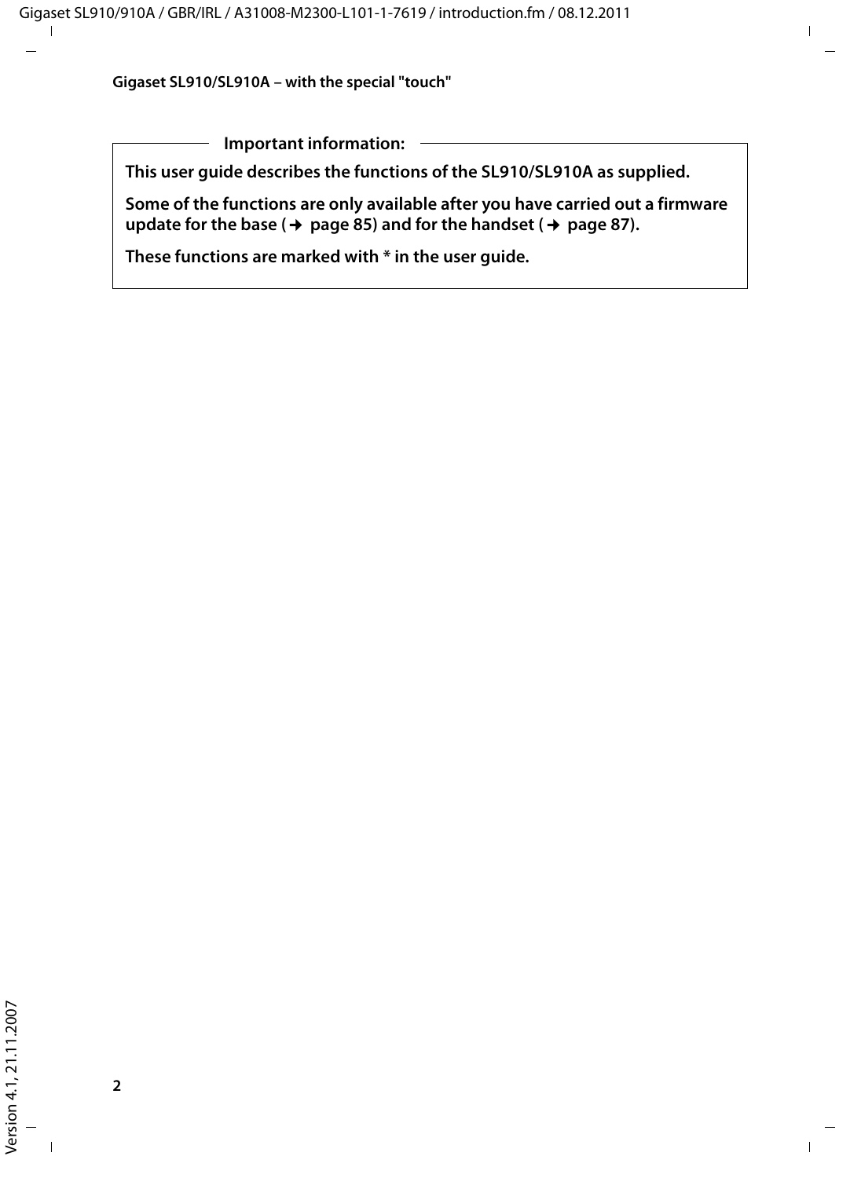**Important information:**

**This user guide describes the functions of the SL910/SL910A as supplied.**

**Some of the functions are only available after you have carried out a firmware update for the base (→ page 85) and for the handset (→ page 87).**

**These functions are marked with * in the user guide.**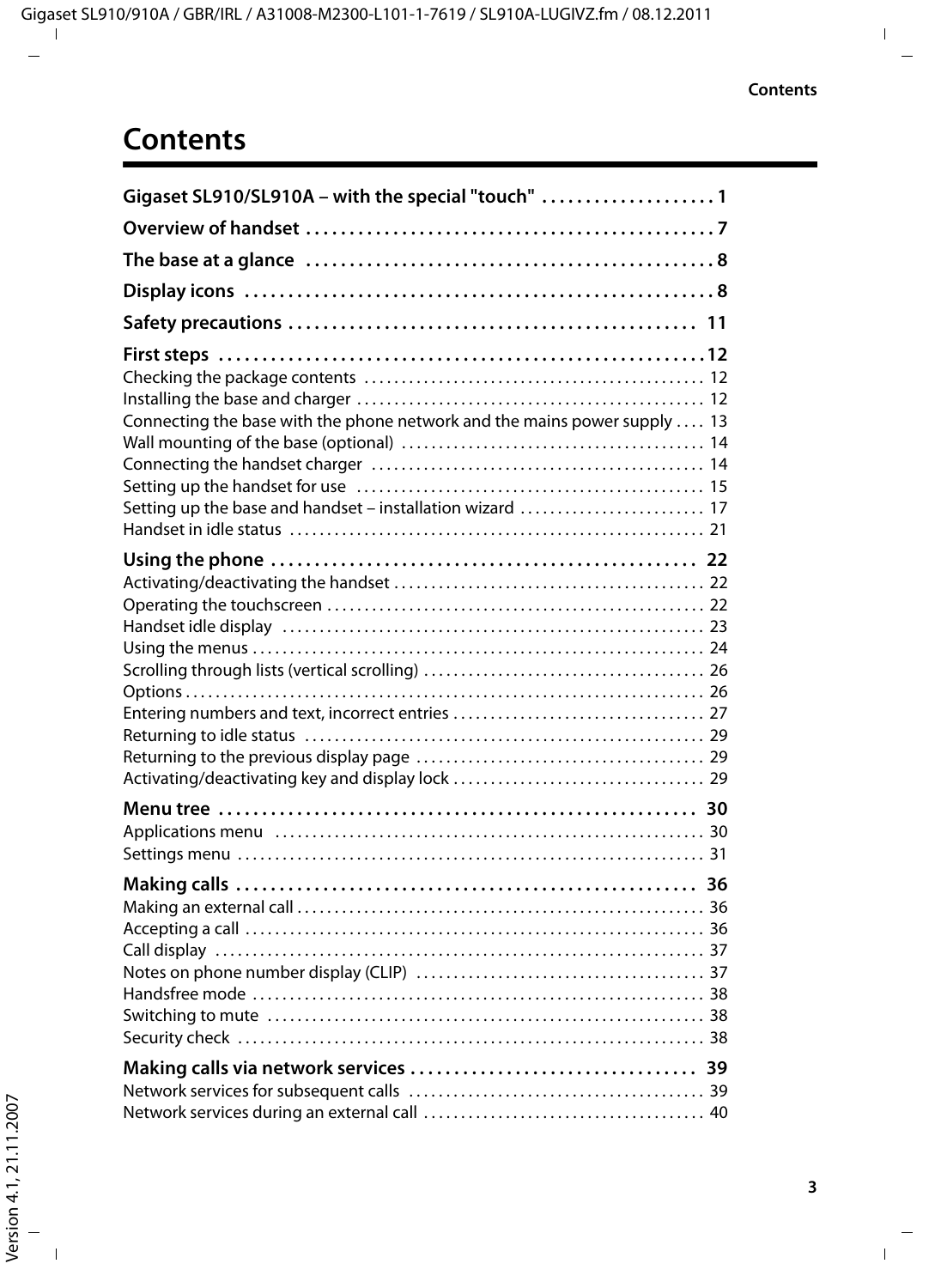# Contents

**Gigaset SL910/SL910A – with the special "touch" . . . . . . . . . . . . . . . . . . . . 1**

**Overview of handset . . . . . . . . . . . . . . . . . . . . . . . . . . . . . . . . . . . . . . . . . . . . . . 7**

**The base at a glance . . . . . . . . . . . . . . . . . . . . . . . . . . . . . . . . . . . . . . . . . . . . . . 8**

**Display icons . . . . . . . . . . . . . . . . . . . . . . . . . . . . . . . . . . . . . . . . . . . . . . . . . . . . . 8**

**Safety precautions . . . . . . . . . . . . . . . . . . . . . . . . . . . . . . . . . . . . . . . . . . . . . . 11**

**First steps . . . . . . . . . . . . . . . . . . . . . . . . . . . . . . . . . . . . . . . . . . . . . . . . . . . . . . .12**

Checking the package contents . . . . . . . . . . . . . . . . . . . . . . . . . . . . . . . . . . . . . . . . . . . . 12
Installing the base and charger . . . . . . . . . . . . . . . . . . . . . . . . . . . . . . . . . . . . . . . . . . . . . 12
Connecting the base with the phone network and the mains power supply . . . . 13
Wall mounting of the base (optional) . . . . . . . . . . . . . . . . . . . . . . . . . . . . . . . . . . . . . . . . 14
Connecting the handset charger . . . . . . . . . . . . . . . . . . . . . . . . . . . . . . . . . . . . . . . . . . . . 14
Setting up the handset for use . . . . . . . . . . . . . . . . . . . . . . . . . . . . . . . . . . . . . . . . . . . . . . 15
Setting up the base and handset – installation wizard . . . . . . . . . . . . . . . . . . . . . . . . 17
Handset in idle status . . . . . . . . . . . . . . . . . . . . . . . . . . . . . . . . . . . . . . . . . . . . . . . . . . . . . . 21

**Using the phone . . . . . . . . . . . . . . . . . . . . . . . . . . . . . . . . . . . . . . . . . . . . . . . . 22**

Activating/deactivating the handset . . . . . . . . . . . . . . . . . . . . . . . . . . . . . . . . . . . . . . . . . 22
Operating the touchscreen . . . . . . . . . . . . . . . . . . . . . . . . . . . . . . . . . . . . . . . . . . . . . . . . . 22
Handset idle display . . . . . . . . . . . . . . . . . . . . . . . . . . . . . . . . . . . . . . . . . . . . . . . . . . . . . . . 23
Using the menus . . . . . . . . . . . . . . . . . . . . . . . . . . . . . . . . . . . . . . . . . . . . . . . . . . . . . . . . . . . 24
Scrolling through lists (vertical scrolling) . . . . . . . . . . . . . . . . . . . . . . . . . . . . . . . . . . . . . 26
Options . . . . . . . . . . . . . . . . . . . . . . . . . . . . . . . . . . . . . . . . . . . . . . . . . . . . . . . . . . . . . . . . . . . . 26
Entering numbers and text, incorrect entries . . . . . . . . . . . . . . . . . . . . . . . . . . . . . . . . . 27
Returning to idle status . . . . . . . . . . . . . . . . . . . . . . . . . . . . . . . . . . . . . . . . . . . . . . . . . . . . . 29
Returning to the previous display page . . . . . . . . . . . . . . . . . . . . . . . . . . . . . . . . . . . . . . 29
Activating/deactivating key and display lock . . . . . . . . . . . . . . . . . . . . . . . . . . . . . . . . . 29

**Menu tree . . . . . . . . . . . . . . . . . . . . . . . . . . . . . . . . . . . . . . . . . . . . . . . . . . . . . . 30**

Applications menu . . . . . . . . . . . . . . . . . . . . . . . . . . . . . . . . . . . . . . . . . . . . . . . . . . . . . . . . . 30
Settings menu . . . . . . . . . . . . . . . . . . . . . . . . . . . . . . . . . . . . . . . . . . . . . . . . . . . . . . . . . . . . . . 31

**Making calls . . . . . . . . . . . . . . . . . . . . . . . . . . . . . . . . . . . . . . . . . . . . . . . . . . . . 36**

Making an external call . . . . . . . . . . . . . . . . . . . . . . . . . . . . . . . . . . . . . . . . . . . . . . . . . . . . . 36
Accepting a call . . . . . . . . . . . . . . . . . . . . . . . . . . . . . . . . . . . . . . . . . . . . . . . . . . . . . . . . . . . . 36
Call display . . . . . . . . . . . . . . . . . . . . . . . . . . . . . . . . . . . . . . . . . . . . . . . . . . . . . . . . . . . . . . . . 37
Notes on phone number display (CLIP) . . . . . . . . . . . . . . . . . . . . . . . . . . . . . . . . . . . . . . 37
Handsfree mode . . . . . . . . . . . . . . . . . . . . . . . . . . . . . . . . . . . . . . . . . . . . . . . . . . . . . . . . . . . . 38
Switching to mute . . . . . . . . . . . . . . . . . . . . . . . . . . . . . . . . . . . . . . . . . . . . . . . . . . . . . . . . . . 38
Security check . . . . . . . . . . . . . . . . . . . . . . . . . . . . . . . . . . . . . . . . . . . . . . . . . . . . . . . . . . . . . . 38

**Making calls via network services . . . . . . . . . . . . . . . . . . . . . . . . . . . . . . . . 39**

Network services for subsequent calls . . . . . . . . . . . . . . . . . . . . . . . . . . . . . . . . . . . . . . . 39
Network services during an external call . . . . . . . . . . . . . . . . . . . . . . . . . . . . . . . . . . . . . 40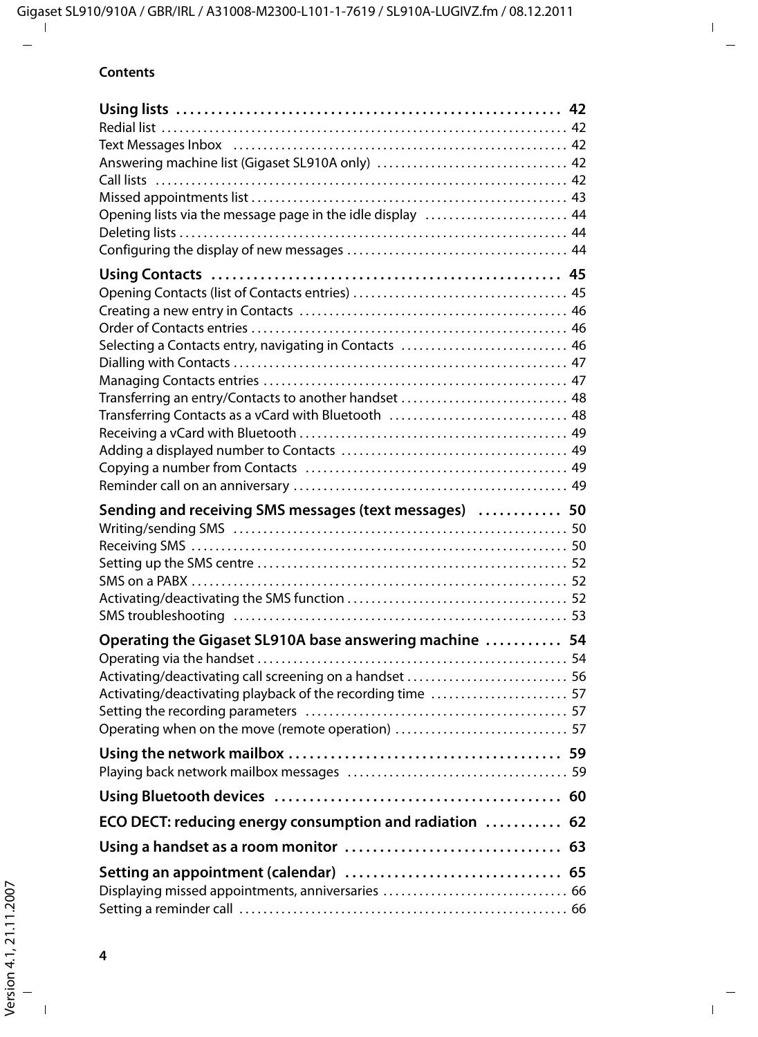**Contents**

**Using lists ..................................................... 42**
Redial list ..................................................... 42
Text Messages Inbox ..................................................... 42
Answering machine list (Gigaset SL910A only) ..................................................... 42
Call lists ..................................................... 42
Missed appointments list ..................................................... 43
Opening lists via the message page in the idle display ..................................................... 44
Deleting lists ..................................................... 44
Configuring the display of new messages ..................................................... 44

**Using Contacts ..................................................... 45**
Opening Contacts (list of Contacts entries) ..................................................... 45
Creating a new entry in Contacts ..................................................... 46
Order of Contacts entries ..................................................... 46
Selecting a Contacts entry, navigating in Contacts ..................................................... 46
Dialling with Contacts ..................................................... 47
Managing Contacts entries ..................................................... 47
Transferring an entry/Contacts to another handset ..................................................... 48
Transferring Contacts as a vCard with Bluetooth ..................................................... 48
Receiving a vCard with Bluetooth ..................................................... 49
Adding a displayed number to Contacts ..................................................... 49
Copying a number from Contacts ..................................................... 49
Reminder call on an anniversary ..................................................... 49

**Sending and receiving SMS messages (text messages) ........... 50**
Writing/sending SMS ..................................................... 50
Receiving SMS ..................................................... 50
Setting up the SMS centre ..................................................... 52
SMS on a PABX ..................................................... 52
Activating/deactivating the SMS function ..................................................... 52
SMS troubleshooting ..................................................... 53

**Operating the Gigaset SL910A base answering machine .......... 54**
Operating via the handset ..................................................... 54
Activating/deactivating call screening on a handset ..................................................... 56
Activating/deactivating playback of the recording time ..................................................... 57
Setting the recording parameters ..................................................... 57
Operating when on the move (remote operation) ..................................................... 57

**Using the network mailbox ..................................................... 59**
Playing back network mailbox messages ..................................................... 59

**Using Bluetooth devices ..................................................... 60**

**ECO DECT: reducing energy consumption and radiation .......... 62**

**Using a handset as a room monitor ..................................................... 63**

**Setting an appointment (calendar) ..................................................... 65**
Displaying missed appointments, anniversaries ..................................................... 66
Setting a reminder call ..................................................... 66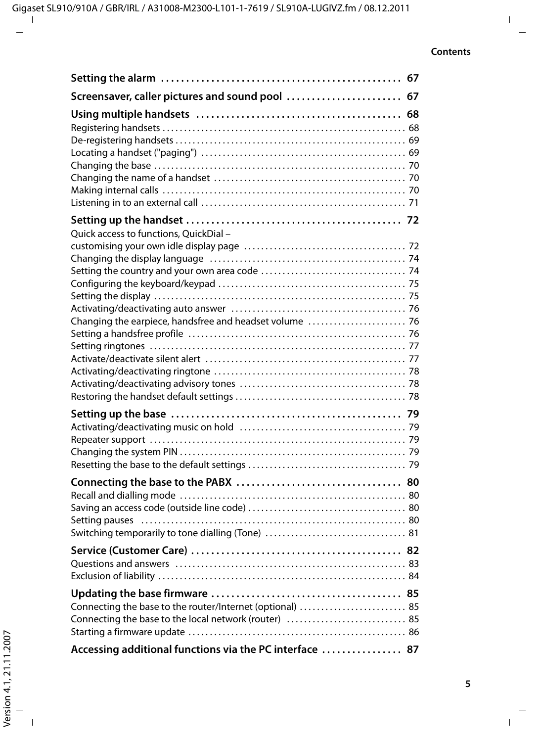**Setting the alarm . . . . . . . . . . . . . . . . . . . . . . . . . . . . . . . . . . . . . . . . . . . . . . . . 67**

**Screensaver, caller pictures and sound pool . . . . . . . . . . . . . . . . . . . . . . 67**

**Using multiple handsets . . . . . . . . . . . . . . . . . . . . . . . . . . . . . . . . . . . . . . . . 68**

Registering handsets . . . . . . . . . . . . . . . . . . . . . . . . . . . . . . . . . . . . . . . . . . . . . . . . . . . . . . . . 68
De-registering handsets . . . . . . . . . . . . . . . . . . . . . . . . . . . . . . . . . . . . . . . . . . . . . . . . . . . . . 69
Locating a handset ("paging") . . . . . . . . . . . . . . . . . . . . . . . . . . . . . . . . . . . . . . . . . . . . . . . 69
Changing the base . . . . . . . . . . . . . . . . . . . . . . . . . . . . . . . . . . . . . . . . . . . . . . . . . . . . . . . . . . 70
Changing the name of a handset . . . . . . . . . . . . . . . . . . . . . . . . . . . . . . . . . . . . . . . . . . . . 70
Making internal calls . . . . . . . . . . . . . . . . . . . . . . . . . . . . . . . . . . . . . . . . . . . . . . . . . . . . . . . . 70
Listening in to an external call . . . . . . . . . . . . . . . . . . . . . . . . . . . . . . . . . . . . . . . . . . . . . . . 71

**Setting up the handset . . . . . . . . . . . . . . . . . . . . . . . . . . . . . . . . . . . . . . . . . . 72**

Quick access to functions, QuickDial –
customising your own idle display page . . . . . . . . . . . . . . . . . . . . . . . . . . . . . . . . . . . . . 72
Changing the display language . . . . . . . . . . . . . . . . . . . . . . . . . . . . . . . . . . . . . . . . . . . . . 74
Setting the country and your own area code . . . . . . . . . . . . . . . . . . . . . . . . . . . . . . . . . 74
Configuring the keyboard/keypad . . . . . . . . . . . . . . . . . . . . . . . . . . . . . . . . . . . . . . . . . . . 75
Setting the display . . . . . . . . . . . . . . . . . . . . . . . . . . . . . . . . . . . . . . . . . . . . . . . . . . . . . . . . . . 75
Activating/deactivating auto answer . . . . . . . . . . . . . . . . . . . . . . . . . . . . . . . . . . . . . . . . 76
Changing the earpiece, handsfree and headset volume . . . . . . . . . . . . . . . . . . . . . . 76
Setting a handsfree profile . . . . . . . . . . . . . . . . . . . . . . . . . . . . . . . . . . . . . . . . . . . . . . . . . . 76
Setting ringtones . . . . . . . . . . . . . . . . . . . . . . . . . . . . . . . . . . . . . . . . . . . . . . . . . . . . . . . . . . . 77
Activate/deactivate silent alert . . . . . . . . . . . . . . . . . . . . . . . . . . . . . . . . . . . . . . . . . . . . . . 77
Activating/deactivating ringtone . . . . . . . . . . . . . . . . . . . . . . . . . . . . . . . . . . . . . . . . . . . . 78
Activating/deactivating advisory tones . . . . . . . . . . . . . . . . . . . . . . . . . . . . . . . . . . . . . . 78
Restoring the handset default settings . . . . . . . . . . . . . . . . . . . . . . . . . . . . . . . . . . . . . . . 78

**Setting up the base . . . . . . . . . . . . . . . . . . . . . . . . . . . . . . . . . . . . . . . . . . . . . 79**

Activating/deactivating music on hold . . . . . . . . . . . . . . . . . . . . . . . . . . . . . . . . . . . . . . 79
Repeater support . . . . . . . . . . . . . . . . . . . . . . . . . . . . . . . . . . . . . . . . . . . . . . . . . . . . . . . . . . . 79
Changing the system PIN . . . . . . . . . . . . . . . . . . . . . . . . . . . . . . . . . . . . . . . . . . . . . . . . . . . . 79
Resetting the base to the default settings . . . . . . . . . . . . . . . . . . . . . . . . . . . . . . . . . . . . 79

**Connecting the base to the PABX . . . . . . . . . . . . . . . . . . . . . . . . . . . . . . . . . 80**

Recall and dialling mode . . . . . . . . . . . . . . . . . . . . . . . . . . . . . . . . . . . . . . . . . . . . . . . . . . . . 80
Saving an access code (outside line code) . . . . . . . . . . . . . . . . . . . . . . . . . . . . . . . . . . . . 80
Setting pauses . . . . . . . . . . . . . . . . . . . . . . . . . . . . . . . . . . . . . . . . . . . . . . . . . . . . . . . . . . . . . 80
Switching temporarily to tone dialling (Tone) . . . . . . . . . . . . . . . . . . . . . . . . . . . . . . . . 81

**Service (Customer Care) . . . . . . . . . . . . . . . . . . . . . . . . . . . . . . . . . . . . . . . . . 82**

Questions and answers . . . . . . . . . . . . . . . . . . . . . . . . . . . . . . . . . . . . . . . . . . . . . . . . . . . . . 83
Exclusion of liability . . . . . . . . . . . . . . . . . . . . . . . . . . . . . . . . . . . . . . . . . . . . . . . . . . . . . . . . . 84

**Updating the base firmware . . . . . . . . . . . . . . . . . . . . . . . . . . . . . . . . . . . . . 85**

Connecting the base to the router/Internet (optional) . . . . . . . . . . . . . . . . . . . . . . . . 85
Connecting the base to the local network (router) . . . . . . . . . . . . . . . . . . . . . . . . . . . 85
Starting a firmware update . . . . . . . . . . . . . . . . . . . . . . . . . . . . . . . . . . . . . . . . . . . . . . . . . . 86

**Accessing additional functions via the PC interface . . . . . . . . . . . . . . . 87**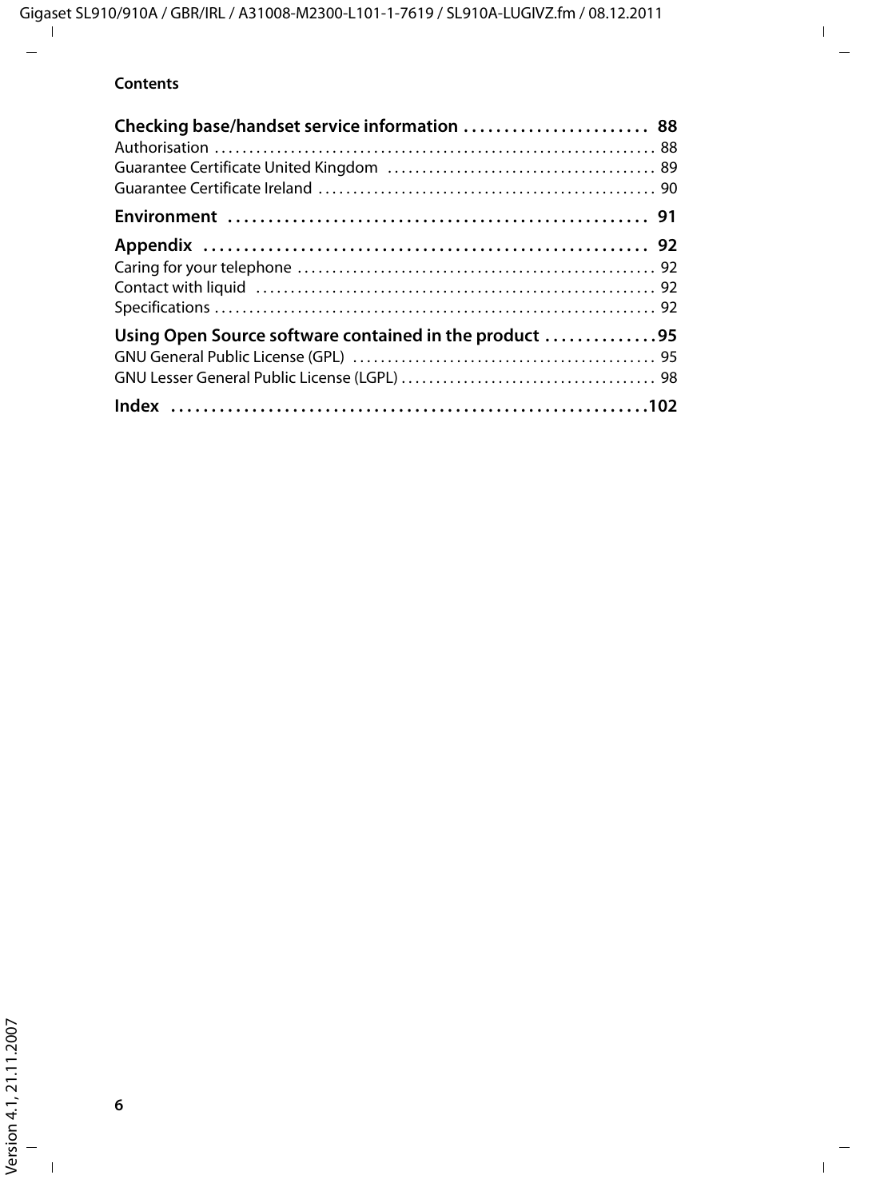**Checking base/handset service information** . . . . . . . . . . . . . . . . . . . . . . . **88**

Authorisation . . . . . . . . . . . . . . . . . . . . . . . . . . . . . . . . . . . . . . . . . . . . . . . . . . . . . . . . . . . . . . . . 88

Guarantee Certificate United Kingdom . . . . . . . . . . . . . . . . . . . . . . . . . . . . . . . . . . . . . . . 89

Guarantee Certificate Ireland . . . . . . . . . . . . . . . . . . . . . . . . . . . . . . . . . . . . . . . . . . . . . . . . . 90

**Environment** . . . . . . . . . . . . . . . . . . . . . . . . . . . . . . . . . . . . . . . . . . . . . . . . . . . . **91**

**Appendix** . . . . . . . . . . . . . . . . . . . . . . . . . . . . . . . . . . . . . . . . . . . . . . . . . . . . . . **92**

Caring for your telephone . . . . . . . . . . . . . . . . . . . . . . . . . . . . . . . . . . . . . . . . . . . . . . . . . . . . 92

Contact with liquid . . . . . . . . . . . . . . . . . . . . . . . . . . . . . . . . . . . . . . . . . . . . . . . . . . . . . . . . . . 92

Specifications . . . . . . . . . . . . . . . . . . . . . . . . . . . . . . . . . . . . . . . . . . . . . . . . . . . . . . . . . . . . . . . . 92

**Using Open Source software contained in the product** . . . . . . . . . . . . . **95**

GNU General Public License (GPL) . . . . . . . . . . . . . . . . . . . . . . . . . . . . . . . . . . . . . . . . . . . . 95

GNU Lesser General Public License (LGPL) . . . . . . . . . . . . . . . . . . . . . . . . . . . . . . . . . . . . . 98

**Index** . . . . . . . . . . . . . . . . . . . . . . . . . . . . . . . . . . . . . . . . . . . . . . . . . . . . . . . . . . . **102**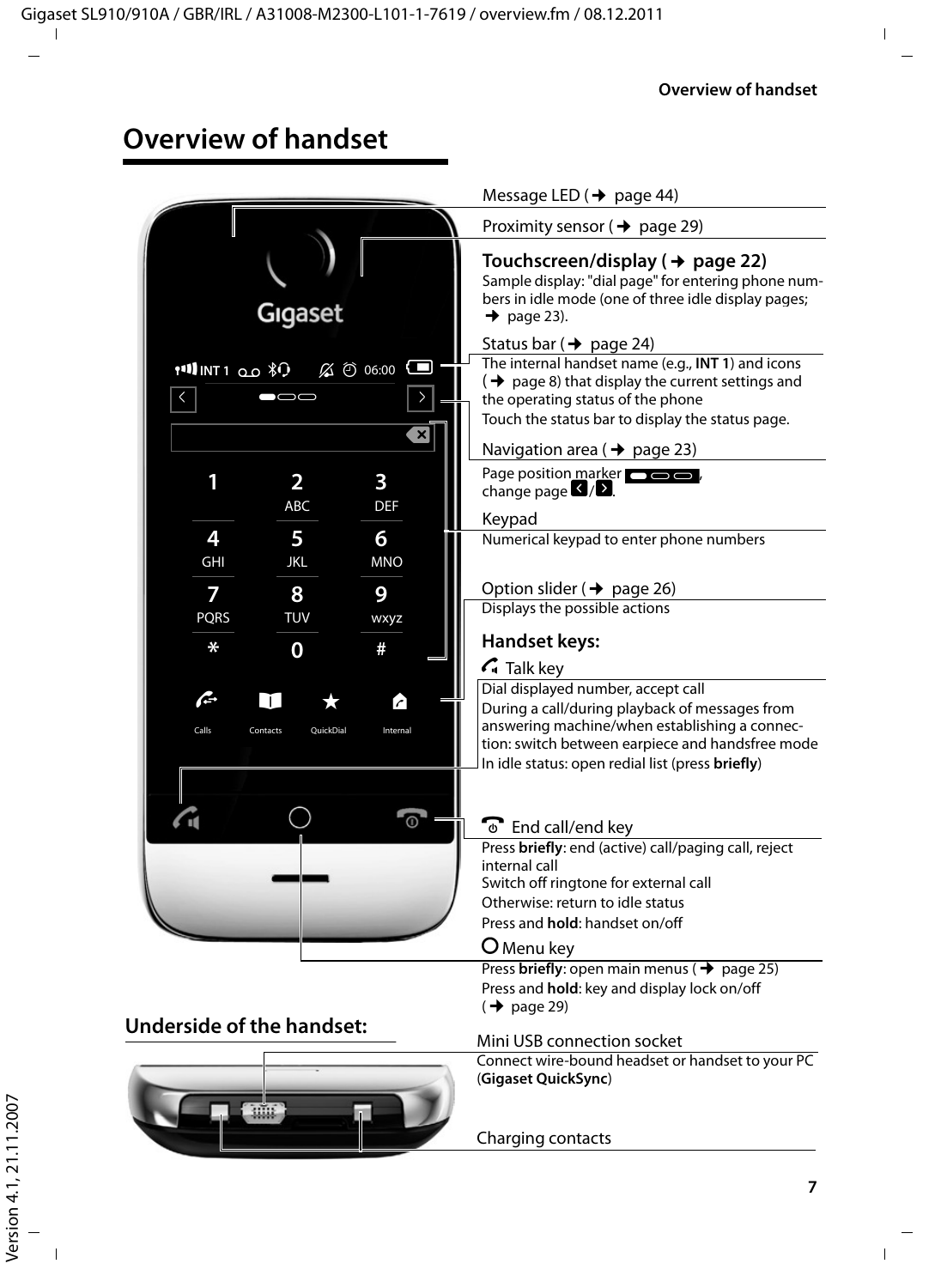# Overview of handset

Message LED (➔ page 44)

Proximity sensor (➔ page 29)

**Touchscreen/display (➔ page 22)**
Sample display: "dial page" for entering phone numbers in idle mode (one of three idle display pages; ➔ page 23).

Status bar (➔ page 24)
The internal handset name (e.g., **INT 1**) and icons (➔ page 8) that display the current settings and the operating status of the phone
Touch the status bar to display the status page.

Navigation area (➔ page 23)
Page position marker, change page </>.

Keypad
Numerical keypad to enter phone numbers

Option slider (➔ page 26)
Displays the possible actions

**Handset keys:**

Talk key
Dial displayed number, accept call
During a call/during playback of messages from answering machine/when establishing a connection: switch between earpiece and handsfree mode
In idle status: open redial list (press **briefly**)

End call/end key
Press **briefly**: end (active) call/paging call, reject internal call
Switch off ringtone for external call
Otherwise: return to idle status
Press and **hold**: handset on/off

Menu key
Press **briefly**: open main menus (➔ page 25)
Press and **hold**: key and display lock on/off (➔ page 29)

## Underside of the handset:

Mini USB connection socket
Connect wire-bound headset or handset to your PC (**Gigaset QuickSync**)

Charging contacts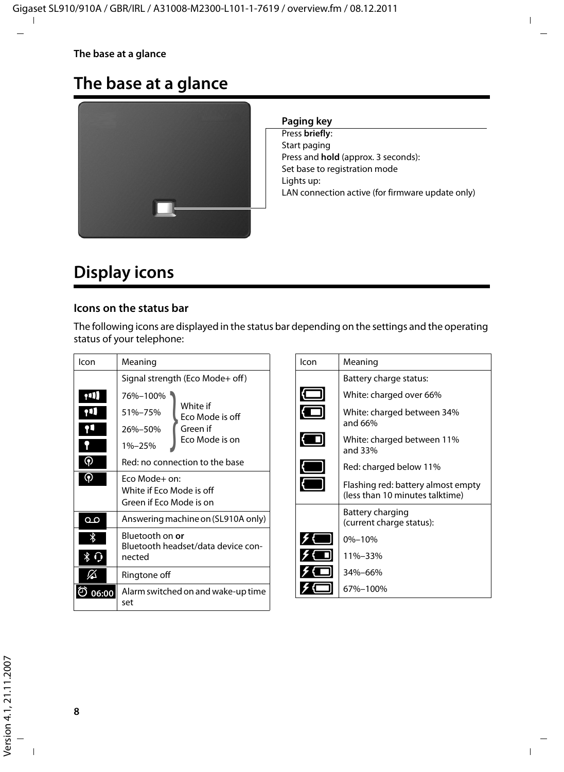# The base at a glance

**Paging key**

Press **briefly**:
Start paging
Press and **hold** (approx. 3 seconds):
Set base to registration mode
Lights up:
LAN connection active (for firmware update only)

# Display icons

### Icons on the status bar

The following icons are displayed in the status bar depending on the settings and the operating status of your telephone:

| Icon | Meaning |
|---|---|
| | Signal strength (Eco Mode+ off) |
| | 76%–100% — White if Eco Mode is off, Green if Eco Mode is on |
| | 51%–75% — White if Eco Mode is off, Green if Eco Mode is on |
| | 26%–50% — White if Eco Mode is off, Green if Eco Mode is on |
| | 1%–25% — White if Eco Mode is off, Green if Eco Mode is on |
| | Red: no connection to the base |
| | Eco Mode+ on:<br>White if Eco Mode is off<br>Green if Eco Mode is on |
| | Answering machine on (SL910A only) |
| | Bluetooth on **or**<br>Bluetooth headset/data device connected |
| | Ringtone off |
| 06:00 | Alarm switched on and wake-up time set |

| Icon | Meaning |
|---|---|
| | Battery charge status: |
| | White: charged over 66% |
| | White: charged between 34% and 66% |
| | White: charged between 11% and 33% |
| | Red: charged below 11% |
| | Flashing red: battery almost empty (less than 10 minutes talktime) |
| | Battery charging (current charge status): |
| | 0%–10% |
| | 11%–33% |
| | 34%–66% |
| | 67%–100% |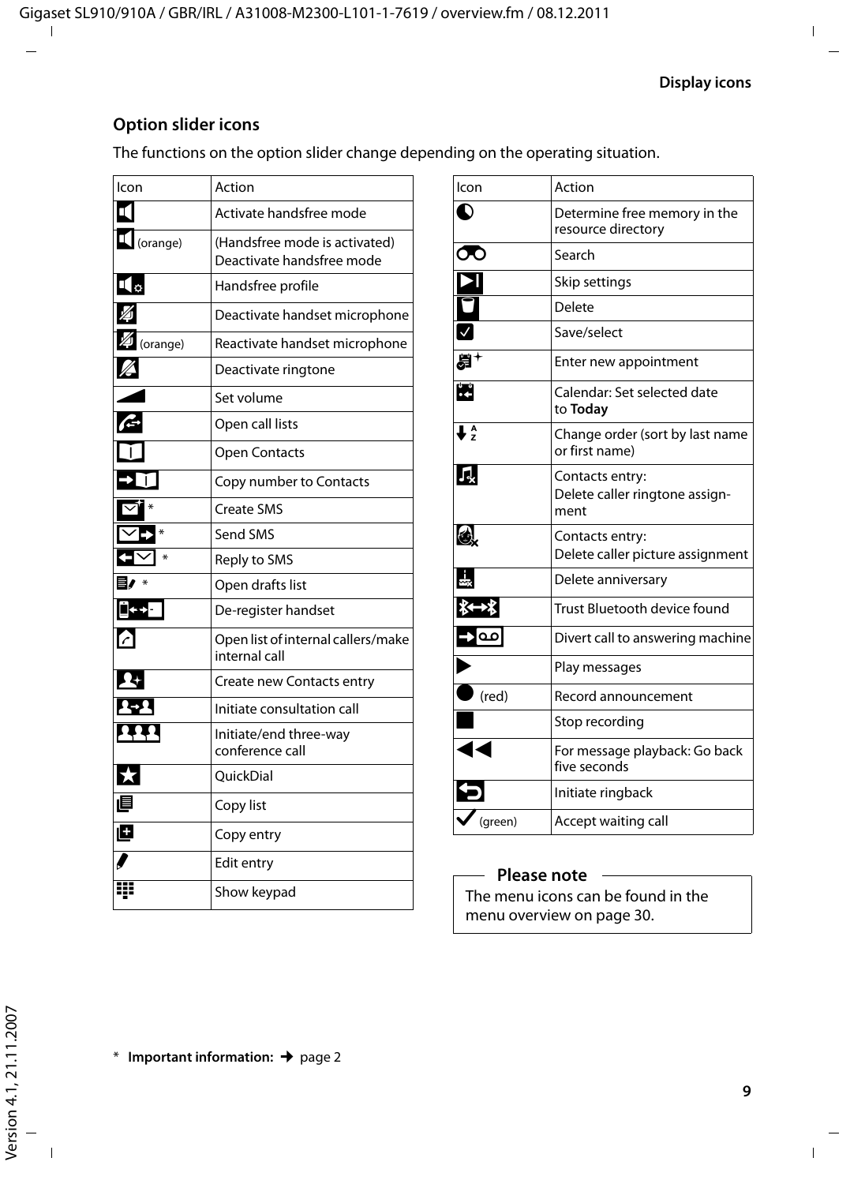## Option slider icons

The functions on the option slider change depending on the operating situation.

| Icon | Action |
|---|---|
| | Activate handsfree mode |
| (orange) | (Handsfree mode is activated) Deactivate handsfree mode |
| | Handsfree profile |
| | Deactivate handset microphone |
| (orange) | Reactivate handset microphone |
| | Deactivate ringtone |
| | Set volume |
| | Open call lists |
| | Open Contacts |
| | Copy number to Contacts |
| * | Create SMS |
| * | Send SMS |
| * | Reply to SMS |
| * | Open drafts list |
| | De-register handset |
| | Open list of internal callers/make internal call |
| | Create new Contacts entry |
| | Initiate consultation call |
| | Initiate/end three-way conference call |
| | QuickDial |
| | Copy list |
| | Copy entry |
| | Edit entry |
| | Show keypad |

| Icon | Action |
|---|---|
| | Determine free memory in the resource directory |
| | Search |
| | Skip settings |
| | Delete |
| | Save/select |
| | Enter new appointment |
| | Calendar: Set selected date to **Today** |
| | Change order (sort by last name or first name) |
| | Contacts entry: Delete caller ringtone assignment |
| | Contacts entry: Delete caller picture assignment |
| | Delete anniversary |
| | Trust Bluetooth device found |
| | Divert call to answering machine |
| | Play messages |
| (red) | Record announcement |
| | Stop recording |
| | For message playback: Go back five seconds |
| | Initiate ringback |
| (green) | Accept waiting call |

**Please note**

The menu icons can be found in the menu overview on page 30.

* **Important information:** → page 2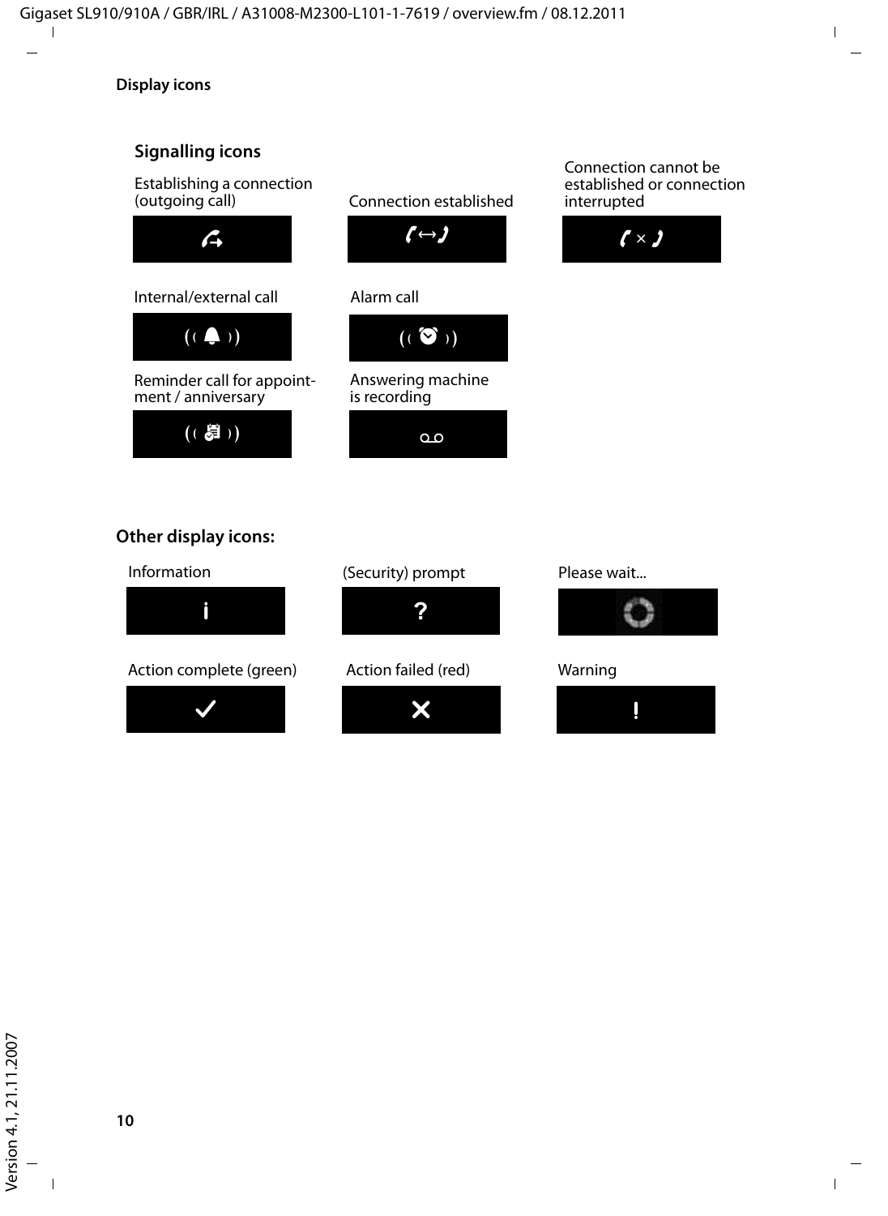## Display icons

### Signalling icons

Establishing a connection (outgoing call)

Connection established

Connection cannot be established or connection interrupted

Internal/external call

Alarm call

Reminder call for appointment / anniversary

Answering machine is recording

### Other display icons:

Information

(Security) prompt

?

Please wait...

Action complete (green)

✓

Action failed (red)

✕

Warning

!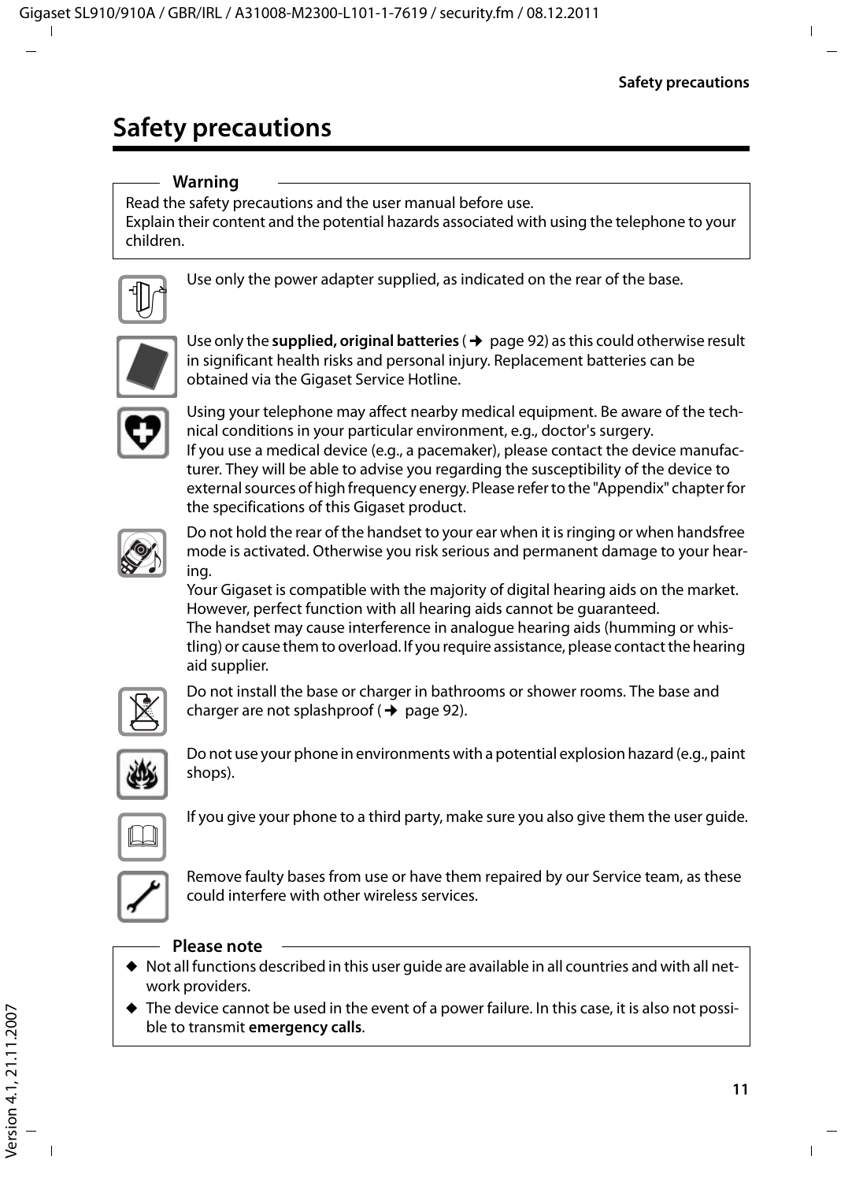# Safety precautions

**Warning**

Read the safety precautions and the user manual before use.
Explain their content and the potential hazards associated with using the telephone to your children.

Use only the power adapter supplied, as indicated on the rear of the base.

Use only the **supplied, original batteries** (→ page 92) as this could otherwise result in significant health risks and personal injury. Replacement batteries can be obtained via the Gigaset Service Hotline.

Using your telephone may affect nearby medical equipment. Be aware of the technical conditions in your particular environment, e.g., doctor's surgery.
If you use a medical device (e.g., a pacemaker), please contact the device manufacturer. They will be able to advise you regarding the susceptibility of the device to external sources of high frequency energy. Please refer to the "Appendix" chapter for the specifications of this Gigaset product.

Do not hold the rear of the handset to your ear when it is ringing or when handsfree mode is activated. Otherwise you risk serious and permanent damage to your hearing.
Your Gigaset is compatible with the majority of digital hearing aids on the market. However, perfect function with all hearing aids cannot be guaranteed.
The handset may cause interference in analogue hearing aids (humming or whistling) or cause them to overload. If you require assistance, please contact the hearing aid supplier.

Do not install the base or charger in bathrooms or shower rooms. The base and charger are not splashproof (→ page 92).

Do not use your phone in environments with a potential explosion hazard (e.g., paint shops).

If you give your phone to a third party, make sure you also give them the user guide.

Remove faulty bases from use or have them repaired by our Service team, as these could interfere with other wireless services.

**Please note**

- Not all functions described in this user guide are available in all countries and with all network providers.
- The device cannot be used in the event of a power failure. In this case, it is also not possible to transmit **emergency calls**.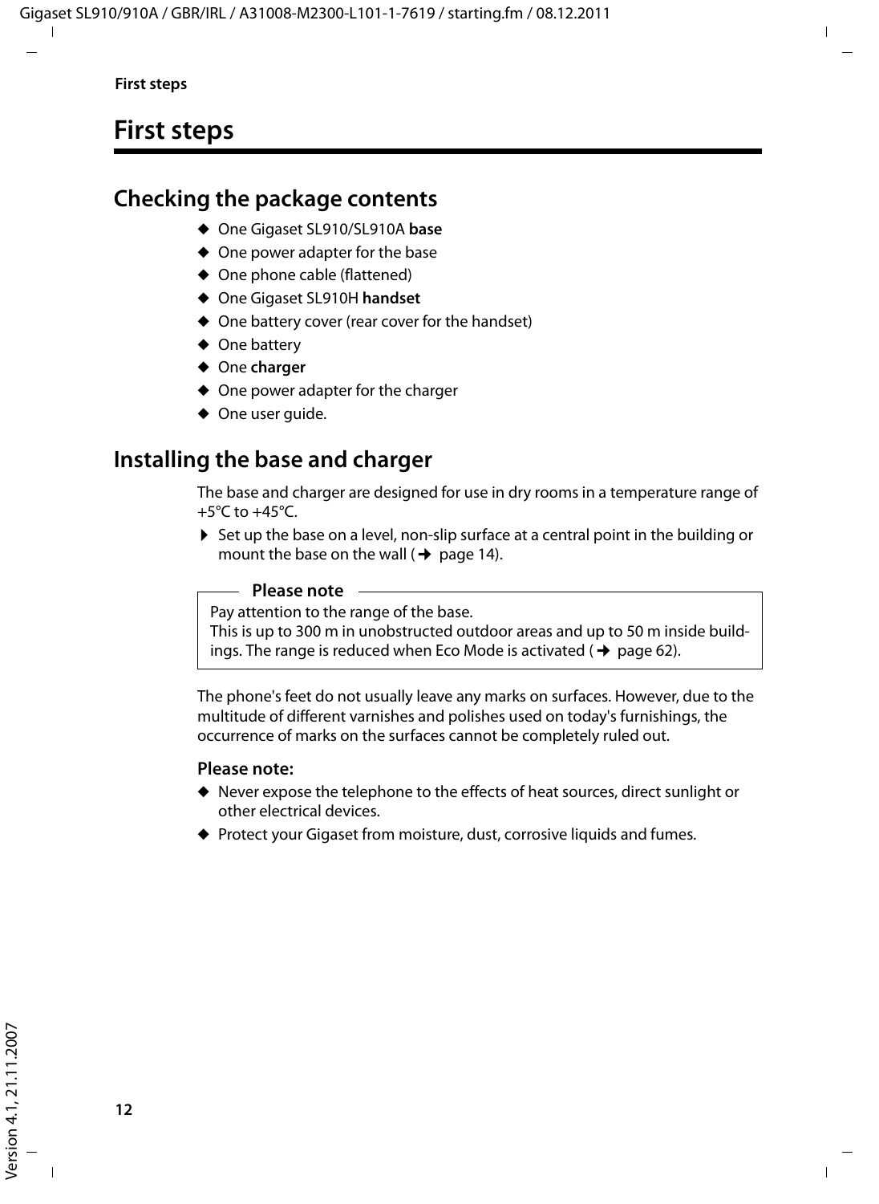# First steps

## Checking the package contents

- One Gigaset SL910/SL910A **base**
- One power adapter for the base
- One phone cable (flattened)
- One Gigaset SL910H **handset**
- One battery cover (rear cover for the handset)
- One battery
- One **charger**
- One power adapter for the charger
- One user guide.

## Installing the base and charger

The base and charger are designed for use in dry rooms in a temperature range of +5°C to +45°C.

- Set up the base on a level, non-slip surface at a central point in the building or mount the base on the wall (➜ page 14).

**Please note**

Pay attention to the range of the base.
This is up to 300 m in unobstructed outdoor areas and up to 50 m inside buildings. The range is reduced when Eco Mode is activated (➜ page 62).

The phone's feet do not usually leave any marks on surfaces. However, due to the multitude of different varnishes and polishes used on today's furnishings, the occurrence of marks on the surfaces cannot be completely ruled out.

**Please note:**

- Never expose the telephone to the effects of heat sources, direct sunlight or other electrical devices.
- Protect your Gigaset from moisture, dust, corrosive liquids and fumes.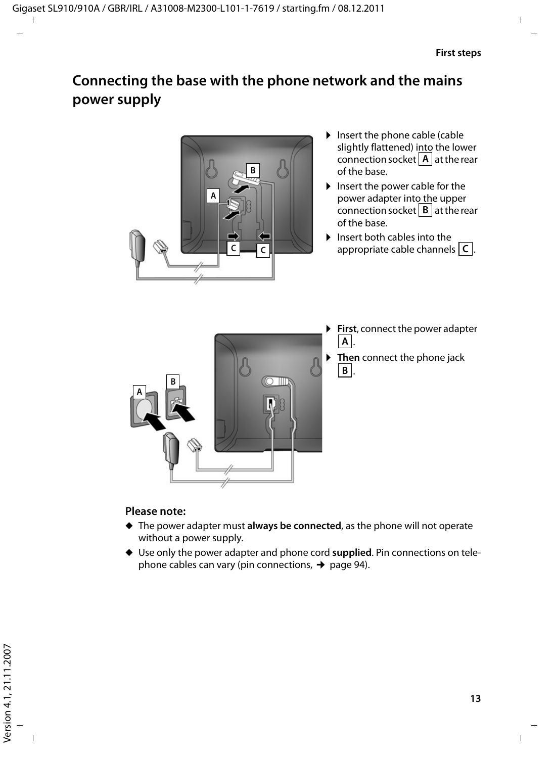## Connecting the base with the phone network and the mains power supply

- Insert the phone cable (cable slightly flattened) into the lower connection socket **A** at the rear of the base.
- Insert the power cable for the power adapter into the upper connection socket **B** at the rear of the base.
- Insert both cables into the appropriate cable channels **C**.

- **First**, connect the power adapter **A**.
- **Then** connect the phone jack **B**.

**Please note:**

- The power adapter must **always be connected**, as the phone will not operate without a power supply.
- Use only the power adapter and phone cord **supplied**. Pin connections on telephone cables can vary (pin connections, → page 94).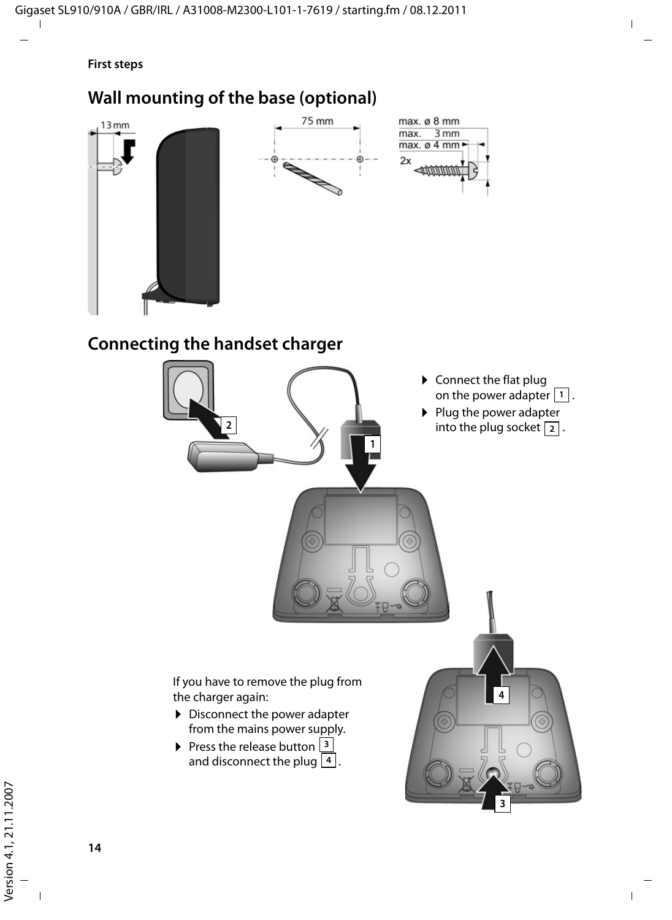## Wall mounting of the base (optional)

## Connecting the handset charger

- Connect the flat plug on the power adapter 1 .
- Plug the power adapter into the plug socket 2 .

If you have to remove the plug from the charger again:

- Disconnect the power adapter from the mains power supply.
- Press the release button 3 and disconnect the plug 4 .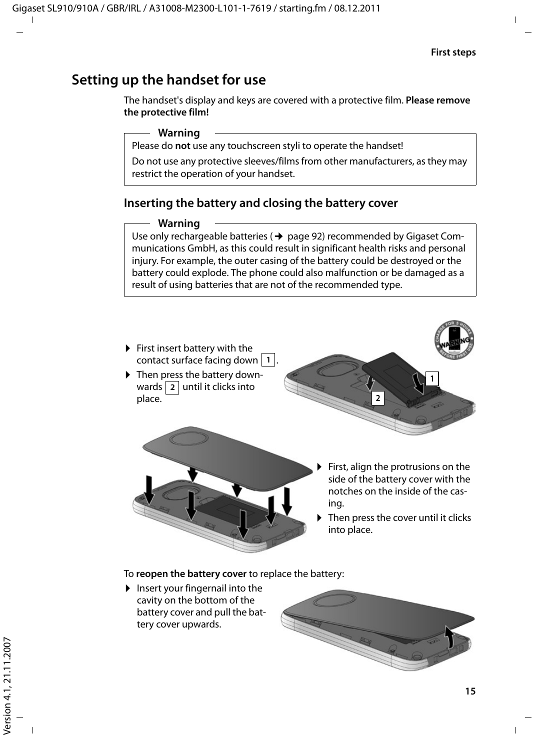## Setting up the handset for use

The handset's display and keys are covered with a protective film. **Please remove the protective film!**

**Warning**

Please do **not** use any touchscreen styli to operate the handset!

Do not use any protective sleeves/films from other manufacturers, as they may restrict the operation of your handset.

### Inserting the battery and closing the battery cover

**Warning**

Use only rechargeable batteries (→ page 92) recommended by Gigaset Communications GmbH, as this could result in significant health risks and personal injury. For example, the outer casing of the battery could be destroyed or the battery could explode. The phone could also malfunction or be damaged as a result of using batteries that are not of the recommended type.

- First insert battery with the contact surface facing down [1].
- Then press the battery downwards [2] until it clicks into place.

- First, align the protrusions on the side of the battery cover with the notches on the inside of the casing.
- Then press the cover until it clicks into place.

To **reopen the battery cover** to replace the battery:

- Insert your fingernail into the cavity on the bottom of the battery cover and pull the battery cover upwards.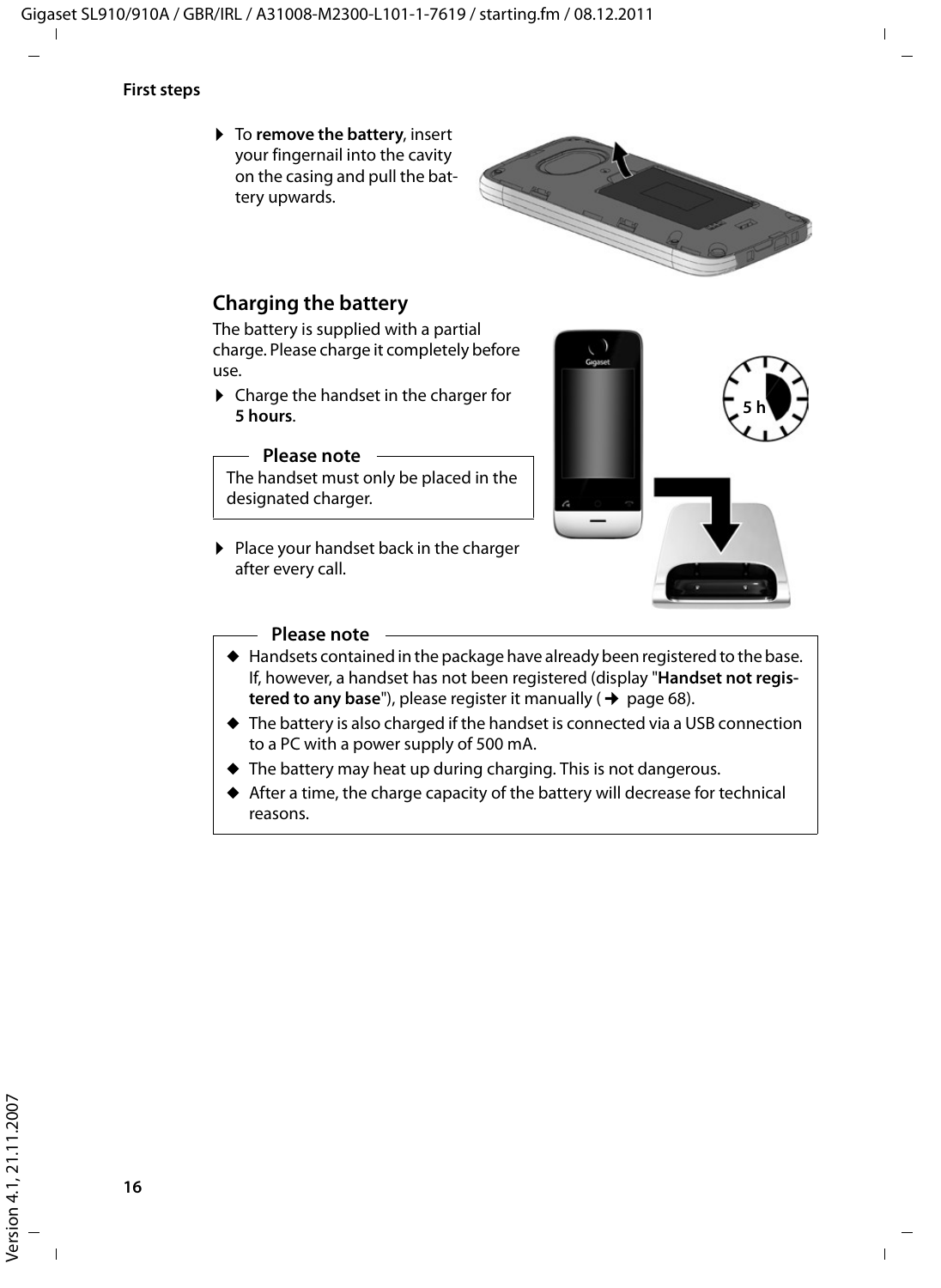- To **remove the battery**, insert your fingernail into the cavity on the casing and pull the battery upwards.

## Charging the battery

The battery is supplied with a partial charge. Please charge it completely before use.

- Charge the handset in the charger for **5 hours**.

**Please note**

The handset must only be placed in the designated charger.

- Place your handset back in the charger after every call.

**Please note**

- Handsets contained in the package have already been registered to the base. If, however, a handset has not been registered (display "**Handset not registered to any base**"), please register it manually (→ page 68).
- The battery is also charged if the handset is connected via a USB connection to a PC with a power supply of 500 mA.
- The battery may heat up during charging. This is not dangerous.
- After a time, the charge capacity of the battery will decrease for technical reasons.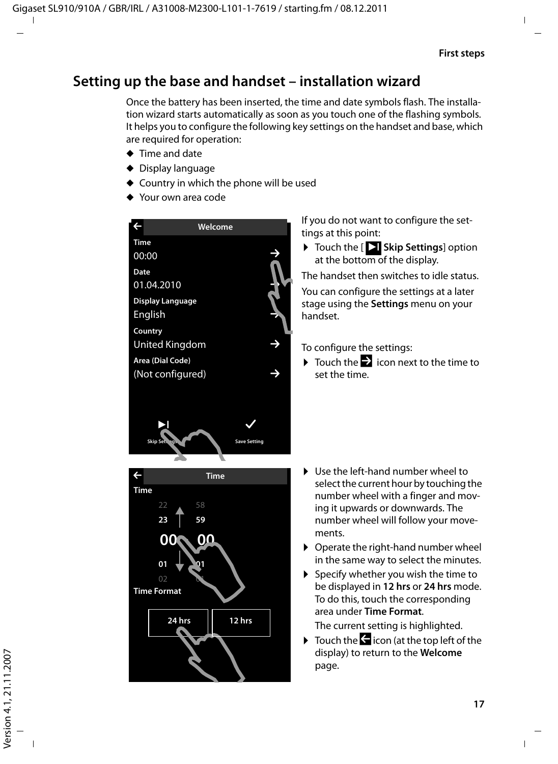# Setting up the base and handset – installation wizard

Once the battery has been inserted, the time and date symbols flash. The installation wizard starts automatically as soon as you touch one of the flashing symbols. It helps you to configure the following key settings on the handset and base, which are required for operation:

- Time and date
- Display language
- Country in which the phone will be used
- Your own area code

Welcome

Time
00:00

Date
01.04.2010

Display Language
English

Country
United Kingdom

Area (Dial Code)
(Not configured)

Skip Settings    Save Setting

If you do not want to configure the settings at this point:

- Touch the [ ▶I Skip Settings] option at the bottom of the display.

The handset then switches to idle status.

You can configure the settings at a later stage using the **Settings** menu on your handset.

To configure the settings:

- Touch the → icon next to the time to set the time.

Time

Time
22 58
23 59
00 : 00
01 01
02 01

Time Format

24 hrs    12 hrs

- Use the left-hand number wheel to select the current hour by touching the number wheel with a finger and moving it upwards or downwards. The number wheel will follow your movements.
- Operate the right-hand number wheel in the same way to select the minutes.
- Specify whether you wish the time to be displayed in **12 hrs** or **24 hrs** mode. To do this, touch the corresponding area under **Time Format**.

  The current setting is highlighted.
- Touch the ← icon (at the top left of the display) to return to the **Welcome** page.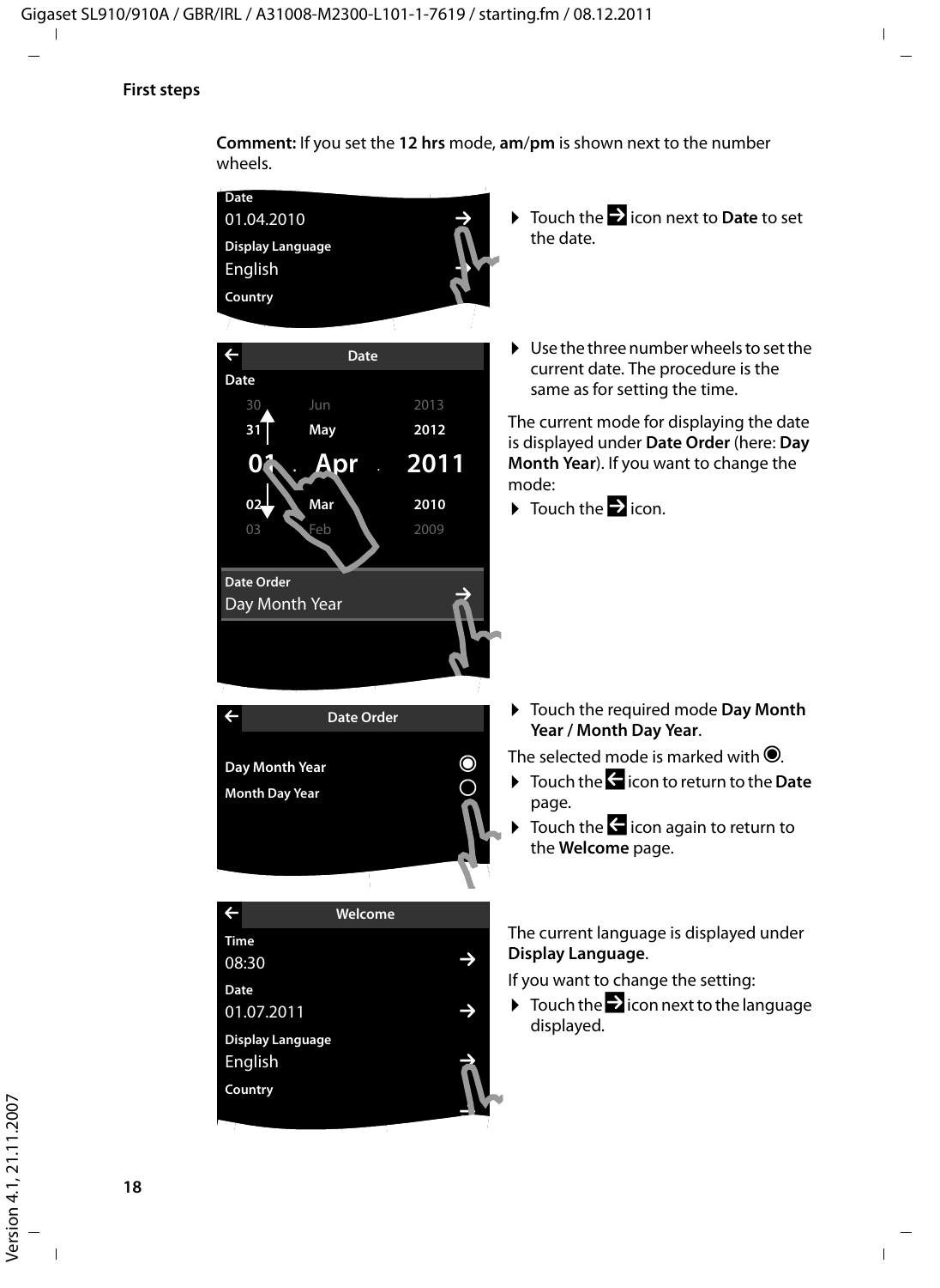**Comment:** If you set the **12 hrs** mode, **am**/**pm** is shown next to the number wheels.

▶ Touch the icon next to **Date** to set the date.

▶ Use the three number wheels to set the current date. The procedure is the same as for setting the time.

The current mode for displaying the date is displayed under **Date Order** (here: **Day Month Year**). If you want to change the mode:

▶ Touch the icon.

▶ Touch the required mode **Day Month Year / Month Day Year**.

The selected mode is marked with ◉.

▶ Touch the icon to return to the **Date** page.

▶ Touch the icon again to return to the **Welcome** page.

The current language is displayed under **Display Language**.

If you want to change the setting:

▶ Touch the icon next to the language displayed.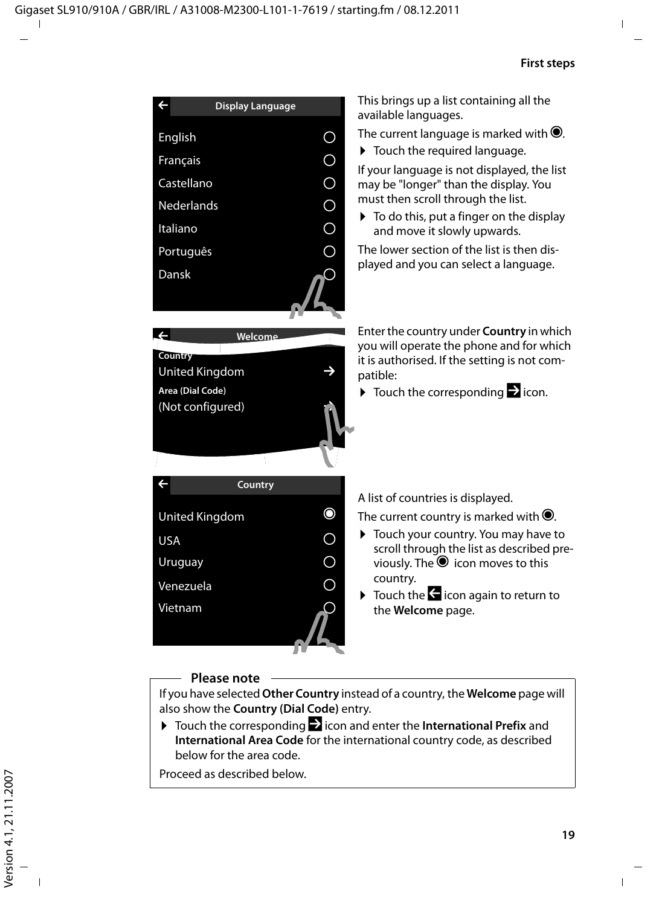This brings up a list containing all the available languages.

The current language is marked with ◉.

- Touch the required language.

If your language is not displayed, the list may be "longer" than the display. You must then scroll through the list.

- To do this, put a finger on the display and move it slowly upwards.

The lower section of the list is then displayed and you can select a language.

Enter the country under **Country** in which you will operate the phone and for which it is authorised. If the setting is not compatible:

- Touch the corresponding → icon.

A list of countries is displayed.

The current country is marked with ◉.

- Touch your country. You may have to scroll through the list as described previously. The ◉ icon moves to this country.
- Touch the ← icon again to return to the **Welcome** page.

**Please note**

If you have selected **Other Country** instead of a country, the **Welcome** page will also show the **Country (Dial Code)** entry.

- Touch the corresponding → icon and enter the **International Prefix** and **International Area Code** for the international country code, as described below for the area code.

Proceed as described below.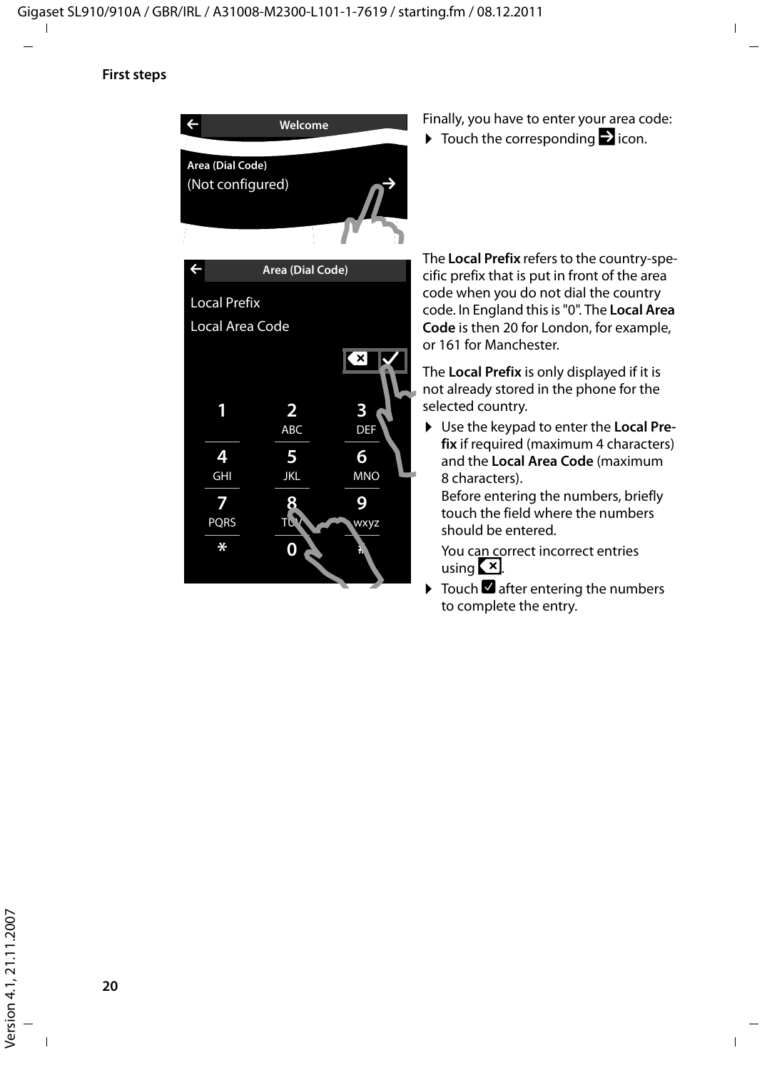## First steps

Finally, you have to enter your area code:

▶ Touch the corresponding → icon.

The **Local Prefix** refers to the country-specific prefix that is put in front of the area code when you do not dial the country code. In England this is "0". The **Local Area Code** is then 20 for London, for example, or 161 for Manchester.

The **Local Prefix** is only displayed if it is not already stored in the phone for the selected country.

▶ Use the keypad to enter the **Local Prefix** if required (maximum 4 characters) and the **Local Area Code** (maximum 8 characters).
  Before entering the numbers, briefly touch the field where the numbers should be entered.

  You can correct incorrect entries using ⌫.

▶ Touch ☑ after entering the numbers to complete the entry.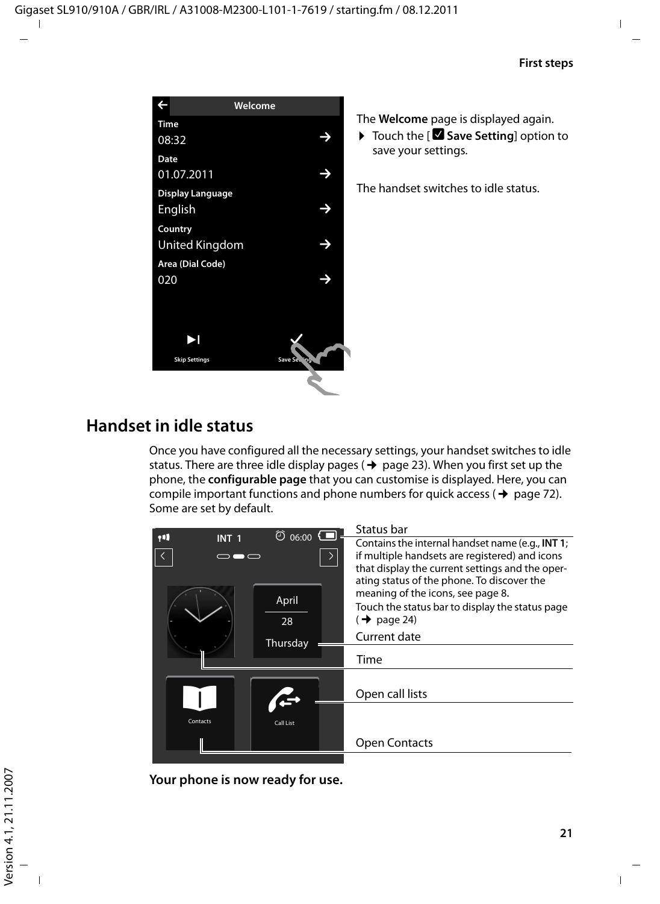The **Welcome** page is displayed again.

▶ Touch the [☑ **Save Setting**] option to save your settings.

The handset switches to idle status.

## Handset in idle status

Once you have configured all the necessary settings, your handset switches to idle status. There are three idle display pages (→ page 23). When you first set up the phone, the **configurable page** that you can customise is displayed. Here, you can compile important functions and phone numbers for quick access (→ page 72). Some are set by default.

Status bar

Contains the internal handset name (e.g., **INT 1**; if multiple handsets are registered) and icons that display the current settings and the operating status of the phone. To discover the meaning of the icons, see page 8.

Touch the status bar to display the status page (→ page 24)

Current date

Time

Open call lists

Open Contacts

**Your phone is now ready for use.**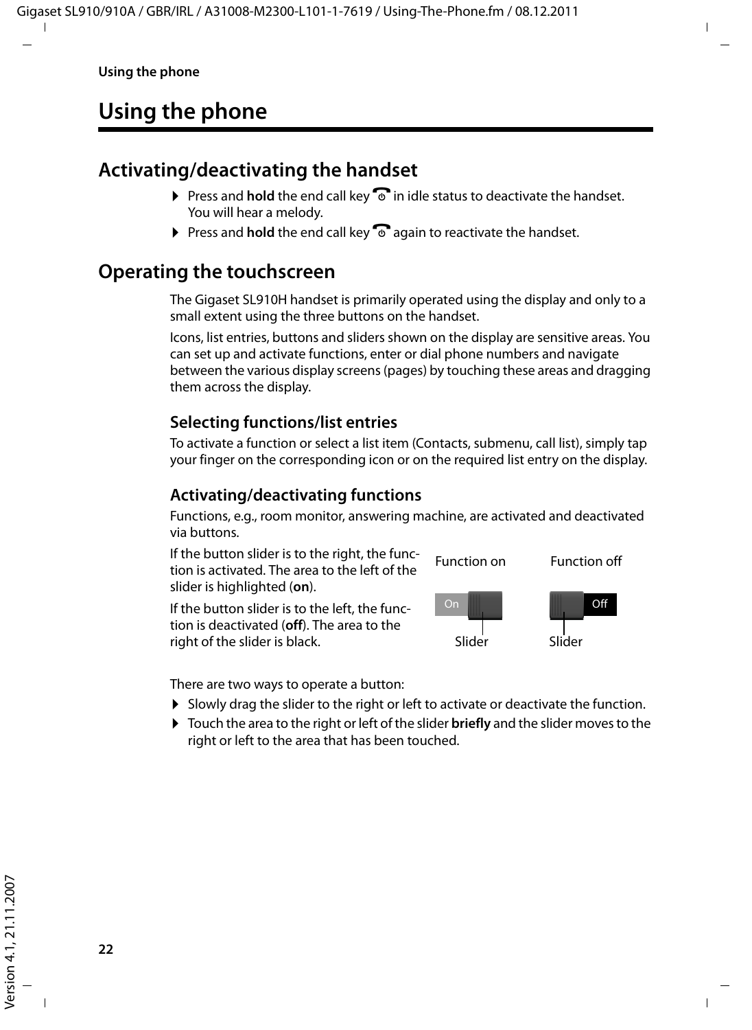# Using the phone

## Activating/deactivating the handset

- Press and **hold** the end call key in idle status to deactivate the handset. You will hear a melody.
- Press and **hold** the end call key again to reactivate the handset.

## Operating the touchscreen

The Gigaset SL910H handset is primarily operated using the display and only to a small extent using the three buttons on the handset.

Icons, list entries, buttons and sliders shown on the display are sensitive areas. You can set up and activate functions, enter or dial phone numbers and navigate between the various display screens (pages) by touching these areas and dragging them across the display.

### Selecting functions/list entries

To activate a function or select a list item (Contacts, submenu, call list), simply tap your finger on the corresponding icon or on the required list entry on the display.

### Activating/deactivating functions

Functions, e.g., room monitor, answering machine, are activated and deactivated via buttons.

If the button slider is to the right, the function is activated. The area to the left of the slider is highlighted (**on**).

If the button slider is to the left, the function is deactivated (**off**). The area to the right of the slider is black.

Function on — On — Slider

Function off — Off — Slider

There are two ways to operate a button:

- Slowly drag the slider to the right or left to activate or deactivate the function.
- Touch the area to the right or left of the slider **briefly** and the slider moves to the right or left to the area that has been touched.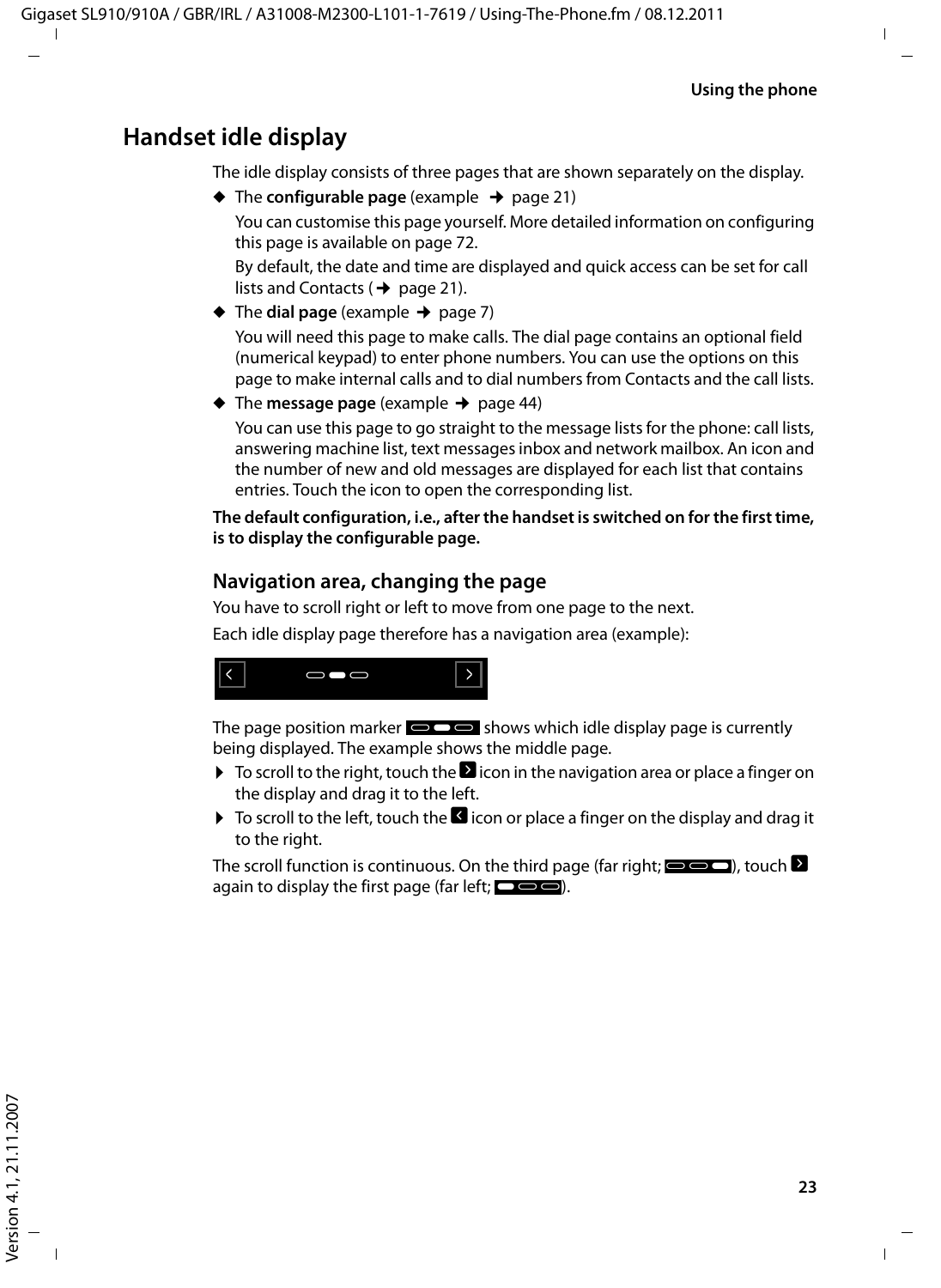## Handset idle display

The idle display consists of three pages that are shown separately on the display.

◆ The **configurable page** (example ➜ page 21)

You can customise this page yourself. More detailed information on configuring this page is available on page 72.

By default, the date and time are displayed and quick access can be set for call lists and Contacts (➜ page 21).

◆ The **dial page** (example ➜ page 7)

You will need this page to make calls. The dial page contains an optional field (numerical keypad) to enter phone numbers. You can use the options on this page to make internal calls and to dial numbers from Contacts and the call lists.

◆ The **message page** (example ➜ page 44)

You can use this page to go straight to the message lists for the phone: call lists, answering machine list, text messages inbox and network mailbox. An icon and the number of new and old messages are displayed for each list that contains entries. Touch the icon to open the corresponding list.

**The default configuration, i.e., after the handset is switched on for the first time, is to display the configurable page.**

### Navigation area, changing the page

You have to scroll right or left to move from one page to the next.

Each idle display page therefore has a navigation area (example):

The page position marker shows which idle display page is currently being displayed. The example shows the middle page.

▶ To scroll to the right, touch the icon in the navigation area or place a finger on the display and drag it to the left.

▶ To scroll to the left, touch the icon or place a finger on the display and drag it to the right.

The scroll function is continuous. On the third page (far right; ), touch again to display the first page (far left; ).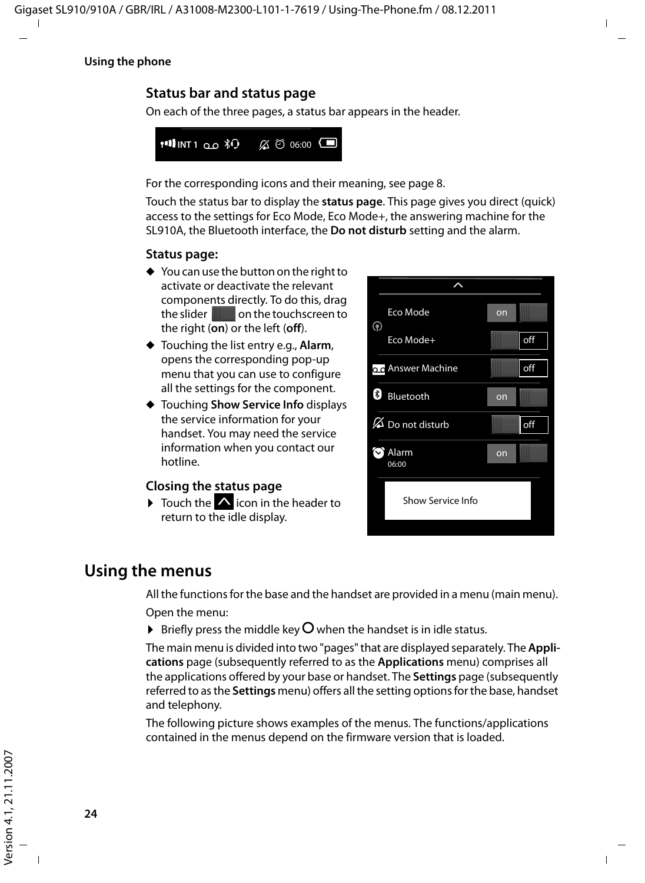## Status bar and status page

On each of the three pages, a status bar appears in the header.

For the corresponding icons and their meaning, see page 8.

Touch the status bar to display the **status page**. This page gives you direct (quick) access to the settings for Eco Mode, Eco Mode+, the answering machine for the SL910A, the Bluetooth interface, the **Do not disturb** setting and the alarm.

### Status page:

- You can use the button on the right to activate or deactivate the relevant components directly. To do this, drag the slider on the touchscreen to the right (**on**) or the left (**off**).
- Touching the list entry e.g., **Alarm**, opens the corresponding pop-up menu that you can use to configure all the settings for the component.
- Touching **Show Service Info** displays the service information for your handset. You may need the service information when you contact our hotline.

### Closing the status page

- Touch the icon in the header to return to the idle display.

## Using the menus

All the functions for the base and the handset are provided in a menu (main menu).

Open the menu:

- Briefly press the middle key when the handset is in idle status.

The main menu is divided into two "pages" that are displayed separately. The **Applications** page (subsequently referred to as the **Applications** menu) comprises all the applications offered by your base or handset. The **Settings** page (subsequently referred to as the **Settings** menu) offers all the setting options for the base, handset and telephony.

The following picture shows examples of the menus. The functions/applications contained in the menus depend on the firmware version that is loaded.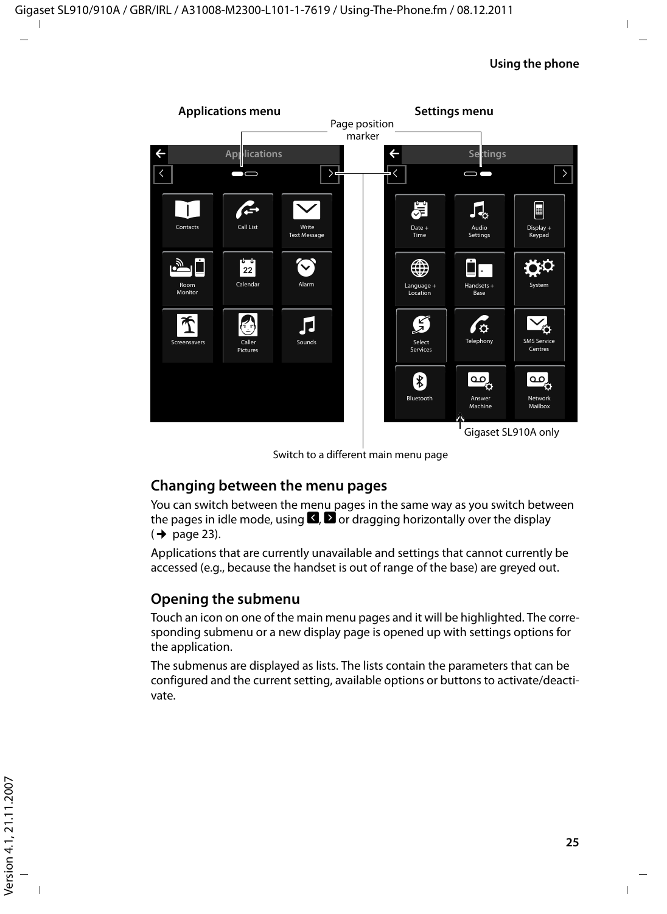**Applications menu** **Settings menu**

Page position marker

Gigaset SL910A only

Switch to a different main menu page

## Changing between the menu pages

You can switch between the menu pages in the same way as you switch between the pages in idle mode, using ‹, › or dragging horizontally over the display (→ page 23).

Applications that are currently unavailable and settings that cannot currently be accessed (e.g., because the handset is out of range of the base) are greyed out.

## Opening the submenu

Touch an icon on one of the main menu pages and it will be highlighted. The corresponding submenu or a new display page is opened up with settings options for the application.

The submenus are displayed as lists. The lists contain the parameters that can be configured and the current setting, available options or buttons to activate/deactivate.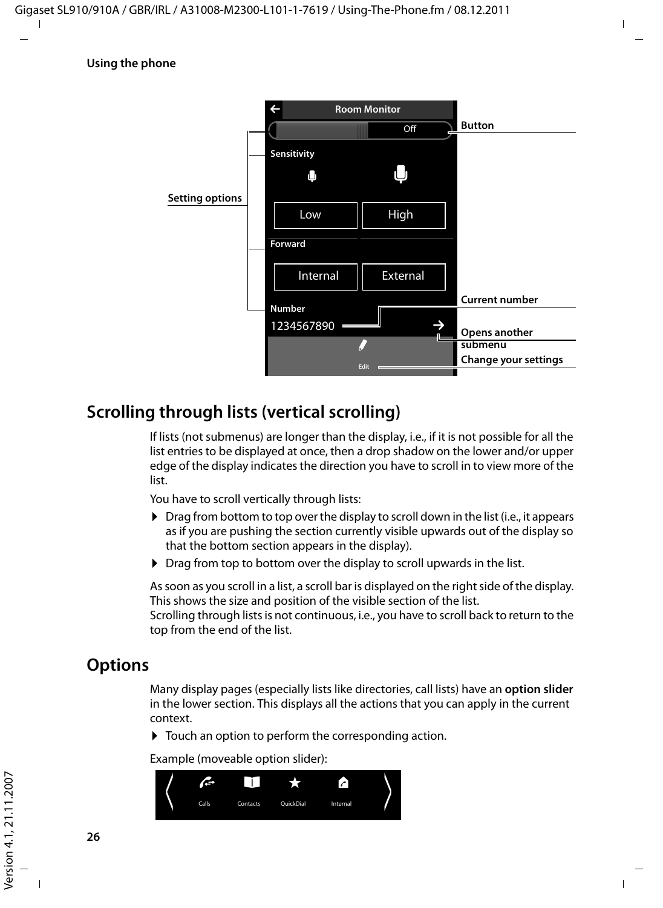## Using the phone

Room Monitor

Off

Button

Sensitivity

Setting options

Low | High

Forward

Internal | External

Current number

Number

1234567890

Opens another submenu

Edit

Change your settings

## Scrolling through lists (vertical scrolling)

If lists (not submenus) are longer than the display, i.e., if it is not possible for all the list entries to be displayed at once, then a drop shadow on the lower and/or upper edge of the display indicates the direction you have to scroll in to view more of the list.

You have to scroll vertically through lists:

- Drag from bottom to top over the display to scroll down in the list (i.e., it appears as if you are pushing the section currently visible upwards out of the display so that the bottom section appears in the display).
- Drag from top to bottom over the display to scroll upwards in the list.

As soon as you scroll in a list, a scroll bar is displayed on the right side of the display. This shows the size and position of the visible section of the list.
Scrolling through lists is not continuous, i.e., you have to scroll back to return to the top from the end of the list.

## Options

Many display pages (especially lists like directories, call lists) have an **option slider** in the lower section. This displays all the actions that you can apply in the current context.

- Touch an option to perform the corresponding action.

Example (moveable option slider):

Calls Contacts QuickDial Internal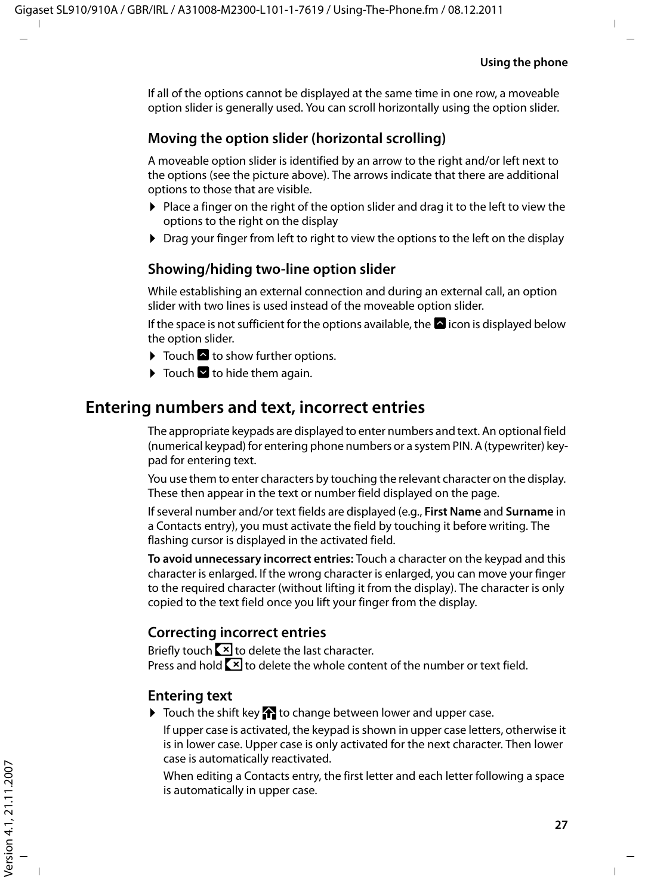If all of the options cannot be displayed at the same time in one row, a moveable option slider is generally used. You can scroll horizontally using the option slider.

### Moving the option slider (horizontal scrolling)

A moveable option slider is identified by an arrow to the right and/or left next to the options (see the picture above). The arrows indicate that there are additional options to those that are visible.

- Place a finger on the right of the option slider and drag it to the left to view the options to the right on the display
- Drag your finger from left to right to view the options to the left on the display

### Showing/hiding two-line option slider

While establishing an external connection and during an external call, an option slider with two lines is used instead of the moveable option slider.

If the space is not sufficient for the options available, the ^ icon is displayed below the option slider.

- Touch ^ to show further options.
- Touch v to hide them again.

## Entering numbers and text, incorrect entries

The appropriate keypads are displayed to enter numbers and text. An optional field (numerical keypad) for entering phone numbers or a system PIN. A (typewriter) keypad for entering text.

You use them to enter characters by touching the relevant character on the display. These then appear in the text or number field displayed on the page.

If several number and/or text fields are displayed (e.g., **First Name** and **Surname** in a Contacts entry), you must activate the field by touching it before writing. The flashing cursor is displayed in the activated field.

**To avoid unnecessary incorrect entries:** Touch a character on the keypad and this character is enlarged. If the wrong character is enlarged, you can move your finger to the required character (without lifting it from the display). The character is only copied to the text field once you lift your finger from the display.

### Correcting incorrect entries

Briefly touch ⌫ to delete the last character.
Press and hold ⌫ to delete the whole content of the number or text field.

### Entering text

- Touch the shift key ⇧ to change between lower and upper case.

  If upper case is activated, the keypad is shown in upper case letters, otherwise it is in lower case. Upper case is only activated for the next character. Then lower case is automatically reactivated.

  When editing a Contacts entry, the first letter and each letter following a space is automatically in upper case.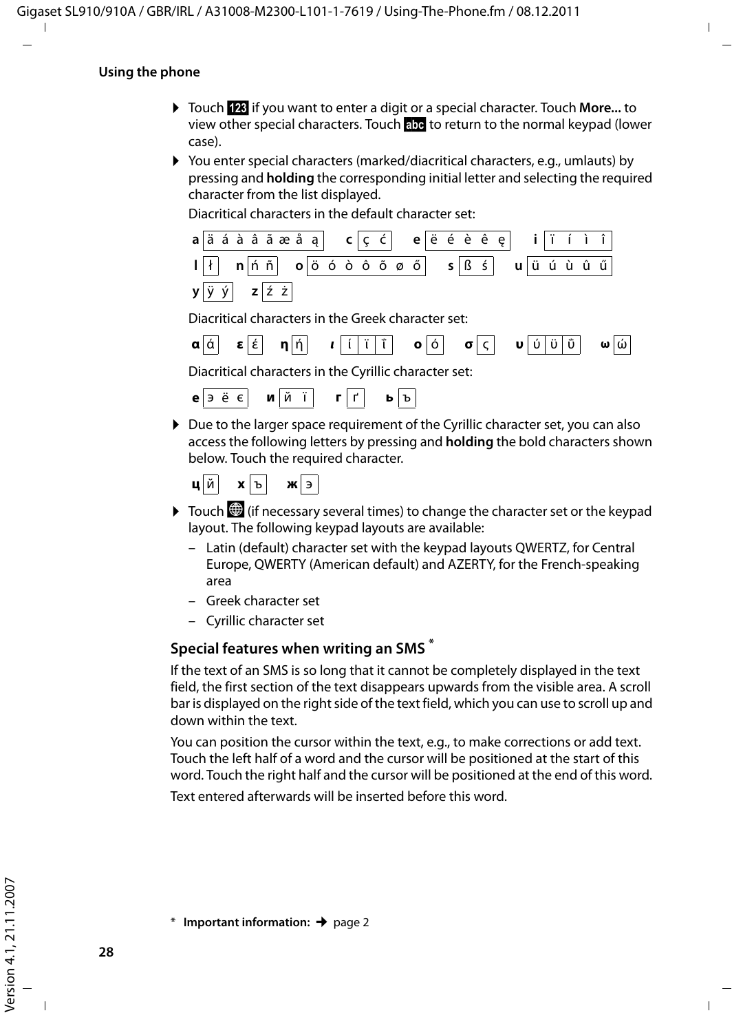## Using the phone

▶ Touch **123** if you want to enter a digit or a special character. Touch **More...** to view other special characters. Touch **abc** to return to the normal keypad (lower case).

▶ You enter special characters (marked/diacritical characters, e.g., umlauts) by pressing and **holding** the corresponding initial letter and selecting the required character from the list displayed.

Diacritical characters in the default character set:

**a** | ä á à â ã æ å ą | **c** | ç ć | **e** | ë é è ê ę | **i** | ï í ì î

**l** | ł | **n** | ń ñ | **o** | ö ó ò ô õ ø ő | **s** | ß ś | **u** | ü ú ù û ű

**y** | ÿ ý | **z** | ź ż

Diacritical characters in the Greek character set:

**α** | ά | **ε** | έ | **η** | ή | **ι** | ί ϊ ΐ | **ο** | ό | **σ** | ς | **υ** | ύ ϋ ΰ | **ω** | ώ

Diacritical characters in the Cyrillic character set:

**е** | э ё є | **и** | й ї | **г** | ґ | **ь** | ъ

▶ Due to the larger space requirement of the Cyrillic character set, you can also access the following letters by pressing and **holding** the bold characters shown below. Touch the required character.

**ц** | й | **х** | ъ | **ж** | э

▶ Touch 🌐 (if necessary several times) to change the character set or the keypad layout. The following keypad layouts are available:

– Latin (default) character set with the keypad layouts QWERTZ, for Central Europe, QWERTY (American default) and AZERTY, for the French-speaking area

– Greek character set

– Cyrillic character set

### Special features when writing an SMS *

If the text of an SMS is so long that it cannot be completely displayed in the text field, the first section of the text disappears upwards from the visible area. A scroll bar is displayed on the right side of the text field, which you can use to scroll up and down within the text.

You can position the cursor within the text, e.g., to make corrections or add text. Touch the left half of a word and the cursor will be positioned at the start of this word. Touch the right half and the cursor will be positioned at the end of this word.

Text entered afterwards will be inserted before this word.

* **Important information:** ➔ page 2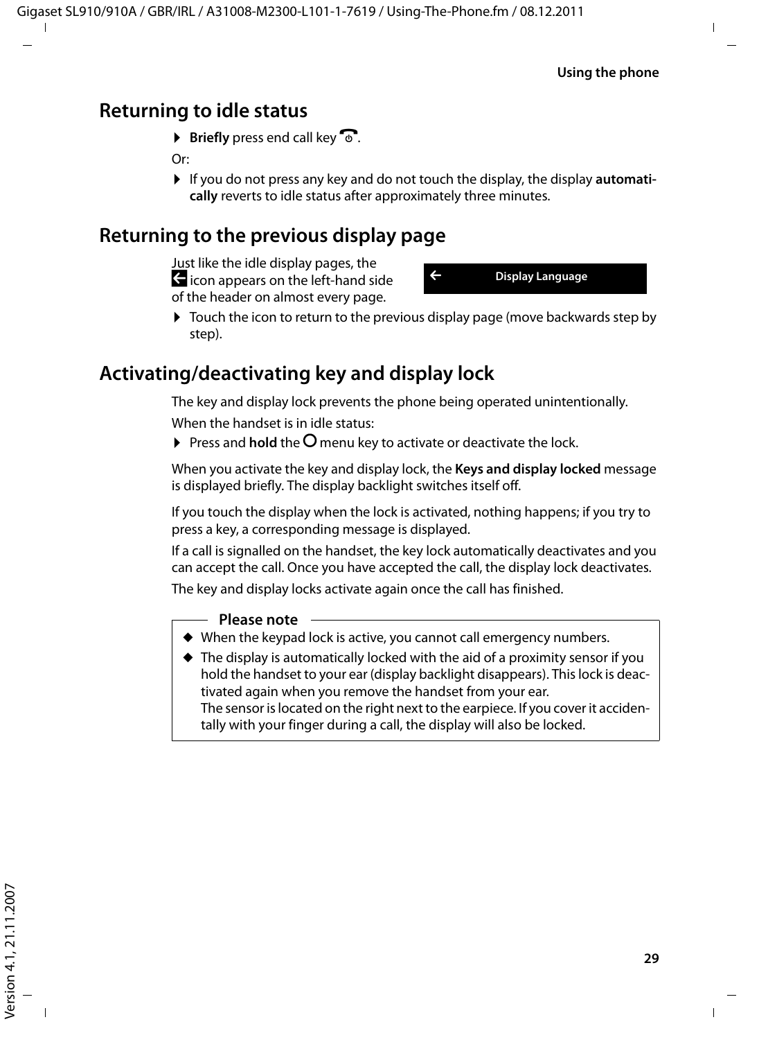## Returning to idle status

- **Briefly** press end call key ☎.

Or:

- If you do not press any key and do not touch the display, the display **automatically** reverts to idle status after approximately three minutes.

## Returning to the previous display page

Just like the idle display pages, the ← icon appears on the left-hand side of the header on almost every page.

← Display Language

- Touch the icon to return to the previous display page (move backwards step by step).

## Activating/deactivating key and display lock

The key and display lock prevents the phone being operated unintentionally.

When the handset is in idle status:

- Press and **hold** the O menu key to activate or deactivate the lock.

When you activate the key and display lock, the **Keys and display locked** message is displayed briefly. The display backlight switches itself off.

If you touch the display when the lock is activated, nothing happens; if you try to press a key, a corresponding message is displayed.

If a call is signalled on the handset, the key lock automatically deactivates and you can accept the call. Once you have accepted the call, the display lock deactivates.

The key and display locks activate again once the call has finished.

**Please note**

- When the keypad lock is active, you cannot call emergency numbers.
- The display is automatically locked with the aid of a proximity sensor if you hold the handset to your ear (display backlight disappears). This lock is deactivated again when you remove the handset from your ear.
  The sensor is located on the right next to the earpiece. If you cover it accidentally with your finger during a call, the display will also be locked.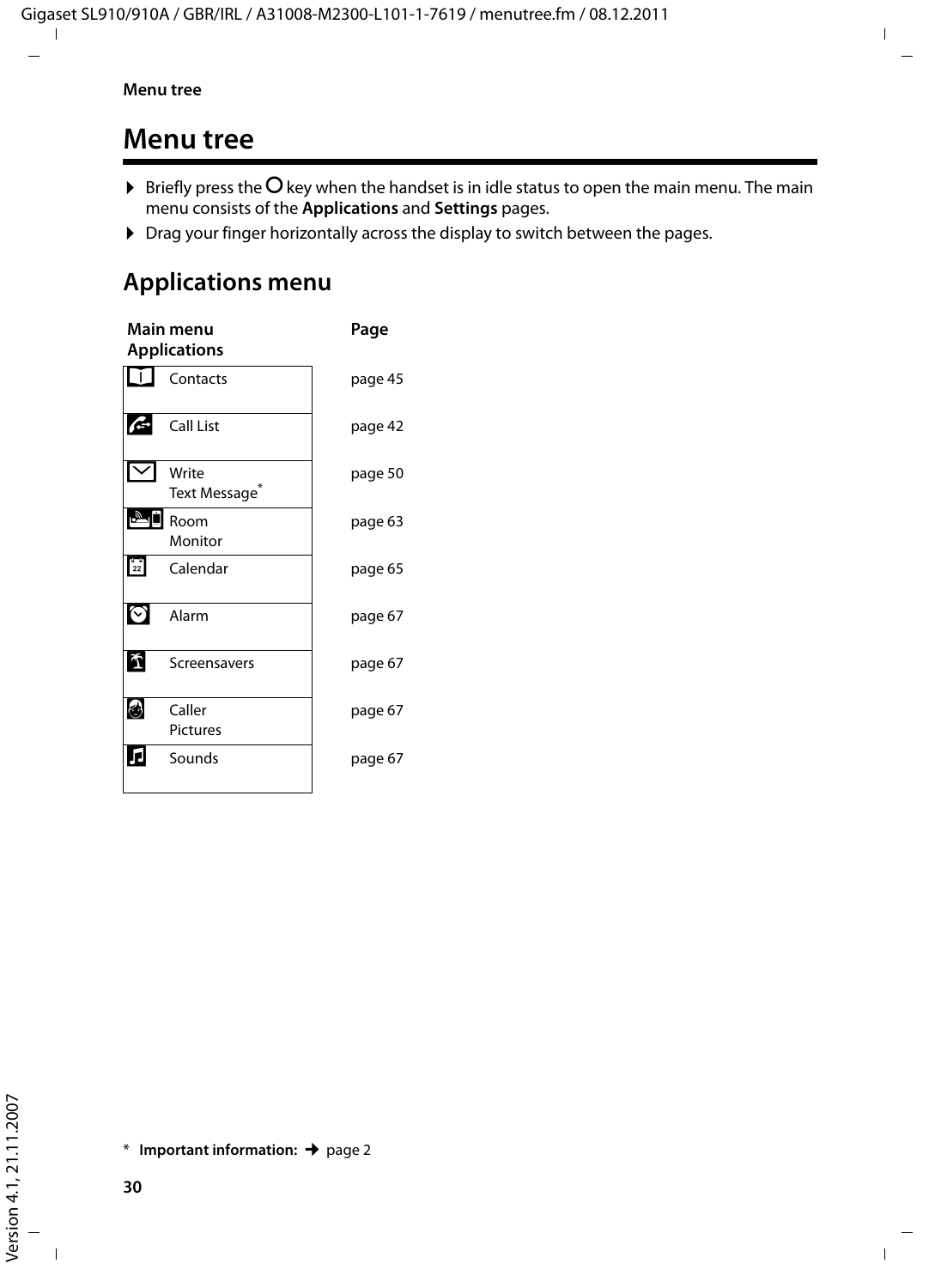# Menu tree

- Briefly press the O key when the handset is in idle status to open the main menu. The main menu consists of the **Applications** and **Settings** pages.
- Drag your finger horizontally across the display to switch between the pages.

## Applications menu

| Main menu Applications | Page |
|---|---|
| Contacts | page 45 |
| Call List | page 42 |
| Write Text Message* | page 50 |
| Room Monitor | page 63 |
| Calendar | page 65 |
| Alarm | page 67 |
| Screensavers | page 67 |
| Caller Pictures | page 67 |
| Sounds | page 67 |

* **Important information:** → page 2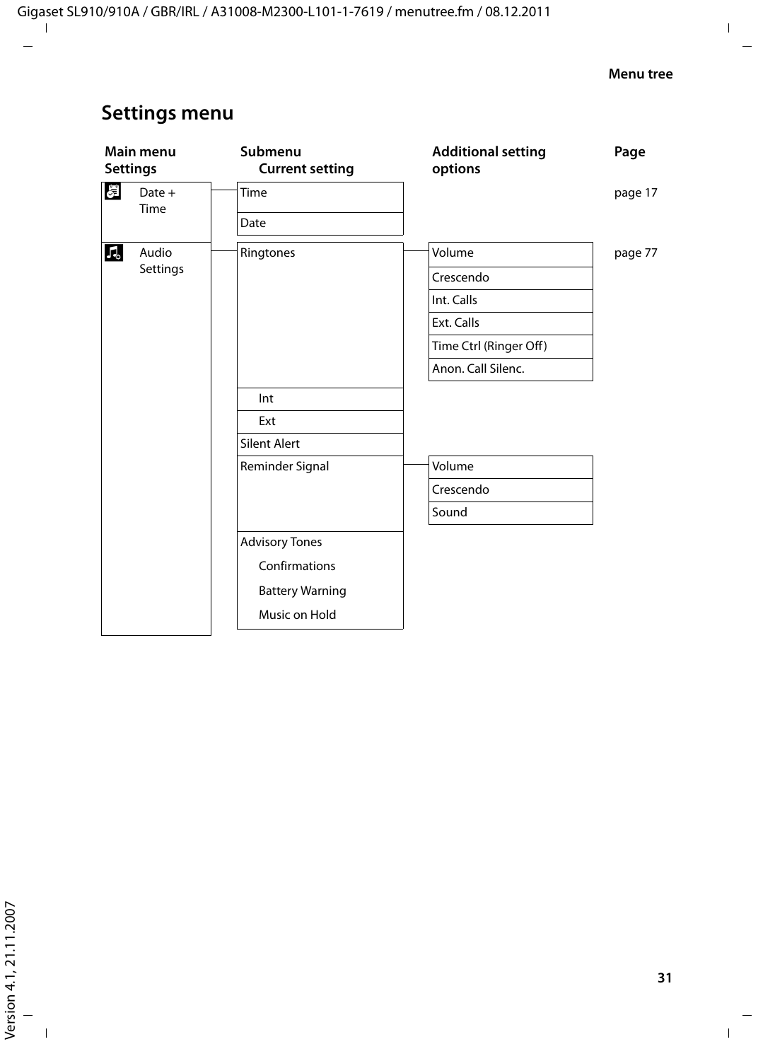## Settings menu

| Main menu Settings | Submenu<br>Current setting | Additional setting options | Page |
|---|---|---|---|
| Date + Time | Time | | page 17 |
| | Date | | |
| Audio Settings | Ringtones | Volume | page 77 |
| | | Crescendo | |
| | | Int. Calls | |
| | | Ext. Calls | |
| | | Time Ctrl (Ringer Off) | |
| | | Anon. Call Silenc. | |
| | Int | | |
| | Ext | | |
| | Silent Alert | | |
| | Reminder Signal | Volume | |
| | | Crescendo | |
| | | Sound | |
| | Advisory Tones | | |
| | Confirmations | | |
| | Battery Warning | | |
| | Music on Hold | | |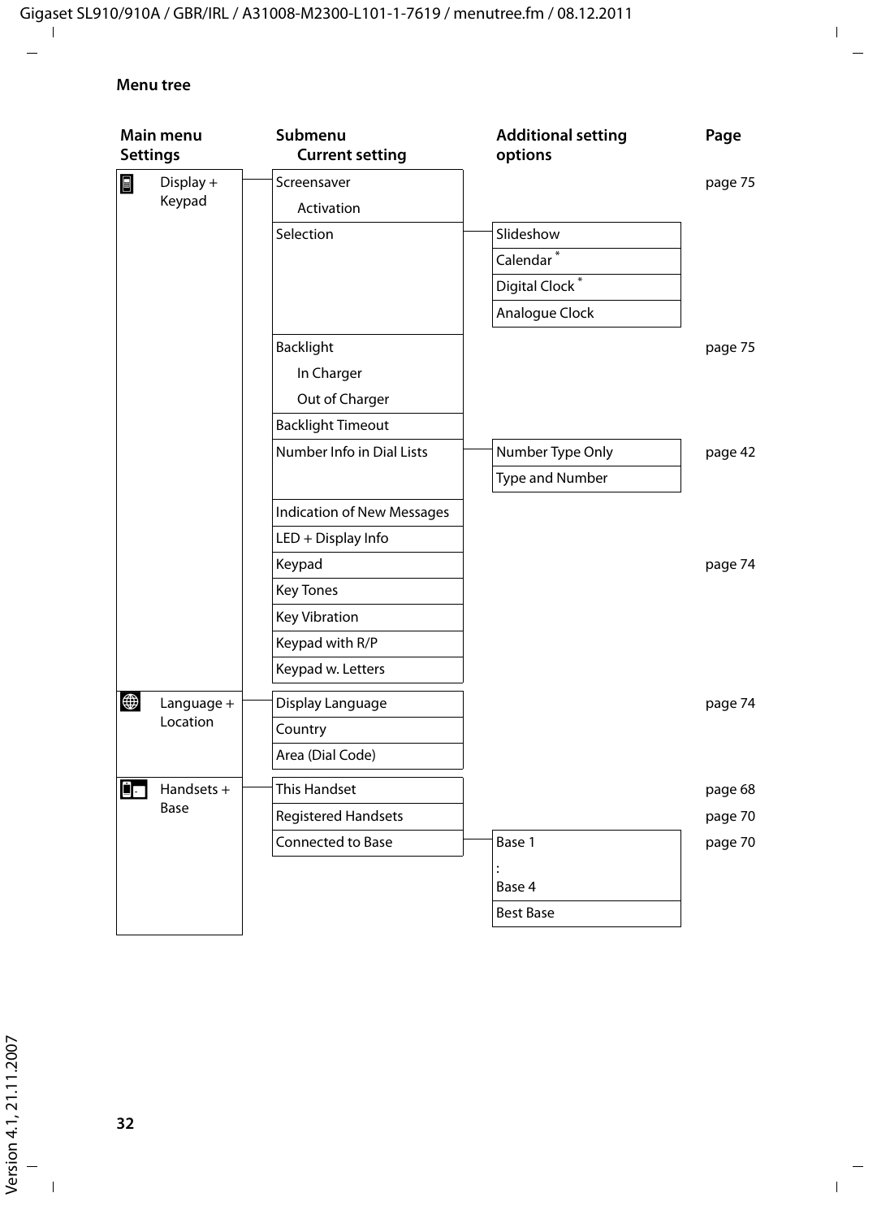## Menu tree

| Main menu Settings | Submenu Current setting | Additional setting options | Page |
|---|---|---|---|
| Display + Keypad | Screensaver | | page 75 |
| | Activation | | |
| | Selection | Slideshow | |
| | | Calendar * | |
| | | Digital Clock * | |
| | | Analogue Clock | |
| | Backlight | | page 75 |
| | In Charger | | |
| | Out of Charger | | |
| | Backlight Timeout | | |
| | Number Info in Dial Lists | Number Type Only | page 42 |
| | | Type and Number | |
| | Indication of New Messages | | |
| | LED + Display Info | | |
| | Keypad | | page 74 |
| | Key Tones | | |
| | Key Vibration | | |
| | Keypad with R/P | | |
| | Keypad w. Letters | | |
| Language + Location | Display Language | | page 74 |
| | Country | | |
| | Area (Dial Code) | | |
| Handsets + Base | This Handset | | page 68 |
| | Registered Handsets | | page 70 |
| | Connected to Base | Base 1<br>:<br>Base 4 | page 70 |
| | | Best Base | |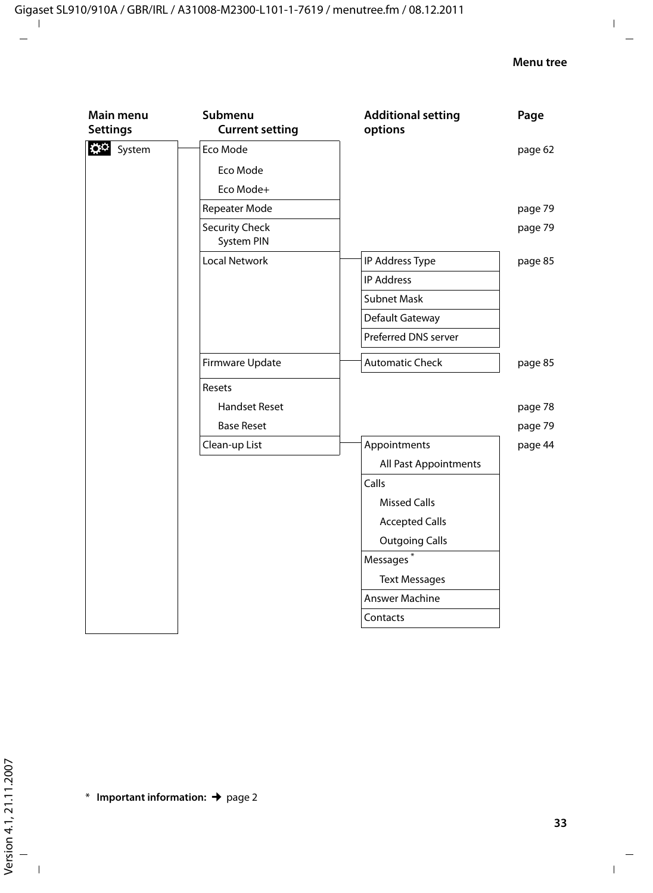## Menu tree

| Main menu Settings | Submenu Current setting | Additional setting options | Page |
|---|---|---|---|
| System | Eco Mode | | page 62 |
| | Eco Mode | | |
| | Eco Mode+ | | |
| | Repeater Mode | | page 79 |
| | Security Check System PIN | | page 79 |
| | Local Network | IP Address Type | page 85 |
| | | IP Address | |
| | | Subnet Mask | |
| | | Default Gateway | |
| | | Preferred DNS server | |
| | Firmware Update | Automatic Check | page 85 |
| | Resets | | |
| | Handset Reset | | page 78 |
| | Base Reset | | page 79 |
| | Clean-up List | Appointments | page 44 |
| | | All Past Appointments | |
| | | Calls | |
| | | Missed Calls | |
| | | Accepted Calls | |
| | | Outgoing Calls | |
| | | Messages * | |
| | | Text Messages | |
| | | Answer Machine | |
| | | Contacts | |

* **Important information:** → page 2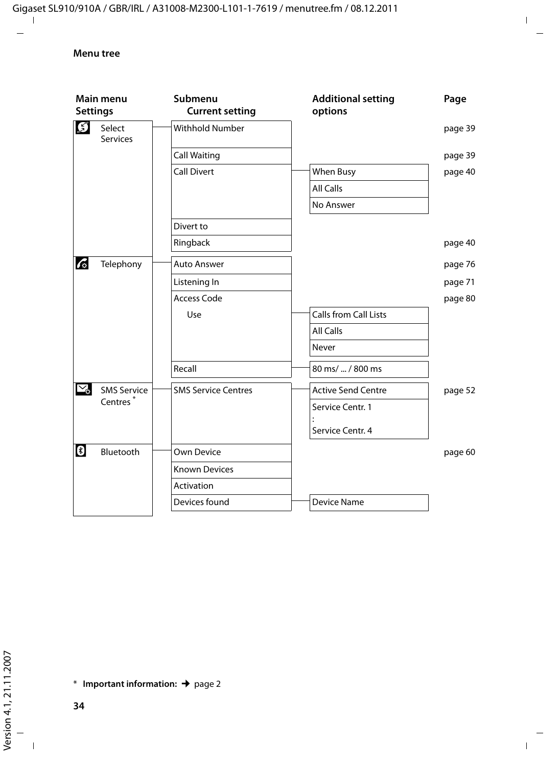## Menu tree

| Main menu Settings | Submenu Current setting | Additional setting options | Page |
|---|---|---|---|
| Select Services | Withhold Number | | page 39 |
| | Call Waiting | | page 39 |
| | Call Divert | When Busy | page 40 |
| | | All Calls | |
| | | No Answer | |
| | Divert to | | |
| | Ringback | | page 40 |
| Telephony | Auto Answer | | page 76 |
| | Listening In | | page 71 |
| | Access Code | | page 80 |
| | Use | Calls from Call Lists | |
| | | All Calls | |
| | | Never | |
| | Recall | 80 ms/ ... / 800 ms | |
| SMS Service Centres * | SMS Service Centres | Active Send Centre | page 52 |
| | | Service Centr. 1 : Service Centr. 4 | |
| Bluetooth | Own Device | | page 60 |
| | Known Devices | | |
| | Activation | | |
| | Devices found | Device Name | |

\* **Important information:** ➔ page 2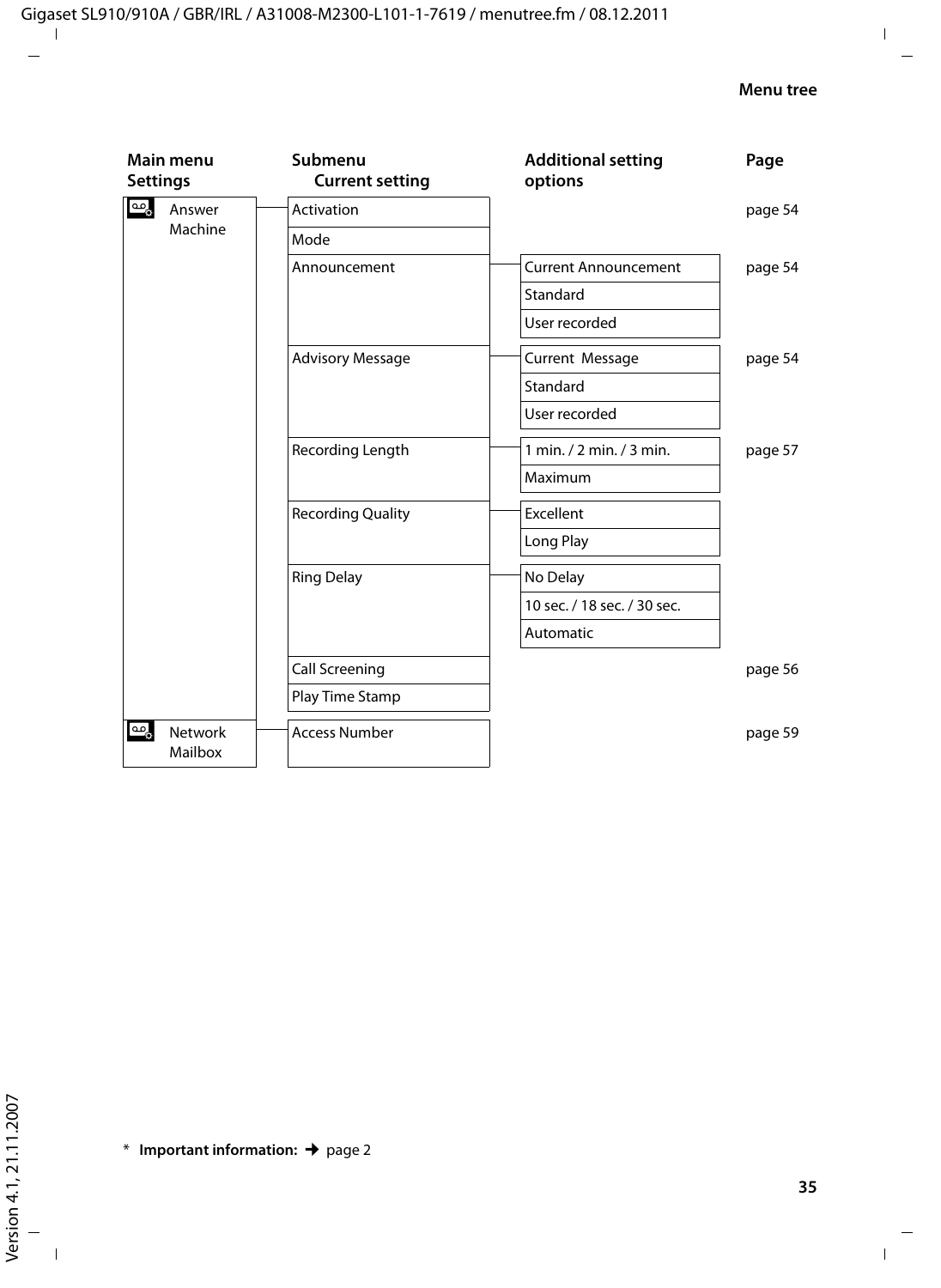| Main menu Settings | Submenu Current setting | Additional setting options | Page |
|---|---|---|---|
| Answer Machine | Activation | | page 54 |
| | Mode | | |
| | Announcement | Current Announcement | page 54 |
| | | Standard | |
| | | User recorded | |
| | Advisory Message | Current  Message | page 54 |
| | | Standard | |
| | | User recorded | |
| | Recording Length | 1 min. / 2 min. / 3 min. | page 57 |
| | | Maximum | |
| | Recording Quality | Excellent | |
| | | Long Play | |
| | Ring Delay | No Delay | |
| | | 10 sec. / 18 sec. / 30 sec. | |
| | | Automatic | |
| | Call Screening | | page 56 |
| | Play Time Stamp | | |
| Network Mailbox | Access Number | | page 59 |

\* **Important information:** ➔ page 2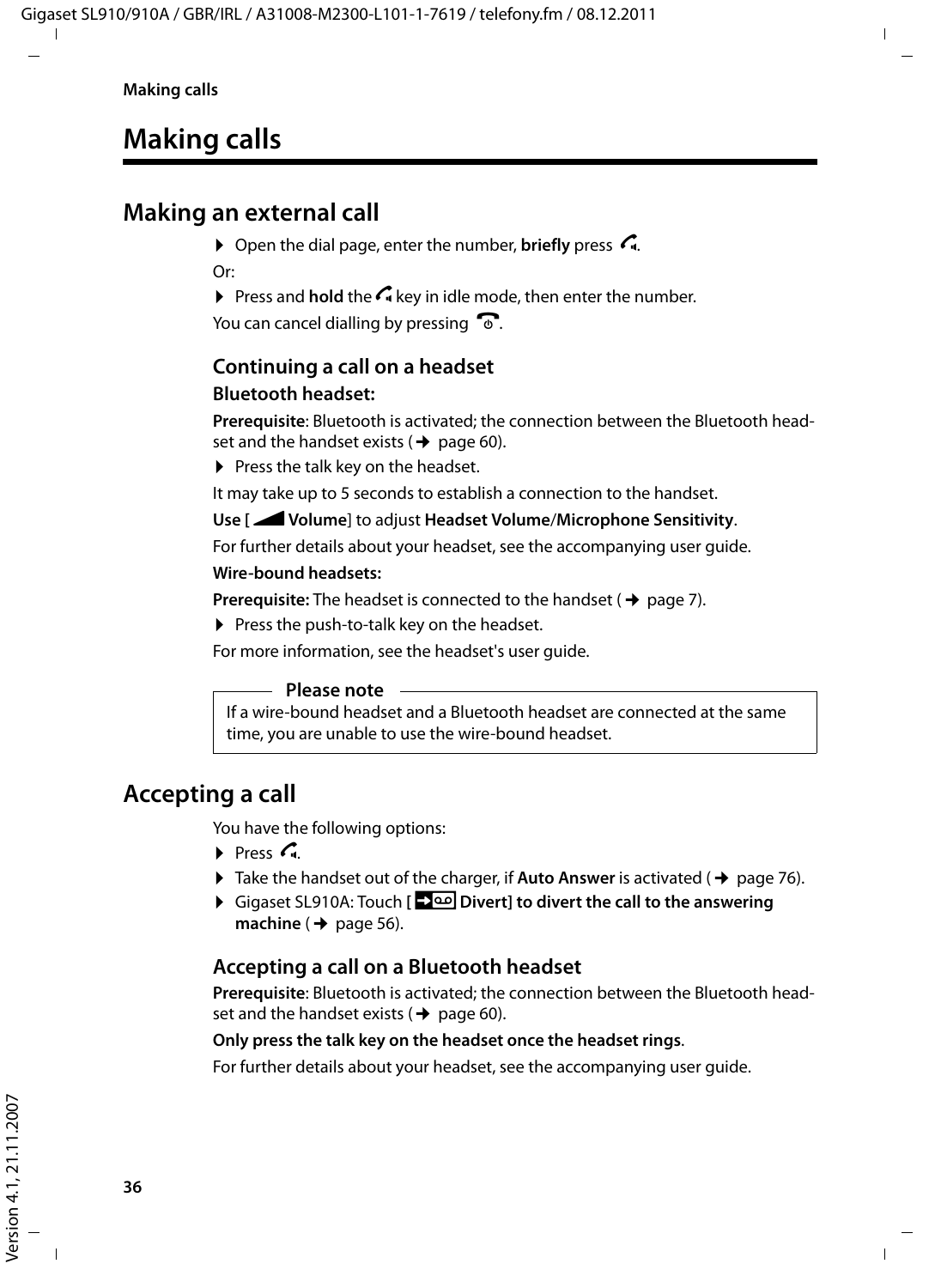# Making calls

## Making an external call

- Open the dial page, enter the number, **briefly** press .

Or:

- Press and **hold** the  key in idle mode, then enter the number.

You can cancel dialling by pressing .

### Continuing a call on a headset

**Bluetooth headset:**

**Prerequisite**: Bluetooth is activated; the connection between the Bluetooth headset and the handset exists (→ page 60).

- Press the talk key on the headset.

It may take up to 5 seconds to establish a connection to the handset.

**Use [ Volume]** to adjust **Headset Volume**/**Microphone Sensitivity**.

For further details about your headset, see the accompanying user guide.

**Wire-bound headsets:**

**Prerequisite:** The headset is connected to the handset (→ page 7).

- Press the push-to-talk key on the headset.

For more information, see the headset's user guide.

> **Please note**
>
> If a wire-bound headset and a Bluetooth headset are connected at the same time, you are unable to use the wire-bound headset.

## Accepting a call

You have the following options:

- Press .
- Take the handset out of the charger, if **Auto Answer** is activated (→ page 76).
- Gigaset SL910A: Touch **[ Divert] to divert the call to the answering machine** (→ page 56).

### Accepting a call on a Bluetooth headset

**Prerequisite**: Bluetooth is activated; the connection between the Bluetooth headset and the handset exists (→ page 60).

**Only press the talk key on the headset once the headset rings**.

For further details about your headset, see the accompanying user guide.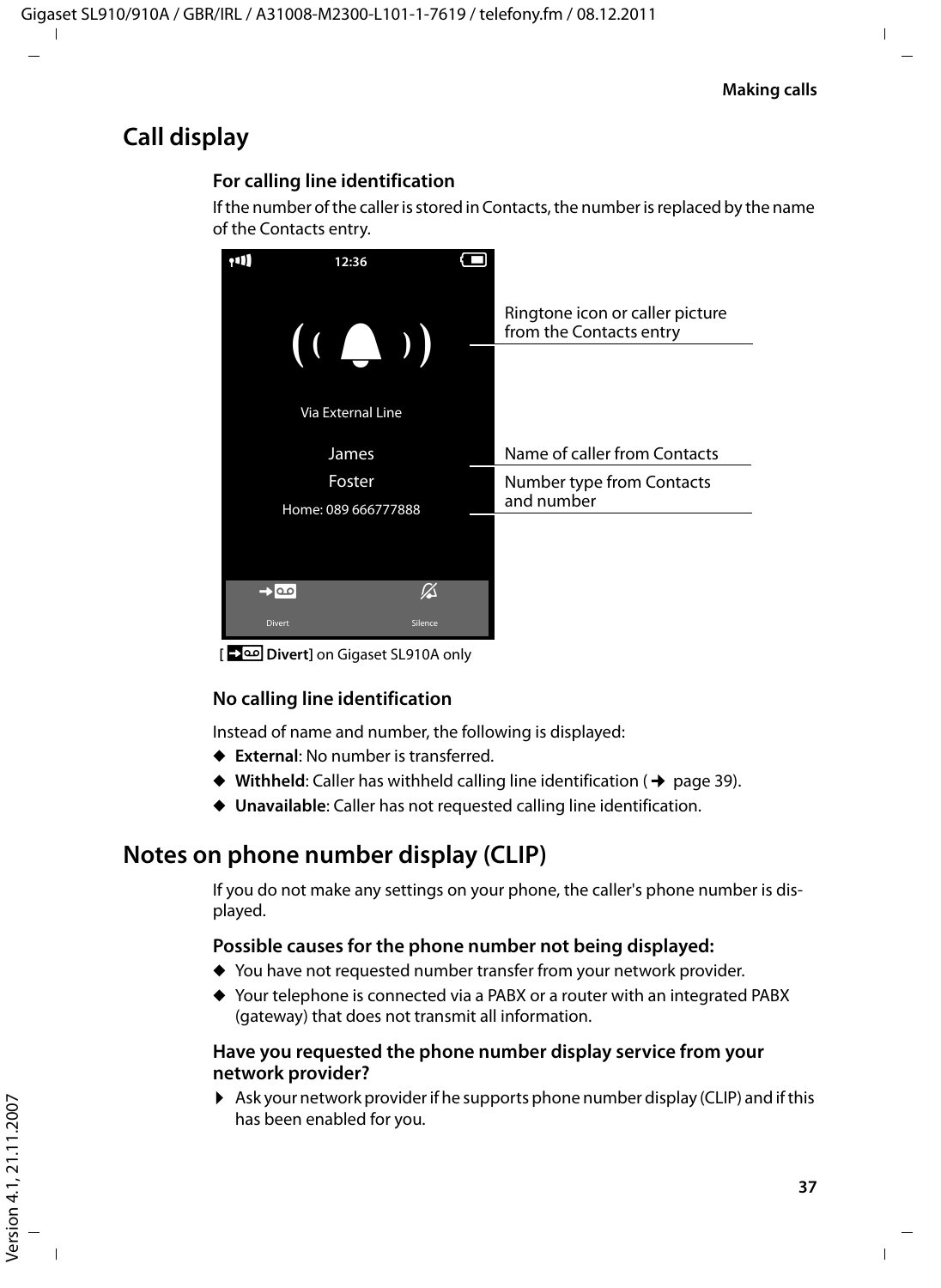## Call display

### For calling line identification

If the number of the caller is stored in Contacts, the number is replaced by the name of the Contacts entry.

12:36

Via External Line

James

Foster

Home: 089 666777888

Divert Silence

Ringtone icon or caller picture from the Contacts entry

Name of caller from Contacts

Number type from Contacts and number

[ **Divert**] on Gigaset SL910A only

### No calling line identification

Instead of name and number, the following is displayed:

- **External**: No number is transferred.
- **Withheld**: Caller has withheld calling line identification (→ page 39).
- **Unavailable**: Caller has not requested calling line identification.

## Notes on phone number display (CLIP)

If you do not make any settings on your phone, the caller's phone number is displayed.

### Possible causes for the phone number not being displayed:

- You have not requested number transfer from your network provider.
- Your telephone is connected via a PABX or a router with an integrated PABX (gateway) that does not transmit all information.

### Have you requested the phone number display service from your network provider?

- Ask your network provider if he supports phone number display (CLIP) and if this has been enabled for you.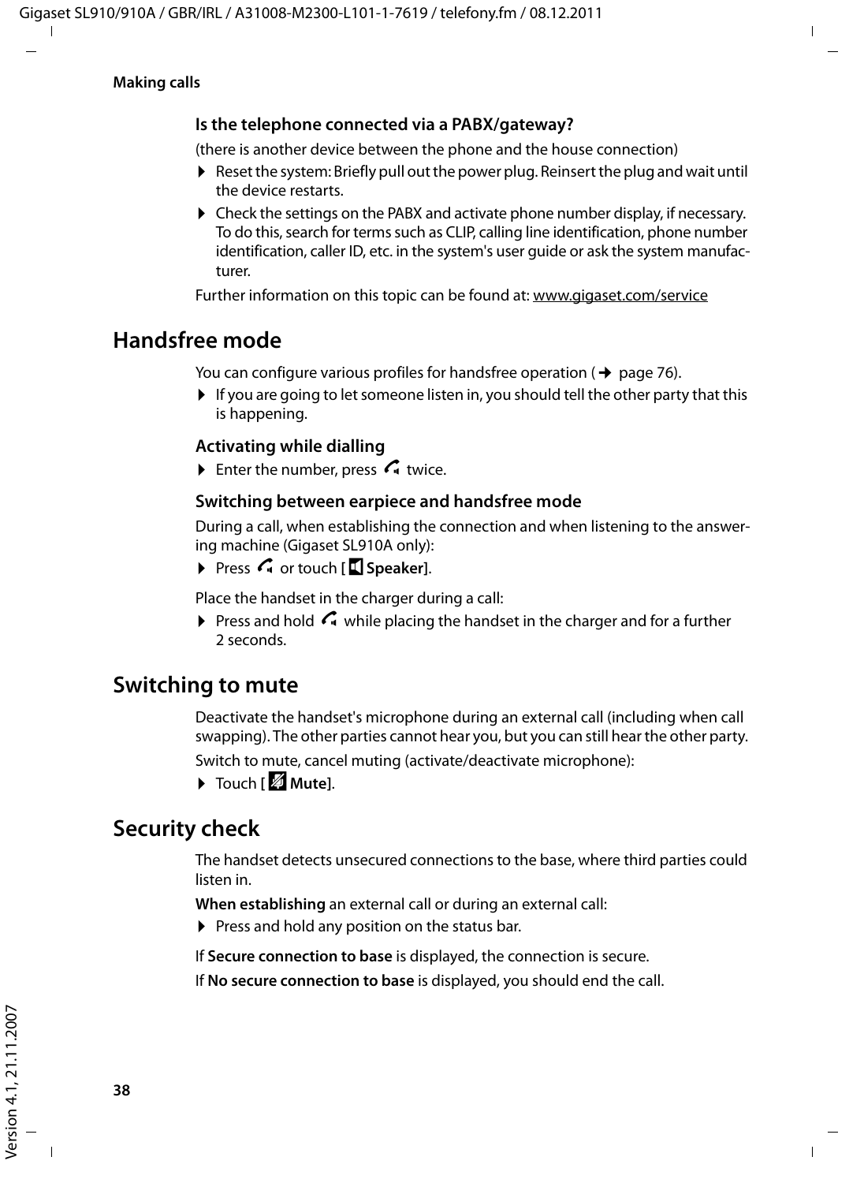### Is the telephone connected via a PABX/gateway?

(there is another device between the phone and the house connection)

- Reset the system: Briefly pull out the power plug. Reinsert the plug and wait until the device restarts.
- Check the settings on the PABX and activate phone number display, if necessary. To do this, search for terms such as CLIP, calling line identification, phone number identification, caller ID, etc. in the system's user guide or ask the system manufacturer.

Further information on this topic can be found at: www.gigaset.com/service

## Handsfree mode

You can configure various profiles for handsfree operation (→ page 76).

- If you are going to let someone listen in, you should tell the other party that this is happening.

### Activating while dialling

- Enter the number, press twice.

### Switching between earpiece and handsfree mode

During a call, when establishing the connection and when listening to the answering machine (Gigaset SL910A only):

- Press or touch [ **Speaker**].

Place the handset in the charger during a call:

- Press and hold while placing the handset in the charger and for a further 2 seconds.

## Switching to mute

Deactivate the handset's microphone during an external call (including when call swapping). The other parties cannot hear you, but you can still hear the other party.

Switch to mute, cancel muting (activate/deactivate microphone):

- Touch [ **Mute**].

## Security check

The handset detects unsecured connections to the base, where third parties could listen in.

**When establishing** an external call or during an external call:

- Press and hold any position on the status bar.

If **Secure connection to base** is displayed, the connection is secure.

If **No secure connection to base** is displayed, you should end the call.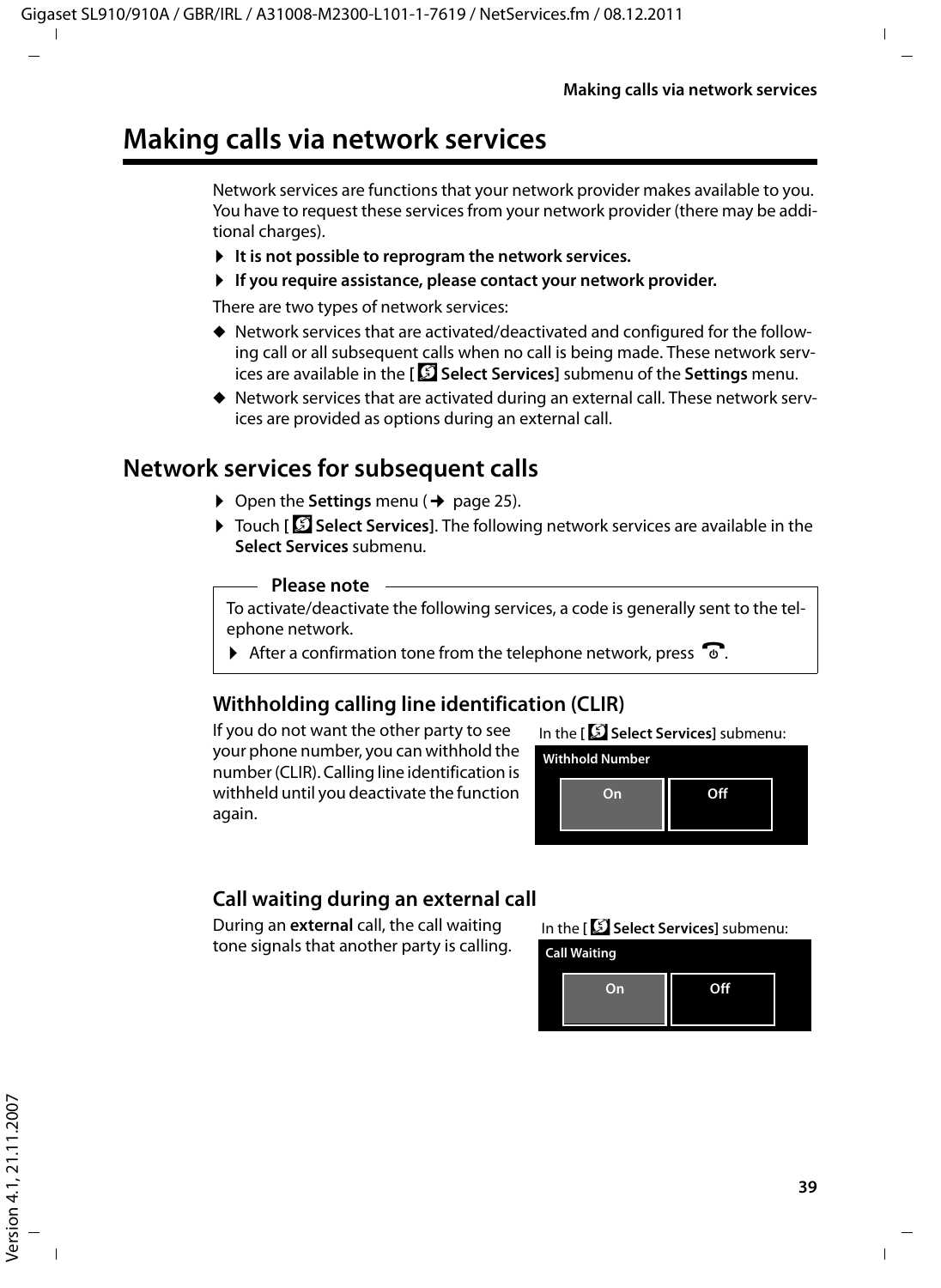# Making calls via network services

Network services are functions that your network provider makes available to you. You have to request these services from your network provider (there may be additional charges).

- **It is not possible to reprogram the network services.**
- **If you require assistance, please contact your network provider.**

There are two types of network services:

- Network services that are activated/deactivated and configured for the following call or all subsequent calls when no call is being made. These network services are available in the [ **Select Services**] submenu of the **Settings** menu.
- Network services that are activated during an external call. These network services are provided as options during an external call.

## Network services for subsequent calls

- Open the **Settings** menu (→ page 25).
- Touch [ **Select Services**]. The following network services are available in the **Select Services** submenu.

**Please note**

To activate/deactivate the following services, a code is generally sent to the telephone network.

- After a confirmation tone from the telephone network, press .

### Withholding calling line identification (CLIR)

If you do not want the other party to see your phone number, you can withhold the number (CLIR). Calling line identification is withheld until you deactivate the function again.

In the [ **Select Services**] submenu:

**Withhold Number**

On | Off

### Call waiting during an external call

During an **external** call, the call waiting tone signals that another party is calling.

In the [ **Select Services**] submenu:

**Call Waiting**

On | Off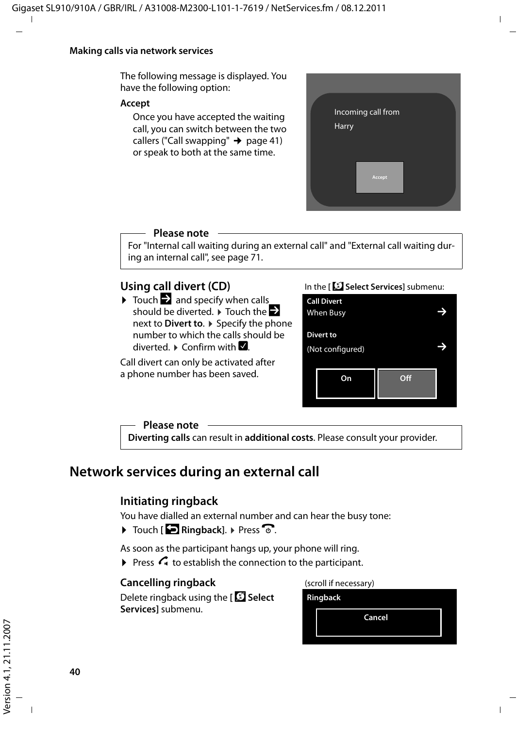The following message is displayed. You have the following option:

**Accept**

Once you have accepted the waiting call, you can switch between the two callers ("Call swapping" ➔ page 41) or speak to both at the same time.

Incoming call from
Harry

Accept

**Please note**

For "Internal call waiting during an external call" and "External call waiting during an internal call", see page 71.

### Using call divert (CD)

- Touch ➔ and specify when calls should be diverted. ▸ Touch the ➔ next to **Divert to**. ▸ Specify the phone number to which the calls should be diverted. ▸ Confirm with ☑.

Call divert can only be activated after a phone number has been saved.

In the [ **Select Services**] submenu:

**Call Divert**
When Busy ➔

**Divert to**
(Not configured) ➔

On | Off

**Please note**

**Diverting calls** can result in **additional costs**. Please consult your provider.

## Network services during an external call

### Initiating ringback

You have dialled an external number and can hear the busy tone:

- Touch [ **Ringback**]. ▸ Press the end call key.

As soon as the participant hangs up, your phone will ring.

- Press the talk key to establish the connection to the participant.

### Cancelling ringback

Delete ringback using the [ **Select Services**] submenu.

(scroll if necessary)

**Ringback**

Cancel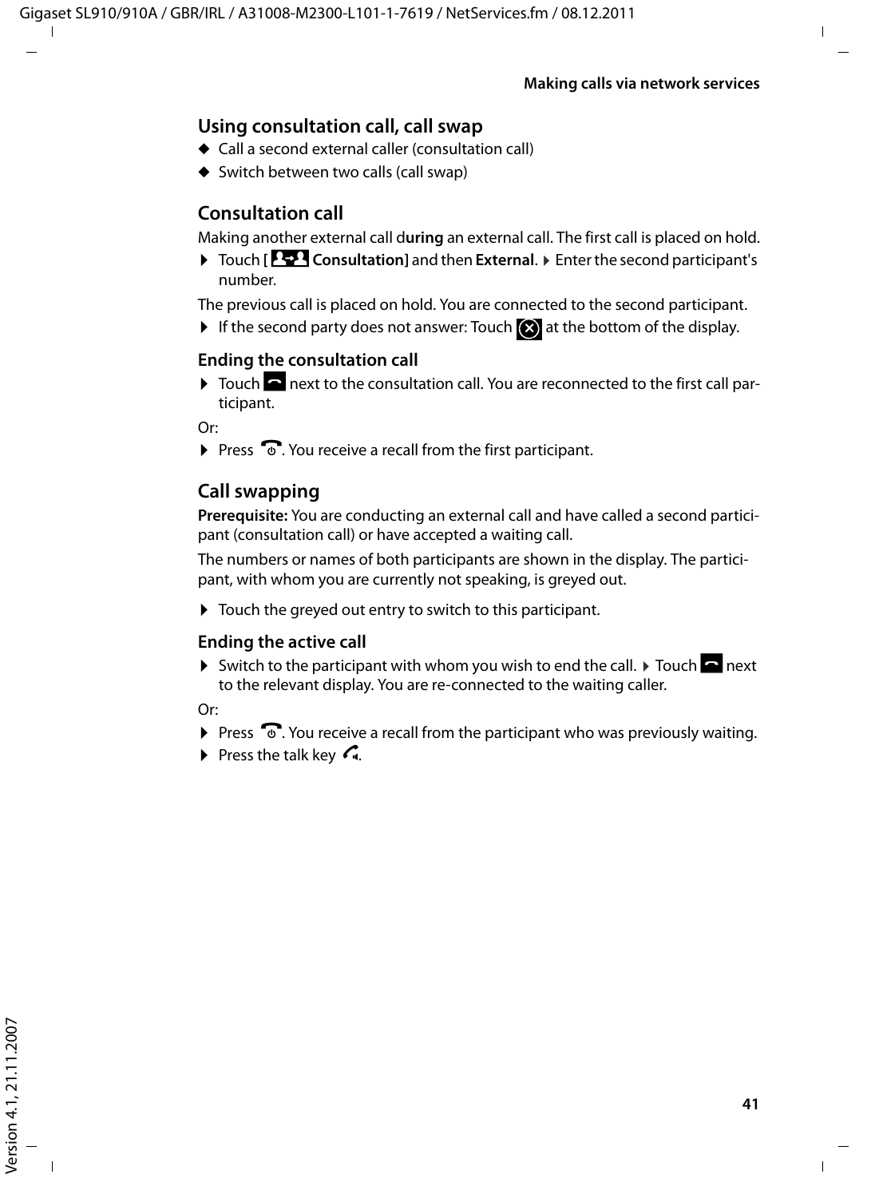## Using consultation call, call swap

- Call a second external caller (consultation call)
- Switch between two calls (call swap)

## Consultation call

Making another external call d**uring** an external call. The first call is placed on hold.

- Touch [ **Consultation**] and then **External**. ▸ Enter the second participant's number.

The previous call is placed on hold. You are connected to the second participant.

- If the second party does not answer: Touch at the bottom of the display.

### Ending the consultation call

- Touch next to the consultation call. You are reconnected to the first call participant.

Or:

- Press . You receive a recall from the first participant.

## Call swapping

**Prerequisite:** You are conducting an external call and have called a second participant (consultation call) or have accepted a waiting call.

The numbers or names of both participants are shown in the display. The participant, with whom you are currently not speaking, is greyed out.

- Touch the greyed out entry to switch to this participant.

### Ending the active call

- Switch to the participant with whom you wish to end the call. ▸ Touch next to the relevant display. You are re-connected to the waiting caller.

Or:

- Press . You receive a recall from the participant who was previously waiting.
- Press the talk key .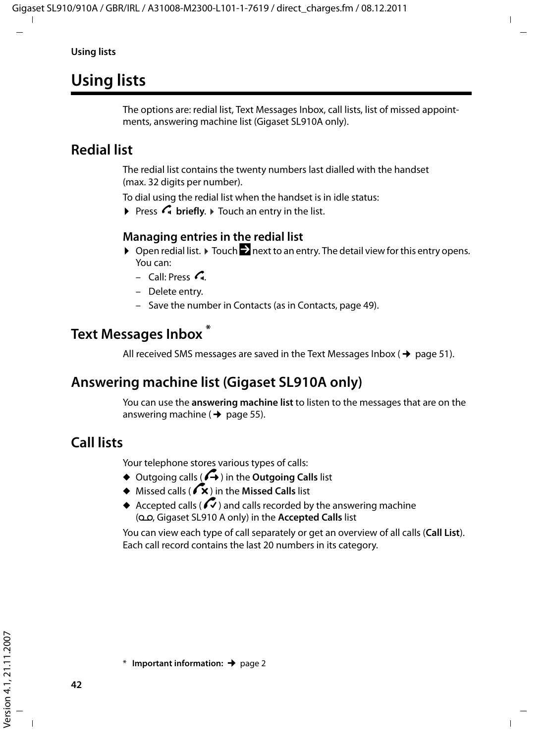# Using lists

The options are: redial list, Text Messages Inbox, call lists, list of missed appointments, answering machine list (Gigaset SL910A only).

## Redial list

The redial list contains the twenty numbers last dialled with the handset (max. 32 digits per number).

To dial using the redial list when the handset is in idle status:

▶ Press **briefly**. ▶ Touch an entry in the list.

### Managing entries in the redial list

▶ Open redial list. ▶ Touch next to an entry. The detail view for this entry opens. You can:

- Call: Press .
- Delete entry.
- Save the number in Contacts (as in Contacts, page 49).

## Text Messages Inbox *

All received SMS messages are saved in the Text Messages Inbox (→ page 51).

## Answering machine list (Gigaset SL910A only)

You can use the **answering machine list** to listen to the messages that are on the answering machine (→ page 55).

## Call lists

Your telephone stores various types of calls:

◆ Outgoing calls ( ) in the **Outgoing Calls** list
◆ Missed calls ( ) in the **Missed Calls** list
◆ Accepted calls ( ) and calls recorded by the answering machine ( , Gigaset SL910 A only) in the **Accepted Calls** list

You can view each type of call separately or get an overview of all calls (**Call List**). Each call record contains the last 20 numbers in its category.

\* **Important information:** → page 2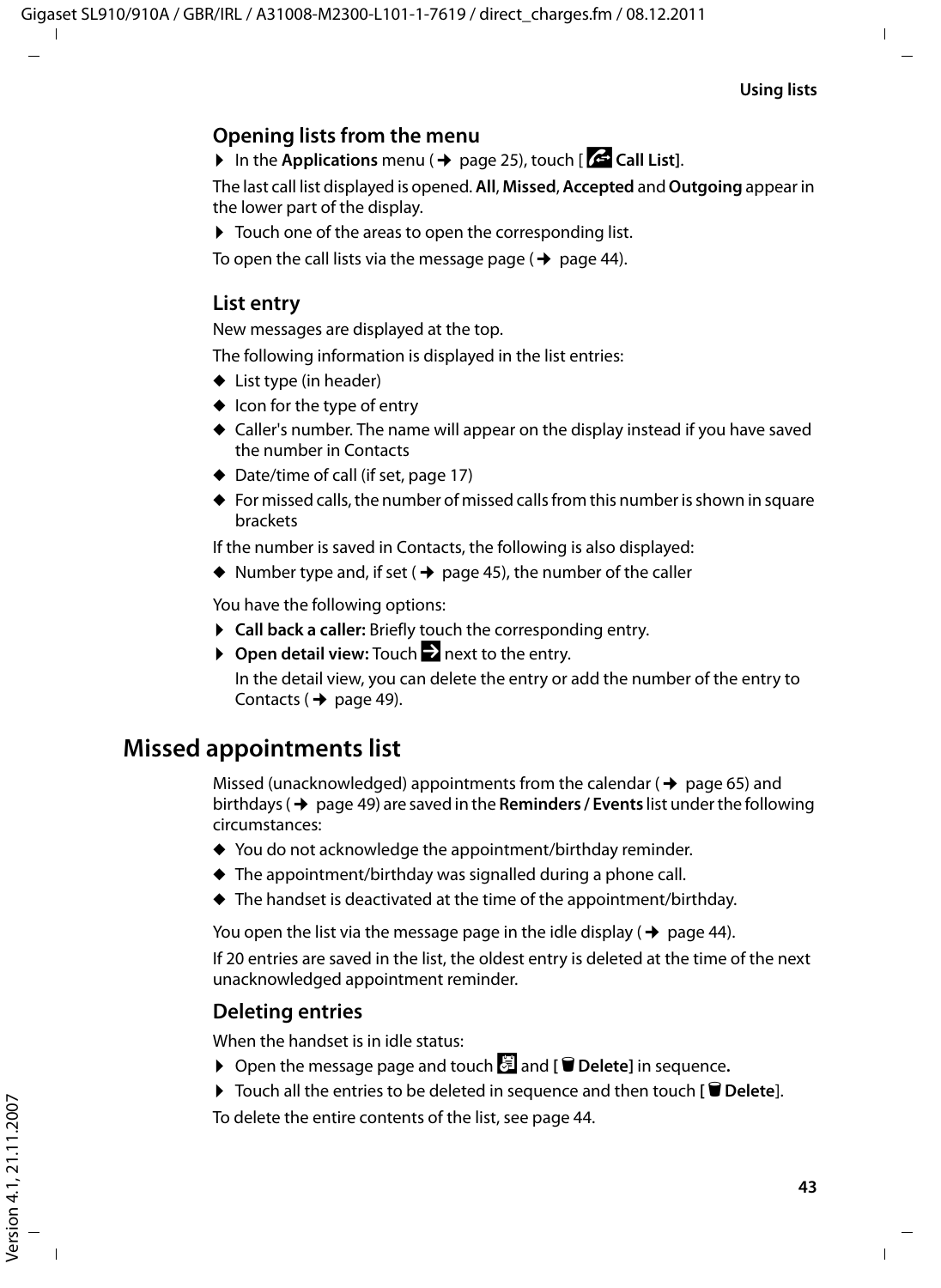### Opening lists from the menu

▶ In the **Applications** menu (→ page 25), touch [ **Call List**].

The last call list displayed is opened. **All**, **Missed**, **Accepted** and **Outgoing** appear in the lower part of the display.

▶ Touch one of the areas to open the corresponding list.

To open the call lists via the message page (→ page 44).

### List entry

New messages are displayed at the top.

The following information is displayed in the list entries:

- List type (in header)
- Icon for the type of entry
- Caller's number. The name will appear on the display instead if you have saved the number in Contacts
- Date/time of call (if set, page 17)
- For missed calls, the number of missed calls from this number is shown in square brackets

If the number is saved in Contacts, the following is also displayed:

- Number type and, if set (→ page 45), the number of the caller

You have the following options:

▶ **Call back a caller:** Briefly touch the corresponding entry.

▶ **Open detail view:** Touch next to the entry.

In the detail view, you can delete the entry or add the number of the entry to Contacts (→ page 49).

## Missed appointments list

Missed (unacknowledged) appointments from the calendar (→ page 65) and birthdays (→ page 49) are saved in the **Reminders / Events** list under the following circumstances:

- You do not acknowledge the appointment/birthday reminder.
- The appointment/birthday was signalled during a phone call.
- The handset is deactivated at the time of the appointment/birthday.

You open the list via the message page in the idle display (→ page 44).

If 20 entries are saved in the list, the oldest entry is deleted at the time of the next unacknowledged appointment reminder.

### Deleting entries

When the handset is in idle status:

▶ Open the message page and touch and **[ Delete]** in sequence**.**

▶ Touch all the entries to be deleted in sequence and then touch **[ Delete**].

To delete the entire contents of the list, see page 44.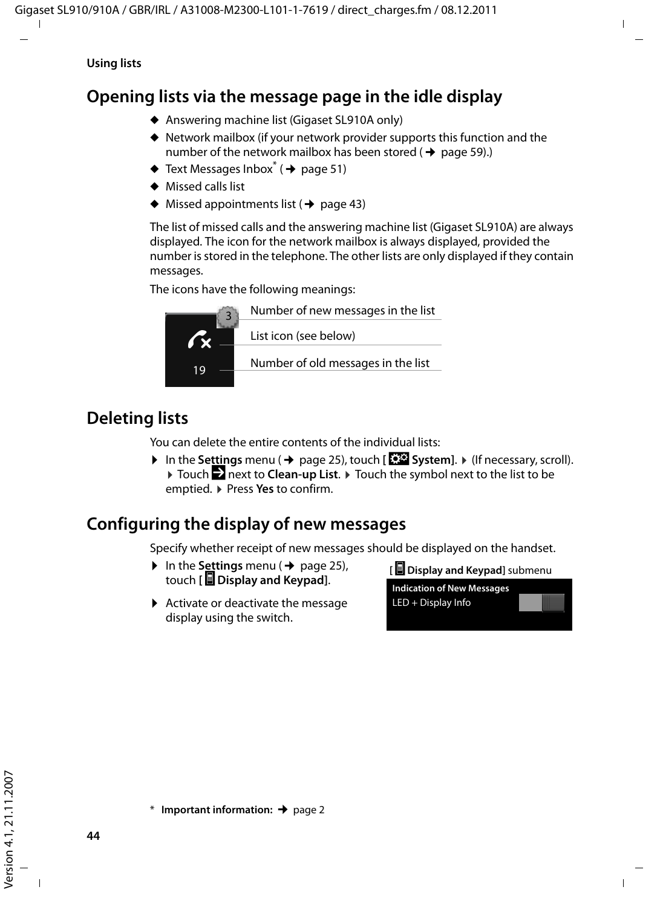## Opening lists via the message page in the idle display

- Answering machine list (Gigaset SL910A only)
- Network mailbox (if your network provider supports this function and the number of the network mailbox has been stored (➔ page 59).)
- Text Messages Inbox* (➔ page 51)
- Missed calls list
- Missed appointments list (➔ page 43)

The list of missed calls and the answering machine list (Gigaset SL910A) are always displayed. The icon for the network mailbox is always displayed, provided the number is stored in the telephone. The other lists are only displayed if they contain messages.

The icons have the following meanings:

- 3 — Number of new messages in the list
- List icon (see below)
- 19 — Number of old messages in the list

## Deleting lists

You can delete the entire contents of the individual lists:

▶ In the **Settings** menu (➔ page 25), touch [ **System**]. ▶ (If necessary, scroll). ▶ Touch next to **Clean-up List**. ▶ Touch the symbol next to the list to be emptied. ▶ Press **Yes** to confirm.

## Configuring the display of new messages

Specify whether receipt of new messages should be displayed on the handset.

▶ In the **Settings** menu (➔ page 25), touch [ **Display and Keypad**].

▶ Activate or deactivate the message display using the switch.

[ **Display and Keypad**] submenu

**Indication of New Messages**
LED + Display Info

\* **Important information:** ➔ page 2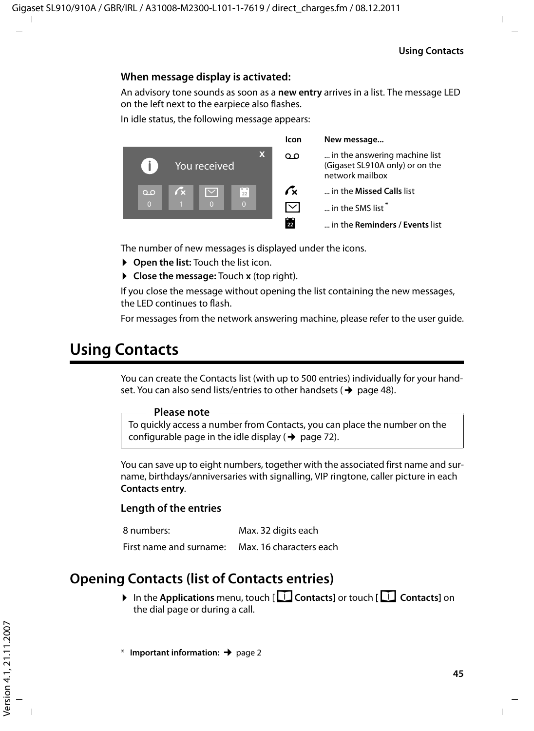### When message display is activated:

An advisory tone sounds as soon as a **new entry** arrives in a list. The message LED on the left next to the earpiece also flashes.

In idle status, the following message appears:

| Icon | New message... |
|---|---|
| (answering machine icon) | ... in the answering machine list (Gigaset SL910A only) or on the network mailbox |
| (missed call icon) | ... in the **Missed Calls** list |
| (SMS icon) | ... in the SMS list * |
| (calendar icon) | ... in the **Reminders / Events** list |

The number of new messages is displayed under the icons.

- **Open the list:** Touch the list icon.
- **Close the message:** Touch **x** (top right).

If you close the message without opening the list containing the new messages, the LED continues to flash.

For messages from the network answering machine, please refer to the user guide.

# Using Contacts

You can create the Contacts list (with up to 500 entries) individually for your handset. You can also send lists/entries to other handsets (→ page 48).

> **Please note**
>
> To quickly access a number from Contacts, you can place the number on the configurable page in the idle display (→ page 72).

You can save up to eight numbers, together with the associated first name and surname, birthdays/anniversaries with signalling, VIP ringtone, caller picture in each **Contacts entry**.

### Length of the entries

| | |
|---|---|
| 8 numbers: | Max. 32 digits each |
| First name and surname: | Max. 16 characters each |

## Opening Contacts (list of Contacts entries)

- In the **Applications** menu, touch [ **Contacts**] or touch [ **Contacts**] on the dial page or during a call.

\* **Important information:** → page 2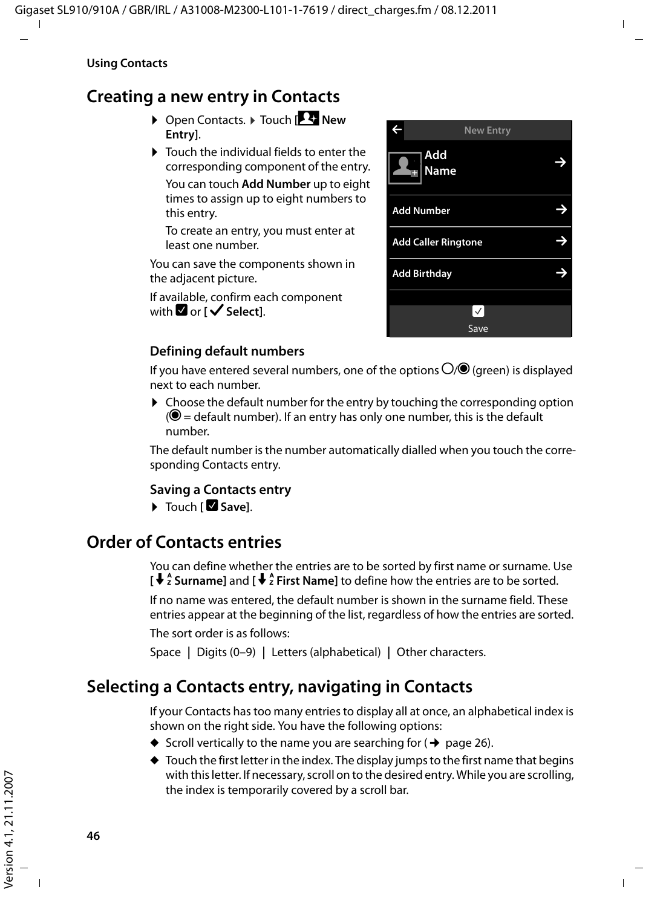## Using Contacts

# Creating a new entry in Contacts

▶ Open Contacts. ▶ Touch [ New Entry].

▶ Touch the individual fields to enter the corresponding component of the entry.

You can touch **Add Number** up to eight times to assign up to eight numbers to this entry.

To create an entry, you must enter at least one number.

You can save the components shown in the adjacent picture.

If available, confirm each component with ☑ or [✔ **Select**].

New Entry

Add Name →

Add Number →

Add Caller Ringtone →

Add Birthday →

☑ Save

### Defining default numbers

If you have entered several numbers, one of the options ○/◉ (green) is displayed next to each number.

▶ Choose the default number for the entry by touching the corresponding option (◉ = default number). If an entry has only one number, this is the default number.

The default number is the number automatically dialled when you touch the corresponding Contacts entry.

### Saving a Contacts entry

▶ Touch [☑ **Save**].

# Order of Contacts entries

You can define whether the entries are to be sorted by first name or surname. Use [**Surname**] and [**First Name**] to define how the entries are to be sorted.

If no name was entered, the default number is shown in the surname field. These entries appear at the beginning of the list, regardless of how the entries are sorted.

The sort order is as follows:

Space | Digits (0–9) | Letters (alphabetical) | Other characters.

# Selecting a Contacts entry, navigating in Contacts

If your Contacts has too many entries to display all at once, an alphabetical index is shown on the right side. You have the following options:

- Scroll vertically to the name you are searching for (→ page 26).
- Touch the first letter in the index. The display jumps to the first name that begins with this letter. If necessary, scroll on to the desired entry. While you are scrolling, the index is temporarily covered by a scroll bar.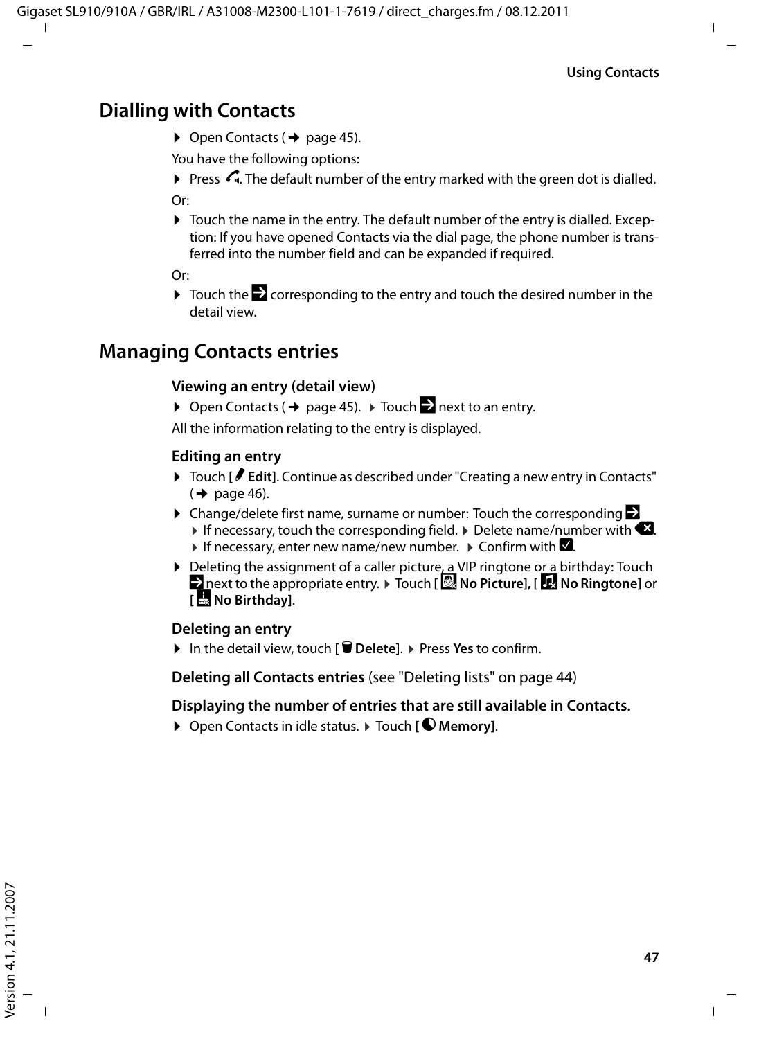## Dialling with Contacts

▶ Open Contacts (→ page 45).

You have the following options:

▶ Press . The default number of the entry marked with the green dot is dialled.

Or:

▶ Touch the name in the entry. The default number of the entry is dialled. Exception: If you have opened Contacts via the dial page, the phone number is transferred into the number field and can be expanded if required.

Or:

▶ Touch the  corresponding to the entry and touch the desired number in the detail view.

## Managing Contacts entries

### Viewing an entry (detail view)

▶ Open Contacts (→ page 45). ▶ Touch  next to an entry.

All the information relating to the entry is displayed.

### Editing an entry

▶ Touch **[ Edit]**. Continue as described under "Creating a new entry in Contacts" (→ page 46).

▶ Change/delete first name, surname or number: Touch the corresponding . ▶ If necessary, touch the corresponding field. ▶ Delete name/number with . ▶ If necessary, enter new name/new number. ▶ Confirm with .

▶ Deleting the assignment of a caller picture, a VIP ringtone or a birthday: Touch  next to the appropriate entry. ▶ Touch **[ No Picture]**, **[ No Ringtone]** or **[ No Birthday]**.

### Deleting an entry

▶ In the detail view, touch **[ Delete]**. ▶ Press **Yes** to confirm.

**Deleting all Contacts entries** (see "Deleting lists" on page 44)

### Displaying the number of entries that are still available in Contacts.

▶ Open Contacts in idle status. ▶ Touch **[ Memory]**.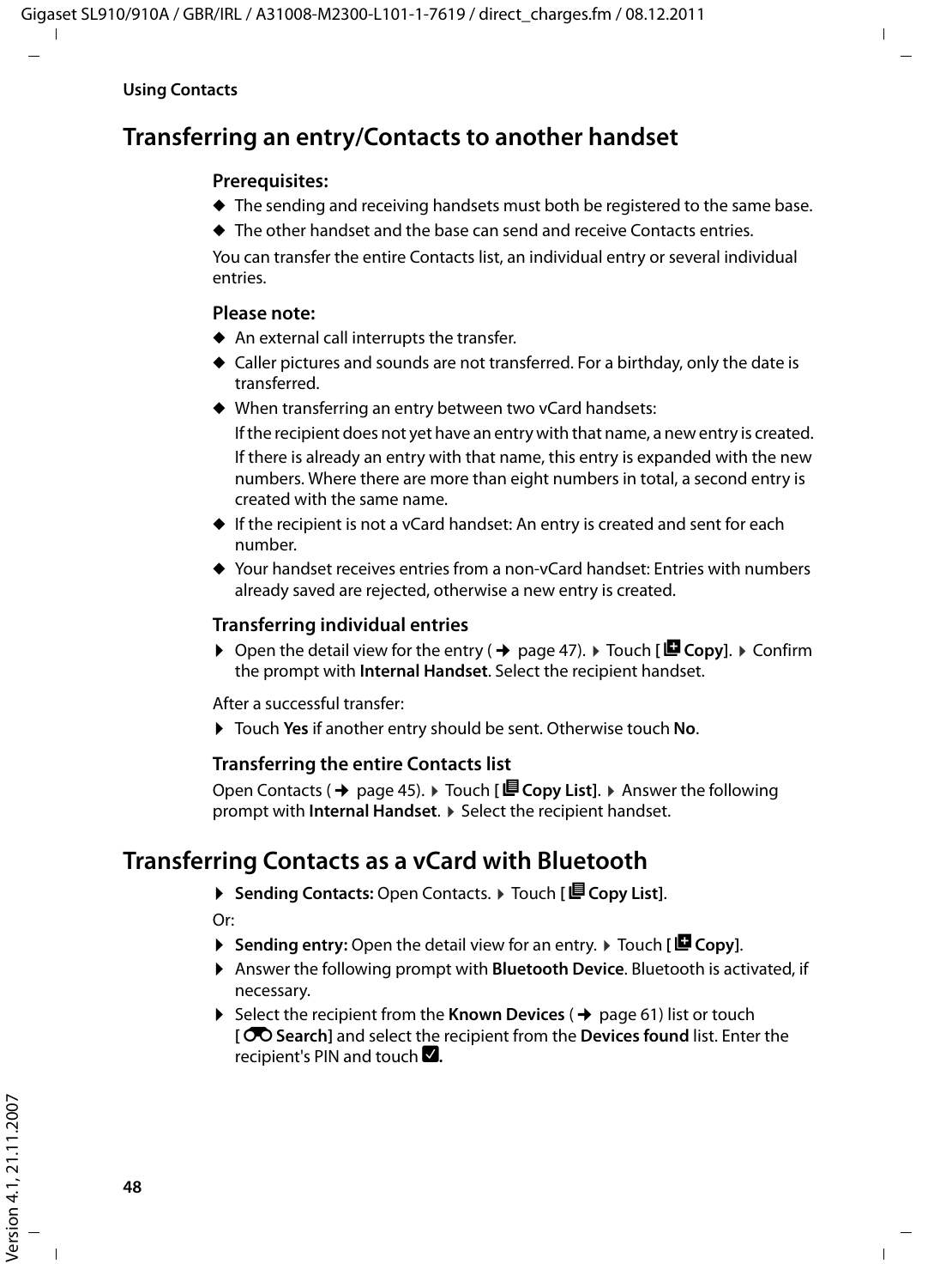## Transferring an entry/Contacts to another handset

**Prerequisites:**

- The sending and receiving handsets must both be registered to the same base.
- The other handset and the base can send and receive Contacts entries.

You can transfer the entire Contacts list, an individual entry or several individual entries.

**Please note:**

- An external call interrupts the transfer.
- Caller pictures and sounds are not transferred. For a birthday, only the date is transferred.
- When transferring an entry between two vCard handsets:
  If the recipient does not yet have an entry with that name, a new entry is created.
  If there is already an entry with that name, this entry is expanded with the new numbers. Where there are more than eight numbers in total, a second entry is created with the same name.
- If the recipient is not a vCard handset: An entry is created and sent for each number.
- Your handset receives entries from a non-vCard handset: Entries with numbers already saved are rejected, otherwise a new entry is created.

### Transferring individual entries

▶ Open the detail view for the entry (→ page 47). ▶ Touch **[ Copy]**. ▶ Confirm the prompt with **Internal Handset**. Select the recipient handset.

After a successful transfer:

▶ Touch **Yes** if another entry should be sent. Otherwise touch **No**.

### Transferring the entire Contacts list

Open Contacts (→ page 45). ▶ Touch **[ Copy List]**. ▶ Answer the following prompt with **Internal Handset**. ▶ Select the recipient handset.

## Transferring Contacts as a vCard with Bluetooth

▶ **Sending Contacts:** Open Contacts. ▶ Touch **[ Copy List]**.

Or:

▶ **Sending entry:** Open the detail view for an entry. ▶ Touch **[ Copy]**.

▶ Answer the following prompt with **Bluetooth Device**. Bluetooth is activated, if necessary.

▶ Select the recipient from the **Known Devices** (→ page 61) list or touch **[ Search]** and select the recipient from the **Devices found** list. Enter the recipient's PIN and touch ☑.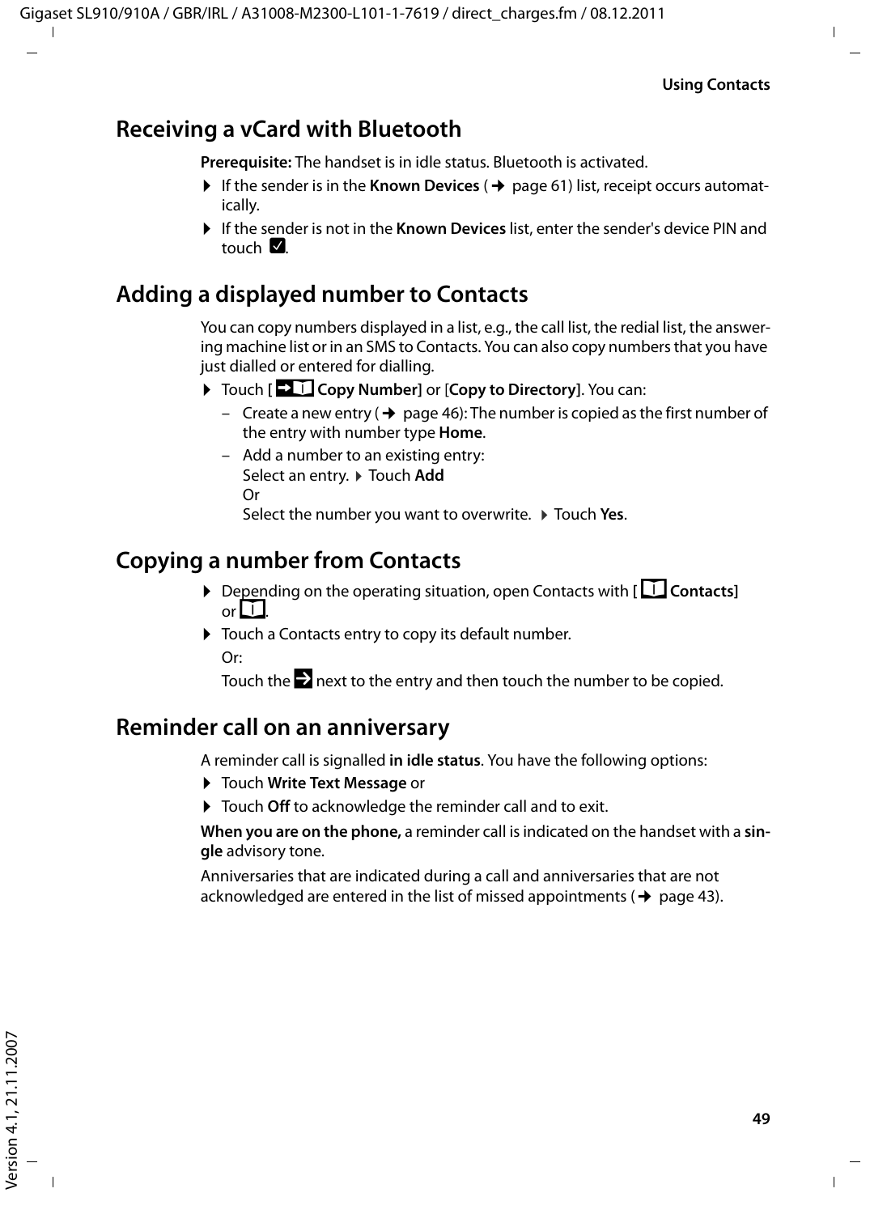## Receiving a vCard with Bluetooth

**Prerequisite:** The handset is in idle status. Bluetooth is activated.

- If the sender is in the **Known Devices** (→ page 61) list, receipt occurs automatically.
- If the sender is not in the **Known Devices** list, enter the sender's device PIN and touch ☑.

## Adding a displayed number to Contacts

You can copy numbers displayed in a list, e.g., the call list, the redial list, the answering machine list or in an SMS to Contacts. You can also copy numbers that you have just dialled or entered for dialling.

- Touch [ **Copy Number**] or [**Copy to Directory**]. You can:
  - Create a new entry (→ page 46): The number is copied as the first number of the entry with number type **Home**.
  - Add a number to an existing entry:
    Select an entry. ▸ Touch **Add**
    Or
    Select the number you want to overwrite. ▸ Touch **Yes**.

## Copying a number from Contacts

- Depending on the operating situation, open Contacts with [ **Contacts**] or .
- Touch a Contacts entry to copy its default number.

  Or:

  Touch the next to the entry and then touch the number to be copied.

## Reminder call on an anniversary

A reminder call is signalled **in idle status**. You have the following options:

- Touch **Write Text Message** or
- Touch **Off** to acknowledge the reminder call and to exit.

**When you are on the phone,** a reminder call is indicated on the handset with a **single** advisory tone.

Anniversaries that are indicated during a call and anniversaries that are not acknowledged are entered in the list of missed appointments (→ page 43).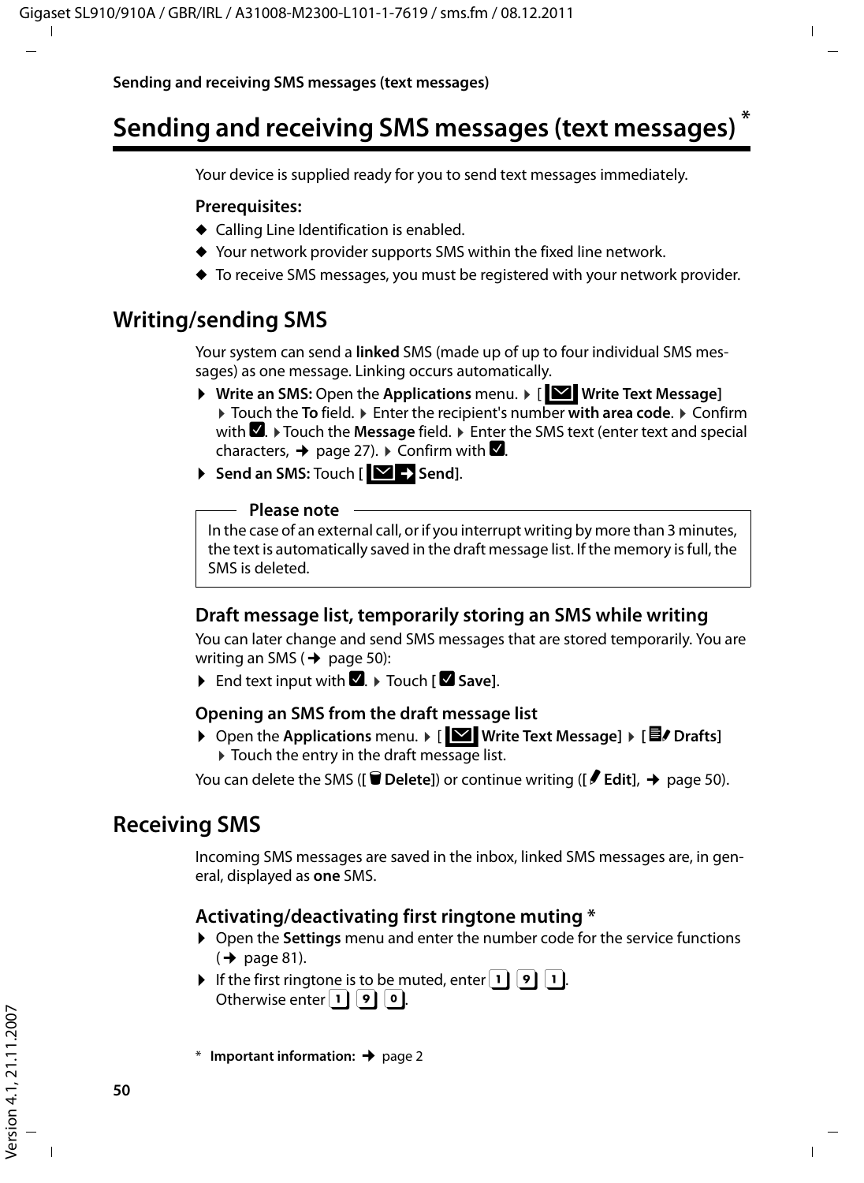# Sending and receiving SMS messages (text messages) *

Your device is supplied ready for you to send text messages immediately.

**Prerequisites:**

- ◆ Calling Line Identification is enabled.
- ◆ Your network provider supports SMS within the fixed line network.
- ◆ To receive SMS messages, you must be registered with your network provider.

## Writing/sending SMS

Your system can send a **linked** SMS (made up of up to four individual SMS messages) as one message. Linking occurs automatically.

- ▶ **Write an SMS:** Open the **Applications** menu. ▶ [ **Write Text Message**] ▶ Touch the **To** field. ▶ Enter the recipient's number **with area code**. ▶ Confirm with ☑. ▶ Touch the **Message** field. ▶ Enter the SMS text (enter text and special characters, → page 27). ▶ Confirm with ☑.
- ▶ **Send an SMS:** Touch [ **Send**].

**Please note**

In the case of an external call, or if you interrupt writing by more than 3 minutes, the text is automatically saved in the draft message list. If the memory is full, the SMS is deleted.

### Draft message list, temporarily storing an SMS while writing

You can later change and send SMS messages that are stored temporarily. You are writing an SMS (→ page 50):

- ▶ End text input with ☑. ▶ Touch [☑ **Save**].

#### Opening an SMS from the draft message list

- ▶ Open the **Applications** menu. ▶ [ **Write Text Message**] ▶ [ **Drafts**] ▶ Touch the entry in the draft message list.

You can delete the SMS ([ **Delete**]) or continue writing ([ **Edit**], → page 50).

## Receiving SMS

Incoming SMS messages are saved in the inbox, linked SMS messages are, in general, displayed as **one** SMS.

### Activating/deactivating first ringtone muting *

- ▶ Open the **Settings** menu and enter the number code for the service functions (→ page 81).
- ▶ If the first ringtone is to be muted, enter 1 9 1.
  Otherwise enter 1 9 0.

\* **Important information:** → page 2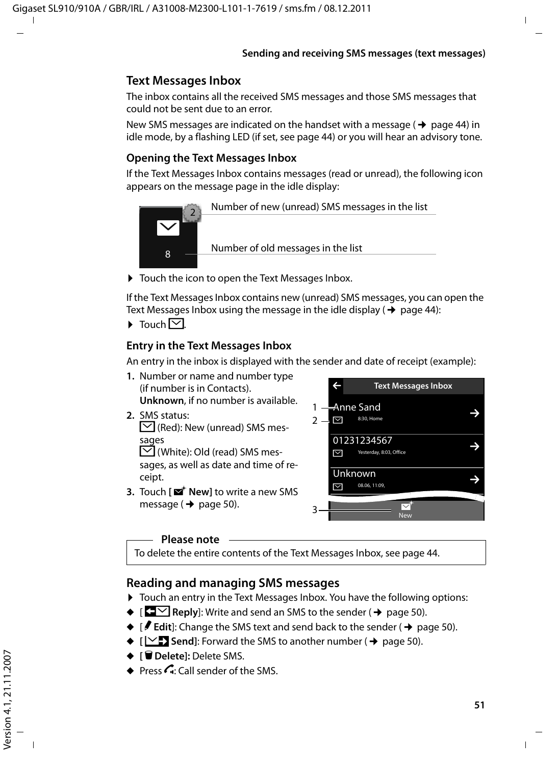## Text Messages Inbox

The inbox contains all the received SMS messages and those SMS messages that could not be sent due to an error.

New SMS messages are indicated on the handset with a message (→ page 44) in idle mode, by a flashing LED (if set, see page 44) or you will hear an advisory tone.

### Opening the Text Messages Inbox

If the Text Messages Inbox contains messages (read or unread), the following icon appears on the message page in the idle display:

2 — Number of new (unread) SMS messages in the list

8 — Number of old messages in the list

▶ Touch the icon to open the Text Messages Inbox.

If the Text Messages Inbox contains new (unread) SMS messages, you can open the Text Messages Inbox using the message in the idle display (→ page 44):

▶ Touch ✉.

### Entry in the Text Messages Inbox

An entry in the inbox is displayed with the sender and date of receipt (example):

1. Number or name and number type (if number is in Contacts).
   **Unknown**, if no number is available.
2. SMS status:
   ✉ (Red): New (unread) SMS messages
   ✉ (White): Old (read) SMS messages, as well as date and time of receipt.
3. Touch **[ ✉ New]** to write a new SMS message (→ page 50).

Text Messages Inbox
1 Anne Sand
2 ✉ 8:30, Home
01231234567
✉ Yesterday, 8:03, Office
Unknown
✉ 08.06, 11:09,
3 New

**Please note**

To delete the entire contents of the Text Messages Inbox, see page 44.

## Reading and managing SMS messages

▶ Touch an entry in the Text Messages Inbox. You have the following options:

- [ **Reply**]: Write and send an SMS to the sender (→ page 50).
- [ **Edit**]: Change the SMS text and send back to the sender (→ page 50).
- **[ Send]**: Forward the SMS to another number (→ page 50).
- **[ Delete]:** Delete SMS.
- Press : Call sender of the SMS.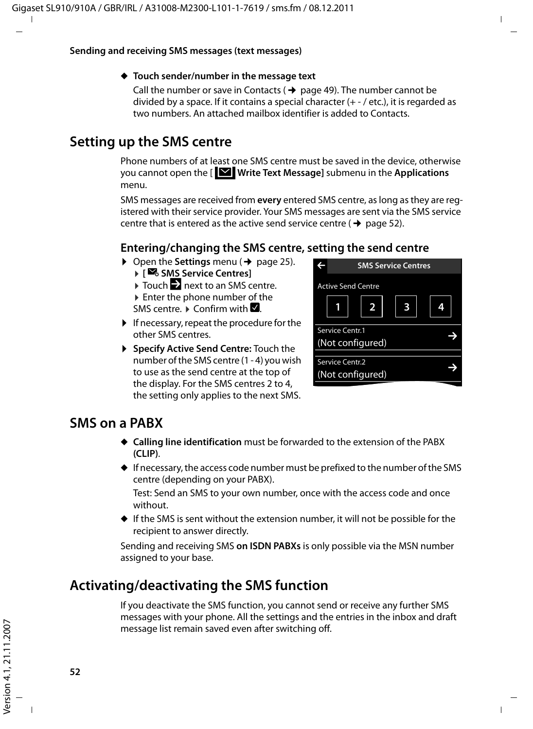- **Touch sender/number in the message text**

  Call the number or save in Contacts (→ page 49). The number cannot be divided by a space. If it contains a special character (+ - / etc.), it is regarded as two numbers. An attached mailbox identifier is added to Contacts.

## Setting up the SMS centre

Phone numbers of at least one SMS centre must be saved in the device, otherwise you cannot open the [ **Write Text Message**] submenu in the **Applications** menu.

SMS messages are received from **every** entered SMS centre, as long as they are registered with their service provider. Your SMS messages are sent via the SMS service centre that is entered as the active send service centre (→ page 52).

### Entering/changing the SMS centre, setting the send centre

- Open the **Settings** menu (→ page 25). ▸ [ **SMS Service Centres**] ▸ Touch → next to an SMS centre. ▸ Enter the phone number of the SMS centre. ▸ Confirm with ☑.
- If necessary, repeat the procedure for the other SMS centres.
- **Specify Active Send Centre:** Touch the number of the SMS centre (1 - 4) you wish to use as the send centre at the top of the display. For the SMS centres 2 to 4, the setting only applies to the next SMS.

SMS Service Centres

Active Send Centre

1 2 3 4

Service Centr.1
(Not configured)

Service Centr.2
(Not configured)

## SMS on a PABX

- **Calling line identification** must be forwarded to the extension of the PABX (**CLIP**).
- If necessary, the access code number must be prefixed to the number of the SMS centre (depending on your PABX).

  Test: Send an SMS to your own number, once with the access code and once without.
- If the SMS is sent without the extension number, it will not be possible for the recipient to answer directly.

Sending and receiving SMS **on ISDN PABXs** is only possible via the MSN number assigned to your base.

## Activating/deactivating the SMS function

If you deactivate the SMS function, you cannot send or receive any further SMS messages with your phone. All the settings and the entries in the inbox and draft message list remain saved even after switching off.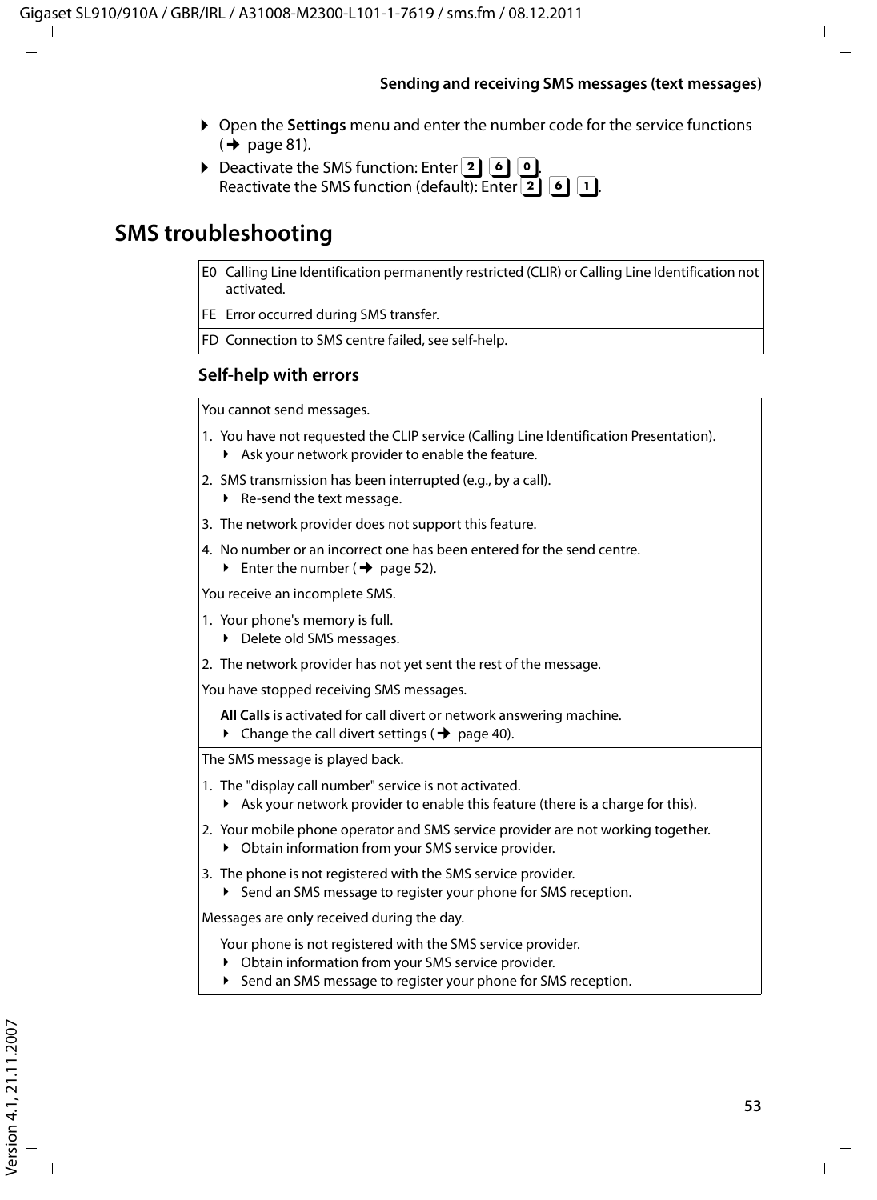▶ Open the **Settings** menu and enter the number code for the service functions (→ page 81).

▶ Deactivate the SMS function: Enter 2 6 0.
Reactivate the SMS function (default): Enter 2 6 1.

# SMS troubleshooting

| | |
|---|---|
| E0 | Calling Line Identification permanently restricted (CLIR) or Calling Line Identification not activated. |
| FE | Error occurred during SMS transfer. |
| FD | Connection to SMS centre failed, see self-help. |

## Self-help with errors

**You cannot send messages.**

1. You have not requested the CLIP service (Calling Line Identification Presentation).
   ▶ Ask your network provider to enable the feature.
2. SMS transmission has been interrupted (e.g., by a call).
   ▶ Re-send the text message.
3. The network provider does not support this feature.
4. No number or an incorrect one has been entered for the send centre.
   ▶ Enter the number (→ page 52).

**You receive an incomplete SMS.**

1. Your phone's memory is full.
   ▶ Delete old SMS messages.
2. The network provider has not yet sent the rest of the message.

**You have stopped receiving SMS messages.**

**All Calls** is activated for call divert or network answering machine.
▶ Change the call divert settings (→ page 40).

**The SMS message is played back.**

1. The "display call number" service is not activated.
   ▶ Ask your network provider to enable this feature (there is a charge for this).
2. Your mobile phone operator and SMS service provider are not working together.
   ▶ Obtain information from your SMS service provider.
3. The phone is not registered with the SMS service provider.
   ▶ Send an SMS message to register your phone for SMS reception.

**Messages are only received during the day.**

Your phone is not registered with the SMS service provider.
▶ Obtain information from your SMS service provider.
▶ Send an SMS message to register your phone for SMS reception.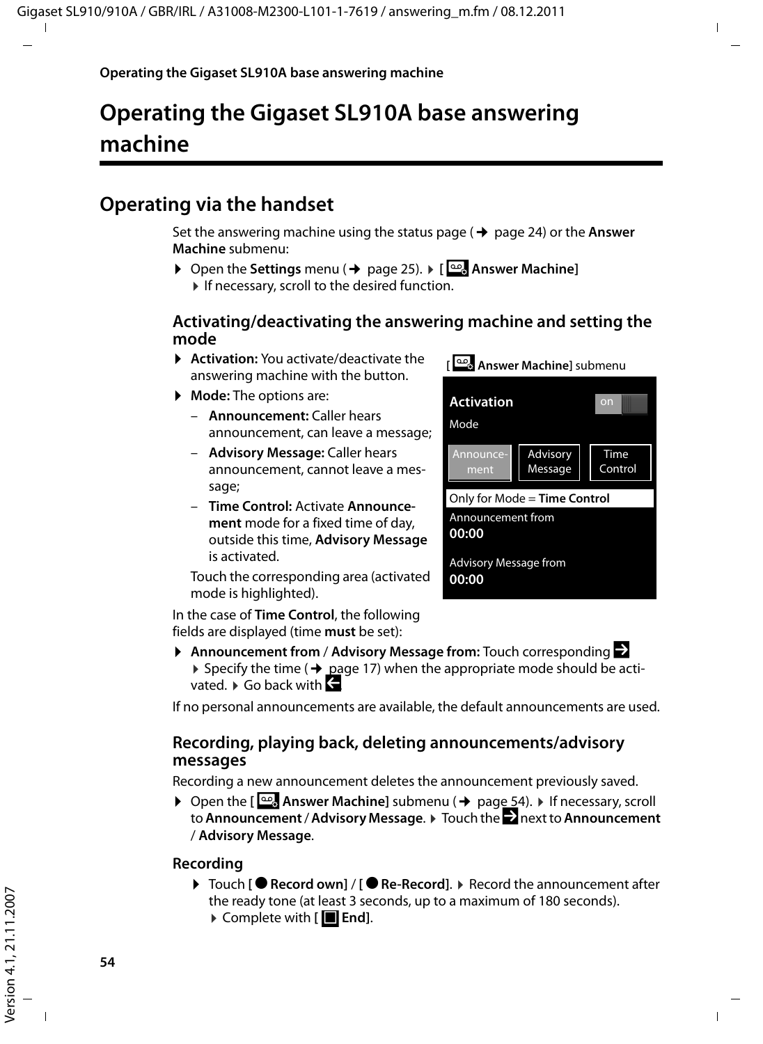# Operating the Gigaset SL910A base answering machine

## Operating via the handset

Set the answering machine using the status page (→ page 24) or the **Answer Machine** submenu:

▶ Open the **Settings** menu (→ page 25). ▶ **[ Answer Machine]** ▶ If necessary, scroll to the desired function.

### Activating/deactivating the answering machine and setting the mode

▶ **Activation:** You activate/deactivate the answering machine with the button.

▶ **Mode:** The options are:

– **Announcement:** Caller hears announcement, can leave a message;

– **Advisory Message:** Caller hears announcement, cannot leave a message;

– **Time Control:** Activate **Announcement** mode for a fixed time of day, outside this time, **Advisory Message** is activated.

Touch the corresponding area (activated mode is highlighted).

[ **Answer Machine**] submenu

Activation — on

Mode

Announcement | Advisory Message | Time Control

Only for Mode = **Time Control**

Announcement from
**00:00**

Advisory Message from
**00:00**

In the case of **Time Control**, the following fields are displayed (time **must** be set):

▶ **Announcement from** / **Advisory Message from:** Touch corresponding → ▶ Specify the time (→ page 17) when the appropriate mode should be activated. ▶ Go back with ←

If no personal announcements are available, the default announcements are used.

### Recording, playing back, deleting announcements/advisory messages

Recording a new announcement deletes the announcement previously saved.

▶ Open the **[ Answer Machine]** submenu (→ page 54). ▶ If necessary, scroll to **Announcement** / **Advisory Message**. ▶ Touch the → next to **Announcement** / **Advisory Message**.

#### Recording

▶ Touch **[● Record own]** / **[● Re-Record]**. ▶ Record the announcement after the ready tone (at least 3 seconds, up to a maximum of 180 seconds). ▶ Complete with **[■ End]**.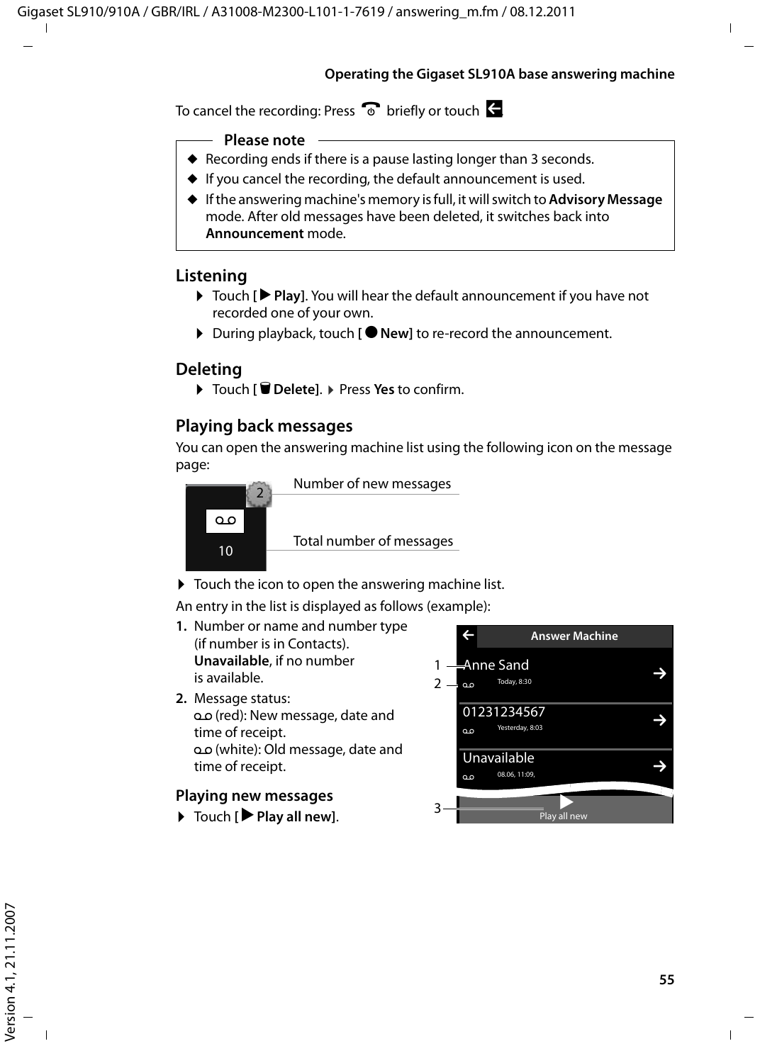To cancel the recording: Press briefly or touch .

**Please note**

- Recording ends if there is a pause lasting longer than 3 seconds.
- If you cancel the recording, the default announcement is used.
- If the answering machine's memory is full, it will switch to **Advisory Message** mode. After old messages have been deleted, it switches back into **Announcement** mode.

## Listening

- Touch [ **Play**]. You will hear the default announcement if you have not recorded one of your own.
- During playback, touch [ **New**] to re-record the announcement.

## Deleting

- Touch [ **Delete**]. Press **Yes** to confirm.

## Playing back messages

You can open the answering machine list using the following icon on the message page:

Number of new messages

Total number of messages

- Touch the icon to open the answering machine list.

An entry in the list is displayed as follows (example):

1. Number or name and number type (if number is in Contacts). **Unavailable**, if no number is available.
2. Message status:
   (red): New message, date and time of receipt.
   (white): Old message, date and time of receipt.

Answer Machine

Anne Sand
Today, 8:30

01231234567
Yesterday, 8:03

Unavailable
08.06, 11:09,

Play all new

### Playing new messages

- Touch [ **Play all new**].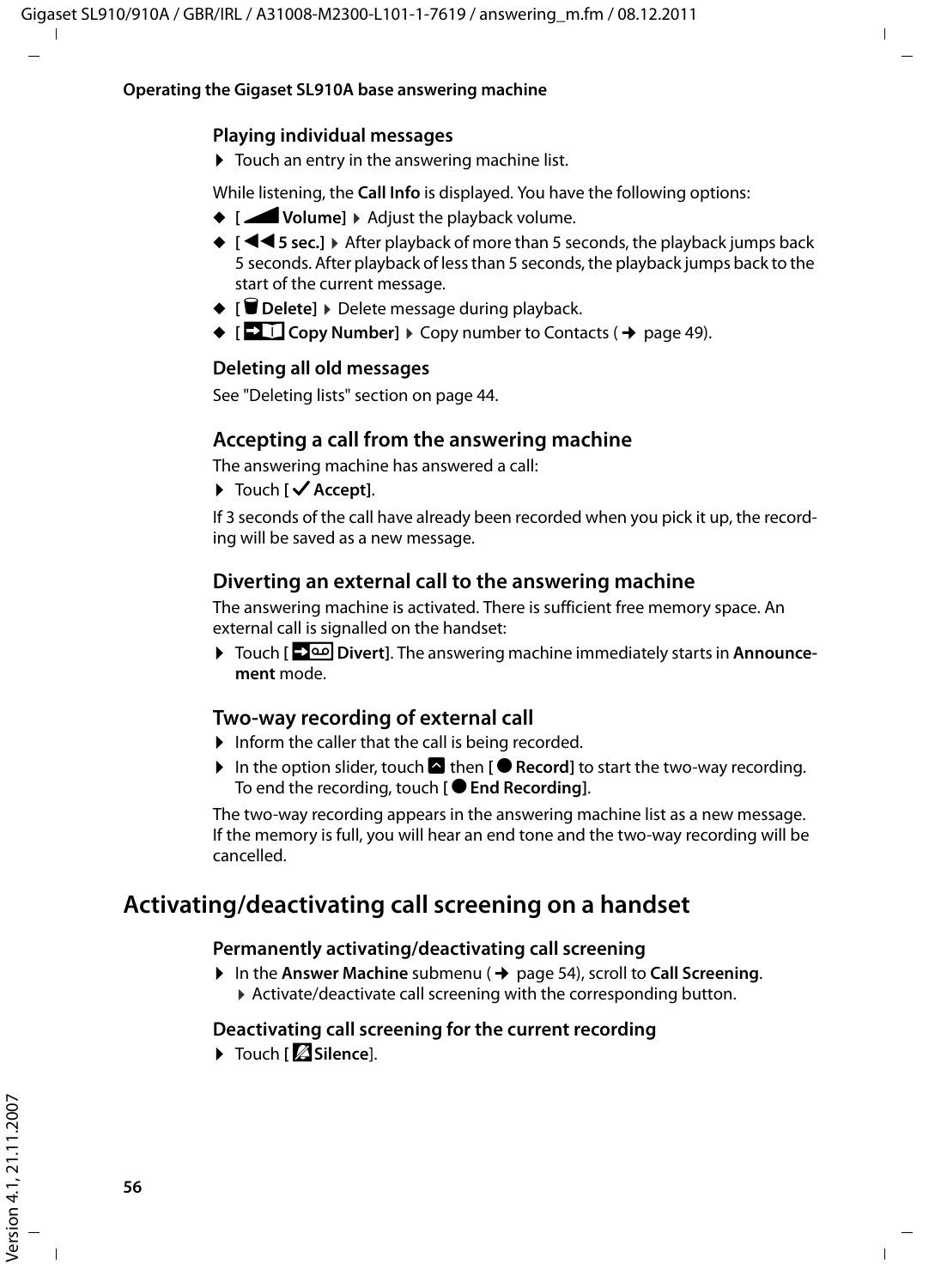### Playing individual messages

▶ Touch an entry in the answering machine list.

While listening, the **Call Info** is displayed. You have the following options:

- **[ Volume]** ▸ Adjust the playback volume.
- **[◀◀ 5 sec.]** ▸ After playback of more than 5 seconds, the playback jumps back 5 seconds. After playback of less than 5 seconds, the playback jumps back to the start of the current message.
- **[ Delete]** ▸ Delete message during playback.
- **[ Copy Number]** ▸ Copy number to Contacts (→ page 49).

### Deleting all old messages

See "Deleting lists" section on page 44.

## Accepting a call from the answering machine

The answering machine has answered a call:

▶ Touch **[✓ Accept]**.

If 3 seconds of the call have already been recorded when you pick it up, the recording will be saved as a new message.

## Diverting an external call to the answering machine

The answering machine is activated. There is sufficient free memory space. An external call is signalled on the handset:

▶ Touch **[ Divert]**. The answering machine immediately starts in **Announcement** mode.

## Two-way recording of external call

▶ Inform the caller that the call is being recorded.

▶ In the option slider, touch then **[● Record]** to start the two-way recording. To end the recording, touch **[● End Recording]**.

The two-way recording appears in the answering machine list as a new message. If the memory is full, you will hear an end tone and the two-way recording will be cancelled.

# Activating/deactivating call screening on a handset

### Permanently activating/deactivating call screening

▶ In the **Answer Machine** submenu (→ page 54), scroll to **Call Screening**. ▸ Activate/deactivate call screening with the corresponding button.

### Deactivating call screening for the current recording

▶ Touch **[ Silence]**.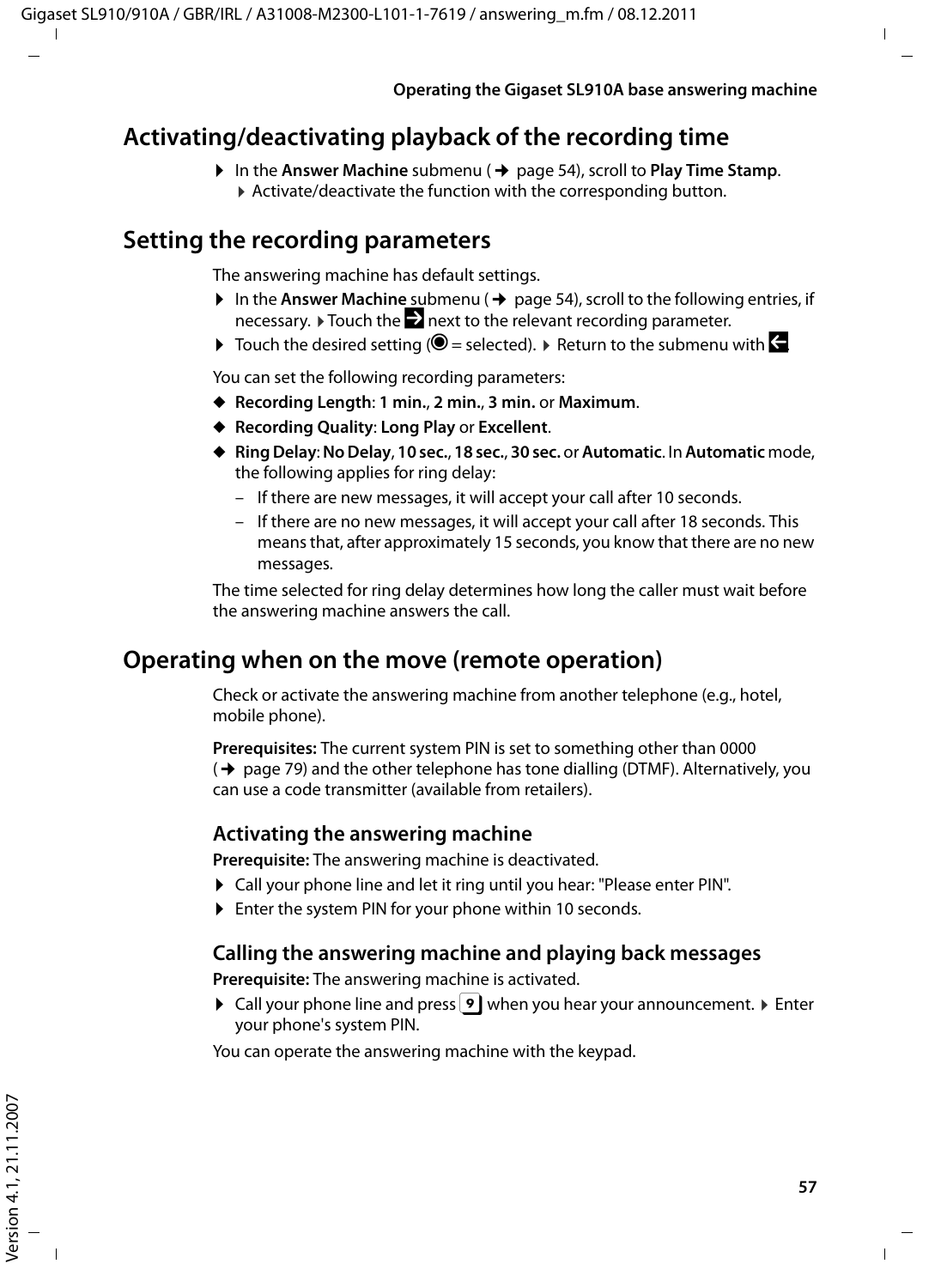# Activating/deactivating playback of the recording time

▶ In the **Answer Machine** submenu (→ page 54), scroll to **Play Time Stamp**. ▶ Activate/deactivate the function with the corresponding button.

# Setting the recording parameters

The answering machine has default settings.

▶ In the **Answer Machine** submenu (→ page 54), scroll to the following entries, if necessary. ▶ Touch the → next to the relevant recording parameter.

▶ Touch the desired setting (◉ = selected). ▶ Return to the submenu with ←.

You can set the following recording parameters:

- **Recording Length**: **1 min.**, **2 min.**, **3 min.** or **Maximum**.
- **Recording Quality**: **Long Play** or **Excellent**.
- **Ring Delay**: **No Delay**, **10 sec.**, **18 sec.**, **30 sec.** or **Automatic**. In **Automatic** mode, the following applies for ring delay:
  - If there are new messages, it will accept your call after 10 seconds.
  - If there are no new messages, it will accept your call after 18 seconds. This means that, after approximately 15 seconds, you know that there are no new messages.

The time selected for ring delay determines how long the caller must wait before the answering machine answers the call.

# Operating when on the move (remote operation)

Check or activate the answering machine from another telephone (e.g., hotel, mobile phone).

**Prerequisites:** The current system PIN is set to something other than 0000 (→ page 79) and the other telephone has tone dialling (DTMF). Alternatively, you can use a code transmitter (available from retailers).

## Activating the answering machine

**Prerequisite:** The answering machine is deactivated.

▶ Call your phone line and let it ring until you hear: "Please enter PIN".

▶ Enter the system PIN for your phone within 10 seconds.

## Calling the answering machine and playing back messages

**Prerequisite:** The answering machine is activated.

▶ Call your phone line and press 9 when you hear your announcement. ▶ Enter your phone's system PIN.

You can operate the answering machine with the keypad.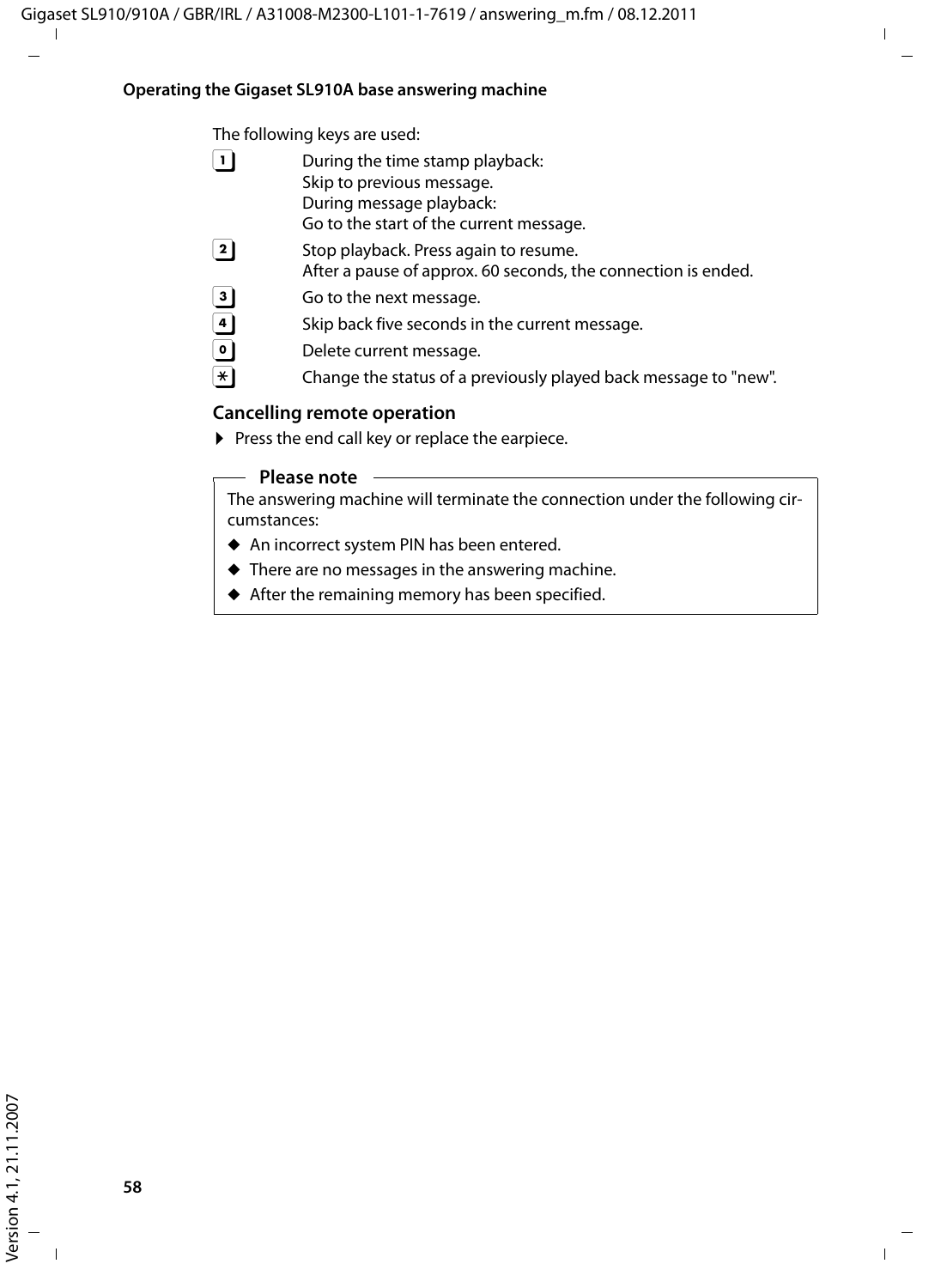The following keys are used:

| | |
|---|---|
| 1 | During the time stamp playback: Skip to previous message. During message playback: Go to the start of the current message. |
| 2 | Stop playback. Press again to resume. After a pause of approx. 60 seconds, the connection is ended. |
| 3 | Go to the next message. |
| 4 | Skip back five seconds in the current message. |
| 0 | Delete current message. |
| * | Change the status of a previously played back message to "new". |

### Cancelling remote operation

▶ Press the end call key or replace the earpiece.

**Please note**

The answering machine will terminate the connection under the following circumstances:

- An incorrect system PIN has been entered.
- There are no messages in the answering machine.
- After the remaining memory has been specified.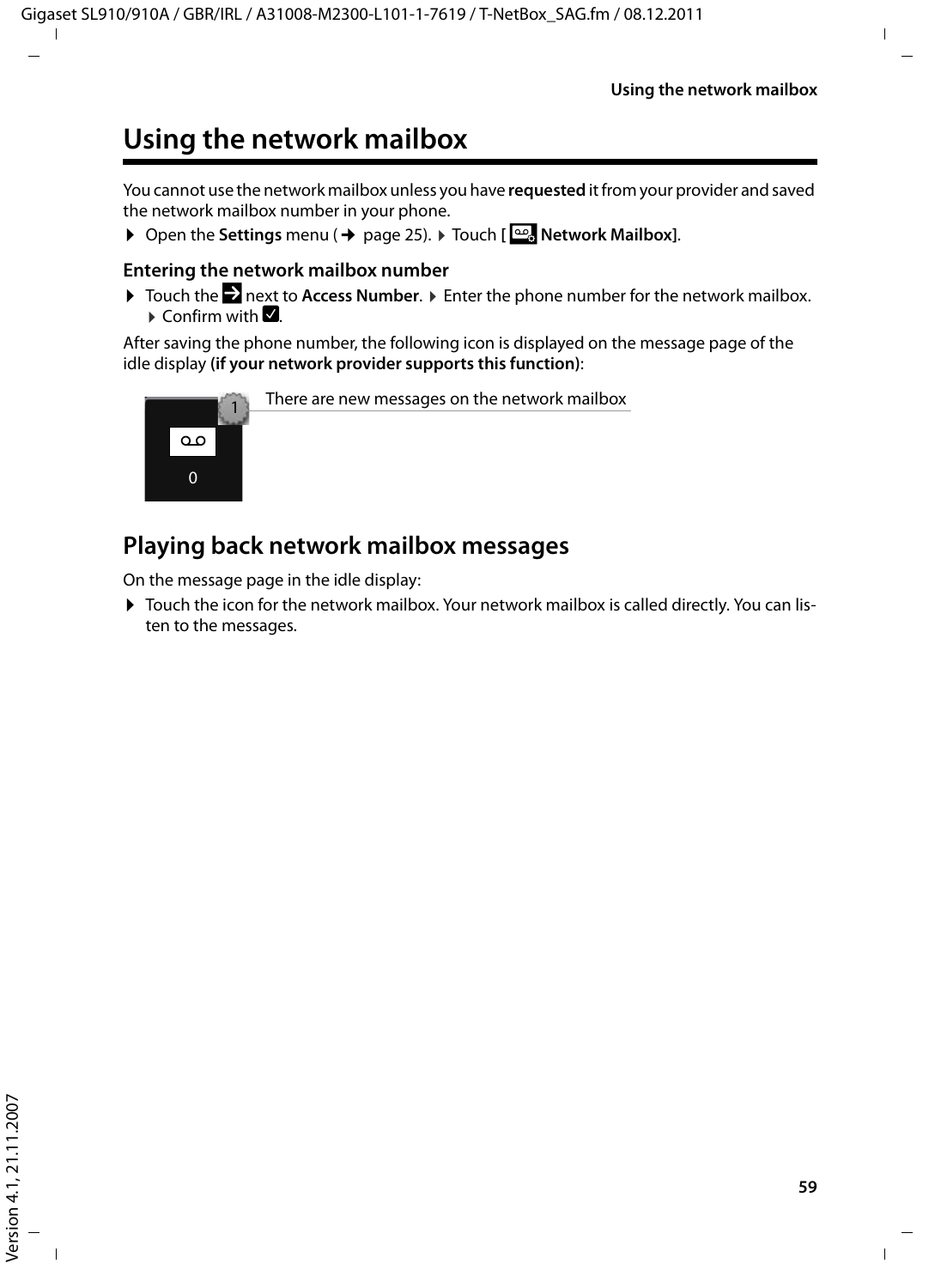# Using the network mailbox

You cannot use the network mailbox unless you have **requested** it from your provider and saved the network mailbox number in your phone.

▸ Open the **Settings** menu (→ page 25). ▸ Touch **[ Network Mailbox]**.

### Entering the network mailbox number

▸ Touch the → next to **Access Number**. ▸ Enter the phone number for the network mailbox. ▸ Confirm with ☑.

After saving the phone number, the following icon is displayed on the message page of the idle display **(if your network provider supports this function)**:

There are new messages on the network mailbox

## Playing back network mailbox messages

On the message page in the idle display:

▸ Touch the icon for the network mailbox. Your network mailbox is called directly. You can listen to the messages.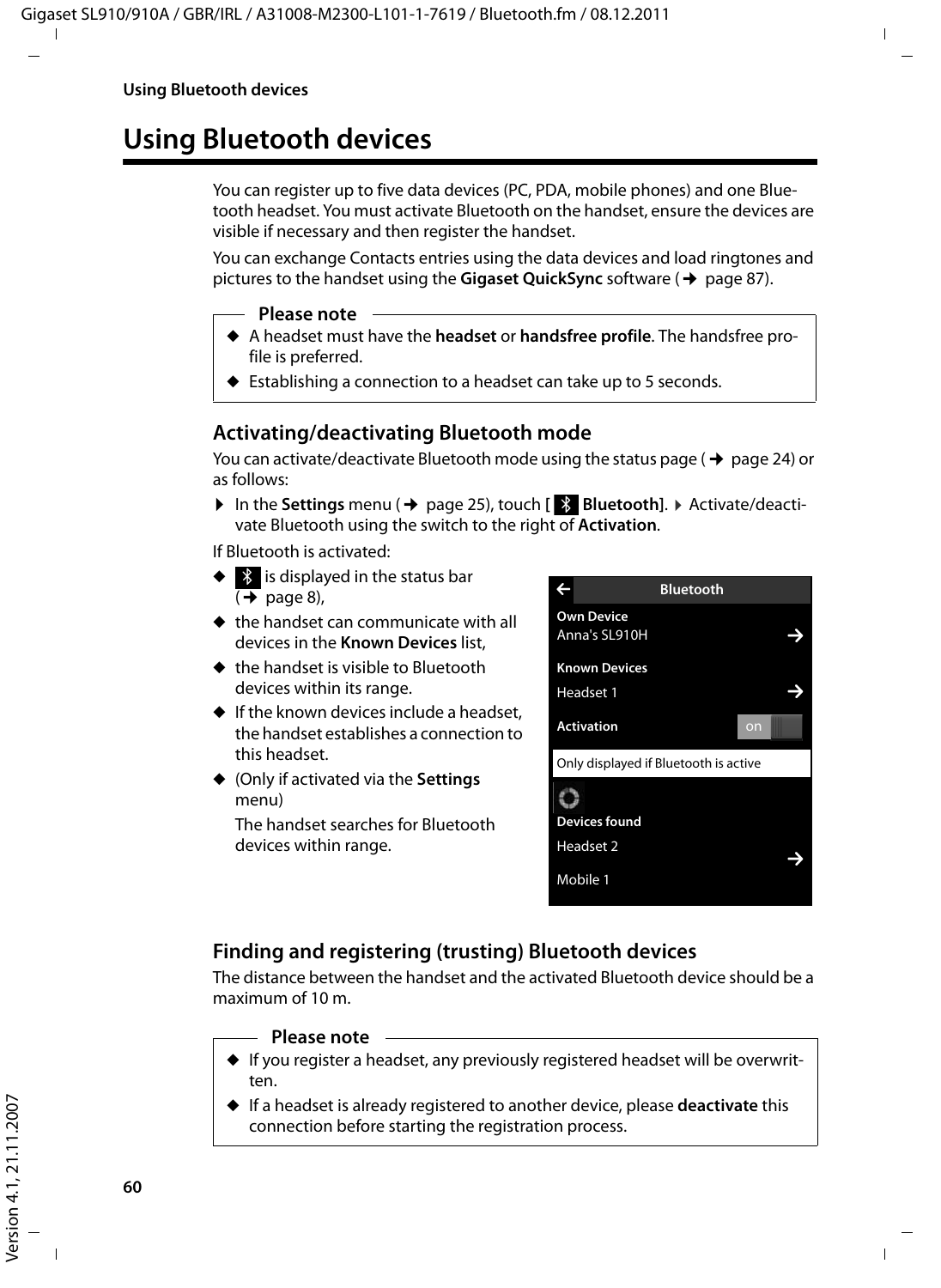# Using Bluetooth devices

You can register up to five data devices (PC, PDA, mobile phones) and one Bluetooth headset. You must activate Bluetooth on the handset, ensure the devices are visible if necessary and then register the handset.

You can exchange Contacts entries using the data devices and load ringtones and pictures to the handset using the **Gigaset QuickSync** software (→ page 87).

**Please note**

- A headset must have the **headset** or **handsfree profile**. The handsfree profile is preferred.
- Establishing a connection to a headset can take up to 5 seconds.

## Activating/deactivating Bluetooth mode

You can activate/deactivate Bluetooth mode using the status page (→ page 24) or as follows:

▶ In the **Settings** menu (→ page 25), touch [ **Bluetooth**]. ▶ Activate/deactivate Bluetooth using the switch to the right of **Activation**.

If Bluetooth is activated:

- is displayed in the status bar (→ page 8),
- the handset can communicate with all devices in the **Known Devices** list,
- the handset is visible to Bluetooth devices within its range.
- If the known devices include a headset, the handset establishes a connection to this headset.
- (Only if activated via the **Settings** menu)

  The handset searches for Bluetooth devices within range.

Bluetooth

**Own Device**
Anna's SL910H

**Known Devices**
Headset 1

**Activation** on

Only displayed if Bluetooth is active

**Devices found**
Headset 2
Mobile 1

## Finding and registering (trusting) Bluetooth devices

The distance between the handset and the activated Bluetooth device should be a maximum of 10 m.

**Please note**

- If you register a headset, any previously registered headset will be overwritten.
- If a headset is already registered to another device, please **deactivate** this connection before starting the registration process.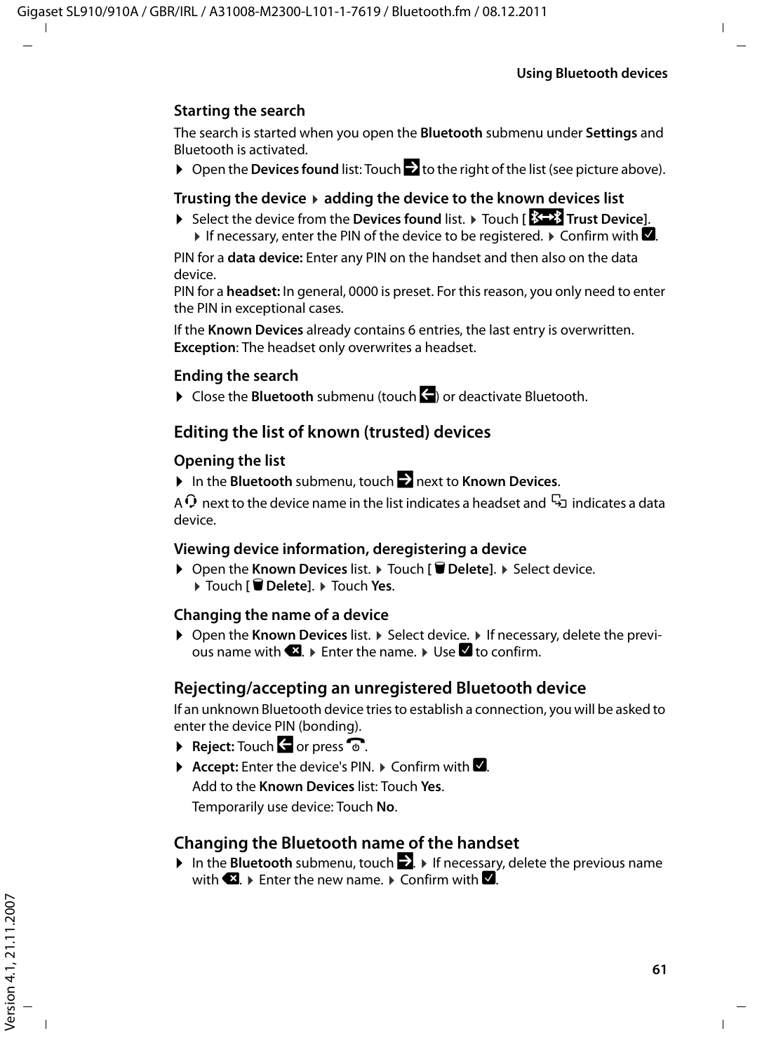### Starting the search

The search is started when you open the **Bluetooth** submenu under **Settings** and Bluetooth is activated.

▶ Open the **Devices found** list: Touch → to the right of the list (see picture above).

### Trusting the device ▶ adding the device to the known devices list

▶ Select the device from the **Devices found** list. ▶ Touch [ **Trust Device**]. ▶ If necessary, enter the PIN of the device to be registered. ▶ Confirm with ☑.

PIN for a **data device:** Enter any PIN on the handset and then also on the data device.
PIN for a **headset:** In general, 0000 is preset. For this reason, you only need to enter the PIN in exceptional cases.

If the **Known Devices** already contains 6 entries, the last entry is overwritten.
**Exception**: The headset only overwrites a headset.

### Ending the search

▶ Close the **Bluetooth** submenu (touch ←) or deactivate Bluetooth.

## Editing the list of known (trusted) devices

### Opening the list

▶ In the **Bluetooth** submenu, touch → next to **Known Devices**.

A headset icon next to the device name in the list indicates a headset and a data device icon indicates a data device.

### Viewing device information, deregistering a device

▶ Open the **Known Devices** list. ▶ Touch [ **Delete**]. ▶ Select device. ▶ Touch [ **Delete**]. ▶ Touch **Yes**.

### Changing the name of a device

▶ Open the **Known Devices** list. ▶ Select device. ▶ If necessary, delete the previous name with ⌫. ▶ Enter the name. ▶ Use ☑ to confirm.

## Rejecting/accepting an unregistered Bluetooth device

If an unknown Bluetooth device tries to establish a connection, you will be asked to enter the device PIN (bonding).

▶ **Reject:** Touch ← or press the end call key.

▶ **Accept:** Enter the device's PIN. ▶ Confirm with ☑.
Add to the **Known Devices** list: Touch **Yes**.
Temporarily use device: Touch **No**.

## Changing the Bluetooth name of the handset

▶ In the **Bluetooth** submenu, touch →. ▶ If necessary, delete the previous name with ⌫. ▶ Enter the new name. ▶ Confirm with ☑.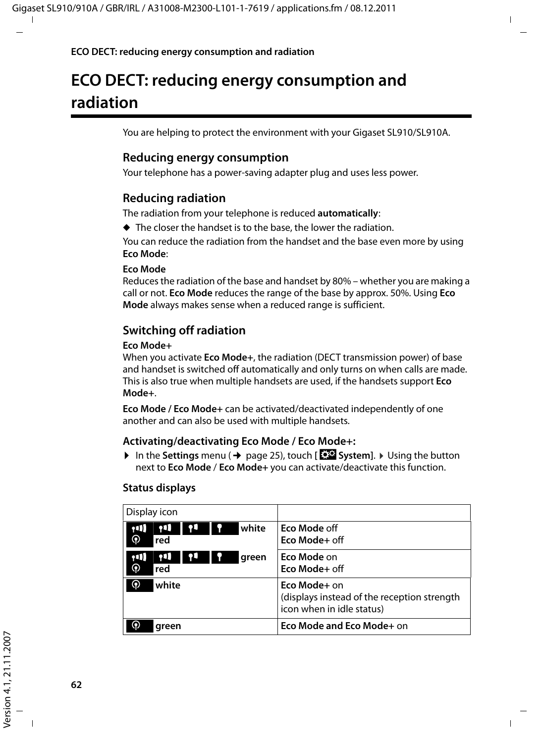# ECO DECT: reducing energy consumption and radiation

You are helping to protect the environment with your Gigaset SL910/SL910A.

## Reducing energy consumption

Your telephone has a power-saving adapter plug and uses less power.

## Reducing radiation

The radiation from your telephone is reduced **automatically**:

- The closer the handset is to the base, the lower the radiation.

You can reduce the radiation from the handset and the base even more by using **Eco Mode**:

**Eco Mode**
Reduces the radiation of the base and handset by 80% – whether you are making a call or not. **Eco Mode** reduces the range of the base by approx. 50%. Using **Eco Mode** always makes sense when a reduced range is sufficient.

## Switching off radiation

**Eco Mode+**
When you activate **Eco Mode+**, the radiation (DECT transmission power) of base and handset is switched off automatically and only turns on when calls are made. This is also true when multiple handsets are used, if the handsets support **Eco Mode+**.

**Eco Mode / Eco Mode+** can be activated/deactivated independently of one another and can also be used with multiple handsets.

### Activating/deactivating Eco Mode / Eco Mode+:

▸ In the **Settings** menu (→ page 25), touch [ **System**]. ▸ Using the button next to **Eco Mode** / **Eco Mode+** you can activate/deactivate this function.

### Status displays

| Display icon | |
|---|---|
| white<br>red | **Eco Mode** off<br>**Eco Mode+** off |
| green<br>red | **Eco Mode** on<br>**Eco Mode+** off |
| white | **Eco Mode+** on<br>(displays instead of the reception strength icon when in idle status) |
| green | **Eco Mode and Eco Mode+** on |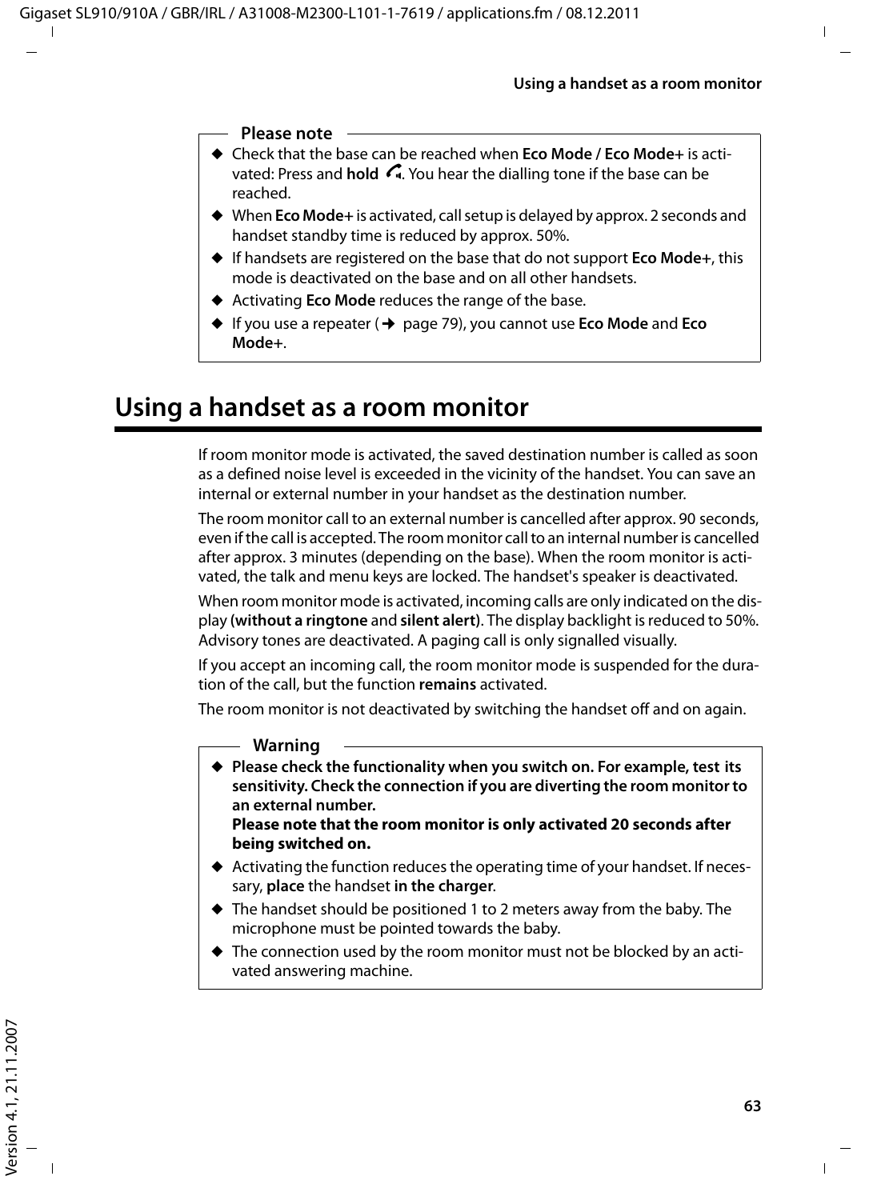**Please note**

- Check that the base can be reached when **Eco Mode / Eco Mode+** is activated: Press and **hold** the talk key. You hear the dialling tone if the base can be reached.
- When **Eco Mode+** is activated, call setup is delayed by approx. 2 seconds and handset standby time is reduced by approx. 50%.
- If handsets are registered on the base that do not support **Eco Mode+**, this mode is deactivated on the base and on all other handsets.
- Activating **Eco Mode** reduces the range of the base.
- If you use a repeater (→ page 79), you cannot use **Eco Mode** and **Eco Mode+**.

# Using a handset as a room monitor

If room monitor mode is activated, the saved destination number is called as soon as a defined noise level is exceeded in the vicinity of the handset. You can save an internal or external number in your handset as the destination number.

The room monitor call to an external number is cancelled after approx. 90 seconds, even if the call is accepted. The room monitor call to an internal number is cancelled after approx. 3 minutes (depending on the base). When the room monitor is activated, the talk and menu keys are locked. The handset's speaker is deactivated.

When room monitor mode is activated, incoming calls are only indicated on the display **(without a ringtone** and **silent alert**). The display backlight is reduced to 50%. Advisory tones are deactivated. A paging call is only signalled visually.

If you accept an incoming call, the room monitor mode is suspended for the duration of the call, but the function **remains** activated.

The room monitor is not deactivated by switching the handset off and on again.

**Warning**

- **Please check the functionality when you switch on. For example, test its sensitivity. Check the connection if you are diverting the room monitor to an external number.**
  **Please note that the room monitor is only activated 20 seconds after being switched on.**
- Activating the function reduces the operating time of your handset. If necessary, **place** the handset **in the charger**.
- The handset should be positioned 1 to 2 meters away from the baby. The microphone must be pointed towards the baby.
- The connection used by the room monitor must not be blocked by an activated answering machine.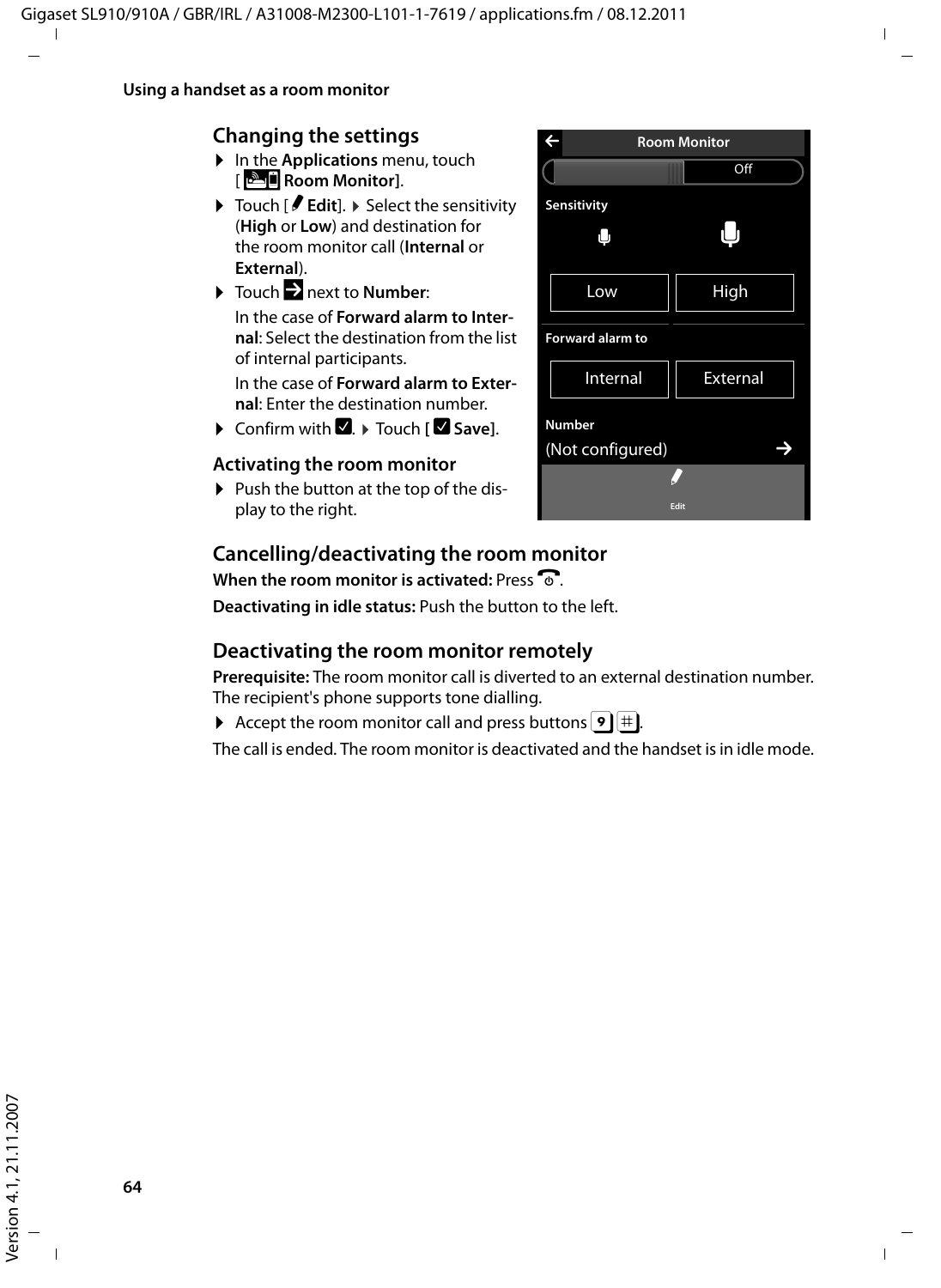## Changing the settings

- In the **Applications** menu, touch [ **Room Monitor**].
- Touch [ **Edit**]. ▸ Select the sensitivity (**High** or **Low**) and destination for the room monitor call (**Internal** or **External**).
- Touch next to **Number**:

  In the case of **Forward alarm to Internal**: Select the destination from the list of internal participants.

  In the case of **Forward alarm to External**: Enter the destination number.
- Confirm with . ▸ Touch [ **Save**].

### Activating the room monitor

- Push the button at the top of the display to the right.

Room Monitor

Off

Sensitivity

Low | High

Forward alarm to

Internal | External

Number

(Not configured)

Edit

## Cancelling/deactivating the room monitor

**When the room monitor is activated:** Press .

**Deactivating in idle status:** Push the button to the left.

## Deactivating the room monitor remotely

**Prerequisite:** The room monitor call is diverted to an external destination number. The recipient's phone supports tone dialling.

- Accept the room monitor call and press buttons 9 #.

The call is ended. The room monitor is deactivated and the handset is in idle mode.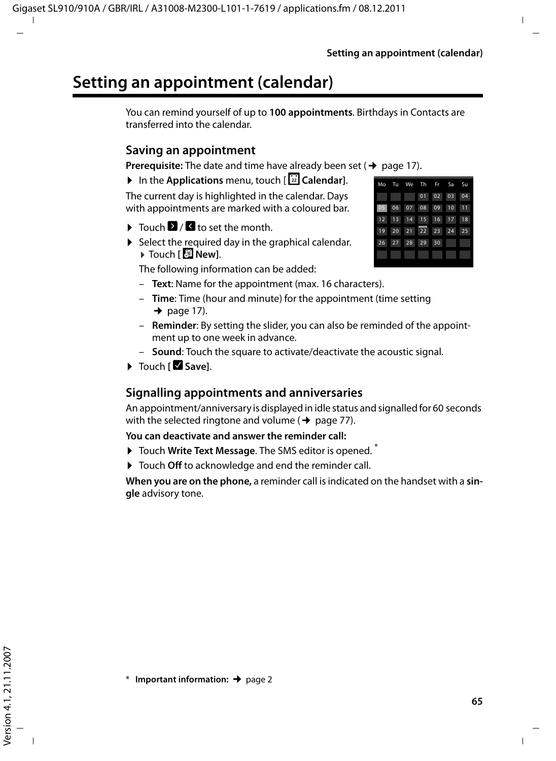# Setting an appointment (calendar)

You can remind yourself of up to **100 appointments**. Birthdays in Contacts are transferred into the calendar.

## Saving an appointment

**Prerequisite:** The date and time have already been set (➔ page 17).

▶ In the **Applications** menu, touch [ **Calendar**].

The current day is highlighted in the calendar. Days with appointments are marked with a coloured bar.

| Mo | Tu | We | Th | Fr | Sa | Su |
|---|---|---|---|---|---|---|
| | | | 01 | 02 | 03 | 04 |
| 05 | 06 | 07 | 08 | 09 | 10 | 11 |
| 12 | 13 | 14 | 15 | 16 | 17 | 18 |
| 19 | 20 | 21 | 22 | 23 | 24 | 25 |
| 26 | 27 | 28 | 29 | 30 | | |
| | | | | | | |

▶ Touch  /  to set the month.

▶ Select the required day in the graphical calendar. ▶ Touch [ **New**].

The following information can be added:

- **Text**: Name for the appointment (max. 16 characters).
- **Time**: Time (hour and minute) for the appointment (time setting ➔ page 17).
- **Reminder**: By setting the slider, you can also be reminded of the appointment up to one week in advance.
- **Sound**: Touch the square to activate/deactivate the acoustic signal.

▶ Touch [ **Save**].

## Signalling appointments and anniversaries

An appointment/anniversary is displayed in idle status and signalled for 60 seconds with the selected ringtone and volume (➔ page 77).

**You can deactivate and answer the reminder call:**

▶ Touch **Write Text Message**. The SMS editor is opened. *

▶ Touch **Off** to acknowledge and end the reminder call.

**When you are on the phone,** a reminder call is indicated on the handset with a **single** advisory tone.

\* **Important information:** ➔ page 2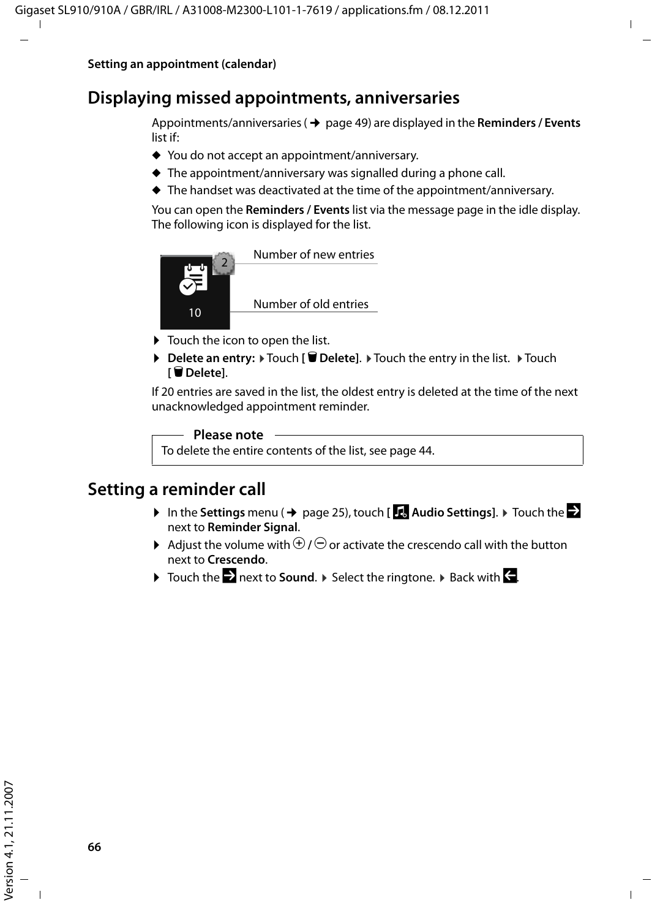## Displaying missed appointments, anniversaries

Appointments/anniversaries (→ page 49) are displayed in the **Reminders / Events** list if:

- You do not accept an appointment/anniversary.
- The appointment/anniversary was signalled during a phone call.
- The handset was deactivated at the time of the appointment/anniversary.

You can open the **Reminders / Events** list via the message page in the idle display. The following icon is displayed for the list.

2 — Number of new entries

10 — Number of old entries

- Touch the icon to open the list.
- **Delete an entry:** ▸ Touch [ **Delete**]. ▸ Touch the entry in the list. ▸ Touch [ **Delete**].

If 20 entries are saved in the list, the oldest entry is deleted at the time of the next unacknowledged appointment reminder.

**Please note**

To delete the entire contents of the list, see page 44.

## Setting a reminder call

- In the **Settings** menu (→ page 25), touch [ **Audio Settings**]. ▸ Touch the → next to **Reminder Signal**.
- Adjust the volume with ⊕ / ⊖ or activate the crescendo call with the button next to **Crescendo**.
- Touch the → next to **Sound**. ▸ Select the ringtone. ▸ Back with ←.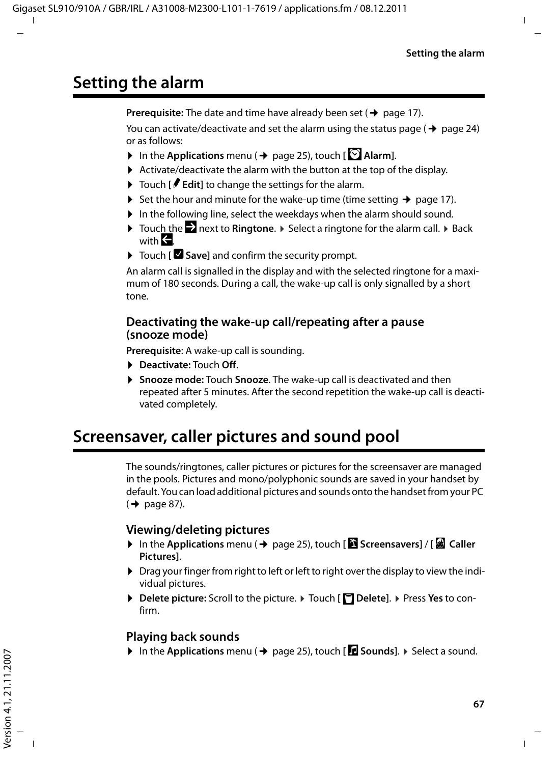# Setting the alarm

**Prerequisite:** The date and time have already been set (→ page 17).

You can activate/deactivate and set the alarm using the status page (→ page 24) or as follows:

- In the **Applications** menu (→ page 25), touch [ **Alarm**].
- Activate/deactivate the alarm with the button at the top of the display.
- Touch [ **Edit**] to change the settings for the alarm.
- Set the hour and minute for the wake-up time (time setting → page 17).
- In the following line, select the weekdays when the alarm should sound.
- Touch the next to **Ringtone**. ▸ Select a ringtone for the alarm call. ▸ Back with .
- Touch [ **Save**] and confirm the security prompt.

An alarm call is signalled in the display and with the selected ringtone for a maximum of 180 seconds. During a call, the wake-up call is only signalled by a short tone.

## Deactivating the wake-up call/repeating after a pause (snooze mode)

**Prerequisite**: A wake-up call is sounding.

- **Deactivate:** Touch **Off**.
- **Snooze mode:** Touch **Snooze**. The wake-up call is deactivated and then repeated after 5 minutes. After the second repetition the wake-up call is deactivated completely.

# Screensaver, caller pictures and sound pool

The sounds/ringtones, caller pictures or pictures for the screensaver are managed in the pools. Pictures and mono/polyphonic sounds are saved in your handset by default. You can load additional pictures and sounds onto the handset from your PC (→ page 87).

## Viewing/deleting pictures

- In the **Applications** menu (→ page 25), touch [ **Screensavers**] / [ **Caller Pictures**].
- Drag your finger from right to left or left to right over the display to view the individual pictures.
- **Delete picture:** Scroll to the picture. ▸ Touch [ **Delete**]. ▸ Press **Yes** to confirm.

## Playing back sounds

- In the **Applications** menu (→ page 25), touch [ **Sounds**]. ▸ Select a sound.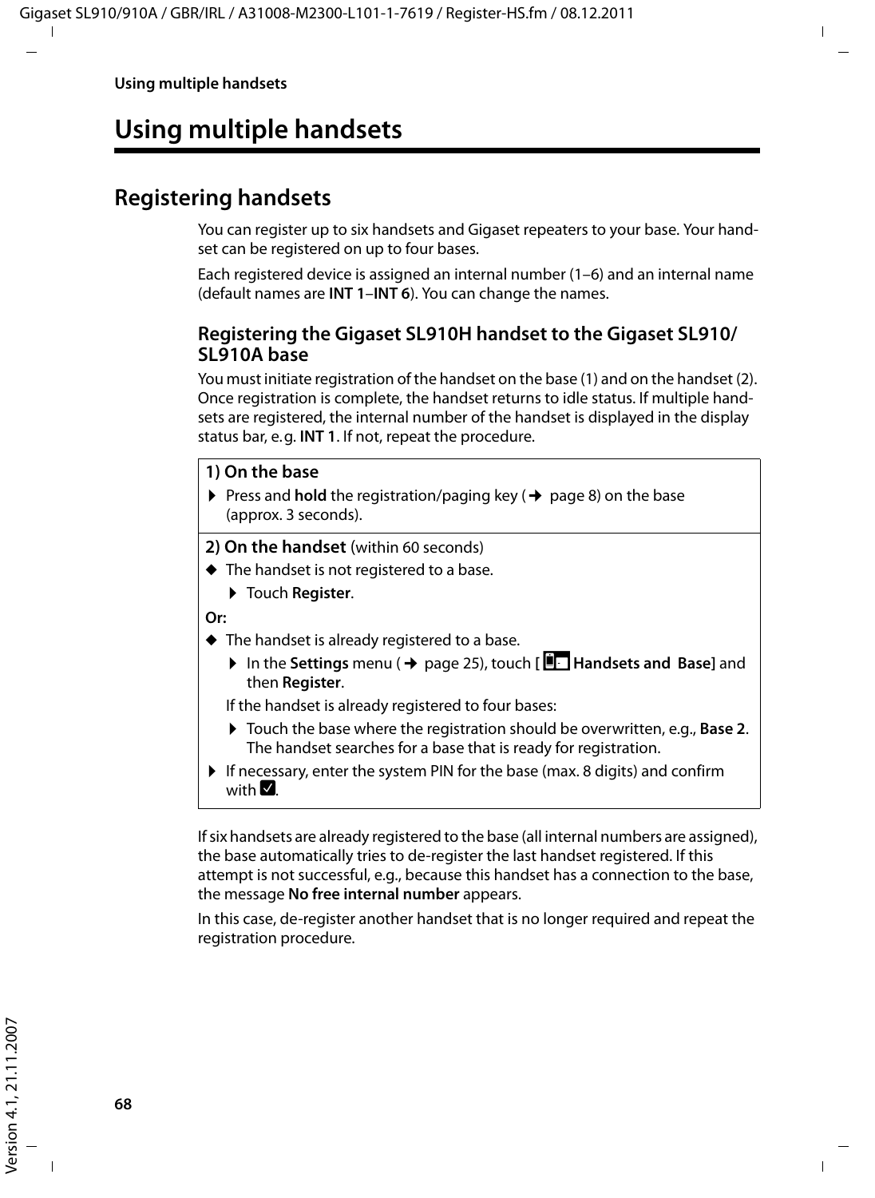# Using multiple handsets

## Registering handsets

You can register up to six handsets and Gigaset repeaters to your base. Your handset can be registered on up to four bases.

Each registered device is assigned an internal number (1–6) and an internal name (default names are **INT 1**–**INT 6**). You can change the names.

### Registering the Gigaset SL910H handset to the Gigaset SL910/SL910A base

You must initiate registration of the handset on the base (1) and on the handset (2). Once registration is complete, the handset returns to idle status. If multiple handsets are registered, the internal number of the handset is displayed in the display status bar, e.g. **INT 1**. If not, repeat the procedure.

**1) On the base**

- Press and **hold** the registration/paging key (→ page 8) on the base (approx. 3 seconds).

**2) On the handset** (within 60 seconds)

- The handset is not registered to a base.
  - Touch **Register**.

**Or:**

- The handset is already registered to a base.
  - In the **Settings** menu (→ page 25), touch [ **Handsets and Base**] and then **Register**.

  If the handset is already registered to four bases:

  - Touch the base where the registration should be overwritten, e.g., **Base 2**. The handset searches for a base that is ready for registration.
- If necessary, enter the system PIN for the base (max. 8 digits) and confirm with ☑.

If six handsets are already registered to the base (all internal numbers are assigned), the base automatically tries to de-register the last handset registered. If this attempt is not successful, e.g., because this handset has a connection to the base, the message **No free internal number** appears.

In this case, de-register another handset that is no longer required and repeat the registration procedure.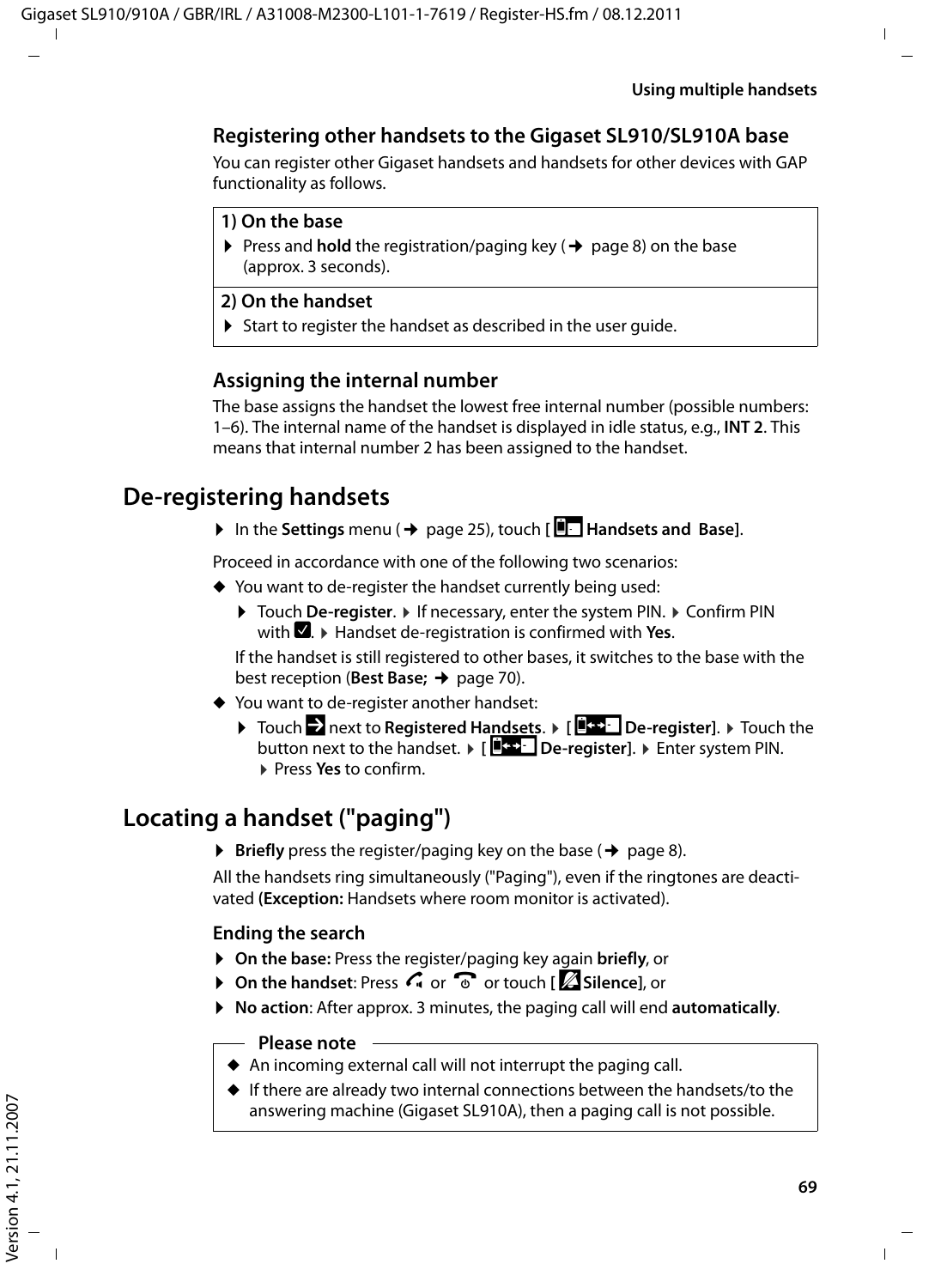## Registering other handsets to the Gigaset SL910/SL910A base

You can register other Gigaset handsets and handsets for other devices with GAP functionality as follows.

| **1) On the base** |
| --- |
| ▶ Press and **hold** the registration/paging key (→ page 8) on the base (approx. 3 seconds). |
| **2) On the handset** |
| ▶ Start to register the handset as described in the user guide. |

### Assigning the internal number

The base assigns the handset the lowest free internal number (possible numbers: 1–6). The internal name of the handset is displayed in idle status, e.g., **INT 2**. This means that internal number 2 has been assigned to the handset.

# De-registering handsets

▶ In the **Settings** menu (→ page 25), touch [ **Handsets and Base**].

Proceed in accordance with one of the following two scenarios:

- You want to de-register the handset currently being used:
  - ▶ Touch **De-register**. ▶ If necessary, enter the system PIN. ▶ Confirm PIN with ☑. ▶ Handset de-registration is confirmed with **Yes**.

  If the handset is still registered to other bases, it switches to the base with the best reception (**Best Base;** → page 70).
- You want to de-register another handset:
  - ▶ Touch ➔ next to **Registered Handsets**. ▶ [ **De-register**]. ▶ Touch the button next to the handset. ▶ [ **De-register**]. ▶ Enter system PIN. ▶ Press **Yes** to confirm.

# Locating a handset ("paging")

▶ **Briefly** press the register/paging key on the base (→ page 8).

All the handsets ring simultaneously ("Paging"), even if the ringtones are deactivated **(Exception:** Handsets where room monitor is activated).

### Ending the search

- ▶ **On the base:** Press the register/paging key again **briefly**, or
- ▶ **On the handset**: Press or or touch [ **Silence**], or
- ▶ **No action**: After approx. 3 minutes, the paging call will end **automatically**.

**Please note**

- An incoming external call will not interrupt the paging call.
- If there are already two internal connections between the handsets/to the answering machine (Gigaset SL910A), then a paging call is not possible.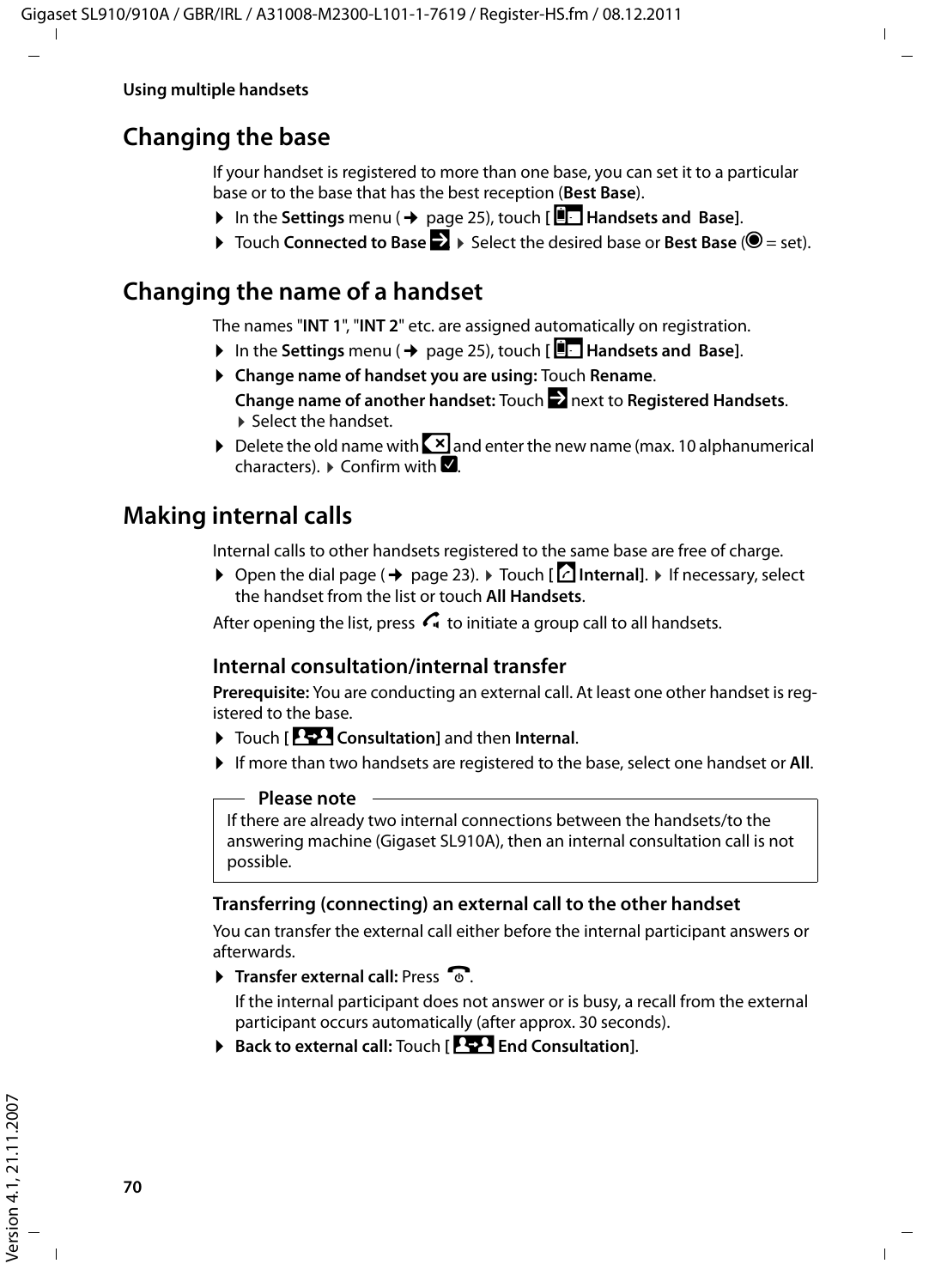## Changing the base

If your handset is registered to more than one base, you can set it to a particular base or to the base that has the best reception (**Best Base**).

- In the **Settings** menu (→ page 25), touch [ **Handsets and Base**].
- Touch **Connected to Base** ▸ Select the desired base or **Best Base** (◉ = set).

## Changing the name of a handset

The names "**INT 1**", "**INT 2**" etc. are assigned automatically on registration.

- In the **Settings** menu (→ page 25), touch [ **Handsets and Base**].
- **Change name of handset you are using:** Touch **Rename**.
  **Change name of another handset:** Touch next to **Registered Handsets**. ▸ Select the handset.
- Delete the old name with and enter the new name (max. 10 alphanumerical characters). ▸ Confirm with .

## Making internal calls

Internal calls to other handsets registered to the same base are free of charge.

- Open the dial page (→ page 23). ▸ Touch [ **Internal**]. ▸ If necessary, select the handset from the list or touch **All Handsets**.

After opening the list, press to initiate a group call to all handsets.

### Internal consultation/internal transfer

**Prerequisite:** You are conducting an external call. At least one other handset is registered to the base.

- Touch [ **Consultation**] and then **Internal**.
- If more than two handsets are registered to the base, select one handset or **All**.

**Please note**

If there are already two internal connections between the handsets/to the answering machine (Gigaset SL910A), then an internal consultation call is not possible.

#### Transferring (connecting) an external call to the other handset

You can transfer the external call either before the internal participant answers or afterwards.

- **Transfer external call:** Press .
  If the internal participant does not answer or is busy, a recall from the external participant occurs automatically (after approx. 30 seconds).
- **Back to external call:** Touch [ **End Consultation**].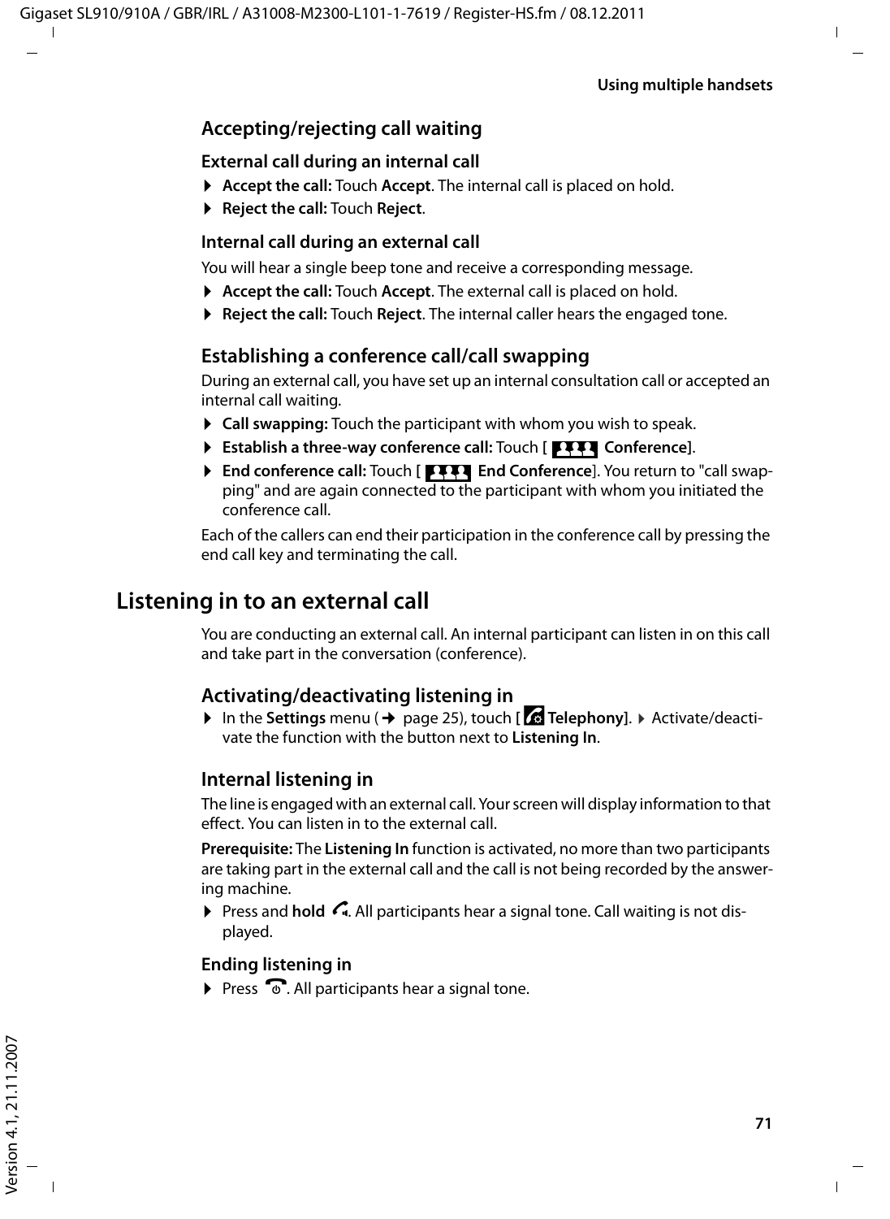## Accepting/rejecting call waiting

### External call during an internal call

- **Accept the call:** Touch **Accept**. The internal call is placed on hold.
- **Reject the call:** Touch **Reject**.

### Internal call during an external call

You will hear a single beep tone and receive a corresponding message.

- **Accept the call:** Touch **Accept**. The external call is placed on hold.
- **Reject the call:** Touch **Reject**. The internal caller hears the engaged tone.

## Establishing a conference call/call swapping

During an external call, you have set up an internal consultation call or accepted an internal call waiting.

- **Call swapping:** Touch the participant with whom you wish to speak.
- **Establish a three-way conference call:** Touch [ **Conference**].
- **End conference call:** Touch [ **End Conference**]. You return to "call swapping" and are again connected to the participant with whom you initiated the conference call.

Each of the callers can end their participation in the conference call by pressing the end call key and terminating the call.

# Listening in to an external call

You are conducting an external call. An internal participant can listen in on this call and take part in the conversation (conference).

## Activating/deactivating listening in

- In the **Settings** menu (→ page 25), touch [ **Telephony**]. ▸ Activate/deactivate the function with the button next to **Listening In**.

## Internal listening in

The line is engaged with an external call. Your screen will display information to that effect. You can listen in to the external call.

**Prerequisite:** The **Listening In** function is activated, no more than two participants are taking part in the external call and the call is not being recorded by the answering machine.

- Press and **hold** the talk key. All participants hear a signal tone. Call waiting is not displayed.

### Ending listening in

- Press the end call key. All participants hear a signal tone.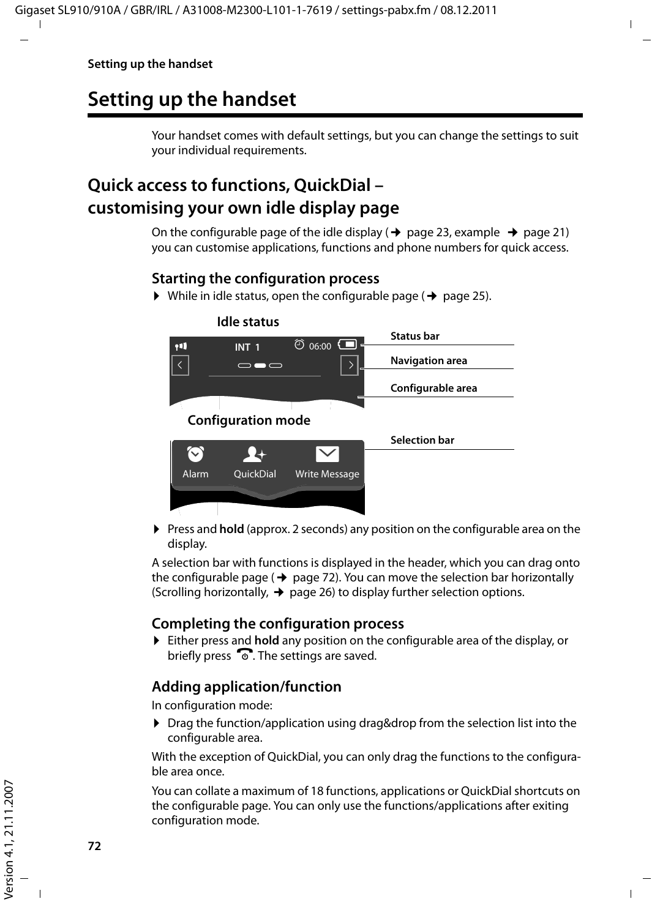# Setting up the handset

Your handset comes with default settings, but you can change the settings to suit your individual requirements.

## Quick access to functions, QuickDial – customising your own idle display page

On the configurable page of the idle display (→ page 23, example → page 21) you can customise applications, functions and phone numbers for quick access.

### Starting the configuration process

▶ While in idle status, open the configurable page (→ page 25).

Idle status

Status bar

Navigation area

Configurable area

Configuration mode

Selection bar

Alarm QuickDial Write Message

▶ Press and **hold** (approx. 2 seconds) any position on the configurable area on the display.

A selection bar with functions is displayed in the header, which you can drag onto the configurable page (→ page 72). You can move the selection bar horizontally (Scrolling horizontally, → page 26) to display further selection options.

### Completing the configuration process

▶ Either press and **hold** any position on the configurable area of the display, or briefly press the end call key. The settings are saved.

### Adding application/function

In configuration mode:

▶ Drag the function/application using drag&drop from the selection list into the configurable area.

With the exception of QuickDial, you can only drag the functions to the configurable area once.

You can collate a maximum of 18 functions, applications or QuickDial shortcuts on the configurable page. You can only use the functions/applications after exiting configuration mode.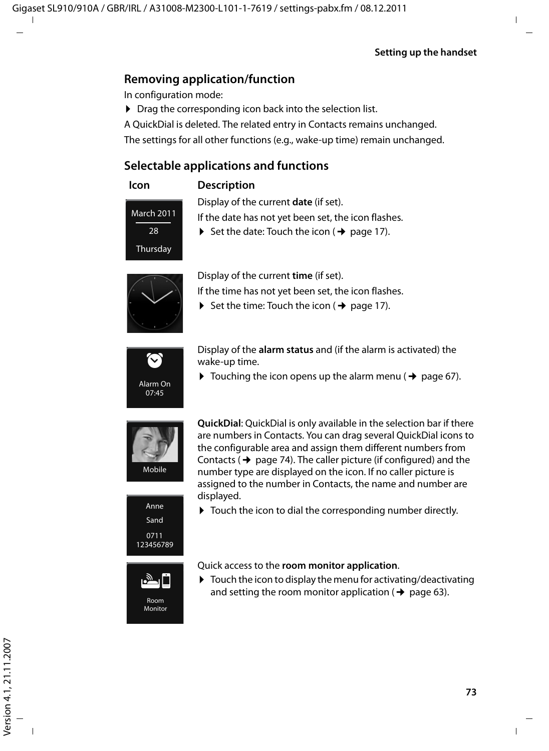## Removing application/function

In configuration mode:

▶ Drag the corresponding icon back into the selection list.

A QuickDial is deleted. The related entry in Contacts remains unchanged.

The settings for all other functions (e.g., wake-up time) remain unchanged.

## Selectable applications and functions

| Icon | Description |
| --- | --- |
| March 2011<br>28<br>Thursday | Display of the current **date** (if set).<br>If the date has not yet been set, the icon flashes.<br>▶ Set the date: Touch the icon (➜ page 17). |
| | Display of the current **time** (if set).<br>If the time has not yet been set, the icon flashes.<br>▶ Set the time: Touch the icon (➜ page 17). |
| Alarm On<br>07:45 | Display of the **alarm status** and (if the alarm is activated) the wake-up time.<br>▶ Touching the icon opens up the alarm menu (➜ page 67). |
| Mobile<br><br>Anne<br>Sand<br>0711<br>123456789 | **QuickDial**: QuickDial is only available in the selection bar if there are numbers in Contacts. You can drag several QuickDial icons to the configurable area and assign them different numbers from Contacts (➜ page 74). The caller picture (if configured) and the number type are displayed on the icon. If no caller picture is assigned to the number in Contacts, the name and number are displayed.<br>▶ Touch the icon to dial the corresponding number directly. |
| Room Monitor | Quick access to the **room monitor application**.<br>▶ Touch the icon to display the menu for activating/deactivating and setting the room monitor application (➜ page 63). |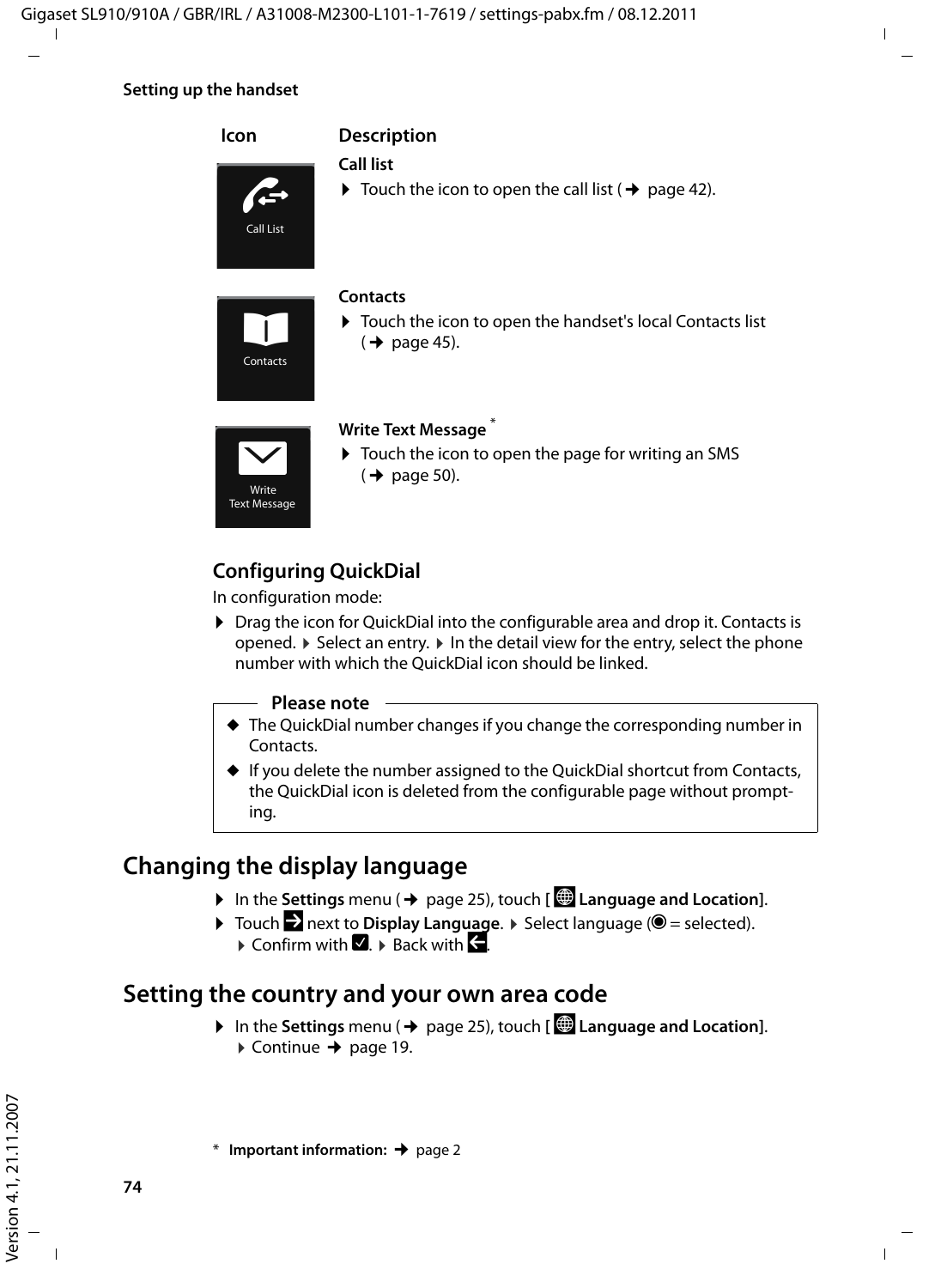## Setting up the handset

| Icon | Description |
| --- | --- |
| Call List | **Call list**<br>▶ Touch the icon to open the call list (→ page 42). |
| Contacts | **Contacts**<br>▶ Touch the icon to open the handset's local Contacts list (→ page 45). |
| Write Text Message | **Write Text Message** *<br>▶ Touch the icon to open the page for writing an SMS (→ page 50). |

### Configuring QuickDial

In configuration mode:

▶ Drag the icon for QuickDial into the configurable area and drop it. Contacts is opened. ▶ Select an entry. ▶ In the detail view for the entry, select the phone number with which the QuickDial icon should be linked.

**Please note**

- The QuickDial number changes if you change the corresponding number in Contacts.
- If you delete the number assigned to the QuickDial shortcut from Contacts, the QuickDial icon is deleted from the configurable page without prompting.

## Changing the display language

▶ In the **Settings** menu (→ page 25), touch [ **Language and Location**].

▶ Touch next to **Display Language**. ▶ Select language (◉ = selected). ▶ Confirm with ☑. ▶ Back with .

## Setting the country and your own area code

▶ In the **Settings** menu (→ page 25), touch [ **Language and Location**]. ▶ Continue → page 19.

* **Important information:** → page 2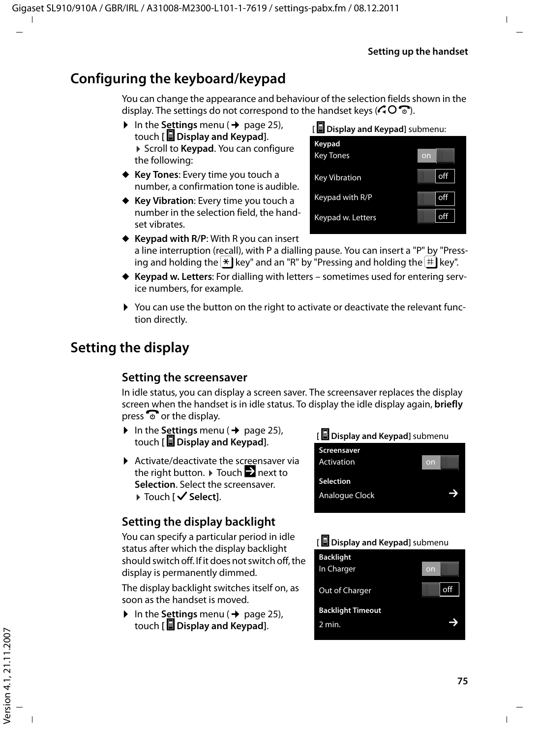# Configuring the keyboard/keypad

You can change the appearance and behaviour of the selection fields shown in the display. The settings do not correspond to the handset keys (c O a).

▶ In the **Settings** menu (→ page 25), touch [ **Display and Keypad**]. ▶ Scroll to **Keypad**. You can configure the following:

[ **Display and Keypad**] submenu:

| Keypad | |
|---|---|
| Key Tones | on |
| Key Vibration | off |
| Keypad with R/P | off |
| Keypad w. Letters | off |

◆ **Key Tones**: Every time you touch a number, a confirmation tone is audible.

◆ **Key Vibration**: Every time you touch a number in the selection field, the handset vibrates.

◆ **Keypad with R/P**: With R you can insert a line interruption (recall), with P a dialling pause. You can insert a "P" by "Pressing and holding the * key" and an "R" by "Pressing and holding the # key".

◆ **Keypad w. Letters**: For dialling with letters – sometimes used for entering service numbers, for example.

▶ You can use the button on the right to activate or deactivate the relevant function directly.

# Setting the display

## Setting the screensaver

In idle status, you can display a screen saver. The screensaver replaces the display screen when the handset is in idle status. To display the idle display again, **briefly** press a or the display.

▶ In the **Settings** menu (→ page 25), touch [ **Display and Keypad**].

▶ Activate/deactivate the screensaver via the right button. ▶ Touch → next to **Selection**. Select the screensaver. ▶ Touch [✓ **Select**].

[ **Display and Keypad**] submenu

| Screensaver | |
|---|---|
| Activation | on |
| **Selection** | |
| Analogue Clock | → |

## Setting the display backlight

You can specify a particular period in idle status after which the display backlight should switch off. If it does not switch off, the display is permanently dimmed.

The display backlight switches itself on, as soon as the handset is moved.

▶ In the **Settings** menu (→ page 25), touch [ **Display and Keypad**].

[ **Display and Keypad**] submenu

| Backlight | |
|---|---|
| In Charger | on |
| Out of Charger | off |
| **Backlight Timeout** | |
| 2 min. | → |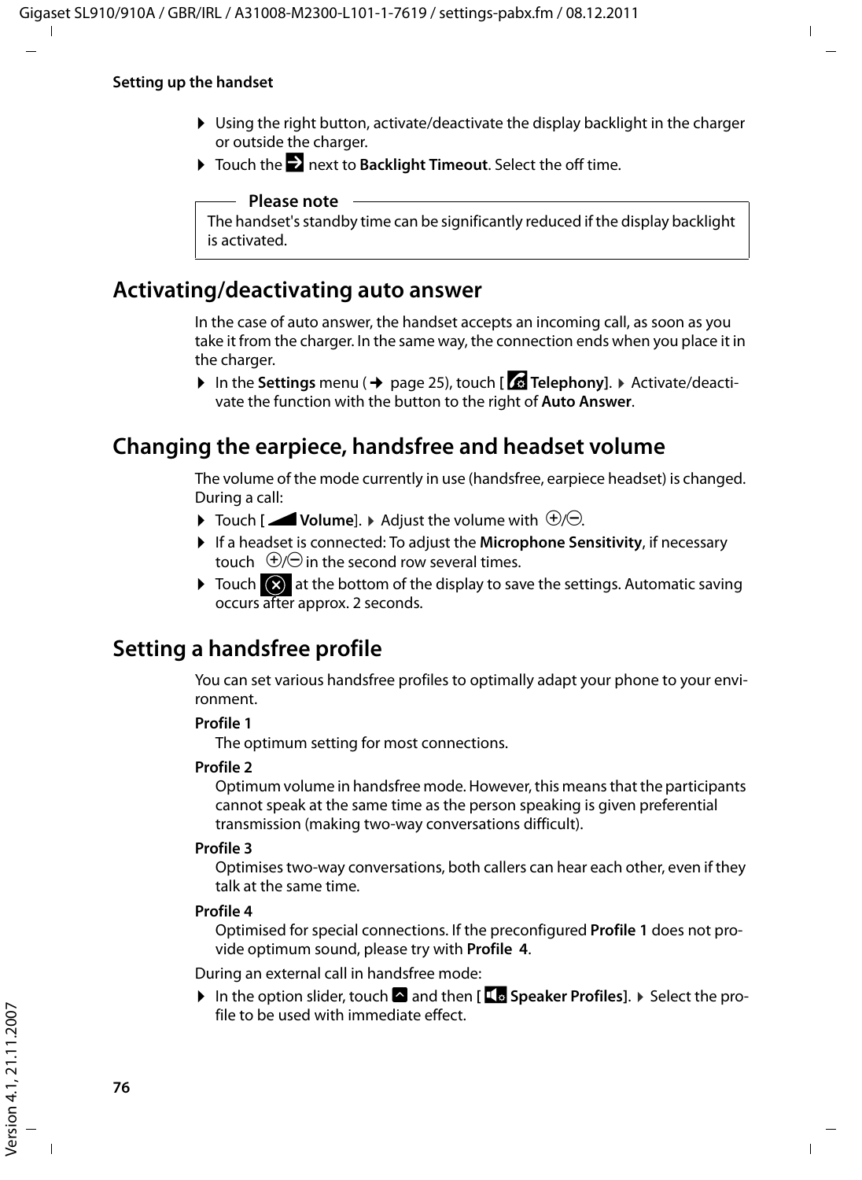## Setting up the handset

▶ Using the right button, activate/deactivate the display backlight in the charger or outside the charger.

▶ Touch the ⇒ next to **Backlight Timeout**. Select the off time.

> **Please note**
> The handset's standby time can be significantly reduced if the display backlight is activated.

## Activating/deactivating auto answer

In the case of auto answer, the handset accepts an incoming call, as soon as you take it from the charger. In the same way, the connection ends when you place it in the charger.

▶ In the **Settings** menu (→ page 25), touch [ **Telephony**]. ▶ Activate/deactivate the function with the button to the right of **Auto Answer**.

## Changing the earpiece, handsfree and headset volume

The volume of the mode currently in use (handsfree, earpiece headset) is changed. During a call:

▶ Touch [ **Volume**]. ▶ Adjust the volume with ⊕/⊖.

▶ If a headset is connected: To adjust the **Microphone Sensitivity**, if necessary touch ⊕/⊖ in the second row several times.

▶ Touch ⊗ at the bottom of the display to save the settings. Automatic saving occurs after approx. 2 seconds.

## Setting a handsfree profile

You can set various handsfree profiles to optimally adapt your phone to your environment.

**Profile 1**
The optimum setting for most connections.

**Profile 2**
Optimum volume in handsfree mode. However, this means that the participants cannot speak at the same time as the person speaking is given preferential transmission (making two-way conversations difficult).

**Profile 3**
Optimises two-way conversations, both callers can hear each other, even if they talk at the same time.

**Profile 4**
Optimised for special connections. If the preconfigured **Profile 1** does not provide optimum sound, please try with **Profile 4**.

During an external call in handsfree mode:

▶ In the option slider, touch ⌃ and then [ **Speaker Profiles**]. ▶ Select the profile to be used with immediate effect.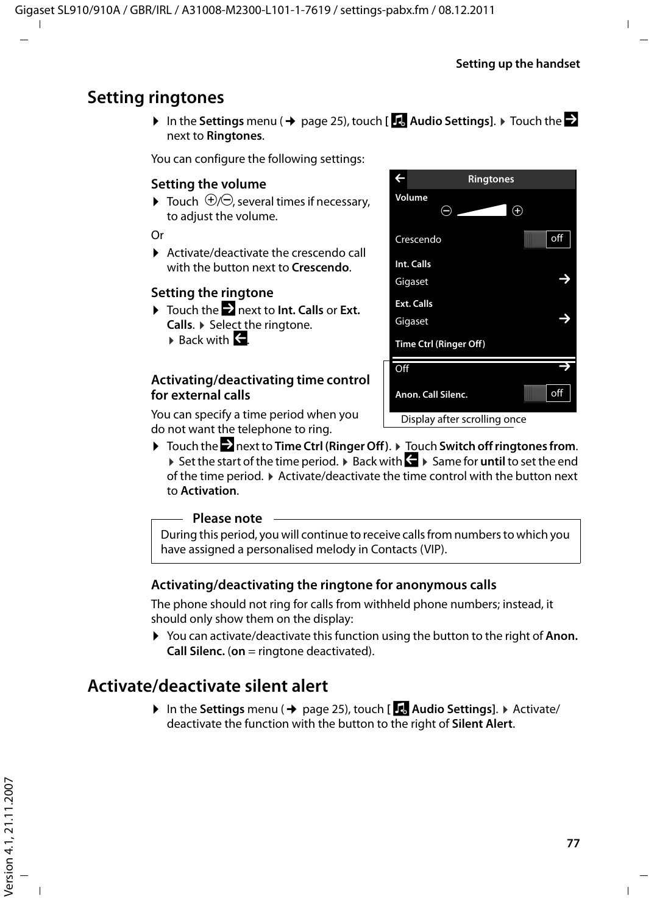# Setting ringtones

▶ In the **Settings** menu (→ page 25), touch [ **Audio Settings**]. ▶ Touch the → next to **Ringtones**.

You can configure the following settings:

### Setting the volume

▶ Touch ⊕/⊖, several times if necessary, to adjust the volume.

Or

▶ Activate/deactivate the crescendo call with the button next to **Crescendo**.

### Setting the ringtone

▶ Touch the → next to **Int. Calls** or **Ext. Calls**. ▶ Select the ringtone. ▶ Back with ←.

### Activating/deactivating time control for external calls

You can specify a time period when you do not want the telephone to ring.

Ringtones
Volume
Crescendo off
Int. Calls
Gigaset
Ext. Calls
Gigaset
Time Ctrl (Ringer Off)
Off
Anon. Call Silenc. off

Display after scrolling once

▶ Touch the → next to **Time Ctrl (Ringer Off)**. ▶ Touch **Switch off ringtones from**. ▶ Set the start of the time period. ▶ Back with ← ▶ Same for **until** to set the end of the time period. ▶ Activate/deactivate the time control with the button next to **Activation**.

**Please note**

During this period, you will continue to receive calls from numbers to which you have assigned a personalised melody in Contacts (VIP).

### Activating/deactivating the ringtone for anonymous calls

The phone should not ring for calls from withheld phone numbers; instead, it should only show them on the display:

▶ You can activate/deactivate this function using the button to the right of **Anon. Call Silenc.** (**on** = ringtone deactivated).

# Activate/deactivate silent alert

▶ In the **Settings** menu (→ page 25), touch [ **Audio Settings**]. ▶ Activate/deactivate the function with the button to the right of **Silent Alert**.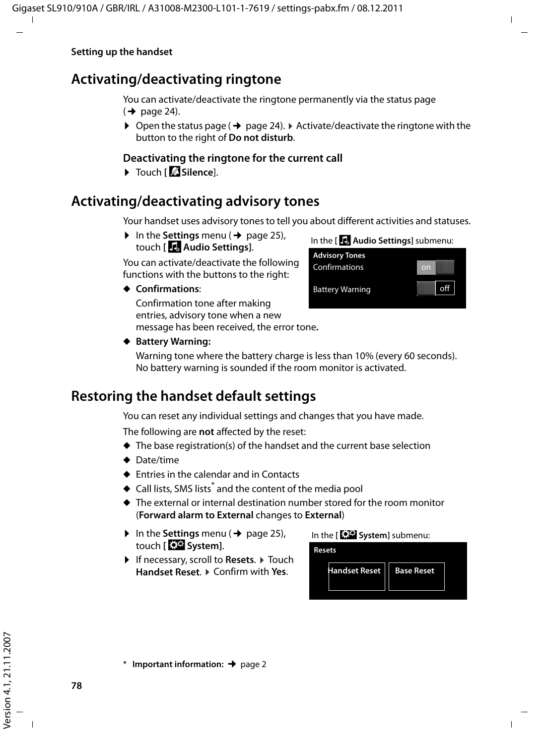## Activating/deactivating ringtone

You can activate/deactivate the ringtone permanently via the status page (→ page 24).

▶ Open the status page (→ page 24). ▶ Activate/deactivate the ringtone with the button to the right of **Do not disturb**.

### Deactivating the ringtone for the current call

▶ Touch [ **Silence**].

## Activating/deactivating advisory tones

Your handset uses advisory tones to tell you about different activities and statuses.

▶ In the **Settings** menu (→ page 25), touch [ **Audio Settings**].

You can activate/deactivate the following functions with the buttons to the right:

In the [ **Audio Settings**] submenu:

**Advisory Tones**
Confirmations — on
Battery Warning — off

◆ **Confirmations**:

Confirmation tone after making entries, advisory tone when a new message has been received, the error tone**.**

◆ **Battery Warning:**

Warning tone where the battery charge is less than 10% (every 60 seconds). No battery warning is sounded if the room monitor is activated.

## Restoring the handset default settings

You can reset any individual settings and changes that you have made.

The following are **not** affected by the reset:

◆ The base registration(s) of the handset and the current base selection
◆ Date/time
◆ Entries in the calendar and in Contacts
◆ Call lists, SMS lists* and the content of the media pool
◆ The external or internal destination number stored for the room monitor (**Forward alarm to External** changes to **External**)

▶ In the **Settings** menu (→ page 25), touch [ **System**].

▶ If necessary, scroll to **Resets**. ▶ Touch **Handset Reset**. ▶ Confirm with **Yes**.

In the [ **System**] submenu:

**Resets**
Handset Reset | Base Reset

\* **Important information:** → page 2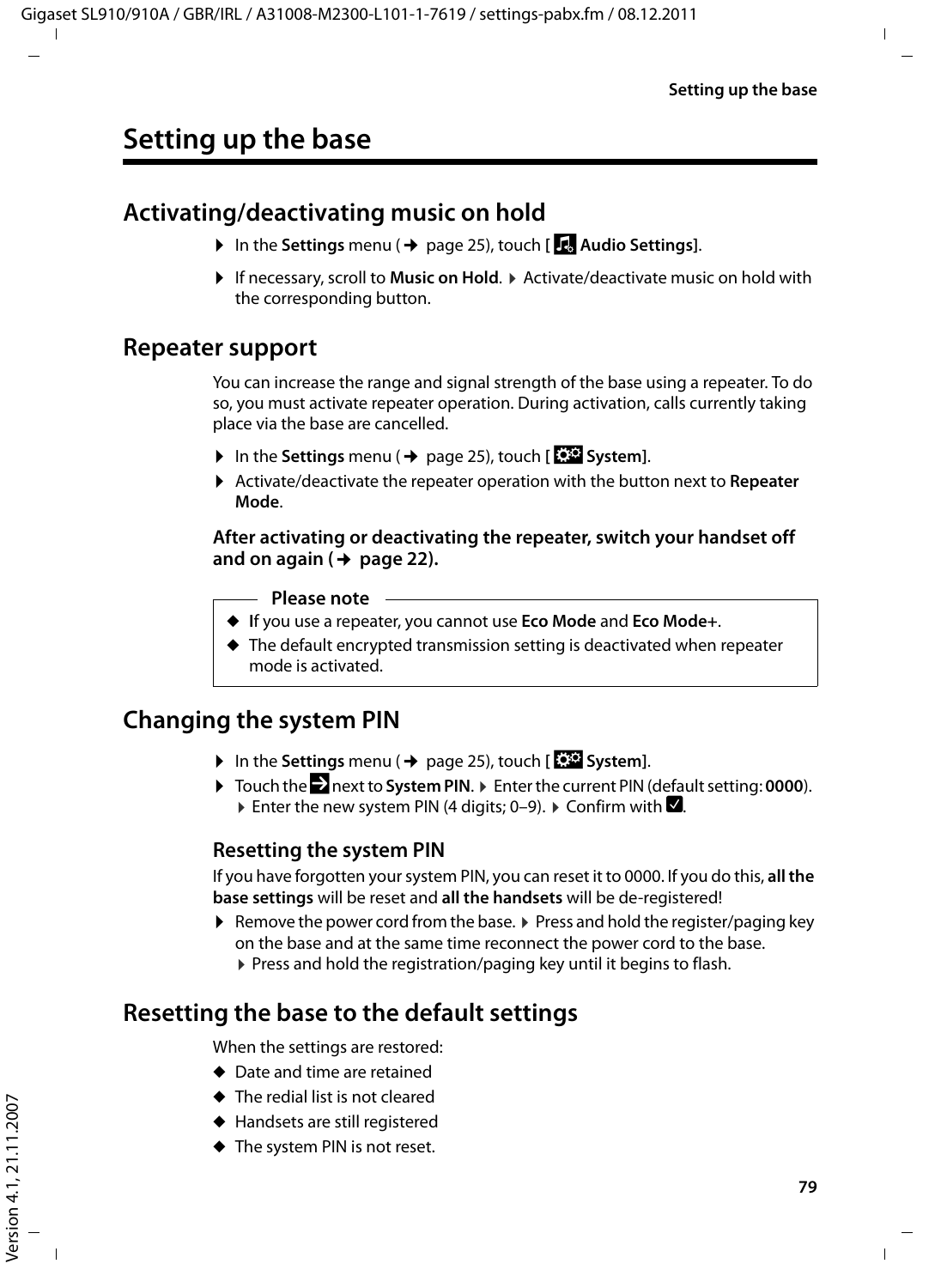# Setting up the base

## Activating/deactivating music on hold

- In the **Settings** menu (→ page 25), touch **[ Audio Settings]**.
- If necessary, scroll to **Music on Hold**. ▸ Activate/deactivate music on hold with the corresponding button.

## Repeater support

You can increase the range and signal strength of the base using a repeater. To do so, you must activate repeater operation. During activation, calls currently taking place via the base are cancelled.

- In the **Settings** menu (→ page 25), touch **[ System]**.
- Activate/deactivate the repeater operation with the button next to **Repeater Mode**.

**After activating or deactivating the repeater, switch your handset off and on again (→ page 22).**

> **Please note**
>
> - If you use a repeater, you cannot use **Eco Mode** and **Eco Mode+**.
> - The default encrypted transmission setting is deactivated when repeater mode is activated.

## Changing the system PIN

- In the **Settings** menu (→ page 25), touch **[ System]**.
- Touch the next to **System PIN**. ▸ Enter the current PIN (default setting: **0000**). ▸ Enter the new system PIN (4 digits; 0–9). ▸ Confirm with .

### Resetting the system PIN

If you have forgotten your system PIN, you can reset it to 0000. If you do this, **all the base settings** will be reset and **all the handsets** will be de-registered!

- Remove the power cord from the base. ▸ Press and hold the register/paging key on the base and at the same time reconnect the power cord to the base. ▸ Press and hold the registration/paging key until it begins to flash.

## Resetting the base to the default settings

When the settings are restored:

- Date and time are retained
- The redial list is not cleared
- Handsets are still registered
- The system PIN is not reset.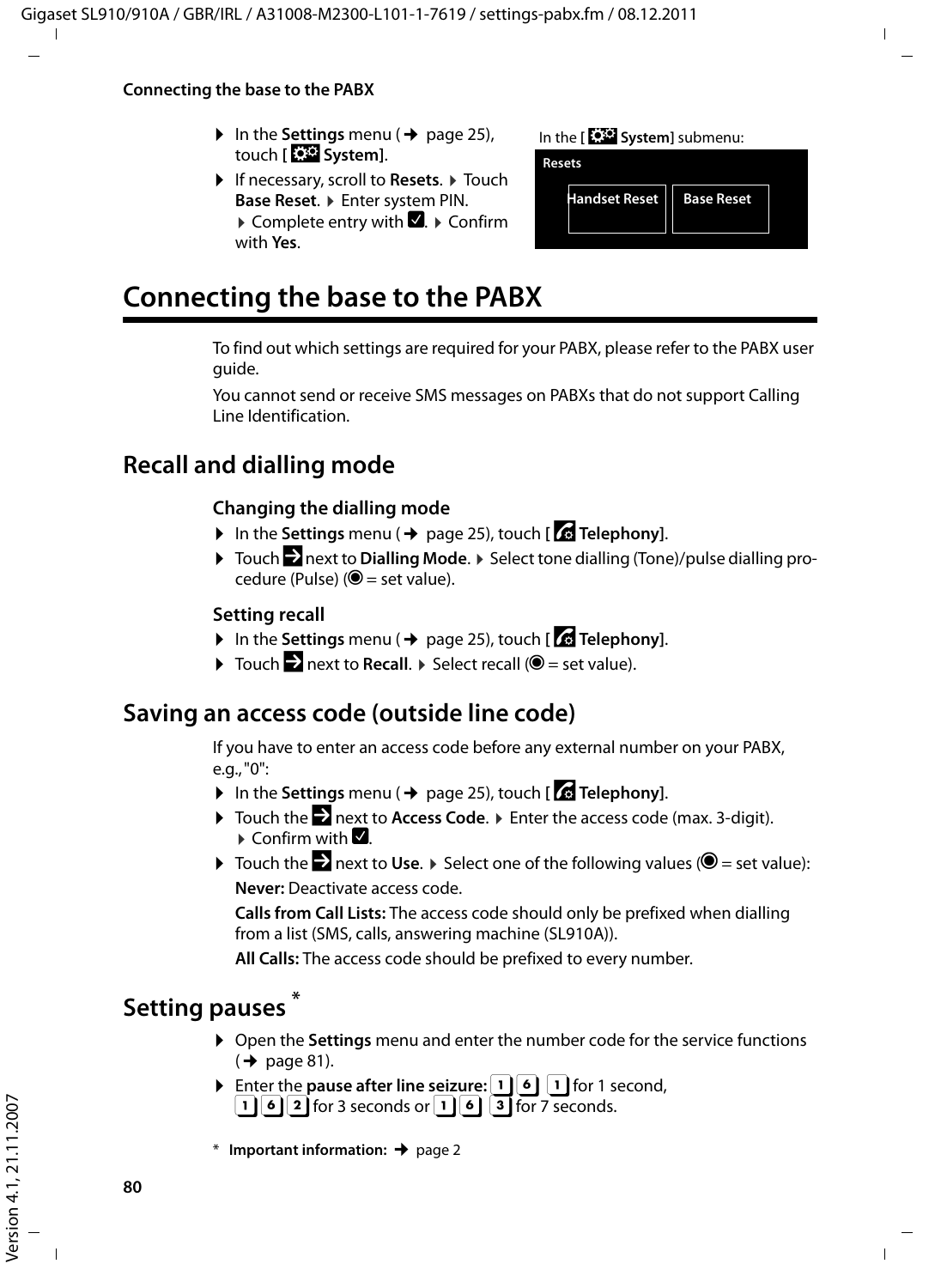- ▶ In the **Settings** menu (→ page 25), touch [ **System**].
- ▶ If necessary, scroll to **Resets**. ▶ Touch **Base Reset**. ▶ Enter system PIN. ▶ Complete entry with ☑. ▶ Confirm with **Yes**.

In the [ **System**] submenu:

**Resets**

| Handset Reset | Base Reset |
|---|---|

# Connecting the base to the PABX

To find out which settings are required for your PABX, please refer to the PABX user guide.

You cannot send or receive SMS messages on PABXs that do not support Calling Line Identification.

## Recall and dialling mode

### Changing the dialling mode

- ▶ In the **Settings** menu (→ page 25), touch [ **Telephony**].
- ▶ Touch next to **Dialling Mode**. ▶ Select tone dialling (Tone)/pulse dialling procedure (Pulse) (◉ = set value).

### Setting recall

- ▶ In the **Settings** menu (→ page 25), touch [ **Telephony**].
- ▶ Touch next to **Recall**. ▶ Select recall (◉ = set value).

## Saving an access code (outside line code)

If you have to enter an access code before any external number on your PABX, e.g.,"0":

- ▶ In the **Settings** menu (→ page 25), touch [ **Telephony**].
- ▶ Touch the next to **Access Code**. ▶ Enter the access code (max. 3-digit). ▶ Confirm with ☑.
- ▶ Touch the next to **Use**. ▶ Select one of the following values (◉ = set value):

  **Never:** Deactivate access code.

  **Calls from Call Lists:** The access code should only be prefixed when dialling from a list (SMS, calls, answering machine (SL910A)).

  **All Calls:** The access code should be prefixed to every number.

## Setting pauses *

- ▶ Open the **Settings** menu and enter the number code for the service functions (→ page 81).
- ▶ Enter the **pause after line seizure:** 1 6 1 for 1 second, 1 6 2 for 3 seconds or 1 6 3 for 7 seconds.

\* **Important information:** → page 2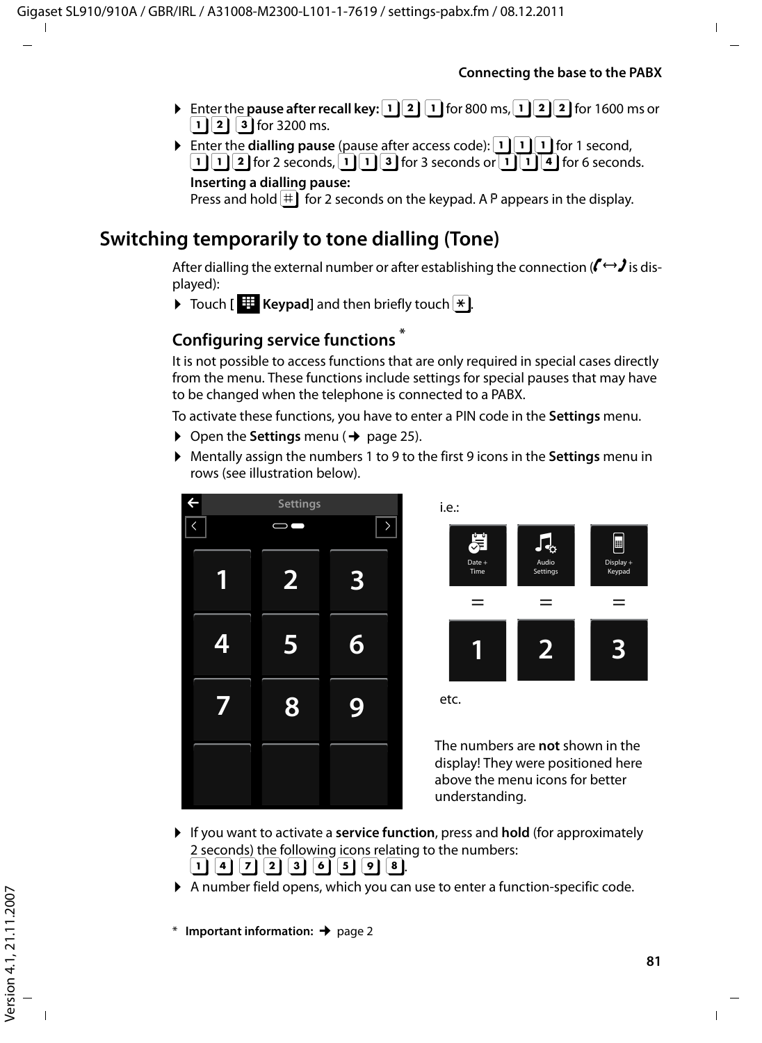- Enter the **pause after recall key:** 1 2 1 for 800 ms, 1 2 2 for 1600 ms or 1 2 3 for 3200 ms.
- Enter the **dialling pause** (pause after access code): 1 1 1 for 1 second, 1 1 2 for 2 seconds, 1 1 3 for 3 seconds or 1 1 4 for 6 seconds.

  **Inserting a dialling pause:**
  Press and hold # for 2 seconds on the keypad. A P appears in the display.

## Switching temporarily to tone dialling (Tone)

After dialling the external number or after establishing the connection (↔ is displayed):

- Touch [ Keypad] and then briefly touch *.

### Configuring service functions *

It is not possible to access functions that are only required in special cases directly from the menu. These functions include settings for special pauses that may have to be changed when the telephone is connected to a PABX.

To activate these functions, you have to enter a PIN code in the **Settings** menu.

- Open the **Settings** menu (→ page 25).
- Mentally assign the numbers 1 to 9 to the first 9 icons in the **Settings** menu in rows (see illustration below).

Settings

| 1 | 2 | 3 |
|---|---|---|
| 4 | 5 | 6 |
| 7 | 8 | 9 |

i.e.:

| Date + Time | Audio Settings | Display + Keypad |
|---|---|---|
| = | = | = |
| 1 | 2 | 3 |

etc.

The numbers are **not** shown in the display! They were positioned here above the menu icons for better understanding.

- If you want to activate a **service function**, press and **hold** (for approximately 2 seconds) the following icons relating to the numbers: 1 4 7 2 3 6 5 9 8.
- A number field opens, which you can use to enter a function-specific code.

\* **Important information:** → page 2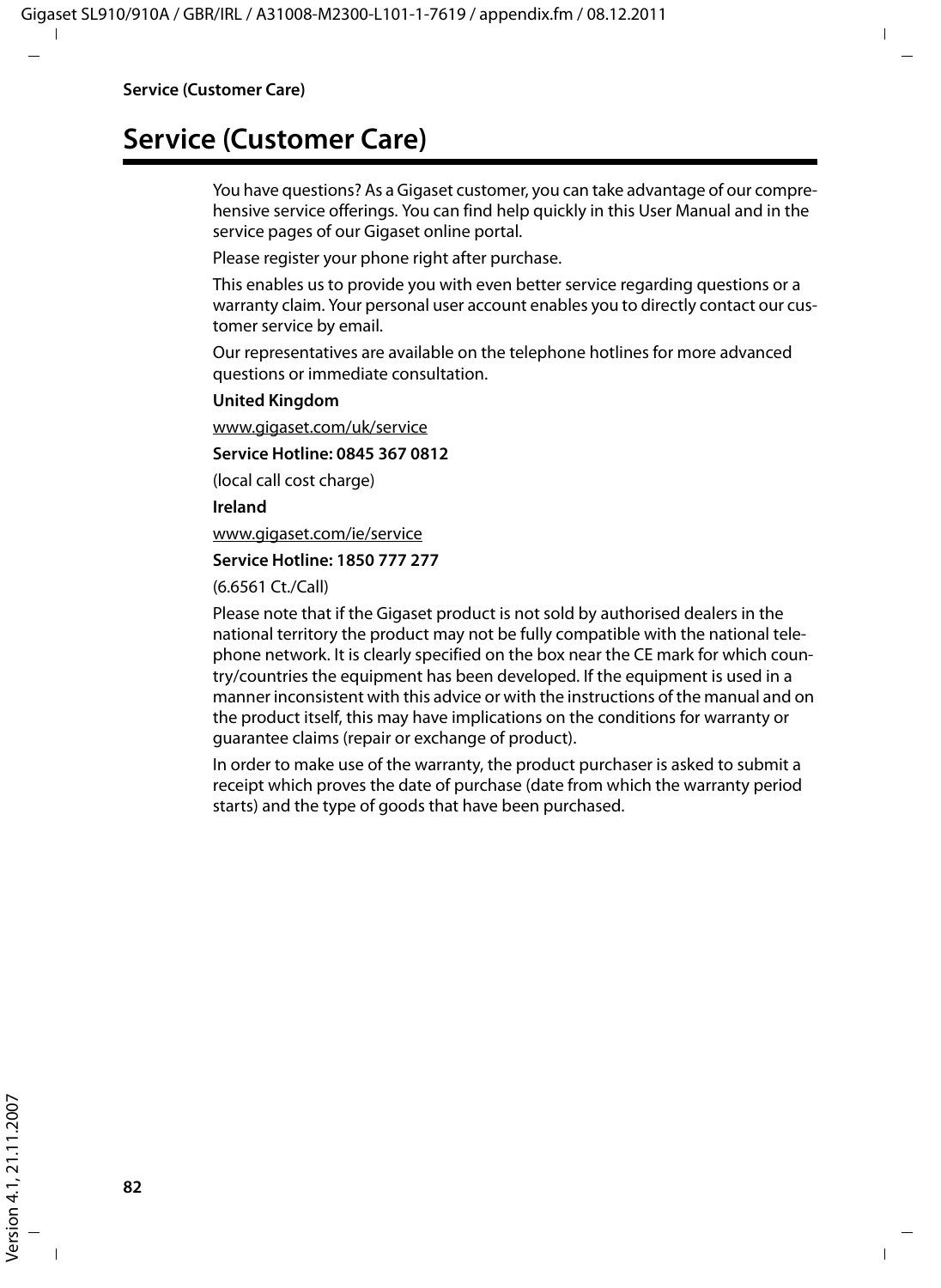# Service (Customer Care)

You have questions? As a Gigaset customer, you can take advantage of our comprehensive service offerings. You can find help quickly in this User Manual and in the service pages of our Gigaset online portal.

Please register your phone right after purchase.

This enables us to provide you with even better service regarding questions or a warranty claim. Your personal user account enables you to directly contact our customer service by email.

Our representatives are available on the telephone hotlines for more advanced questions or immediate consultation.

**United Kingdom**

www.gigaset.com/uk/service

**Service Hotline: 0845 367 0812**

(local call cost charge)

**Ireland**

www.gigaset.com/ie/service

**Service Hotline: 1850 777 277**

(6.6561 Ct./Call)

Please note that if the Gigaset product is not sold by authorised dealers in the national territory the product may not be fully compatible with the national telephone network. It is clearly specified on the box near the CE mark for which country/countries the equipment has been developed. If the equipment is used in a manner inconsistent with this advice or with the instructions of the manual and on the product itself, this may have implications on the conditions for warranty or guarantee claims (repair or exchange of product).

In order to make use of the warranty, the product purchaser is asked to submit a receipt which proves the date of purchase (date from which the warranty period starts) and the type of goods that have been purchased.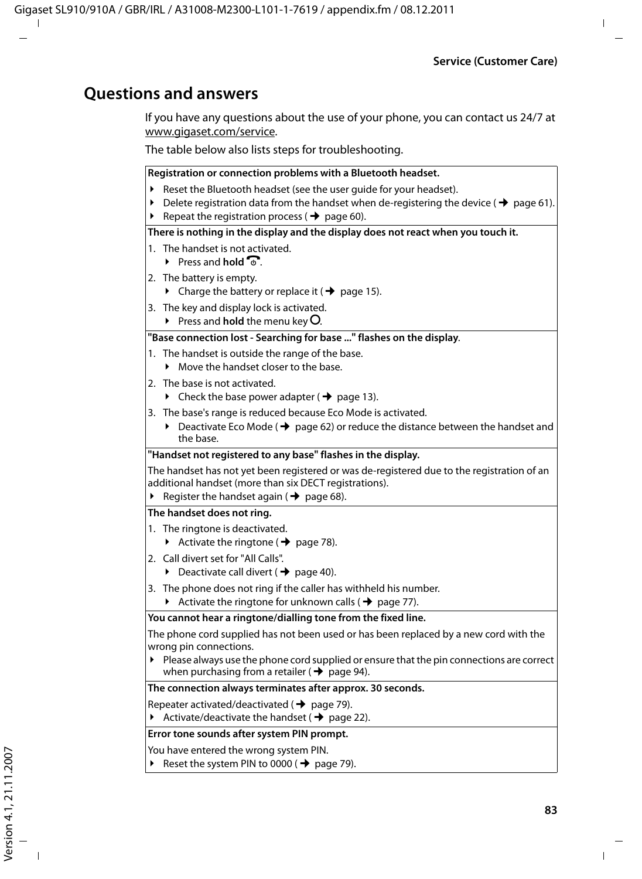## Questions and answers

If you have any questions about the use of your phone, you can contact us 24/7 at www.gigaset.com/service.

The table below also lists steps for troubleshooting.

**Registration or connection problems with a Bluetooth headset.**

- Reset the Bluetooth headset (see the user guide for your headset).
- Delete registration data from the handset when de-registering the device (→ page 61).
- Repeat the registration process (→ page 60).

**There is nothing in the display and the display does not react when you touch it.**

1. The handset is not activated.
   - Press and **hold** .
2. The battery is empty.
   - Charge the battery or replace it (→ page 15).
3. The key and display lock is activated.
   - Press and **hold** the menu key O.

**"Base connection lost - Searching for base ..." flashes on the display**.

1. The handset is outside the range of the base.
   - Move the handset closer to the base.
2. The base is not activated.
   - Check the base power adapter (→ page 13).
3. The base's range is reduced because Eco Mode is activated.
   - Deactivate Eco Mode (→ page 62) or reduce the distance between the handset and the base.

**"Handset not registered to any base" flashes in the display.**

The handset has not yet been registered or was de-registered due to the registration of an additional handset (more than six DECT registrations).

- Register the handset again (→ page 68).

**The handset does not ring.**

1. The ringtone is deactivated.
   - Activate the ringtone (→ page 78).
2. Call divert set for "All Calls".
   - Deactivate call divert (→ page 40).
3. The phone does not ring if the caller has withheld his number.
   - Activate the ringtone for unknown calls (→ page 77).

**You cannot hear a ringtone/dialling tone from the fixed line.**

The phone cord supplied has not been used or has been replaced by a new cord with the wrong pin connections.

- Please always use the phone cord supplied or ensure that the pin connections are correct when purchasing from a retailer (→ page 94).

**The connection always terminates after approx. 30 seconds.**

Repeater activated/deactivated (→ page 79).

- Activate/deactivate the handset (→ page 22).

**Error tone sounds after system PIN prompt.**

You have entered the wrong system PIN.

- Reset the system PIN to 0000 (→ page 79).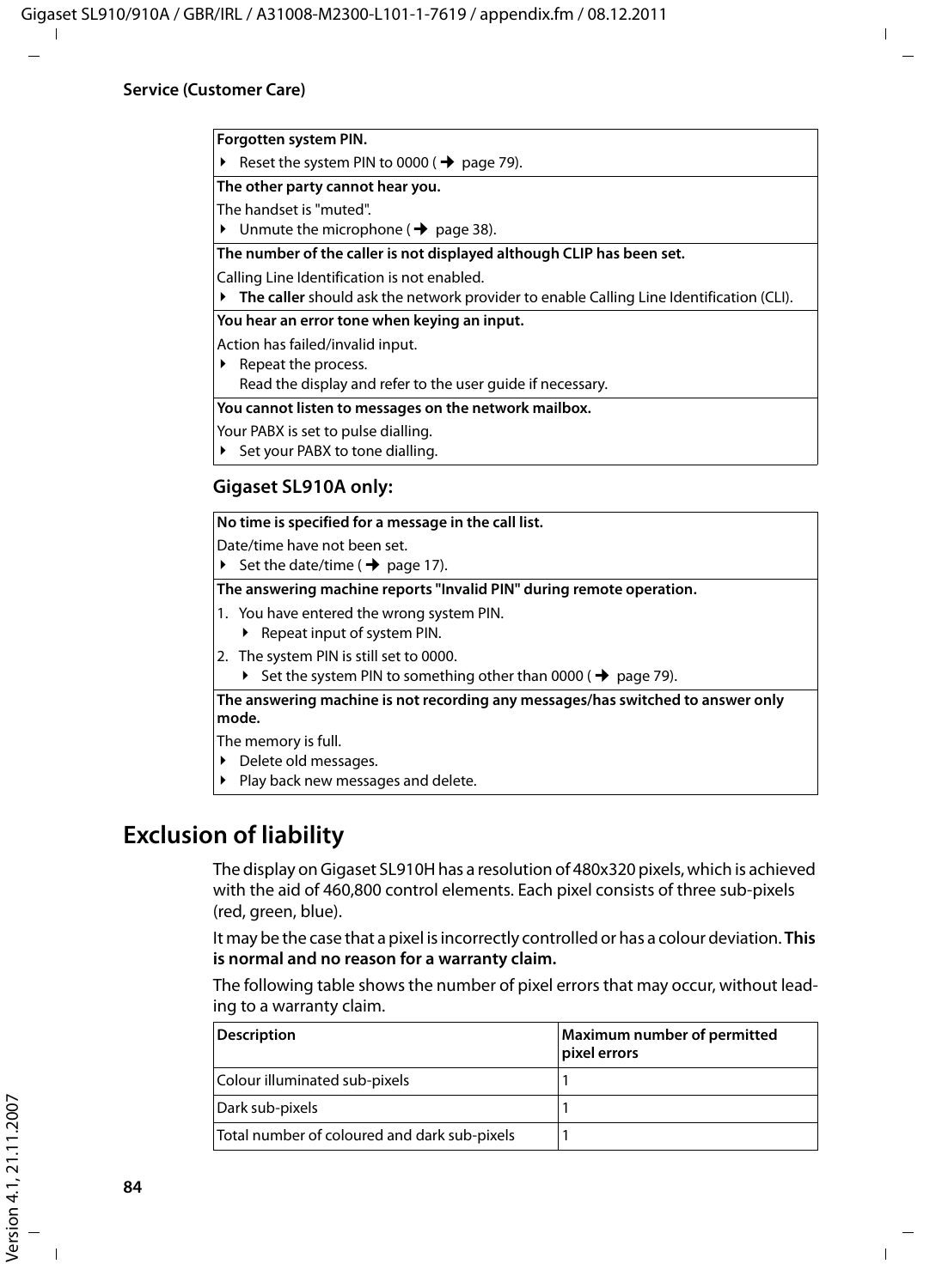| Forgotten system PIN. |
| --- |
| ▶ Reset the system PIN to 0000 (→ page 79). |
| **The other party cannot hear you.** |
| The handset is "muted".<br>▶ Unmute the microphone (→ page 38). |
| **The number of the caller is not displayed although CLIP has been set.** |
| Calling Line Identification is not enabled.<br>▶ **The caller** should ask the network provider to enable Calling Line Identification (CLI). |
| **You hear an error tone when keying an input.** |
| Action has failed/invalid input.<br>▶ Repeat the process.<br>Read the display and refer to the user guide if necessary. |
| **You cannot listen to messages on the network mailbox.** |
| Your PABX is set to pulse dialling.<br>▶ Set your PABX to tone dialling. |

**Gigaset SL910A only:**

| No time is specified for a message in the call list. |
| --- |
| Date/time have not been set.<br>▶ Set the date/time (→ page 17). |
| **The answering machine reports "Invalid PIN" during remote operation.** |
| 1. You have entered the wrong system PIN.<br>▶ Repeat input of system PIN.<br>2. The system PIN is still set to 0000.<br>▶ Set the system PIN to something other than 0000 (→ page 79). |
| **The answering machine is not recording any messages/has switched to answer only mode.** |
| The memory is full.<br>▶ Delete old messages.<br>▶ Play back new messages and delete. |

## Exclusion of liability

The display on Gigaset SL910H has a resolution of 480x320 pixels, which is achieved with the aid of 460,800 control elements. Each pixel consists of three sub-pixels (red, green, blue).

It may be the case that a pixel is incorrectly controlled or has a colour deviation. **This is normal and no reason for a warranty claim.**

The following table shows the number of pixel errors that may occur, without leading to a warranty claim.

| Description | Maximum number of permitted pixel errors |
| --- | --- |
| Colour illuminated sub-pixels | 1 |
| Dark sub-pixels | 1 |
| Total number of coloured and dark sub-pixels | 1 |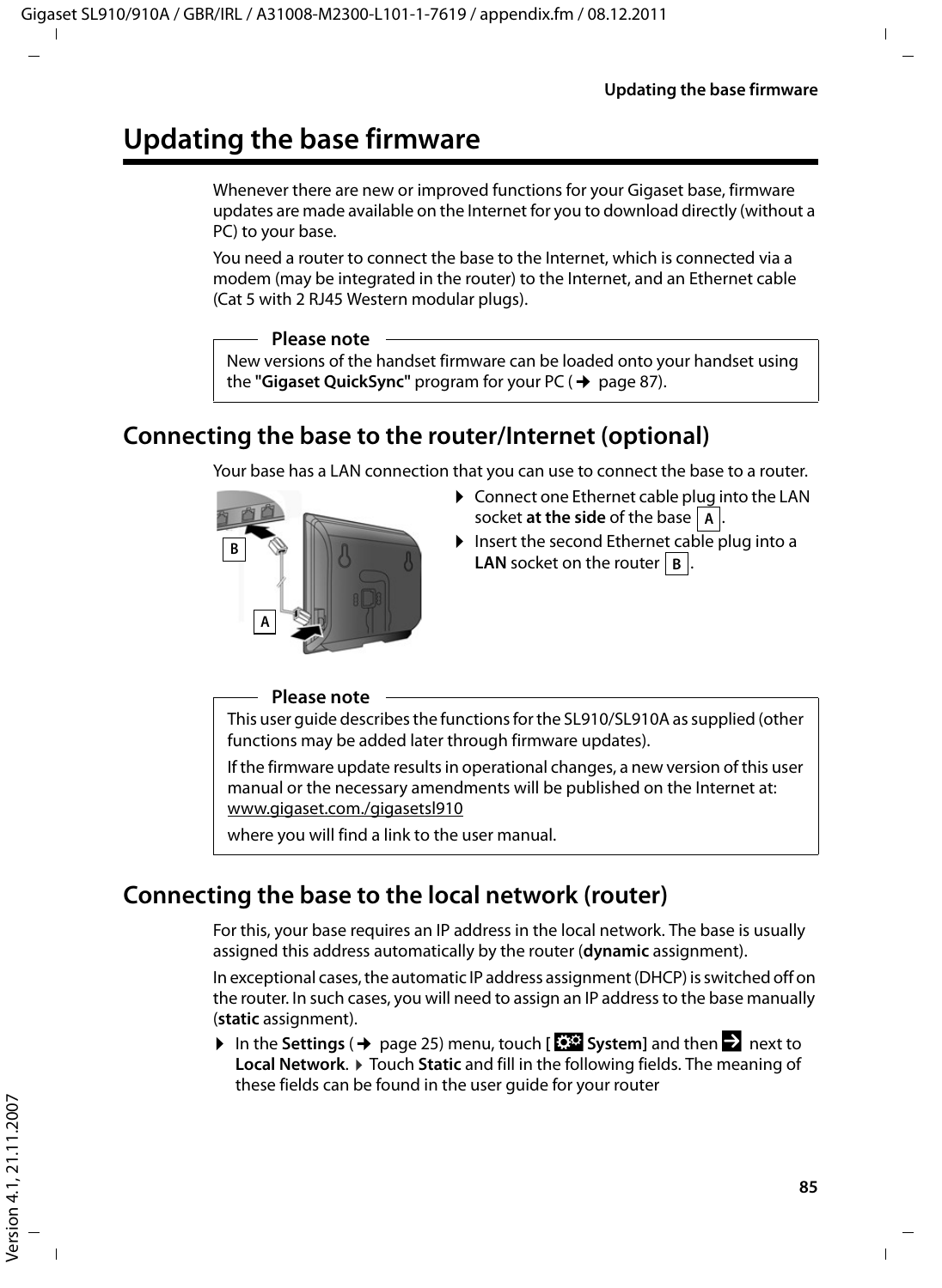# Updating the base firmware

Whenever there are new or improved functions for your Gigaset base, firmware updates are made available on the Internet for you to download directly (without a PC) to your base.

You need a router to connect the base to the Internet, which is connected via a modem (may be integrated in the router) to the Internet, and an Ethernet cable (Cat 5 with 2 RJ45 Western modular plugs).

> **Please note**
>
> New versions of the handset firmware can be loaded onto your handset using the **"Gigaset QuickSync"** program for your PC (→ page 87).

## Connecting the base to the router/Internet (optional)

Your base has a LAN connection that you can use to connect the base to a router.

- Connect one Ethernet cable plug into the LAN socket **at the side** of the base A.
- Insert the second Ethernet cable plug into a **LAN** socket on the router B.

> **Please note**
>
> This user guide describes the functions for the SL910/SL910A as supplied (other functions may be added later through firmware updates).
>
> If the firmware update results in operational changes, a new version of this user manual or the necessary amendments will be published on the Internet at: www.gigaset.com./gigasetsl910
>
> where you will find a link to the user manual.

## Connecting the base to the local network (router)

For this, your base requires an IP address in the local network. The base is usually assigned this address automatically by the router (**dynamic** assignment).

In exceptional cases, the automatic IP address assignment (DHCP) is switched off on the router. In such cases, you will need to assign an IP address to the base manually (**static** assignment).

- In the **Settings** (→ page 25) menu, touch **[ System]** and then next to **Local Network**. ▶ Touch **Static** and fill in the following fields. The meaning of these fields can be found in the user guide for your router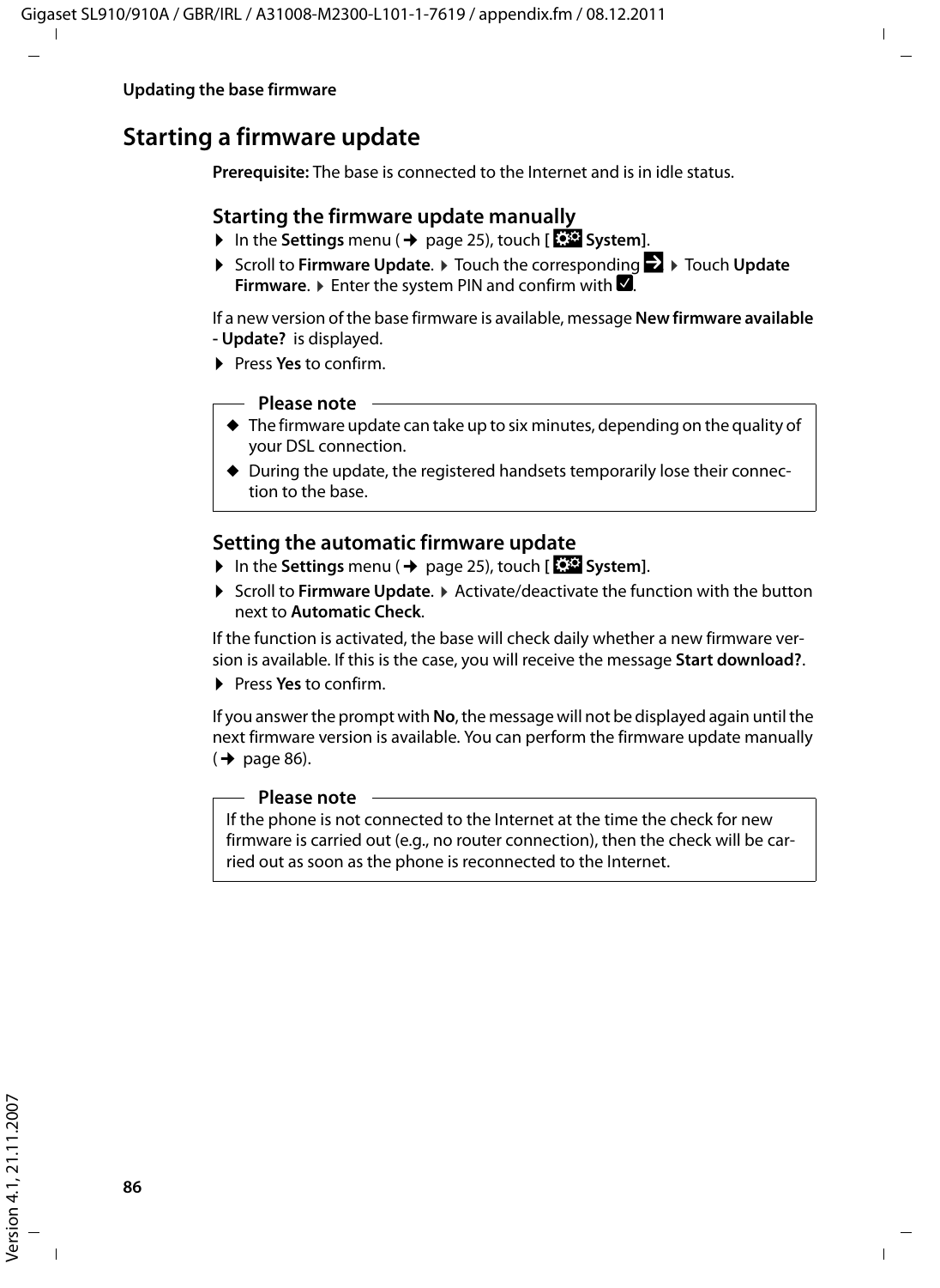# Starting a firmware update

**Prerequisite:** The base is connected to the Internet and is in idle status.

## Starting the firmware update manually

- In the **Settings** menu (→ page 25), touch **[ System]**.
- Scroll to **Firmware Update**. ▸ Touch the corresponding → ▸ Touch **Update Firmware**. ▸ Enter the system PIN and confirm with ☑.

If a new version of the base firmware is available, message **New firmware available - Update?** is displayed.

- Press **Yes** to confirm.

**Please note**

- The firmware update can take up to six minutes, depending on the quality of your DSL connection.
- During the update, the registered handsets temporarily lose their connection to the base.

## Setting the automatic firmware update

- In the **Settings** menu (→ page 25), touch **[ System]**.
- Scroll to **Firmware Update**. ▸ Activate/deactivate the function with the button next to **Automatic Check**.

If the function is activated, the base will check daily whether a new firmware version is available. If this is the case, you will receive the message **Start download?**.

- Press **Yes** to confirm.

If you answer the prompt with **No**, the message will not be displayed again until the next firmware version is available. You can perform the firmware update manually (→ page 86).

**Please note**

If the phone is not connected to the Internet at the time the check for new firmware is carried out (e.g., no router connection), then the check will be carried out as soon as the phone is reconnected to the Internet.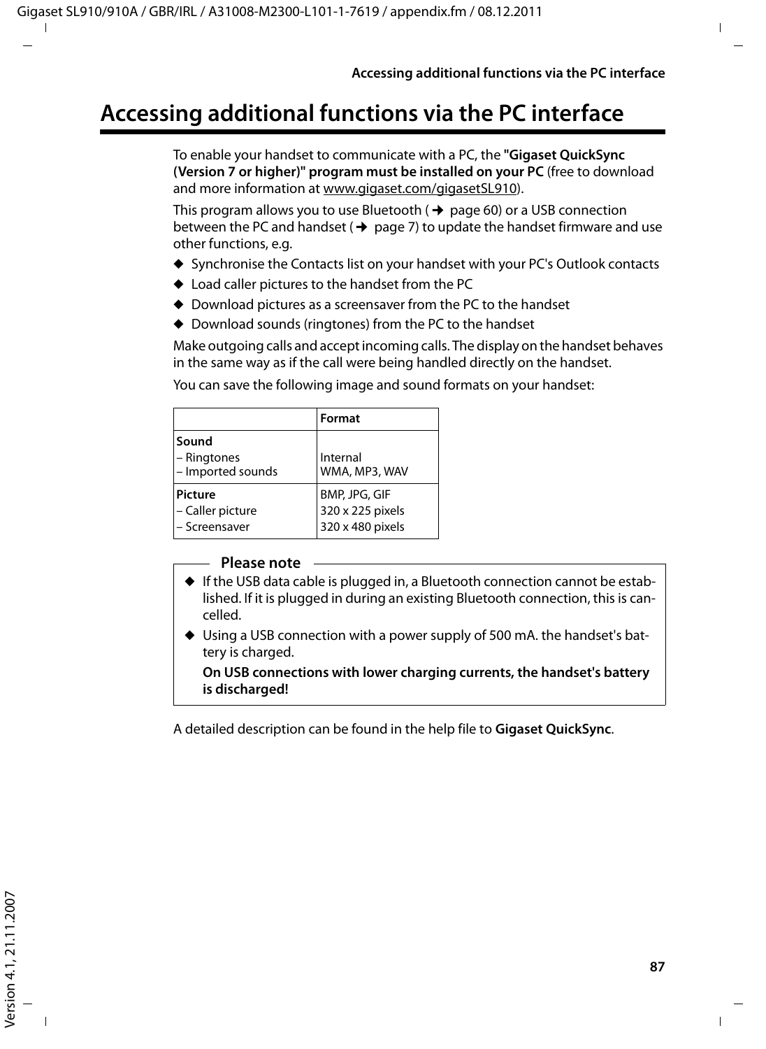# Accessing additional functions via the PC interface

To enable your handset to communicate with a PC, the **"Gigaset QuickSync (Version 7 or higher)" program must be installed on your PC** (free to download and more information at www.gigaset.com/gigasetSL910).

This program allows you to use Bluetooth (→ page 60) or a USB connection between the PC and handset (→ page 7) to update the handset firmware and use other functions, e.g.

- Synchronise the Contacts list on your handset with your PC's Outlook contacts
- Load caller pictures to the handset from the PC
- Download pictures as a screensaver from the PC to the handset
- Download sounds (ringtones) from the PC to the handset

Make outgoing calls and accept incoming calls. The display on the handset behaves in the same way as if the call were being handled directly on the handset.

You can save the following image and sound formats on your handset:

| | **Format** |
|---|---|
| **Sound** | |
| – Ringtones | Internal |
| – Imported sounds | WMA, MP3, WAV |
| **Picture** | BMP, JPG, GIF |
| – Caller picture | 320 x 225 pixels |
| – Screensaver | 320 x 480 pixels |

**Please note**

- If the USB data cable is plugged in, a Bluetooth connection cannot be established. If it is plugged in during an existing Bluetooth connection, this is cancelled.
- Using a USB connection with a power supply of 500 mA. the handset's battery is charged.

  **On USB connections with lower charging currents, the handset's battery is discharged!**

A detailed description can be found in the help file to **Gigaset QuickSync**.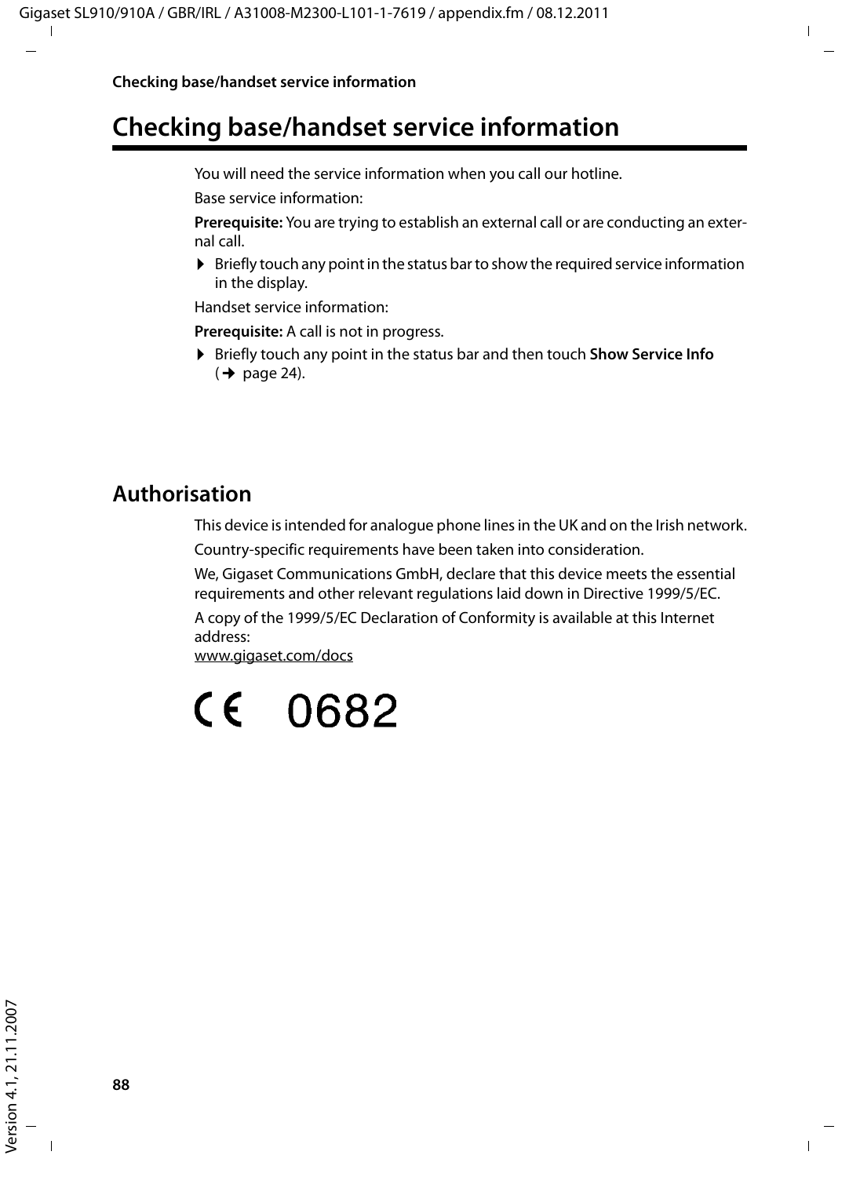# Checking base/handset service information

You will need the service information when you call our hotline.

Base service information:

**Prerequisite:** You are trying to establish an external call or are conducting an external call.

- Briefly touch any point in the status bar to show the required service information in the display.

Handset service information:

**Prerequisite:** A call is not in progress.

- Briefly touch any point in the status bar and then touch **Show Service Info** (→ page 24).

## Authorisation

This device is intended for analogue phone lines in the UK and on the Irish network.

Country-specific requirements have been taken into consideration.

We, Gigaset Communications GmbH, declare that this device meets the essential requirements and other relevant regulations laid down in Directive 1999/5/EC.

A copy of the 1999/5/EC Declaration of Conformity is available at this Internet address:
www.gigaset.com/docs

CE 0682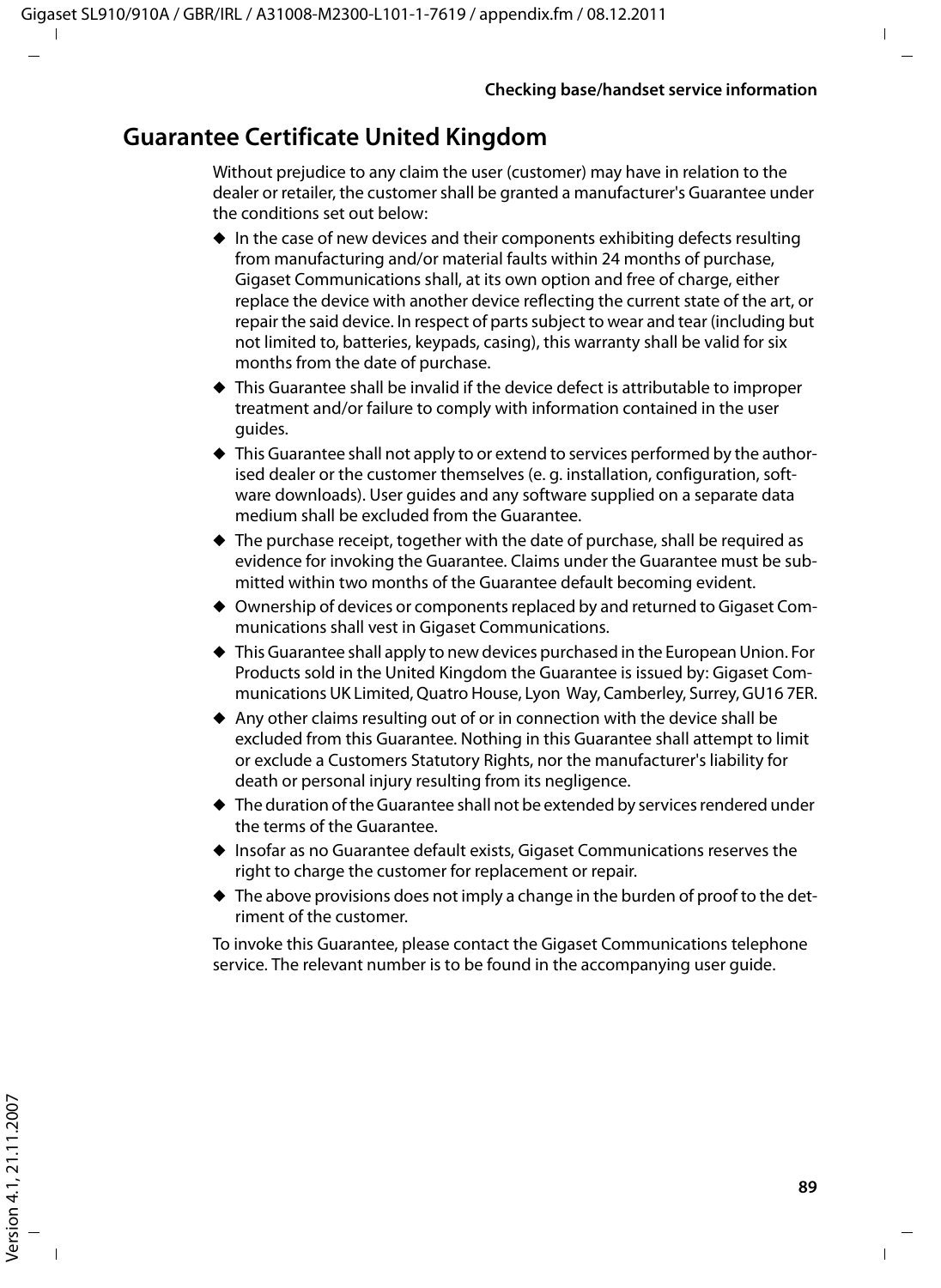## Guarantee Certificate United Kingdom

Without prejudice to any claim the user (customer) may have in relation to the dealer or retailer, the customer shall be granted a manufacturer's Guarantee under the conditions set out below:

- In the case of new devices and their components exhibiting defects resulting from manufacturing and/or material faults within 24 months of purchase, Gigaset Communications shall, at its own option and free of charge, either replace the device with another device reflecting the current state of the art, or repair the said device. In respect of parts subject to wear and tear (including but not limited to, batteries, keypads, casing), this warranty shall be valid for six months from the date of purchase.
- This Guarantee shall be invalid if the device defect is attributable to improper treatment and/or failure to comply with information contained in the user guides.
- This Guarantee shall not apply to or extend to services performed by the authorised dealer or the customer themselves (e. g. installation, configuration, software downloads). User guides and any software supplied on a separate data medium shall be excluded from the Guarantee.
- The purchase receipt, together with the date of purchase, shall be required as evidence for invoking the Guarantee. Claims under the Guarantee must be submitted within two months of the Guarantee default becoming evident.
- Ownership of devices or components replaced by and returned to Gigaset Communications shall vest in Gigaset Communications.
- This Guarantee shall apply to new devices purchased in the European Union. For Products sold in the United Kingdom the Guarantee is issued by: Gigaset Communications UK Limited, Quatro House, Lyon Way, Camberley, Surrey, GU16 7ER.
- Any other claims resulting out of or in connection with the device shall be excluded from this Guarantee. Nothing in this Guarantee shall attempt to limit or exclude a Customers Statutory Rights, nor the manufacturer's liability for death or personal injury resulting from its negligence.
- The duration of the Guarantee shall not be extended by services rendered under the terms of the Guarantee.
- Insofar as no Guarantee default exists, Gigaset Communications reserves the right to charge the customer for replacement or repair.
- The above provisions does not imply a change in the burden of proof to the detriment of the customer.

To invoke this Guarantee, please contact the Gigaset Communications telephone service. The relevant number is to be found in the accompanying user guide.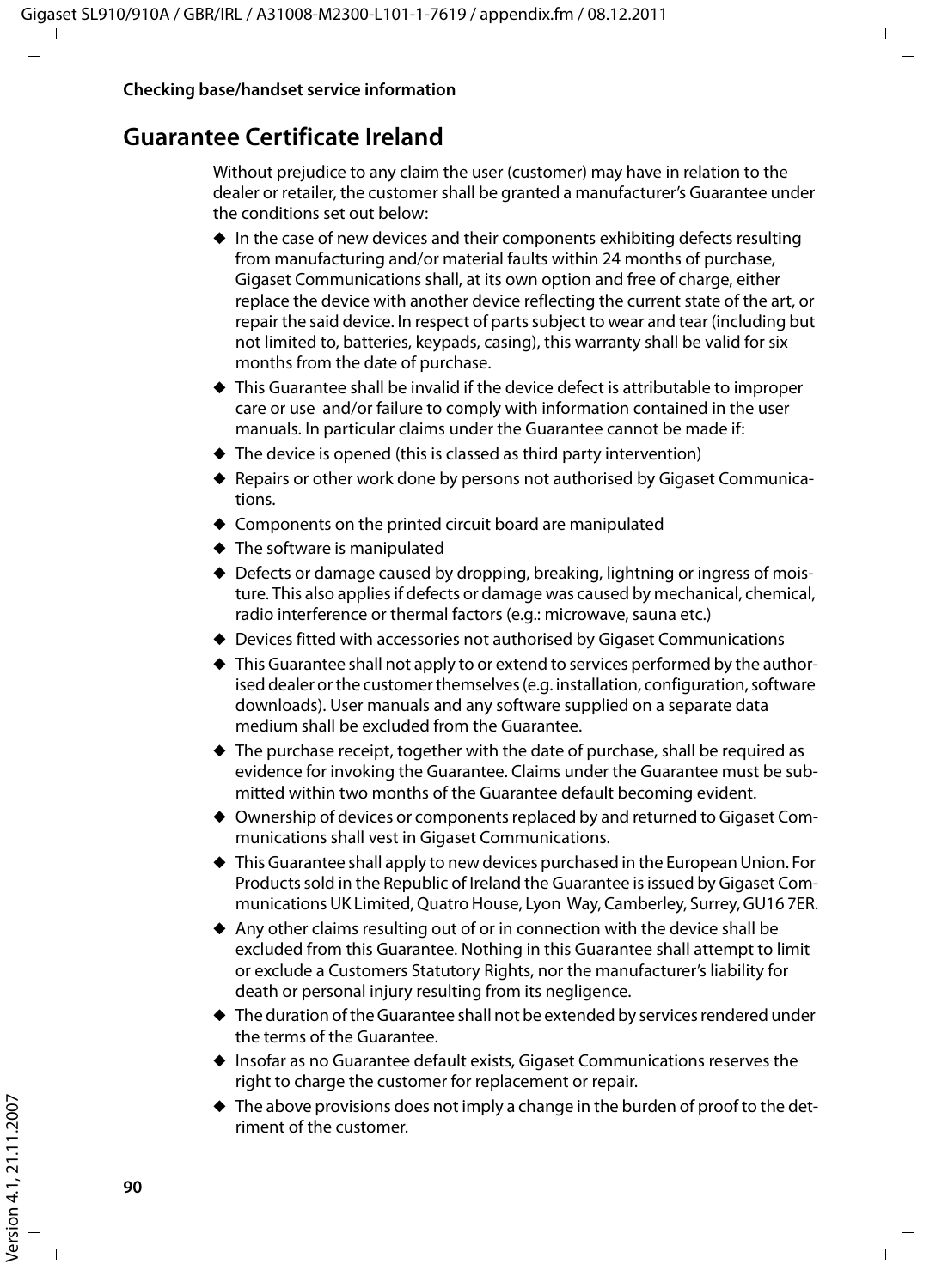## Guarantee Certificate Ireland

Without prejudice to any claim the user (customer) may have in relation to the dealer or retailer, the customer shall be granted a manufacturer's Guarantee under the conditions set out below:

- In the case of new devices and their components exhibiting defects resulting from manufacturing and/or material faults within 24 months of purchase, Gigaset Communications shall, at its own option and free of charge, either replace the device with another device reflecting the current state of the art, or repair the said device. In respect of parts subject to wear and tear (including but not limited to, batteries, keypads, casing), this warranty shall be valid for six months from the date of purchase.
- This Guarantee shall be invalid if the device defect is attributable to improper care or use and/or failure to comply with information contained in the user manuals. In particular claims under the Guarantee cannot be made if:
- The device is opened (this is classed as third party intervention)
- Repairs or other work done by persons not authorised by Gigaset Communications.
- Components on the printed circuit board are manipulated
- The software is manipulated
- Defects or damage caused by dropping, breaking, lightning or ingress of moisture. This also applies if defects or damage was caused by mechanical, chemical, radio interference or thermal factors (e.g.: microwave, sauna etc.)
- Devices fitted with accessories not authorised by Gigaset Communications
- This Guarantee shall not apply to or extend to services performed by the authorised dealer or the customer themselves (e.g. installation, configuration, software downloads). User manuals and any software supplied on a separate data medium shall be excluded from the Guarantee.
- The purchase receipt, together with the date of purchase, shall be required as evidence for invoking the Guarantee. Claims under the Guarantee must be submitted within two months of the Guarantee default becoming evident.
- Ownership of devices or components replaced by and returned to Gigaset Communications shall vest in Gigaset Communications.
- This Guarantee shall apply to new devices purchased in the European Union. For Products sold in the Republic of Ireland the Guarantee is issued by Gigaset Communications UK Limited, Quatro House, Lyon Way, Camberley, Surrey, GU16 7ER.
- Any other claims resulting out of or in connection with the device shall be excluded from this Guarantee. Nothing in this Guarantee shall attempt to limit or exclude a Customers Statutory Rights, nor the manufacturer's liability for death or personal injury resulting from its negligence.
- The duration of the Guarantee shall not be extended by services rendered under the terms of the Guarantee.
- Insofar as no Guarantee default exists, Gigaset Communications reserves the right to charge the customer for replacement or repair.
- The above provisions does not imply a change in the burden of proof to the detriment of the customer.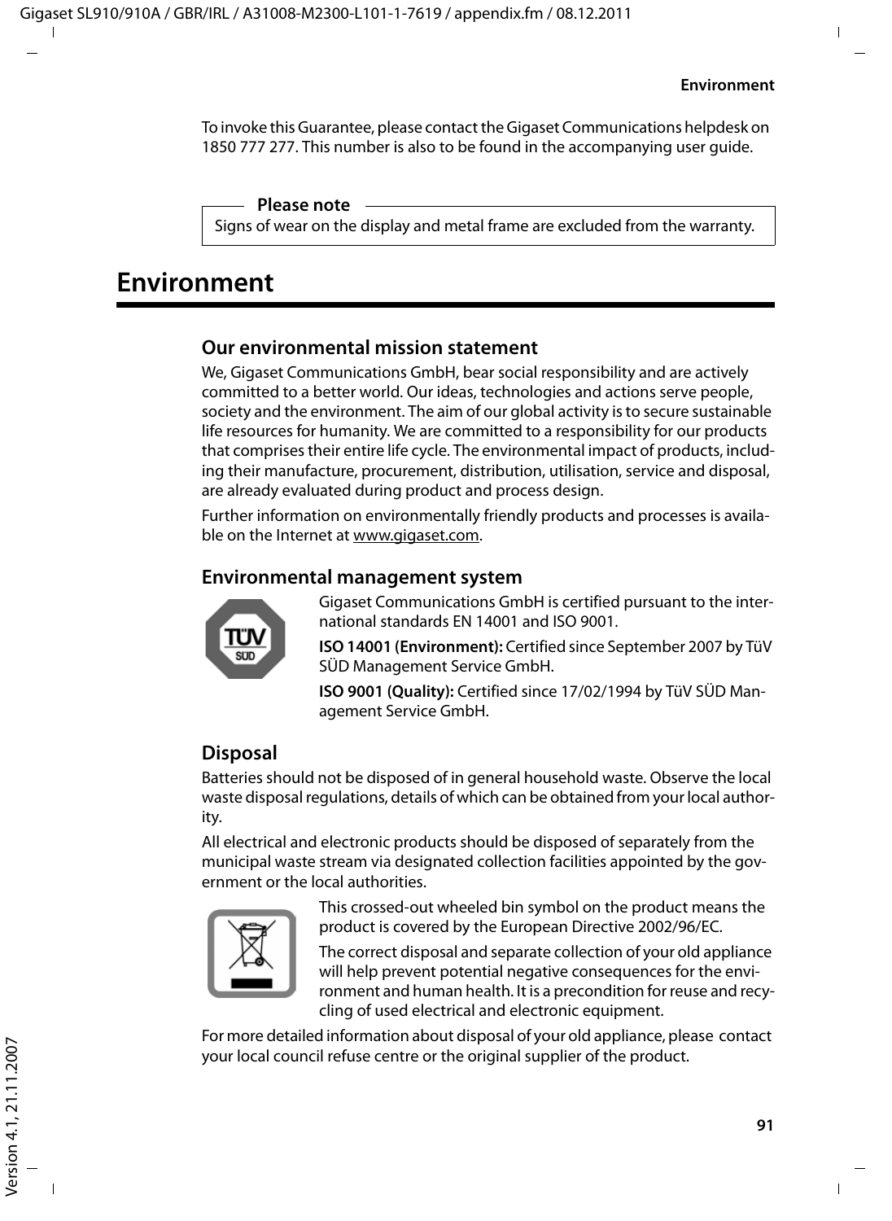To invoke this Guarantee, please contact the Gigaset Communications helpdesk on 1850 777 277. This number is also to be found in the accompanying user guide.

**Please note**

Signs of wear on the display and metal frame are excluded from the warranty.

# Environment

### Our environmental mission statement

We, Gigaset Communications GmbH, bear social responsibility and are actively committed to a better world. Our ideas, technologies and actions serve people, society and the environment. The aim of our global activity is to secure sustainable life resources for humanity. We are committed to a responsibility for our products that comprises their entire life cycle. The environmental impact of products, including their manufacture, procurement, distribution, utilisation, service and disposal, are already evaluated during product and process design.

Further information on environmentally friendly products and processes is available on the Internet at www.gigaset.com.

### Environmental management system

Gigaset Communications GmbH is certified pursuant to the international standards EN 14001 and ISO 9001.

**ISO 14001 (Environment):** Certified since September 2007 by TüV SÜD Management Service GmbH.

**ISO 9001 (Quality):** Certified since 17/02/1994 by TüV SÜD Management Service GmbH.

### Disposal

Batteries should not be disposed of in general household waste. Observe the local waste disposal regulations, details of which can be obtained from your local authority.

All electrical and electronic products should be disposed of separately from the municipal waste stream via designated collection facilities appointed by the government or the local authorities.

This crossed-out wheeled bin symbol on the product means the product is covered by the European Directive 2002/96/EC.

The correct disposal and separate collection of your old appliance will help prevent potential negative consequences for the environment and human health. It is a precondition for reuse and recycling of used electrical and electronic equipment.

For more detailed information about disposal of your old appliance, please contact your local council refuse centre or the original supplier of the product.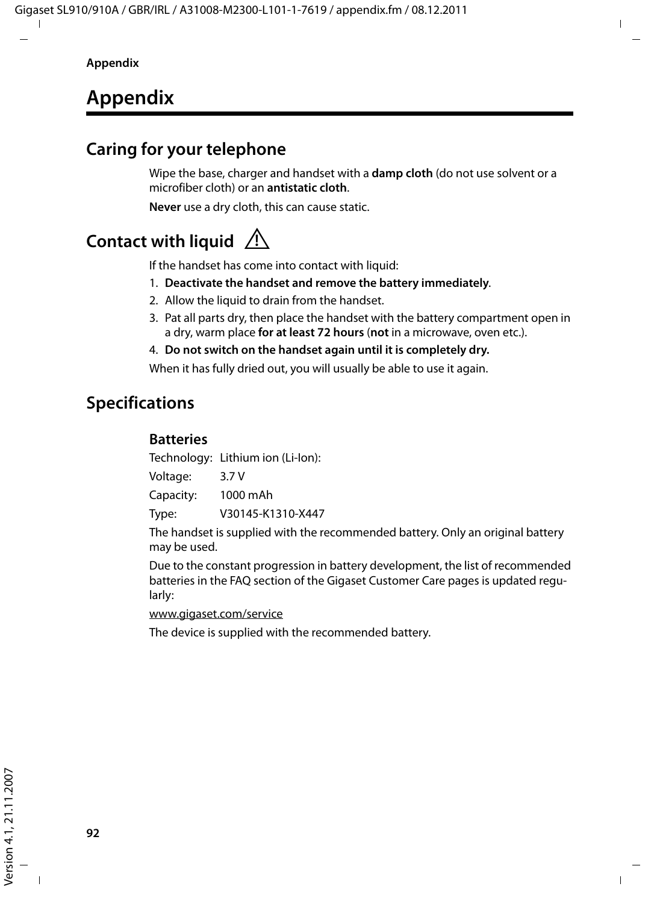# Appendix

## Caring for your telephone

Wipe the base, charger and handset with a **damp cloth** (do not use solvent or a microfiber cloth) or an **antistatic cloth**.

**Never** use a dry cloth, this can cause static.

## Contact with liquid ⚠

If the handset has come into contact with liquid:

1. **Deactivate the handset and remove the battery immediately**.
2. Allow the liquid to drain from the handset.
3. Pat all parts dry, then place the handset with the battery compartment open in a dry, warm place **for at least 72 hours** (**not** in a microwave, oven etc.).
4. **Do not switch on the handset again until it is completely dry.**

When it has fully dried out, you will usually be able to use it again.

## Specifications

### Batteries

| | |
|---|---|
| Technology: | Lithium ion (Li-Ion): |
| Voltage: | 3.7 V |
| Capacity: | 1000 mAh |
| Type: | V30145-K1310-X447 |

The handset is supplied with the recommended battery. Only an original battery may be used.

Due to the constant progression in battery development, the list of recommended batteries in the FAQ section of the Gigaset Customer Care pages is updated regularly:

www.gigaset.com/service

The device is supplied with the recommended battery.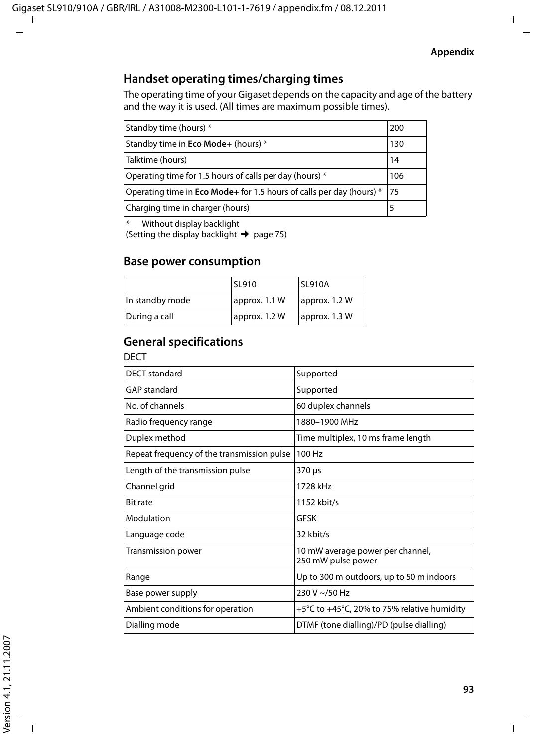## Handset operating times/charging times

The operating time of your Gigaset depends on the capacity and age of the battery and the way it is used. (All times are maximum possible times).

| | |
|---|---|
| Standby time (hours) * | 200 |
| Standby time in **Eco Mode+** (hours) * | 130 |
| Talktime (hours) | 14 |
| Operating time for 1.5 hours of calls per day (hours) * | 106 |
| Operating time in **Eco Mode+** for 1.5 hours of calls per day (hours) * | 75 |
| Charging time in charger (hours) | 5 |

\* Without display backlight
(Setting the display backlight ➔ page 75)

## Base power consumption

| | SL910 | SL910A |
|---|---|---|
| In standby mode | approx. 1.1 W | approx. 1.2 W |
| During a call | approx. 1.2 W | approx. 1.3 W |

## General specifications

DECT

| | |
|---|---|
| DECT standard | Supported |
| GAP standard | Supported |
| No. of channels | 60 duplex channels |
| Radio frequency range | 1880–1900 MHz |
| Duplex method | Time multiplex, 10 ms frame length |
| Repeat frequency of the transmission pulse | 100 Hz |
| Length of the transmission pulse | 370 µs |
| Channel grid | 1728 kHz |
| Bit rate | 1152 kbit/s |
| Modulation | GFSK |
| Language code | 32 kbit/s |
| Transmission power | 10 mW average power per channel, 250 mW pulse power |
| Range | Up to 300 m outdoors, up to 50 m indoors |
| Base power supply | 230 V ~/50 Hz |
| Ambient conditions for operation | +5°C to +45°C, 20% to 75% relative humidity |
| Dialling mode | DTMF (tone dialling)/PD (pulse dialling) |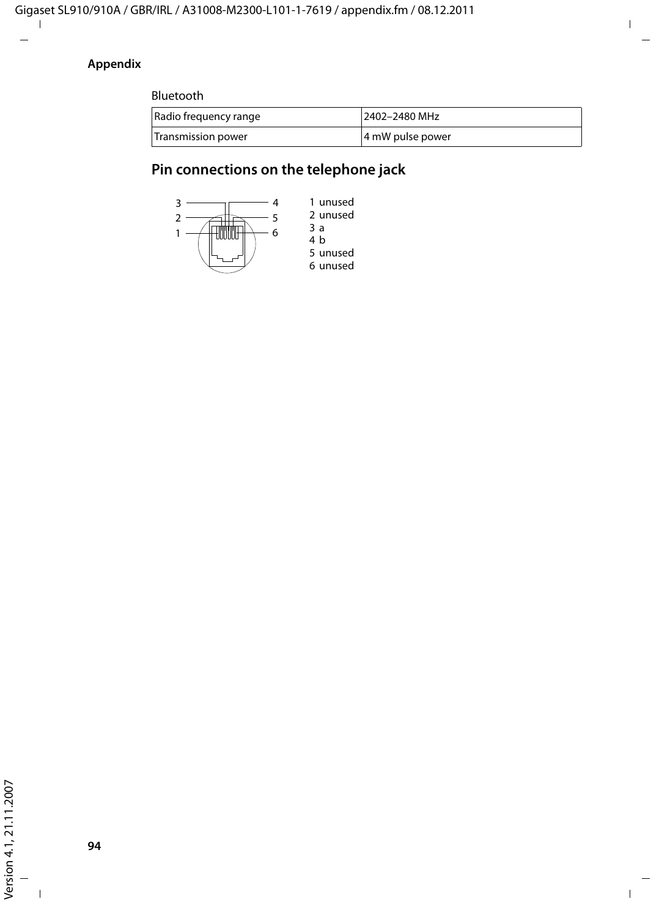Bluetooth

| Radio frequency range | 2402–2480 MHz |
|---|---|
| Transmission power | 4 mW pulse power |

## Pin connections on the telephone jack

1 unused
2 unused
3 a
4 b
5 unused
6 unused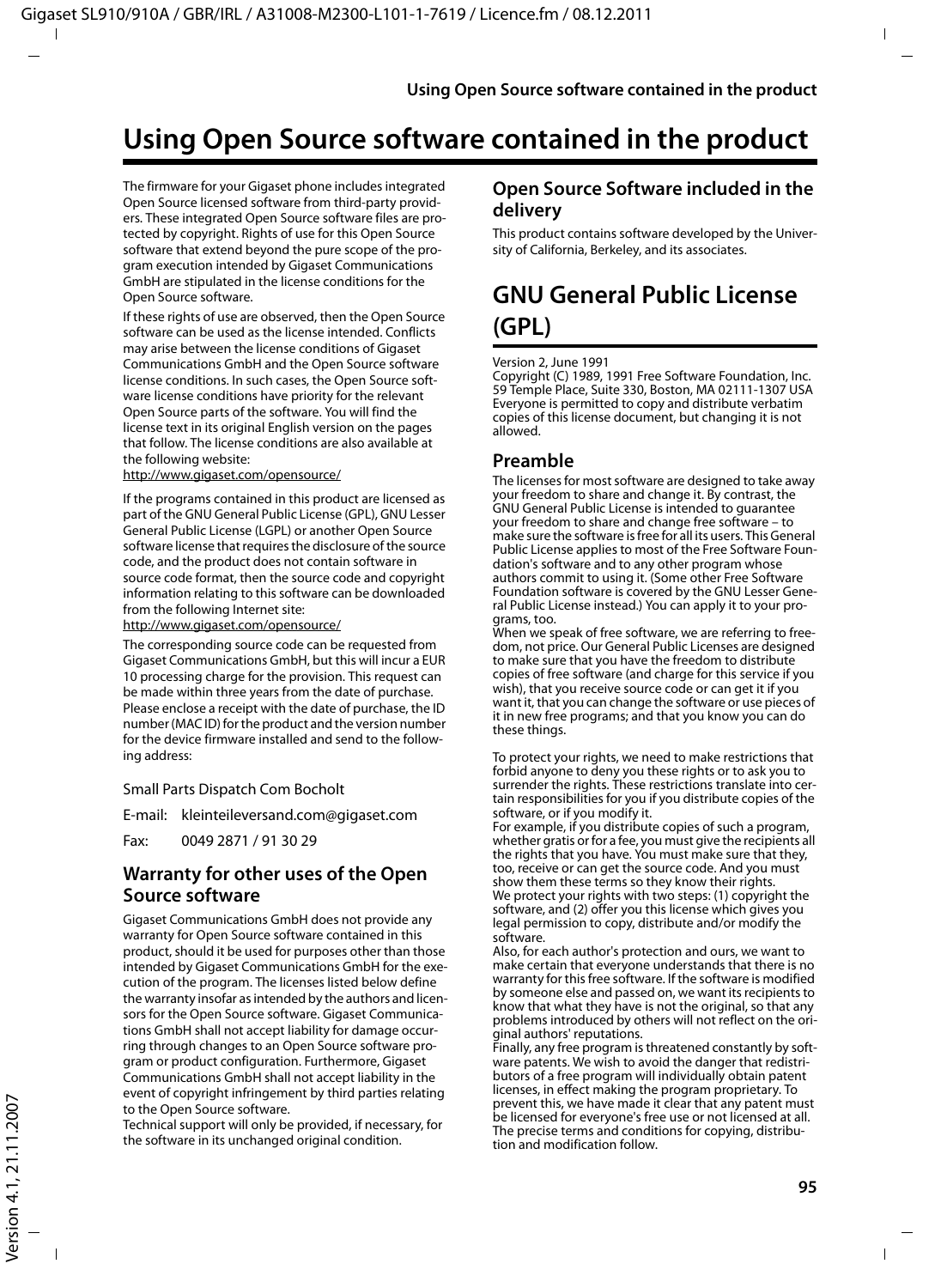# Using Open Source software contained in the product

The firmware for your Gigaset phone includes integrated Open Source licensed software from third-party providers. These integrated Open Source software files are protected by copyright. Rights of use for this Open Source software that extend beyond the pure scope of the program execution intended by Gigaset Communications GmbH are stipulated in the license conditions for the Open Source software.

If these rights of use are observed, then the Open Source software can be used as the license intended. Conflicts may arise between the license conditions of Gigaset Communications GmbH and the Open Source software license conditions. In such cases, the Open Source software license conditions have priority for the relevant Open Source parts of the software. You will find the license text in its original English version on the pages that follow. The license conditions are also available at the following website:
http://www.gigaset.com/opensource/

If the programs contained in this product are licensed as part of the GNU General Public License (GPL), GNU Lesser General Public License (LGPL) or another Open Source software license that requires the disclosure of the source code, and the product does not contain software in source code format, then the source code and copyright information relating to this software can be downloaded from the following Internet site:
http://www.gigaset.com/opensource/

The corresponding source code can be requested from Gigaset Communications GmbH, but this will incur a EUR 10 processing charge for the provision. This request can be made within three years from the date of purchase. Please enclose a receipt with the date of purchase, the ID number (MAC ID) for the product and the version number for the device firmware installed and send to the following address:

Small Parts Dispatch Com Bocholt

E-mail: kleinteileversand.com@gigaset.com

Fax: 0049 2871 / 91 30 29

## Warranty for other uses of the Open Source software

Gigaset Communications GmbH does not provide any warranty for Open Source software contained in this product, should it be used for purposes other than those intended by Gigaset Communications GmbH for the execution of the program. The licenses listed below define the warranty insofar as intended by the authors and licensors for the Open Source software. Gigaset Communications GmbH shall not accept liability for damage occurring through changes to an Open Source software program or product configuration. Furthermore, Gigaset Communications GmbH shall not accept liability in the event of copyright infringement by third parties relating to the Open Source software.
Technical support will only be provided, if necessary, for the software in its unchanged original condition.

## Open Source Software included in the delivery

This product contains software developed by the University of California, Berkeley, and its associates.

# GNU General Public License (GPL)

Version 2, June 1991
Copyright (C) 1989, 1991 Free Software Foundation, Inc. 59 Temple Place, Suite 330, Boston, MA 02111-1307 USA
Everyone is permitted to copy and distribute verbatim copies of this license document, but changing it is not allowed.

## Preamble

The licenses for most software are designed to take away your freedom to share and change it. By contrast, the GNU General Public License is intended to guarantee your freedom to share and change free software – to make sure the software is free for all its users. This General Public License applies to most of the Free Software Foundation's software and to any other program whose authors commit to using it. (Some other Free Software Foundation software is covered by the GNU Lesser General Public License instead.) You can apply it to your programs, too.
When we speak of free software, we are referring to freedom, not price. Our General Public Licenses are designed to make sure that you have the freedom to distribute copies of free software (and charge for this service if you wish), that you receive source code or can get it if you want it, that you can change the software or use pieces of it in new free programs; and that you know you can do these things.

To protect your rights, we need to make restrictions that forbid anyone to deny you these rights or to ask you to surrender the rights. These restrictions translate into certain responsibilities for you if you distribute copies of the software, or if you modify it.
For example, if you distribute copies of such a program, whether gratis or for a fee, you must give the recipients all the rights that you have. You must make sure that they, too, receive or can get the source code. And you must show them these terms so they know their rights.
We protect your rights with two steps: (1) copyright the software, and (2) offer you this license which gives you legal permission to copy, distribute and/or modify the software.
Also, for each author's protection and ours, we want to make certain that everyone understands that there is no warranty for this free software. If the software is modified by someone else and passed on, we want its recipients to know that what they have is not the original, so that any problems introduced by others will not reflect on the original authors' reputations.
Finally, any free program is threatened constantly by software patents. We wish to avoid the danger that redistributors of a free program will individually obtain patent licenses, in effect making the program proprietary. To prevent this, we have made it clear that any patent must be licensed for everyone's free use or not licensed at all.
The precise terms and conditions for copying, distribution and modification follow.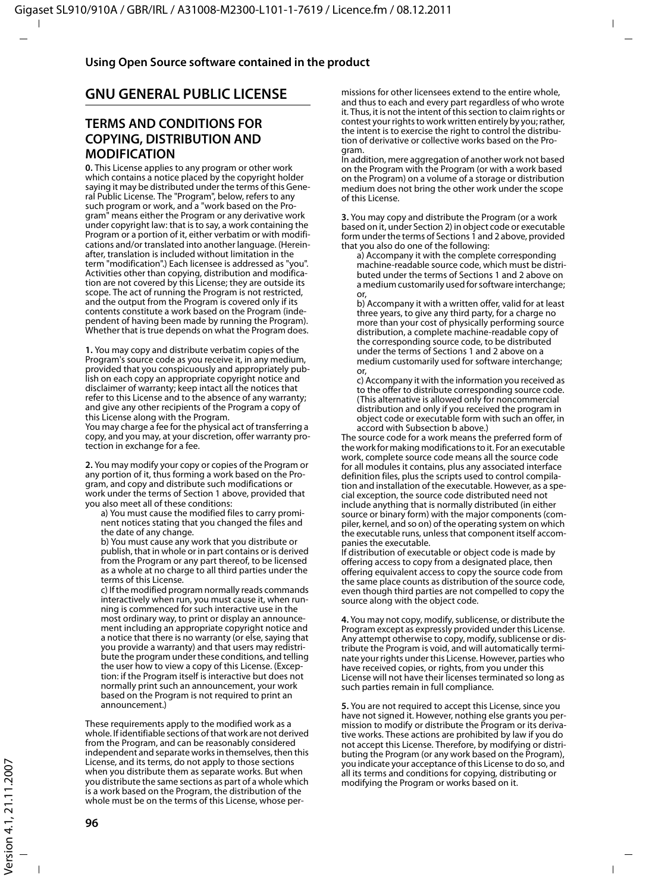## GNU GENERAL PUBLIC LICENSE

### TERMS AND CONDITIONS FOR COPYING, DISTRIBUTION AND MODIFICATION

**0.** This License applies to any program or other work which contains a notice placed by the copyright holder saying it may be distributed under the terms of this General Public License. The "Program", below, refers to any such program or work, and a "work based on the Program" means either the Program or any derivative work under copyright law: that is to say, a work containing the Program or a portion of it, either verbatim or with modifications and/or translated into another language. (Hereinafter, translation is included without limitation in the term "modification".) Each licensee is addressed as "you". Activities other than copying, distribution and modification are not covered by this License; they are outside its scope. The act of running the Program is not restricted, and the output from the Program is covered only if its contents constitute a work based on the Program (independent of having been made by running the Program). Whether that is true depends on what the Program does.

**1.** You may copy and distribute verbatim copies of the Program's source code as you receive it, in any medium, provided that you conspicuously and appropriately publish on each copy an appropriate copyright notice and disclaimer of warranty; keep intact all the notices that refer to this License and to the absence of any warranty; and give any other recipients of the Program a copy of this License along with the Program.
You may charge a fee for the physical act of transferring a copy, and you may, at your discretion, offer warranty protection in exchange for a fee.

**2.** You may modify your copy or copies of the Program or any portion of it, thus forming a work based on the Program, and copy and distribute such modifications or work under the terms of Section 1 above, provided that you also meet all of these conditions:

a) You must cause the modified files to carry prominent notices stating that you changed the files and the date of any change.

b) You must cause any work that you distribute or publish, that in whole or in part contains or is derived from the Program or any part thereof, to be licensed as a whole at no charge to all third parties under the terms of this License.

c) If the modified program normally reads commands interactively when run, you must cause it, when running is commenced for such interactive use in the most ordinary way, to print or display an announcement including an appropriate copyright notice and a notice that there is no warranty (or else, saying that you provide a warranty) and that users may redistribute the program under these conditions, and telling the user how to view a copy of this License. (Exception: if the Program itself is interactive but does not normally print such an announcement, your work based on the Program is not required to print an announcement.)

These requirements apply to the modified work as a whole. If identifiable sections of that work are not derived from the Program, and can be reasonably considered independent and separate works in themselves, then this License, and its terms, do not apply to those sections when you distribute them as separate works. But when you distribute the same sections as part of a whole which is a work based on the Program, the distribution of the whole must be on the terms of this License, whose permissions for other licensees extend to the entire whole, and thus to each and every part regardless of who wrote it. Thus, it is not the intent of this section to claim rights or contest your rights to work written entirely by you; rather, the intent is to exercise the right to control the distribution of derivative or collective works based on the Program.
In addition, mere aggregation of another work not based on the Program with the Program (or with a work based on the Program) on a volume of a storage or distribution medium does not bring the other work under the scope of this License.

**3.** You may copy and distribute the Program (or a work based on it, under Section 2) in object code or executable form under the terms of Sections 1 and 2 above, provided that you also do one of the following:

a) Accompany it with the complete corresponding machine-readable source code, which must be distributed under the terms of Sections 1 and 2 above on a medium customarily used for software interchange; or,

b) Accompany it with a written offer, valid for at least three years, to give any third party, for a charge no more than your cost of physically performing source distribution, a complete machine-readable copy of the corresponding source code, to be distributed under the terms of Sections 1 and 2 above on a medium customarily used for software interchange; or,

c) Accompany it with the information you received as to the offer to distribute corresponding source code. (This alternative is allowed only for noncommercial distribution and only if you received the program in object code or executable form with such an offer, in accord with Subsection b above.)

The source code for a work means the preferred form of the work for making modifications to it. For an executable work, complete source code means all the source code for all modules it contains, plus any associated interface definition files, plus the scripts used to control compilation and installation of the executable. However, as a special exception, the source code distributed need not include anything that is normally distributed (in either source or binary form) with the major components (compiler, kernel, and so on) of the operating system on which the executable runs, unless that component itself accompanies the executable.
If distribution of executable or object code is made by offering access to copy from a designated place, then offering equivalent access to copy the source code from the same place counts as distribution of the source code, even though third parties are not compelled to copy the source along with the object code.

**4.** You may not copy, modify, sublicense, or distribute the Program except as expressly provided under this License. Any attempt otherwise to copy, modify, sublicense or distribute the Program is void, and will automatically terminate your rights under this License. However, parties who have received copies, or rights, from you under this License will not have their licenses terminated so long as such parties remain in full compliance.

**5.** You are not required to accept this License, since you have not signed it. However, nothing else grants you permission to modify or distribute the Program or its derivative works. These actions are prohibited by law if you do not accept this License. Therefore, by modifying or distributing the Program (or any work based on the Program), you indicate your acceptance of this License to do so, and all its terms and conditions for copying, distributing or modifying the Program or works based on it.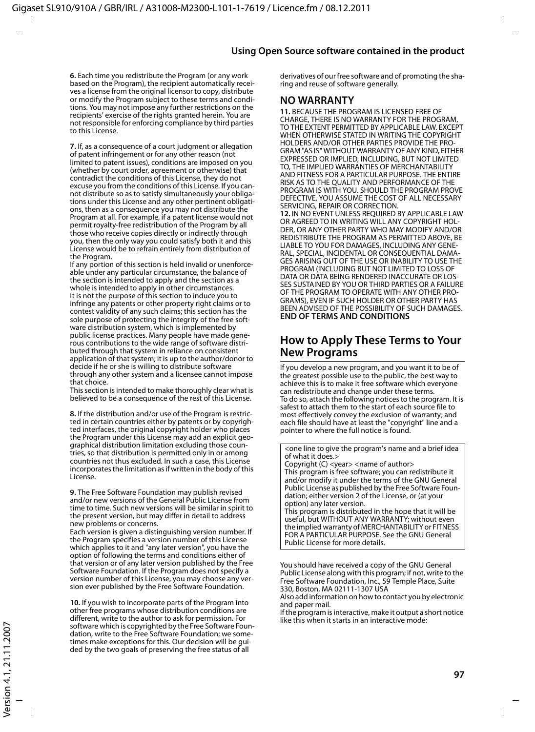**6.** Each time you redistribute the Program (or any work based on the Program), the recipient automatically receives a license from the original licensor to copy, distribute or modify the Program subject to these terms and conditions. You may not impose any further restrictions on the recipients' exercise of the rights granted herein. You are not responsible for enforcing compliance by third parties to this License.

**7.** If, as a consequence of a court judgment or allegation of patent infringement or for any other reason (not limited to patent issues), conditions are imposed on you (whether by court order, agreement or otherwise) that contradict the conditions of this License, they do not excuse you from the conditions of this License. If you cannot distribute so as to satisfy simultaneously your obligations under this License and any other pertinent obligations, then as a consequence you may not distribute the Program at all. For example, if a patent license would not permit royalty-free redistribution of the Program by all those who receive copies directly or indirectly through you, then the only way you could satisfy both it and this License would be to refrain entirely from distribution of the Program.
If any portion of this section is held invalid or unenforceable under any particular circumstance, the balance of the section is intended to apply and the section as a whole is intended to apply in other circumstances.
It is not the purpose of this section to induce you to infringe any patents or other property right claims or to contest validity of any such claims; this section has the sole purpose of protecting the integrity of the free software distribution system, which is implemented by public license practices. Many people have made generous contributions to the wide range of software distributed through that system in reliance on consistent application of that system; it is up to the author/donor to decide if he or she is willing to distribute software through any other system and a licensee cannot impose that choice.
This section is intended to make thoroughly clear what is believed to be a consequence of the rest of this License.

**8.** If the distribution and/or use of the Program is restricted in certain countries either by patents or by copyrighted interfaces, the original copyright holder who places the Program under this License may add an explicit geographical distribution limitation excluding those countries, so that distribution is permitted only in or among countries not thus excluded. In such a case, this License incorporates the limitation as if written in the body of this License.

**9.** The Free Software Foundation may publish revised and/or new versions of the General Public License from time to time. Such new versions will be similar in spirit to the present version, but may differ in detail to address new problems or concerns.
Each version is given a distinguishing version number. If the Program specifies a version number of this License which applies to it and "any later version", you have the option of following the terms and conditions either of that version or of any later version published by the Free Software Foundation. If the Program does not specify a version number of this License, you may choose any version ever published by the Free Software Foundation.

**10.** If you wish to incorporate parts of the Program into other free programs whose distribution conditions are different, write to the author to ask for permission. For software which is copyrighted by the Free Software Foundation, write to the Free Software Foundation; we sometimes make exceptions for this. Our decision will be guided by the two goals of preserving the free status of all derivatives of our free software and of promoting the sharing and reuse of software generally.

## NO WARRANTY

**11.** BECAUSE THE PROGRAM IS LICENSED FREE OF CHARGE, THERE IS NO WARRANTY FOR THE PROGRAM, TO THE EXTENT PERMITTED BY APPLICABLE LAW. EXCEPT WHEN OTHERWISE STATED IN WRITING THE COPYRIGHT HOLDERS AND/OR OTHER PARTIES PROVIDE THE PROGRAM "AS IS" WITHOUT WARRANTY OF ANY KIND, EITHER EXPRESSED OR IMPLIED, INCLUDING, BUT NOT LIMITED TO, THE IMPLIED WARRANTIES OF MERCHANTABILITY AND FITNESS FOR A PARTICULAR PURPOSE. THE ENTIRE RISK AS TO THE QUALITY AND PERFORMANCE OF THE PROGRAM IS WITH YOU. SHOULD THE PROGRAM PROVE DEFECTIVE, YOU ASSUME THE COST OF ALL NECESSARY SERVICING, REPAIR OR CORRECTION.
**12.** IN NO EVENT UNLESS REQUIRED BY APPLICABLE LAW OR AGREED TO IN WRITING WILL ANY COPYRIGHT HOLDER, OR ANY OTHER PARTY WHO MAY MODIFY AND/OR REDISTRIBUTE THE PROGRAM AS PERMITTED ABOVE, BE LIABLE TO YOU FOR DAMAGES, INCLUDING ANY GENERAL, SPECIAL, INCIDENTAL OR CONSEQUENTIAL DAMAGES ARISING OUT OF THE USE OR INABILITY TO USE THE PROGRAM (INCLUDING BUT NOT LIMITED TO LOSS OF DATA OR DATA BEING RENDERED INACCURATE OR LOSSES SUSTAINED BY YOU OR THIRD PARTIES OR A FAILURE OF THE PROGRAM TO OPERATE WITH ANY OTHER PROGRAMS), EVEN IF SUCH HOLDER OR OTHER PARTY HAS BEEN ADVISED OF THE POSSIBILITY OF SUCH DAMAGES.
**END OF TERMS AND CONDITIONS**

## How to Apply These Terms to Your New Programs

If you develop a new program, and you want it to be of the greatest possible use to the public, the best way to achieve this is to make it free software which everyone can redistribute and change under these terms.
To do so, attach the following notices to the program. It is safest to attach them to the start of each source file to most effectively convey the exclusion of warranty; and each file should have at least the "copyright" line and a pointer to where the full notice is found.

```
<one line to give the program's name and a brief idea of what it does.>
Copyright (C) <year> <name of author>
This program is free software; you can redistribute it and/or modify it under the terms of the GNU General Public License as published by the Free Software Foundation; either version 2 of the License, or (at your option) any later version.
This program is distributed in the hope that it will be useful, but WITHOUT ANY WARRANTY; without even the implied warranty of MERCHANTABILITY or FITNESS FOR A PARTICULAR PURPOSE. See the GNU General Public License for more details.
```

You should have received a copy of the GNU General Public License along with this program; if not, write to the Free Software Foundation, Inc., 59 Temple Place, Suite 330, Boston, MA 02111-1307 USA
Also add information on how to contact you by electronic and paper mail.
If the program is interactive, make it output a short notice like this when it starts in an interactive mode: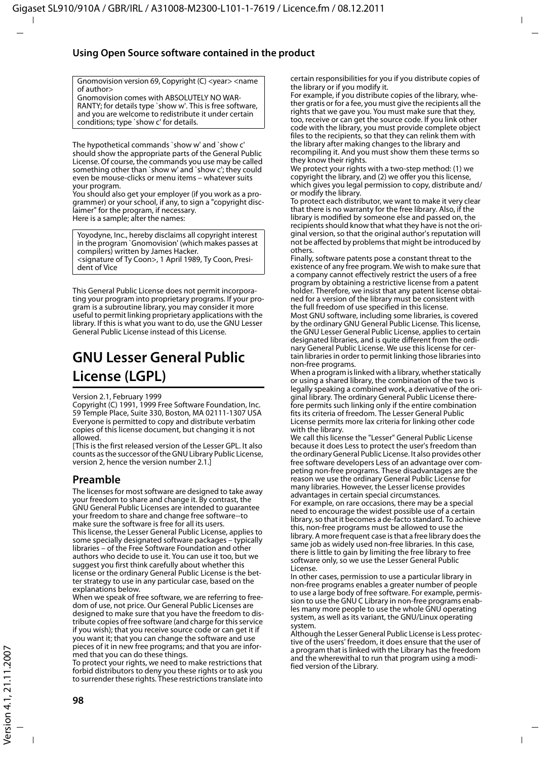```
Gnomovision version 69, Copyright (C) <year> <name of author>
Gnomovision comes with ABSOLUTELY NO WARRANTY; for details type `show w'. This is free software, and you are welcome to redistribute it under certain conditions; type `show c' for details.
```

The hypothetical commands `show w' and `show c' should show the appropriate parts of the General Public License. Of course, the commands you use may be called something other than `show w' and `show c'; they could even be mouse-clicks or menu items – whatever suits your program.
You should also get your employer (if you work as a programmer) or your school, if any, to sign a "copyright disclaimer" for the program, if necessary.
Here is a sample; alter the names:

```
Yoyodyne, Inc., hereby disclaims all copyright interest in the program `Gnomovision' (which makes passes at compilers) written by James Hacker.
<signature of Ty Coon>, 1 April 1989, Ty Coon, President of Vice
```

This General Public License does not permit incorporating your program into proprietary programs. If your program is a subroutine library, you may consider it more useful to permit linking proprietary applications with the library. If this is what you want to do, use the GNU Lesser General Public License instead of this License.

# GNU Lesser General Public License (LGPL)

Version 2.1, February 1999
Copyright (C) 1991, 1999 Free Software Foundation, Inc. 59 Temple Place, Suite 330, Boston, MA 02111-1307 USA
Everyone is permitted to copy and distribute verbatim copies of this license document, but changing it is not allowed.
[This is the first released version of the Lesser GPL. It also counts as the successor of the GNU Library Public License, version 2, hence the version number 2.1.]

## Preamble

The licenses for most software are designed to take away your freedom to share and change it. By contrast, the GNU General Public Licenses are intended to guarantee your freedom to share and change free software--to make sure the software is free for all its users.
This license, the Lesser General Public License, applies to some specially designated software packages – typically libraries – of the Free Software Foundation and other authors who decide to use it. You can use it too, but we suggest you first think carefully about whether this license or the ordinary General Public License is the better strategy to use in any particular case, based on the explanations below.
When we speak of free software, we are referring to freedom of use, not price. Our General Public Licenses are designed to make sure that you have the freedom to distribute copies of free software (and charge for this service if you wish); that you receive source code or can get it if you want it; that you can change the software and use pieces of it in new free programs; and that you are informed that you can do these things.
To protect your rights, we need to make restrictions that forbid distributors to deny you these rights or to ask you to surrender these rights. These restrictions translate into certain responsibilities for you if you distribute copies of the library or if you modify it.
For example, if you distribute copies of the library, whether gratis or for a fee, you must give the recipients all the rights that we gave you. You must make sure that they, too, receive or can get the source code. If you link other code with the library, you must provide complete object files to the recipients, so that they can relink them with the library after making changes to the library and recompiling it. And you must show them these terms so they know their rights.
We protect your rights with a two-step method: (1) we copyright the library, and (2) we offer you this license, which gives you legal permission to copy, distribute and/ or modify the library.
To protect each distributor, we want to make it very clear that there is no warranty for the free library. Also, if the library is modified by someone else and passed on, the recipients should know that what they have is not the original version, so that the original author's reputation will not be affected by problems that might be introduced by others.
Finally, software patents pose a constant threat to the existence of any free program. We wish to make sure that a company cannot effectively restrict the users of a free program by obtaining a restrictive license from a patent holder. Therefore, we insist that any patent license obtained for a version of the library must be consistent with the full freedom of use specified in this license.
Most GNU software, including some libraries, is covered by the ordinary GNU General Public License. This license, the GNU Lesser General Public License, applies to certain designated libraries, and is quite different from the ordinary General Public License. We use this license for certain libraries in order to permit linking those libraries into non-free programs.
When a program is linked with a library, whether statically or using a shared library, the combination of the two is legally speaking a combined work, a derivative of the original library. The ordinary General Public License therefore permits such linking only if the entire combination fits its criteria of freedom. The Lesser General Public License permits more lax criteria for linking other code with the library.
We call this license the "Lesser" General Public License because it does Less to protect the user's freedom than the ordinary General Public License. It also provides other free software developers Less of an advantage over competing non-free programs. These disadvantages are the reason we use the ordinary General Public License for many libraries. However, the Lesser license provides advantages in certain special circumstances.
For example, on rare occasions, there may be a special need to encourage the widest possible use of a certain library, so that it becomes a de-facto standard. To achieve this, non-free programs must be allowed to use the library. A more frequent case is that a free library does the same job as widely used non-free libraries. In this case, there is little to gain by limiting the free library to free software only, so we use the Lesser General Public License.
In other cases, permission to use a particular library in non-free programs enables a greater number of people to use a large body of free software. For example, permission to use the GNU C Library in non-free programs enables many more people to use the whole GNU operating system, as well as its variant, the GNU/Linux operating system.
Although the Lesser General Public License is Less protective of the users' freedom, it does ensure that the user of a program that is linked with the Library has the freedom and the wherewithal to run that program using a modified version of the Library.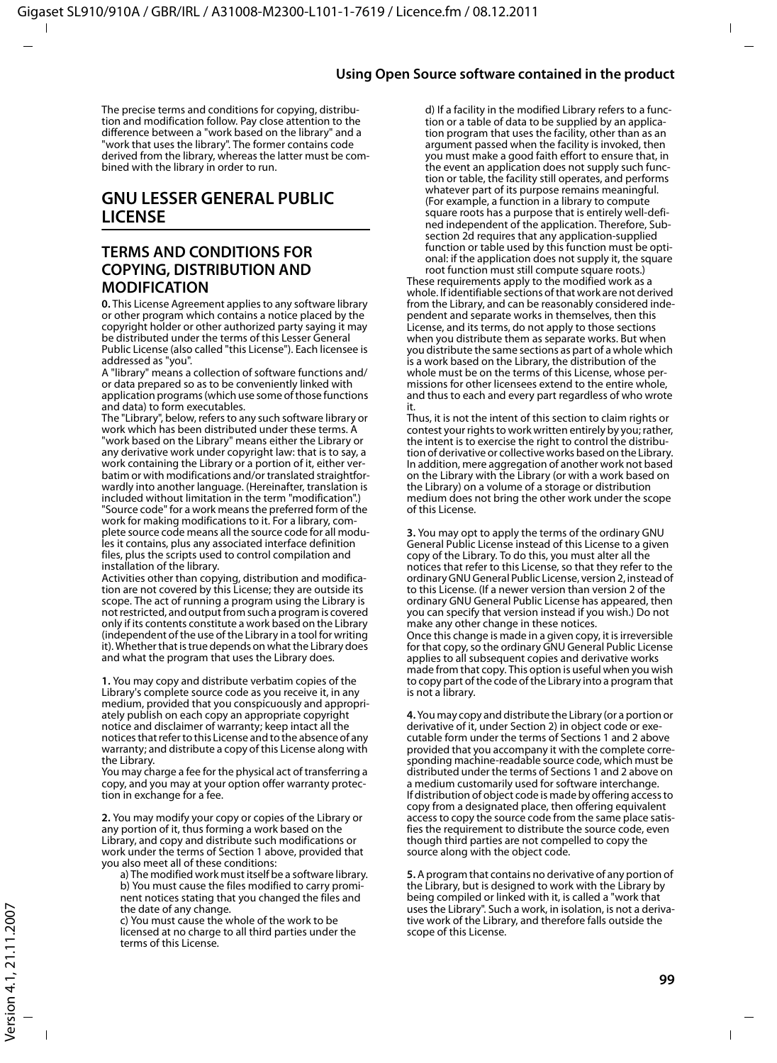The precise terms and conditions for copying, distribution and modification follow. Pay close attention to the difference between a "work based on the library" and a "work that uses the library". The former contains code derived from the library, whereas the latter must be combined with the library in order to run.

## GNU LESSER GENERAL PUBLIC LICENSE

### TERMS AND CONDITIONS FOR COPYING, DISTRIBUTION AND MODIFICATION

**0.** This License Agreement applies to any software library or other program which contains a notice placed by the copyright holder or other authorized party saying it may be distributed under the terms of this Lesser General Public License (also called "this License"). Each licensee is addressed as "you".

A "library" means a collection of software functions and/or data prepared so as to be conveniently linked with application programs (which use some of those functions and data) to form executables.

The "Library", below, refers to any such software library or work which has been distributed under these terms. A "work based on the Library" means either the Library or any derivative work under copyright law: that is to say, a work containing the Library or a portion of it, either verbatim or with modifications and/or translated straightforwardly into another language. (Hereinafter, translation is included without limitation in the term "modification".)

"Source code" for a work means the preferred form of the work for making modifications to it. For a library, complete source code means all the source code for all modules it contains, plus any associated interface definition files, plus the scripts used to control compilation and installation of the library.

Activities other than copying, distribution and modification are not covered by this License; they are outside its scope. The act of running a program using the Library is not restricted, and output from such a program is covered only if its contents constitute a work based on the Library (independent of the use of the Library in a tool for writing it). Whether that is true depends on what the Library does and what the program that uses the Library does.

**1.** You may copy and distribute verbatim copies of the Library's complete source code as you receive it, in any medium, provided that you conspicuously and appropriately publish on each copy an appropriate copyright notice and disclaimer of warranty; keep intact all the notices that refer to this License and to the absence of any warranty; and distribute a copy of this License along with the Library.

You may charge a fee for the physical act of transferring a copy, and you may at your option offer warranty protection in exchange for a fee.

**2.** You may modify your copy or copies of the Library or any portion of it, thus forming a work based on the Library, and copy and distribute such modifications or work under the terms of Section 1 above, provided that you also meet all of these conditions:

a) The modified work must itself be a software library.

b) You must cause the files modified to carry prominent notices stating that you changed the files and the date of any change.

c) You must cause the whole of the work to be licensed at no charge to all third parties under the terms of this License.

d) If a facility in the modified Library refers to a function or a table of data to be supplied by an application program that uses the facility, other than as an argument passed when the facility is invoked, then you must make a good faith effort to ensure that, in the event an application does not supply such function or table, the facility still operates, and performs whatever part of its purpose remains meaningful. (For example, a function in a library to compute square roots has a purpose that is entirely well-defined independent of the application. Therefore, Subsection 2d requires that any application-supplied function or table used by this function must be optional: if the application does not supply it, the square root function must still compute square roots.)

These requirements apply to the modified work as a whole. If identifiable sections of that work are not derived from the Library, and can be reasonably considered independent and separate works in themselves, then this License, and its terms, do not apply to those sections when you distribute them as separate works. But when you distribute the same sections as part of a whole which is a work based on the Library, the distribution of the whole must be on the terms of this License, whose permissions for other licensees extend to the entire whole, and thus to each and every part regardless of who wrote it.

Thus, it is not the intent of this section to claim rights or contest your rights to work written entirely by you; rather, the intent is to exercise the right to control the distribution of derivative or collective works based on the Library.

In addition, mere aggregation of another work not based on the Library with the Library (or with a work based on the Library) on a volume of a storage or distribution medium does not bring the other work under the scope of this License.

**3.** You may opt to apply the terms of the ordinary GNU General Public License instead of this License to a given copy of the Library. To do this, you must alter all the notices that refer to this License, so that they refer to the ordinary GNU General Public License, version 2, instead of to this License. (If a newer version than version 2 of the ordinary GNU General Public License has appeared, then you can specify that version instead if you wish.) Do not make any other change in these notices.

Once this change is made in a given copy, it is irreversible for that copy, so the ordinary GNU General Public License applies to all subsequent copies and derivative works made from that copy. This option is useful when you wish to copy part of the code of the Library into a program that is not a library.

**4.** You may copy and distribute the Library (or a portion or derivative of it, under Section 2) in object code or executable form under the terms of Sections 1 and 2 above provided that you accompany it with the complete corresponding machine-readable source code, which must be distributed under the terms of Sections 1 and 2 above on a medium customarily used for software interchange.

If distribution of object code is made by offering access to copy from a designated place, then offering equivalent access to copy the source code from the same place satisfies the requirement to distribute the source code, even though third parties are not compelled to copy the source along with the object code.

**5.** A program that contains no derivative of any portion of the Library, but is designed to work with the Library by being compiled or linked with it, is called a "work that uses the Library". Such a work, in isolation, is not a derivative work of the Library, and therefore falls outside the scope of this License.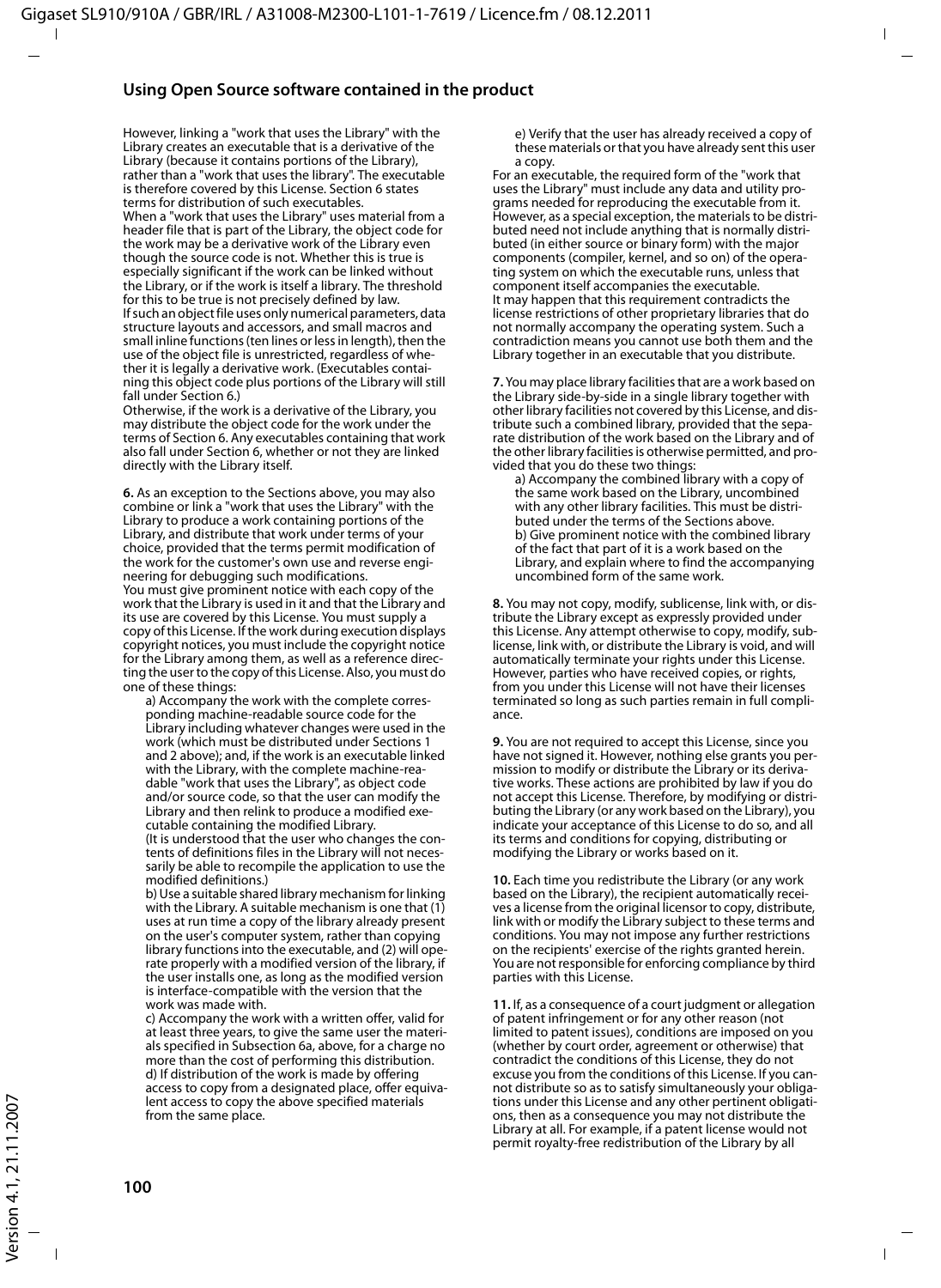## Using Open Source software contained in the product

However, linking a "work that uses the Library" with the Library creates an executable that is a derivative of the Library (because it contains portions of the Library), rather than a "work that uses the library". The executable is therefore covered by this License. Section 6 states terms for distribution of such executables.

When a "work that uses the Library" uses material from a header file that is part of the Library, the object code for the work may be a derivative work of the Library even though the source code is not. Whether this is true is especially significant if the work can be linked without the Library, or if the work is itself a library. The threshold for this to be true is not precisely defined by law.

If such an object file uses only numerical parameters, data structure layouts and accessors, and small macros and small inline functions (ten lines or less in length), then the use of the object file is unrestricted, regardless of whether it is legally a derivative work. (Executables containing this object code plus portions of the Library will still fall under Section 6.)

Otherwise, if the work is a derivative of the Library, you may distribute the object code for the work under the terms of Section 6. Any executables containing that work also fall under Section 6, whether or not they are linked directly with the Library itself.

**6.** As an exception to the Sections above, you may also combine or link a "work that uses the Library" with the Library to produce a work containing portions of the Library, and distribute that work under terms of your choice, provided that the terms permit modification of the work for the customer's own use and reverse engineering for debugging such modifications.

You must give prominent notice with each copy of the work that the Library is used in it and that the Library and its use are covered by this License. You must supply a copy of this License. If the work during execution displays copyright notices, you must include the copyright notice for the Library among them, as well as a reference directing the user to the copy of this License. Also, you must do one of these things:

a) Accompany the work with the complete corresponding machine-readable source code for the Library including whatever changes were used in the work (which must be distributed under Sections 1 and 2 above); and, if the work is an executable linked with the Library, with the complete machine-readable "work that uses the Library", as object code and/or source code, so that the user can modify the Library and then relink to produce a modified executable containing the modified Library. (It is understood that the user who changes the contents of definitions files in the Library will not necessarily be able to recompile the application to use the modified definitions.)

b) Use a suitable shared library mechanism for linking with the Library. A suitable mechanism is one that (1) uses at run time a copy of the library already present on the user's computer system, rather than copying library functions into the executable, and (2) will operate properly with a modified version of the library, if the user installs one, as long as the modified version is interface-compatible with the version that the work was made with.

c) Accompany the work with a written offer, valid for at least three years, to give the same user the materials specified in Subsection 6a, above, for a charge no more than the cost of performing this distribution.

d) If distribution of the work is made by offering access to copy from a designated place, offer equivalent access to copy the above specified materials from the same place.

e) Verify that the user has already received a copy of these materials or that you have already sent this user a copy.

For an executable, the required form of the "work that uses the Library" must include any data and utility programs needed for reproducing the executable from it. However, as a special exception, the materials to be distributed need not include anything that is normally distributed (in either source or binary form) with the major components (compiler, kernel, and so on) of the operating system on which the executable runs, unless that component itself accompanies the executable.

It may happen that this requirement contradicts the license restrictions of other proprietary libraries that do not normally accompany the operating system. Such a contradiction means you cannot use both them and the Library together in an executable that you distribute.

**7.** You may place library facilities that are a work based on the Library side-by-side in a single library together with other library facilities not covered by this License, and distribute such a combined library, provided that the separate distribution of the work based on the Library and of the other library facilities is otherwise permitted, and provided that you do these two things:

a) Accompany the combined library with a copy of the same work based on the Library, uncombined with any other library facilities. This must be distributed under the terms of the Sections above.

b) Give prominent notice with the combined library of the fact that part of it is a work based on the Library, and explain where to find the accompanying uncombined form of the same work.

**8.** You may not copy, modify, sublicense, link with, or distribute the Library except as expressly provided under this License. Any attempt otherwise to copy, modify, sublicense, link with, or distribute the Library is void, and will automatically terminate your rights under this License. However, parties who have received copies, or rights, from you under this License will not have their licenses terminated so long as such parties remain in full compliance.

**9.** You are not required to accept this License, since you have not signed it. However, nothing else grants you permission to modify or distribute the Library or its derivative works. These actions are prohibited by law if you do not accept this License. Therefore, by modifying or distributing the Library (or any work based on the Library), you indicate your acceptance of this License to do so, and all its terms and conditions for copying, distributing or modifying the Library or works based on it.

**10.** Each time you redistribute the Library (or any work based on the Library), the recipient automatically receives a license from the original licensor to copy, distribute, link with or modify the Library subject to these terms and conditions. You may not impose any further restrictions on the recipients' exercise of the rights granted herein. You are not responsible for enforcing compliance by third parties with this License.

**11.** If, as a consequence of a court judgment or allegation of patent infringement or for any other reason (not limited to patent issues), conditions are imposed on you (whether by court order, agreement or otherwise) that contradict the conditions of this License, they do not excuse you from the conditions of this License. If you cannot distribute so as to satisfy simultaneously your obligations under this License and any other pertinent obligations, then as a consequence you may not distribute the Library at all. For example, if a patent license would not permit royalty-free redistribution of the Library by all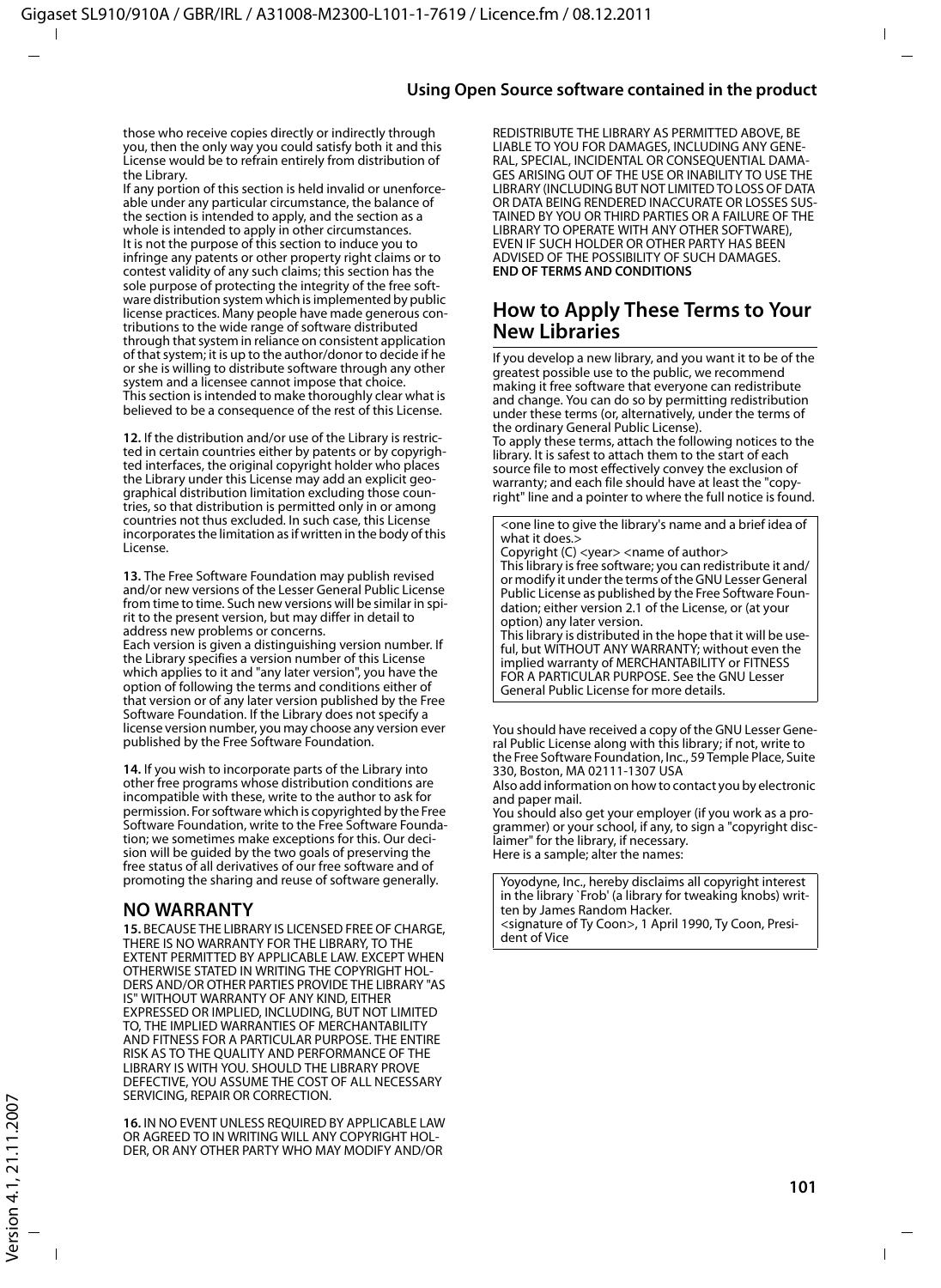those who receive copies directly or indirectly through you, then the only way you could satisfy both it and this License would be to refrain entirely from distribution of the Library.

If any portion of this section is held invalid or unenforceable under any particular circumstance, the balance of the section is intended to apply, and the section as a whole is intended to apply in other circumstances.

It is not the purpose of this section to induce you to infringe any patents or other property right claims or to contest validity of any such claims; this section has the sole purpose of protecting the integrity of the free software distribution system which is implemented by public license practices. Many people have made generous contributions to the wide range of software distributed through that system in reliance on consistent application of that system; it is up to the author/donor to decide if he or she is willing to distribute software through any other system and a licensee cannot impose that choice.

This section is intended to make thoroughly clear what is believed to be a consequence of the rest of this License.

**12.** If the distribution and/or use of the Library is restricted in certain countries either by patents or by copyrighted interfaces, the original copyright holder who places the Library under this License may add an explicit geographical distribution limitation excluding those countries, so that distribution is permitted only in or among countries not thus excluded. In such case, this License incorporates the limitation as if written in the body of this License.

**13.** The Free Software Foundation may publish revised and/or new versions of the Lesser General Public License from time to time. Such new versions will be similar in spirit to the present version, but may differ in detail to address new problems or concerns.

Each version is given a distinguishing version number. If the Library specifies a version number of this License which applies to it and "any later version", you have the option of following the terms and conditions either of that version or of any later version published by the Free Software Foundation. If the Library does not specify a license version number, you may choose any version ever published by the Free Software Foundation.

**14.** If you wish to incorporate parts of the Library into other free programs whose distribution conditions are incompatible with these, write to the author to ask for permission. For software which is copyrighted by the Free Software Foundation, write to the Free Software Foundation; we sometimes make exceptions for this. Our decision will be guided by the two goals of preserving the free status of all derivatives of our free software and of promoting the sharing and reuse of software generally.

## NO WARRANTY

**15.** BECAUSE THE LIBRARY IS LICENSED FREE OF CHARGE, THERE IS NO WARRANTY FOR THE LIBRARY, TO THE EXTENT PERMITTED BY APPLICABLE LAW. EXCEPT WHEN OTHERWISE STATED IN WRITING THE COPYRIGHT HOLDERS AND/OR OTHER PARTIES PROVIDE THE LIBRARY "AS IS" WITHOUT WARRANTY OF ANY KIND, EITHER EXPRESSED OR IMPLIED, INCLUDING, BUT NOT LIMITED TO, THE IMPLIED WARRANTIES OF MERCHANTABILITY AND FITNESS FOR A PARTICULAR PURPOSE. THE ENTIRE RISK AS TO THE QUALITY AND PERFORMANCE OF THE LIBRARY IS WITH YOU. SHOULD THE LIBRARY PROVE DEFECTIVE, YOU ASSUME THE COST OF ALL NECESSARY SERVICING, REPAIR OR CORRECTION.

**16.** IN NO EVENT UNLESS REQUIRED BY APPLICABLE LAW OR AGREED TO IN WRITING WILL ANY COPYRIGHT HOLDER, OR ANY OTHER PARTY WHO MAY MODIFY AND/OR REDISTRIBUTE THE LIBRARY AS PERMITTED ABOVE, BE LIABLE TO YOU FOR DAMAGES, INCLUDING ANY GENERAL, SPECIAL, INCIDENTAL OR CONSEQUENTIAL DAMAGES ARISING OUT OF THE USE OR INABILITY TO USE THE LIBRARY (INCLUDING BUT NOT LIMITED TO LOSS OF DATA OR DATA BEING RENDERED INACCURATE OR LOSSES SUSTAINED BY YOU OR THIRD PARTIES OR A FAILURE OF THE LIBRARY TO OPERATE WITH ANY OTHER SOFTWARE), EVEN IF SUCH HOLDER OR OTHER PARTY HAS BEEN ADVISED OF THE POSSIBILITY OF SUCH DAMAGES.

**END OF TERMS AND CONDITIONS**

## How to Apply These Terms to Your New Libraries

If you develop a new library, and you want it to be of the greatest possible use to the public, we recommend making it free software that everyone can redistribute and change. You can do so by permitting redistribution under these terms (or, alternatively, under the terms of the ordinary General Public License).

To apply these terms, attach the following notices to the library. It is safest to attach them to the start of each source file to most effectively convey the exclusion of warranty; and each file should have at least the "copyright" line and a pointer to where the full notice is found.

```
<one line to give the library's name and a brief idea of what it does.>
Copyright (C) <year> <name of author>
This library is free software; you can redistribute it and/or modify it under the terms of the GNU Lesser General Public License as published by the Free Software Foundation; either version 2.1 of the License, or (at your option) any later version.
This library is distributed in the hope that it will be useful, but WITHOUT ANY WARRANTY; without even the implied warranty of MERCHANTABILITY or FITNESS FOR A PARTICULAR PURPOSE. See the GNU Lesser General Public License for more details.
```

You should have received a copy of the GNU Lesser General Public License along with this library; if not, write to the Free Software Foundation, Inc., 59 Temple Place, Suite 330, Boston, MA 02111-1307 USA

Also add information on how to contact you by electronic and paper mail.

You should also get your employer (if you work as a programmer) or your school, if any, to sign a "copyright disclaimer" for the library, if necessary.

Here is a sample; alter the names:

```
Yoyodyne, Inc., hereby disclaims all copyright interest in the library `Frob' (a library for tweaking knobs) written by James Random Hacker.
<signature of Ty Coon>, 1 April 1990, Ty Coon, President of Vice
```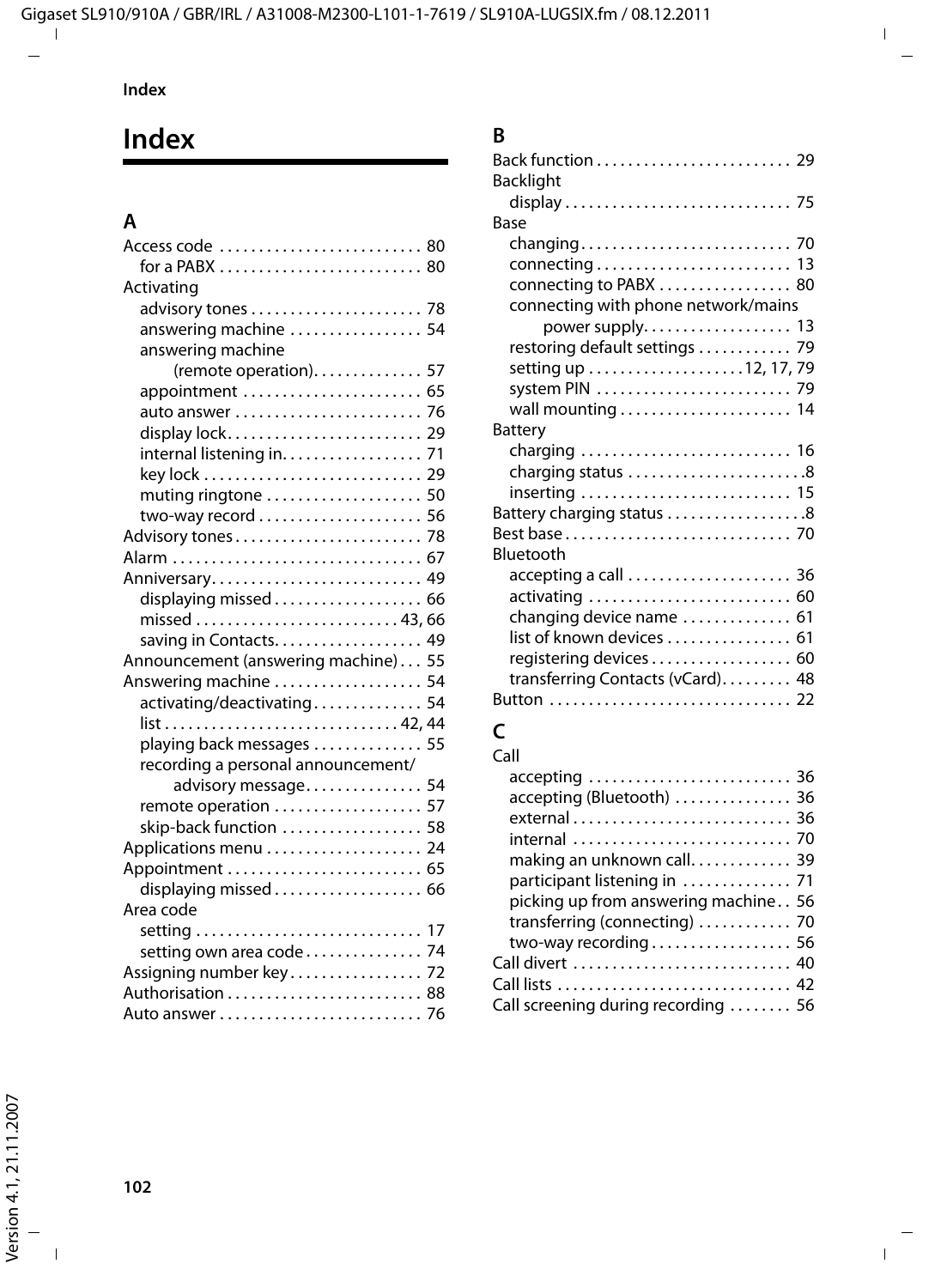# Index

## A

Access code . . . . . . . . . . . . . . . . . . . . . . . . . 80
- for a PABX . . . . . . . . . . . . . . . . . . . . . . . . . 80

Activating
- advisory tones . . . . . . . . . . . . . . . . . . . . . . 78
- answering machine . . . . . . . . . . . . . . . . . 54
- answering machine (remote operation). . . . . . . . . . . . . 57
- appointment . . . . . . . . . . . . . . . . . . . . . . . 65
- auto answer . . . . . . . . . . . . . . . . . . . . . . . . 76
- display lock. . . . . . . . . . . . . . . . . . . . . . . . . 29
- internal listening in. . . . . . . . . . . . . . . . . . 71
- key lock . . . . . . . . . . . . . . . . . . . . . . . . . . . 29
- muting ringtone . . . . . . . . . . . . . . . . . . . . 50
- two-way record . . . . . . . . . . . . . . . . . . . . . 56

Advisory tones . . . . . . . . . . . . . . . . . . . . . . . . 78
Alarm . . . . . . . . . . . . . . . . . . . . . . . . . . . . . . . . 67
Anniversary. . . . . . . . . . . . . . . . . . . . . . . . . . . 49
- displaying missed . . . . . . . . . . . . . . . . . . . 66
- missed . . . . . . . . . . . . . . . . . . . . . . . . . 43, 66
- saving in Contacts. . . . . . . . . . . . . . . . . . . 49

Announcement (answering machine) . . . 55
Answering machine . . . . . . . . . . . . . . . . . . . 54
- activating/deactivating . . . . . . . . . . . . . 54
- list . . . . . . . . . . . . . . . . . . . . . . . . . . . . . 42, 44
- playing back messages . . . . . . . . . . . . . . 55
- recording a personal announcement/ advisory message. . . . . . . . . . . . . . . 54
- remote operation . . . . . . . . . . . . . . . . . . . 57
- skip-back function . . . . . . . . . . . . . . . . . . 58

Applications menu . . . . . . . . . . . . . . . . . . . . 24
Appointment . . . . . . . . . . . . . . . . . . . . . . . . . 65
- displaying missed . . . . . . . . . . . . . . . . . . . 66

Area code
- setting . . . . . . . . . . . . . . . . . . . . . . . . . . . . 17
- setting own area code . . . . . . . . . . . . . . . 74

Assigning number key . . . . . . . . . . . . . . . . . 72
Authorisation . . . . . . . . . . . . . . . . . . . . . . . . . 88
Auto answer . . . . . . . . . . . . . . . . . . . . . . . . . . 76

## B

Back function . . . . . . . . . . . . . . . . . . . . . . . . . 29
Backlight
- display . . . . . . . . . . . . . . . . . . . . . . . . . . . . . 75

Base
- changing. . . . . . . . . . . . . . . . . . . . . . . . . . . 70
- connecting . . . . . . . . . . . . . . . . . . . . . . . . . 13
- connecting to PABX . . . . . . . . . . . . . . . . . 80
- connecting with phone network/mains power supply. . . . . . . . . . . . . . . . . . . 13
- restoring default settings . . . . . . . . . . . . 79
- setting up . . . . . . . . . . . . . . . . . . . .12, 17, 79
- system PIN . . . . . . . . . . . . . . . . . . . . . . . . . 79
- wall mounting . . . . . . . . . . . . . . . . . . . . . . 14

Battery
- charging . . . . . . . . . . . . . . . . . . . . . . . . . . . 16
- charging status . . . . . . . . . . . . . . . . . . . . . . .8
- inserting . . . . . . . . . . . . . . . . . . . . . . . . . . . 15

Battery charging status . . . . . . . . . . . . . . . . . .8
Best base . . . . . . . . . . . . . . . . . . . . . . . . . . . . . 70
Bluetooth
- accepting a call . . . . . . . . . . . . . . . . . . . . . 36
- activating . . . . . . . . . . . . . . . . . . . . . . . . . . 60
- changing device name . . . . . . . . . . . . . . 61
- list of known devices . . . . . . . . . . . . . . . . 61
- registering devices . . . . . . . . . . . . . . . . . . 60
- transferring Contacts (vCard). . . . . . . . . 48

Button . . . . . . . . . . . . . . . . . . . . . . . . . . . . . . . 22

## C

Call
- accepting . . . . . . . . . . . . . . . . . . . . . . . . . . 36
- accepting (Bluetooth) . . . . . . . . . . . . . . . 36
- external . . . . . . . . . . . . . . . . . . . . . . . . . . . . 36
- internal . . . . . . . . . . . . . . . . . . . . . . . . . . . . 70
- making an unknown call. . . . . . . . . . . . . 39
- participant listening in . . . . . . . . . . . . . . 71
- picking up from answering machine . . 56
- transferring (connecting) . . . . . . . . . . . . 70
- two-way recording . . . . . . . . . . . . . . . . . . 56

Call divert . . . . . . . . . . . . . . . . . . . . . . . . . . . . 40
Call lists . . . . . . . . . . . . . . . . . . . . . . . . . . . . . . 42
Call screening during recording . . . . . . . . 56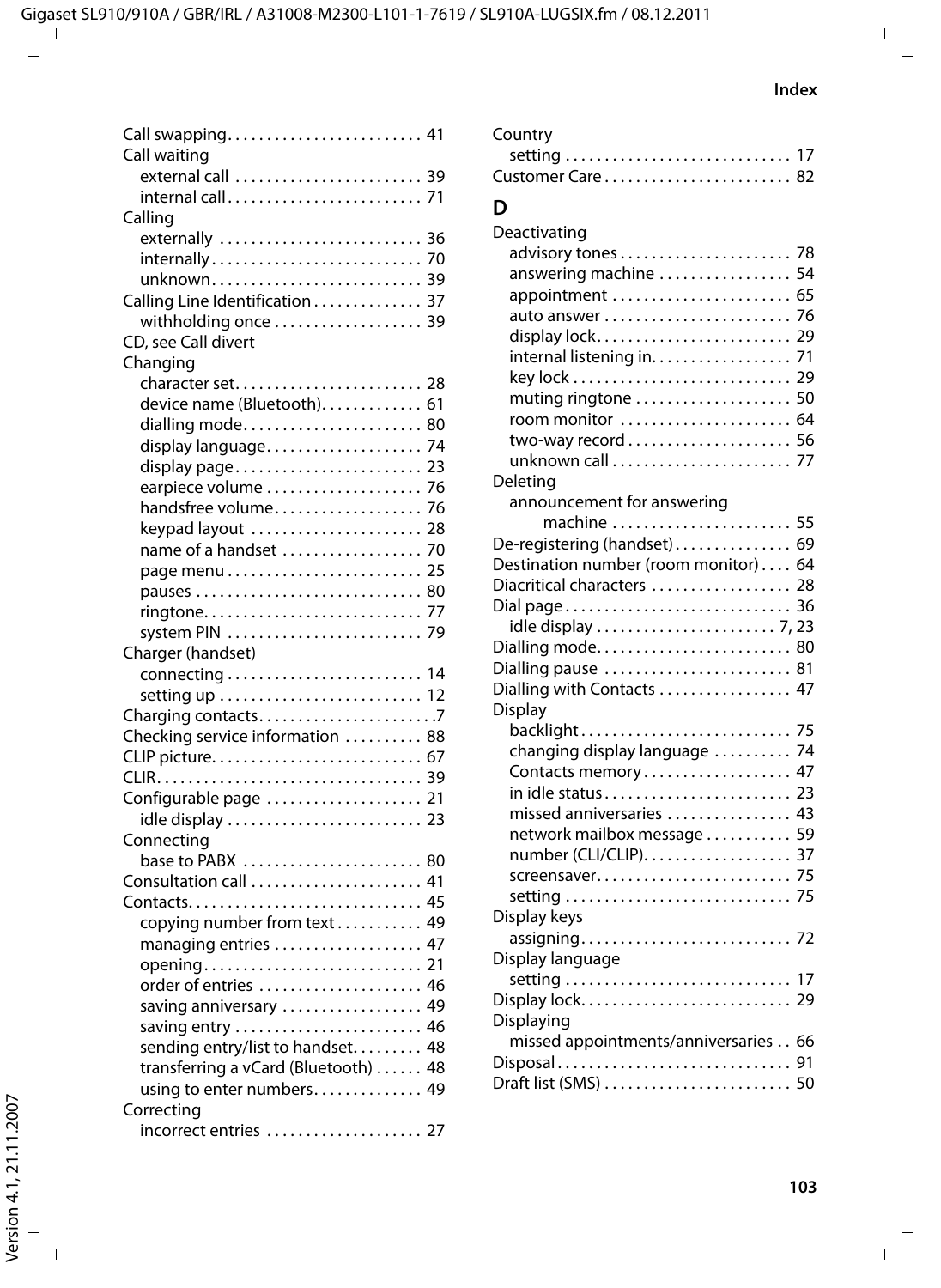Call swapping . . . . . . . . . . . . . . . . . . . . . . . . . 41
Call waiting
  external call . . . . . . . . . . . . . . . . . . . . . . . . 39
  internal call . . . . . . . . . . . . . . . . . . . . . . . . . 71
Calling
  externally . . . . . . . . . . . . . . . . . . . . . . . . . . 36
  internally . . . . . . . . . . . . . . . . . . . . . . . . . . . 70
  unknown . . . . . . . . . . . . . . . . . . . . . . . . . . . 39
Calling Line Identification . . . . . . . . . . . . . . 37
  withholding once . . . . . . . . . . . . . . . . . . . 39
CD, see Call divert
Changing
  character set . . . . . . . . . . . . . . . . . . . . . . . . 28
  device name (Bluetooth) . . . . . . . . . . . . . 61
  dialling mode . . . . . . . . . . . . . . . . . . . . . . . 80
  display language . . . . . . . . . . . . . . . . . . . . 74
  display page . . . . . . . . . . . . . . . . . . . . . . . . 23
  earpiece volume . . . . . . . . . . . . . . . . . . . . 76
  handsfree volume . . . . . . . . . . . . . . . . . . . 76
  keypad layout . . . . . . . . . . . . . . . . . . . . . . 28
  name of a handset . . . . . . . . . . . . . . . . . . 70
  page menu . . . . . . . . . . . . . . . . . . . . . . . . . 25
  pauses . . . . . . . . . . . . . . . . . . . . . . . . . . . . 80
  ringtone . . . . . . . . . . . . . . . . . . . . . . . . . . . 77
  system PIN . . . . . . . . . . . . . . . . . . . . . . . . 79
Charger (handset)
  connecting . . . . . . . . . . . . . . . . . . . . . . . . . 14
  setting up . . . . . . . . . . . . . . . . . . . . . . . . . . 12
Charging contacts . . . . . . . . . . . . . . . . . . . . . . .7
Checking service information . . . . . . . . . . 88
CLIP picture . . . . . . . . . . . . . . . . . . . . . . . . . . . 67
CLIR . . . . . . . . . . . . . . . . . . . . . . . . . . . . . . . . . . 39
Configurable page . . . . . . . . . . . . . . . . . . . . 21
  idle display . . . . . . . . . . . . . . . . . . . . . . . . . 23
Connecting
  base to PABX . . . . . . . . . . . . . . . . . . . . . . . 80
Consultation call . . . . . . . . . . . . . . . . . . . . . . 41
Contacts . . . . . . . . . . . . . . . . . . . . . . . . . . . . . . 45
  copying number from text . . . . . . . . . . . 49
  managing entries . . . . . . . . . . . . . . . . . . . 47
  opening . . . . . . . . . . . . . . . . . . . . . . . . . . . . 21
  order of entries . . . . . . . . . . . . . . . . . . . . . 46
  saving anniversary . . . . . . . . . . . . . . . . . . 49
  saving entry . . . . . . . . . . . . . . . . . . . . . . . . 46
  sending entry/list to handset . . . . . . . . . 48
  transferring a vCard (Bluetooth) . . . . . . 48
  using to enter numbers . . . . . . . . . . . . . . 49
Correcting
  incorrect entries . . . . . . . . . . . . . . . . . . . . 27
Country
  setting . . . . . . . . . . . . . . . . . . . . . . . . . . . . . 17
Customer Care . . . . . . . . . . . . . . . . . . . . . . . . 82

## D

Deactivating
  advisory tones . . . . . . . . . . . . . . . . . . . . . . 78
  answering machine . . . . . . . . . . . . . . . . . 54
  appointment . . . . . . . . . . . . . . . . . . . . . . . 65
  auto answer . . . . . . . . . . . . . . . . . . . . . . . . 76
  display lock . . . . . . . . . . . . . . . . . . . . . . . . . 29
  internal listening in . . . . . . . . . . . . . . . . . . 71
  key lock . . . . . . . . . . . . . . . . . . . . . . . . . . . . 29
  muting ringtone . . . . . . . . . . . . . . . . . . . . 50
  room monitor . . . . . . . . . . . . . . . . . . . . . . 64
  two-way record . . . . . . . . . . . . . . . . . . . . . 56
  unknown call . . . . . . . . . . . . . . . . . . . . . . . 77
Deleting
  announcement for answering
    machine . . . . . . . . . . . . . . . . . . . . . . . 55
De-registering (handset) . . . . . . . . . . . . . . . 69
Destination number (room monitor) . . . . 64
Diacritical characters . . . . . . . . . . . . . . . . . . 28
Dial page . . . . . . . . . . . . . . . . . . . . . . . . . . . . . 36
  idle display . . . . . . . . . . . . . . . . . . . . . . . 7, 23
Dialling mode . . . . . . . . . . . . . . . . . . . . . . . . . 80
Dialling pause . . . . . . . . . . . . . . . . . . . . . . . . 81
Dialling with Contacts . . . . . . . . . . . . . . . . . 47
Display
  backlight . . . . . . . . . . . . . . . . . . . . . . . . . . . 75
  changing display language . . . . . . . . . . 74
  Contacts memory . . . . . . . . . . . . . . . . . . . 47
  in idle status . . . . . . . . . . . . . . . . . . . . . . . . 23
  missed anniversaries . . . . . . . . . . . . . . . . 43
  network mailbox message . . . . . . . . . . . 59
  number (CLI/CLIP) . . . . . . . . . . . . . . . . . . . 37
  screensaver . . . . . . . . . . . . . . . . . . . . . . . . . 75
  setting . . . . . . . . . . . . . . . . . . . . . . . . . . . . . 75
Display keys
  assigning . . . . . . . . . . . . . . . . . . . . . . . . . . . 72
Display language
  setting . . . . . . . . . . . . . . . . . . . . . . . . . . . . . 17
Display lock . . . . . . . . . . . . . . . . . . . . . . . . . . . 29
Displaying
  missed appointments/anniversaries . . 66
Disposal . . . . . . . . . . . . . . . . . . . . . . . . . . . . . . 91
Draft list (SMS) . . . . . . . . . . . . . . . . . . . . . . . . 50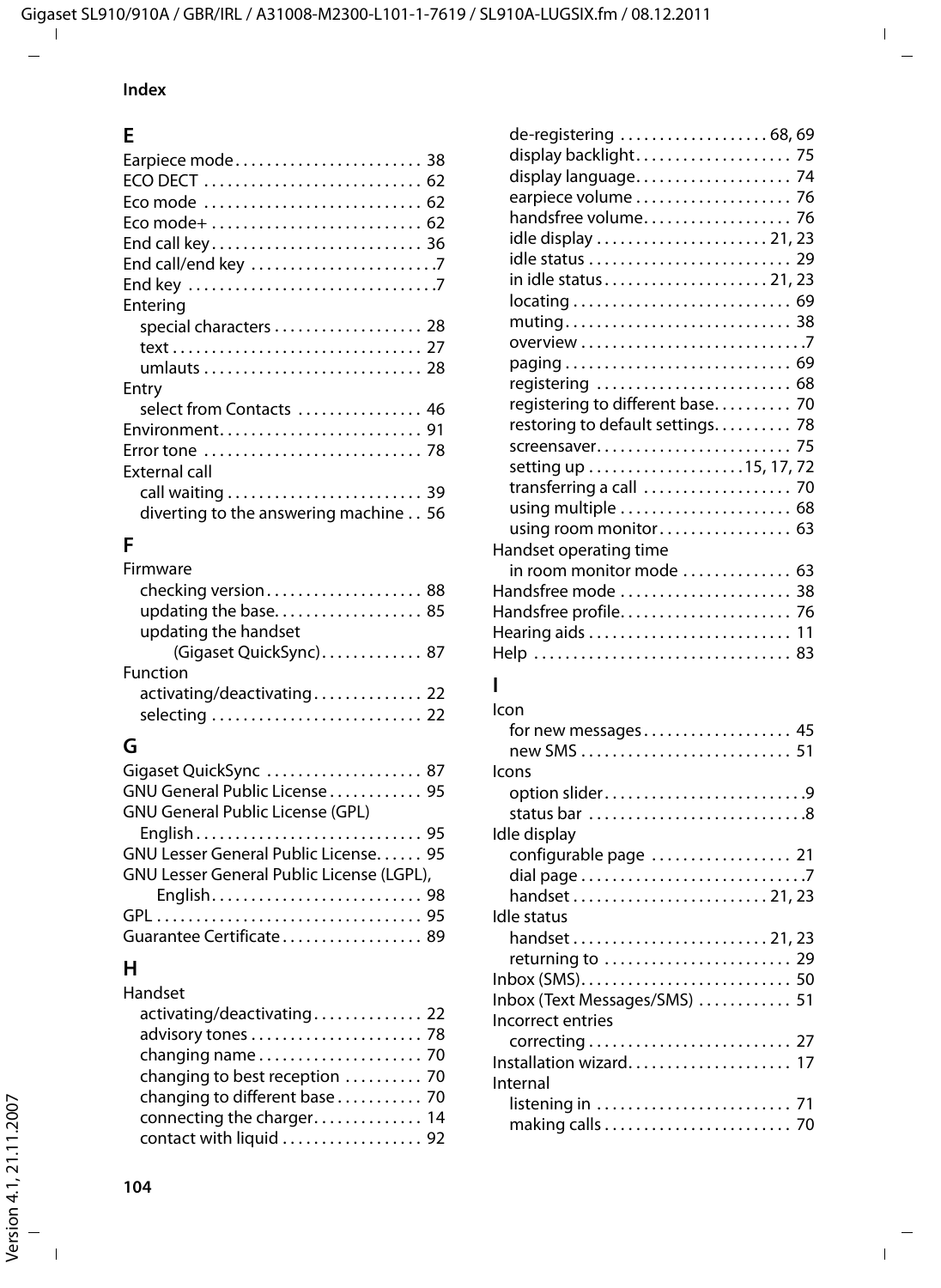## Index

### E

Earpiece mode . . . . . . . . . . . . . . . . . . . . . . . . 38
ECO DECT . . . . . . . . . . . . . . . . . . . . . . . . . . . 62
Eco mode . . . . . . . . . . . . . . . . . . . . . . . . . . . 62
Eco mode+ . . . . . . . . . . . . . . . . . . . . . . . . . . 62
End call key . . . . . . . . . . . . . . . . . . . . . . . . . . 36
End call/end key . . . . . . . . . . . . . . . . . . . . . . . 7
End key . . . . . . . . . . . . . . . . . . . . . . . . . . . . . . . 7
Entering
- special characters . . . . . . . . . . . . . . . . . . . 28
- text . . . . . . . . . . . . . . . . . . . . . . . . . . . . . . . . 27
- umlauts . . . . . . . . . . . . . . . . . . . . . . . . . . . . 28

Entry
- select from Contacts . . . . . . . . . . . . . . . . 46

Environment . . . . . . . . . . . . . . . . . . . . . . . . . 91
Error tone . . . . . . . . . . . . . . . . . . . . . . . . . . . 78
External call
- call waiting . . . . . . . . . . . . . . . . . . . . . . . . . 39
- diverting to the answering machine . . 56

### F

Firmware
- checking version . . . . . . . . . . . . . . . . . . . . 88
- updating the base . . . . . . . . . . . . . . . . . . . 85
- updating the handset (Gigaset QuickSync) . . . . . . . . . . . . . 87

Function
- activating/deactivating . . . . . . . . . . . . . . 22
- selecting . . . . . . . . . . . . . . . . . . . . . . . . . . . 22

### G

Gigaset QuickSync . . . . . . . . . . . . . . . . . . . . 87
GNU General Public License . . . . . . . . . . . . 95
GNU General Public License (GPL)
- English . . . . . . . . . . . . . . . . . . . . . . . . . . . . . 95

GNU Lesser General Public License . . . . . . 95
GNU Lesser General Public License (LGPL),
- English . . . . . . . . . . . . . . . . . . . . . . . . . . . 98

GPL . . . . . . . . . . . . . . . . . . . . . . . . . . . . . . . . . . 95
Guarantee Certificate . . . . . . . . . . . . . . . . . . 89

### H

Handset
- activating/deactivating . . . . . . . . . . . . . . 22
- advisory tones . . . . . . . . . . . . . . . . . . . . . . 78
- changing name . . . . . . . . . . . . . . . . . . . . . 70
- changing to best reception . . . . . . . . . . 70
- changing to different base . . . . . . . . . . . 70
- connecting the charger . . . . . . . . . . . . . . 14
- contact with liquid . . . . . . . . . . . . . . . . . . 92
- de-registering . . . . . . . . . . . . . . . . . . . 68, 69
- display backlight . . . . . . . . . . . . . . . . . . . . 75
- display language . . . . . . . . . . . . . . . . . . . . 74
- earpiece volume . . . . . . . . . . . . . . . . . . . . 76
- handsfree volume . . . . . . . . . . . . . . . . . . . 76
- idle display . . . . . . . . . . . . . . . . . . . . . . 21, 23
- idle status . . . . . . . . . . . . . . . . . . . . . . . . . . 29
- in idle status . . . . . . . . . . . . . . . . . . . . . 21, 23
- locating . . . . . . . . . . . . . . . . . . . . . . . . . . . . 69
- muting . . . . . . . . . . . . . . . . . . . . . . . . . . . . . 38
- overview . . . . . . . . . . . . . . . . . . . . . . . . . . . . 7
- paging . . . . . . . . . . . . . . . . . . . . . . . . . . . . . 69
- registering . . . . . . . . . . . . . . . . . . . . . . . . . 68
- registering to different base . . . . . . . . . . 70
- restoring to default settings . . . . . . . . . . 78
- screensaver . . . . . . . . . . . . . . . . . . . . . . . . . 75
- setting up . . . . . . . . . . . . . . . . . . . . 15, 17, 72
- transferring a call . . . . . . . . . . . . . . . . . . . 70
- using multiple . . . . . . . . . . . . . . . . . . . . . . 68
- using room monitor . . . . . . . . . . . . . . . . . 63

Handset operating time
- in room monitor mode . . . . . . . . . . . . . 63

Handsfree mode . . . . . . . . . . . . . . . . . . . . . . 38
Handsfree profile . . . . . . . . . . . . . . . . . . . . . . 76
Hearing aids . . . . . . . . . . . . . . . . . . . . . . . . . . 11
Help . . . . . . . . . . . . . . . . . . . . . . . . . . . . . . . . . 83

### I

Icon
- for new messages . . . . . . . . . . . . . . . . . . . 45
- new SMS . . . . . . . . . . . . . . . . . . . . . . . . . . . 51

Icons
- option slider . . . . . . . . . . . . . . . . . . . . . . . . . 9
- status bar . . . . . . . . . . . . . . . . . . . . . . . . . . . 8

Idle display
- configurable page . . . . . . . . . . . . . . . . . . 21
- dial page . . . . . . . . . . . . . . . . . . . . . . . . . . . . 7
- handset . . . . . . . . . . . . . . . . . . . . . . . . . 21, 23

Idle status
- handset . . . . . . . . . . . . . . . . . . . . . . . . . 21, 23
- returning to . . . . . . . . . . . . . . . . . . . . . . . . 29

Inbox (SMS) . . . . . . . . . . . . . . . . . . . . . . . . . . 50
Inbox (Text Messages/SMS) . . . . . . . . . . . . 51
Incorrect entries
- correcting . . . . . . . . . . . . . . . . . . . . . . . . . . 27

Installation wizard . . . . . . . . . . . . . . . . . . . . . 17
Internal
- listening in . . . . . . . . . . . . . . . . . . . . . . . . . 71
- making calls . . . . . . . . . . . . . . . . . . . . . . . . 70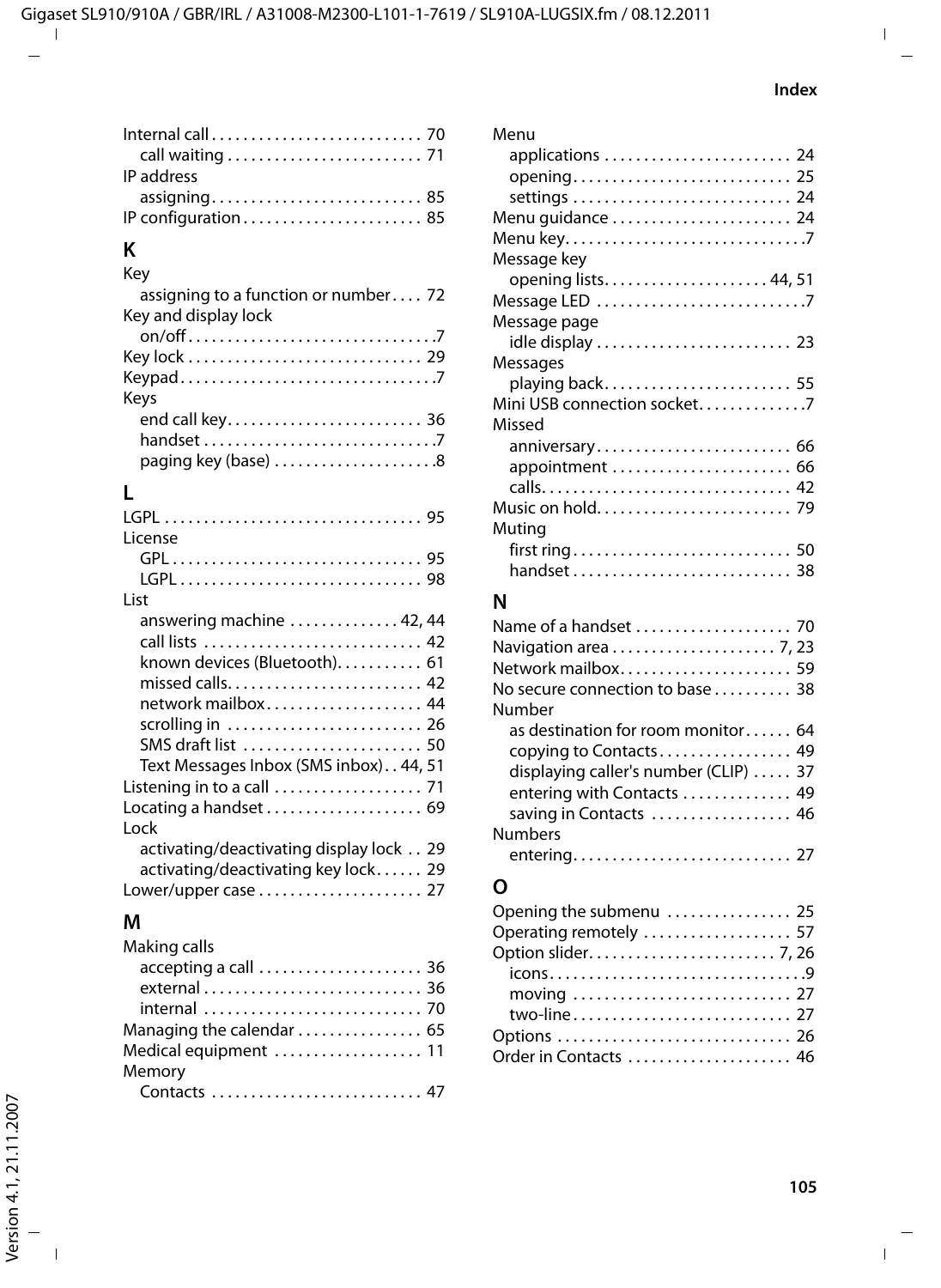Internal call . . . . . . . . . . . . . . . . . . . . . . . . . . 70
call waiting . . . . . . . . . . . . . . . . . . . . . . . . . 71
IP address
assigning. . . . . . . . . . . . . . . . . . . . . . . . . . . 85
IP configuration . . . . . . . . . . . . . . . . . . . . . . . 85

## K

Key
assigning to a function or number . . . . 72
Key and display lock
on/off . . . . . . . . . . . . . . . . . . . . . . . . . . . . . . . .7
Key lock . . . . . . . . . . . . . . . . . . . . . . . . . . . . . . 29
Keypad . . . . . . . . . . . . . . . . . . . . . . . . . . . . . . . . .7
Keys
end call key. . . . . . . . . . . . . . . . . . . . . . . . . 36
handset . . . . . . . . . . . . . . . . . . . . . . . . . . . . . .7
paging key (base) . . . . . . . . . . . . . . . . . . . . .8

## L

LGPL . . . . . . . . . . . . . . . . . . . . . . . . . . . . . . . . . 95
License
GPL . . . . . . . . . . . . . . . . . . . . . . . . . . . . . . . . 95
LGPL . . . . . . . . . . . . . . . . . . . . . . . . . . . . . . . 98
List
answering machine . . . . . . . . . . . . . . 42, 44
call lists . . . . . . . . . . . . . . . . . . . . . . . . . . . 42
known devices (Bluetooth). . . . . . . . . . . 61
missed calls. . . . . . . . . . . . . . . . . . . . . . . . . 42
network mailbox . . . . . . . . . . . . . . . . . . . . 44
scrolling in . . . . . . . . . . . . . . . . . . . . . . . . . 26
SMS draft list . . . . . . . . . . . . . . . . . . . . . . . 50
Text Messages Inbox (SMS inbox) . . 44, 51
Listening in to a call . . . . . . . . . . . . . . . . . . . 71
Locating a handset . . . . . . . . . . . . . . . . . . . . 69
Lock
activating/deactivating display lock . . 29
activating/deactivating key lock . . . . . . 29
Lower/upper case . . . . . . . . . . . . . . . . . . . . . 27

## M

Making calls
accepting a call . . . . . . . . . . . . . . . . . . . . . 36
external . . . . . . . . . . . . . . . . . . . . . . . . . . . . 36
internal . . . . . . . . . . . . . . . . . . . . . . . . . . . . 70
Managing the calendar . . . . . . . . . . . . . . . . 65
Medical equipment . . . . . . . . . . . . . . . . . . . 11
Memory
Contacts . . . . . . . . . . . . . . . . . . . . . . . . . . . 47
Menu
applications . . . . . . . . . . . . . . . . . . . . . . . . 24
opening . . . . . . . . . . . . . . . . . . . . . . . . . . . . 25
settings . . . . . . . . . . . . . . . . . . . . . . . . . . . . 24
Menu guidance . . . . . . . . . . . . . . . . . . . . . . . 24
Menu key. . . . . . . . . . . . . . . . . . . . . . . . . . . . . . .7
Message key
opening lists. . . . . . . . . . . . . . . . . . . . . 44, 51
Message LED . . . . . . . . . . . . . . . . . . . . . . . . . . .7
Message page
idle display . . . . . . . . . . . . . . . . . . . . . . . . . 23
Messages
playing back. . . . . . . . . . . . . . . . . . . . . . . . 55
Mini USB connection socket. . . . . . . . . . . . . .7
Missed
anniversary . . . . . . . . . . . . . . . . . . . . . . . . . 66
appointment . . . . . . . . . . . . . . . . . . . . . . . 66
calls. . . . . . . . . . . . . . . . . . . . . . . . . . . . . . . . 42
Music on hold. . . . . . . . . . . . . . . . . . . . . . . . . 79
Muting
first ring . . . . . . . . . . . . . . . . . . . . . . . . . . . . 50
handset . . . . . . . . . . . . . . . . . . . . . . . . . . . . 38

## N

Name of a handset . . . . . . . . . . . . . . . . . . . . 70
Navigation area . . . . . . . . . . . . . . . . . . . . . 7, 23
Network mailbox. . . . . . . . . . . . . . . . . . . . . . 59
No secure connection to base . . . . . . . . . . 38
Number
as destination for room monitor . . . . . . 64
copying to Contacts . . . . . . . . . . . . . . . . . 49
displaying caller's number (CLIP) . . . . . 37
entering with Contacts . . . . . . . . . . . . . . 49
saving in Contacts . . . . . . . . . . . . . . . . . . 46
Numbers
entering. . . . . . . . . . . . . . . . . . . . . . . . . . . . 27

## O

Opening the submenu . . . . . . . . . . . . . . . . 25
Operating remotely . . . . . . . . . . . . . . . . . . . 57
Option slider. . . . . . . . . . . . . . . . . . . . . . . . 7, 26
icons. . . . . . . . . . . . . . . . . . . . . . . . . . . . . . . . .9
moving . . . . . . . . . . . . . . . . . . . . . . . . . . . . 27
two-line . . . . . . . . . . . . . . . . . . . . . . . . . . . . 27
Options . . . . . . . . . . . . . . . . . . . . . . . . . . . . . . 26
Order in Contacts . . . . . . . . . . . . . . . . . . . . . 46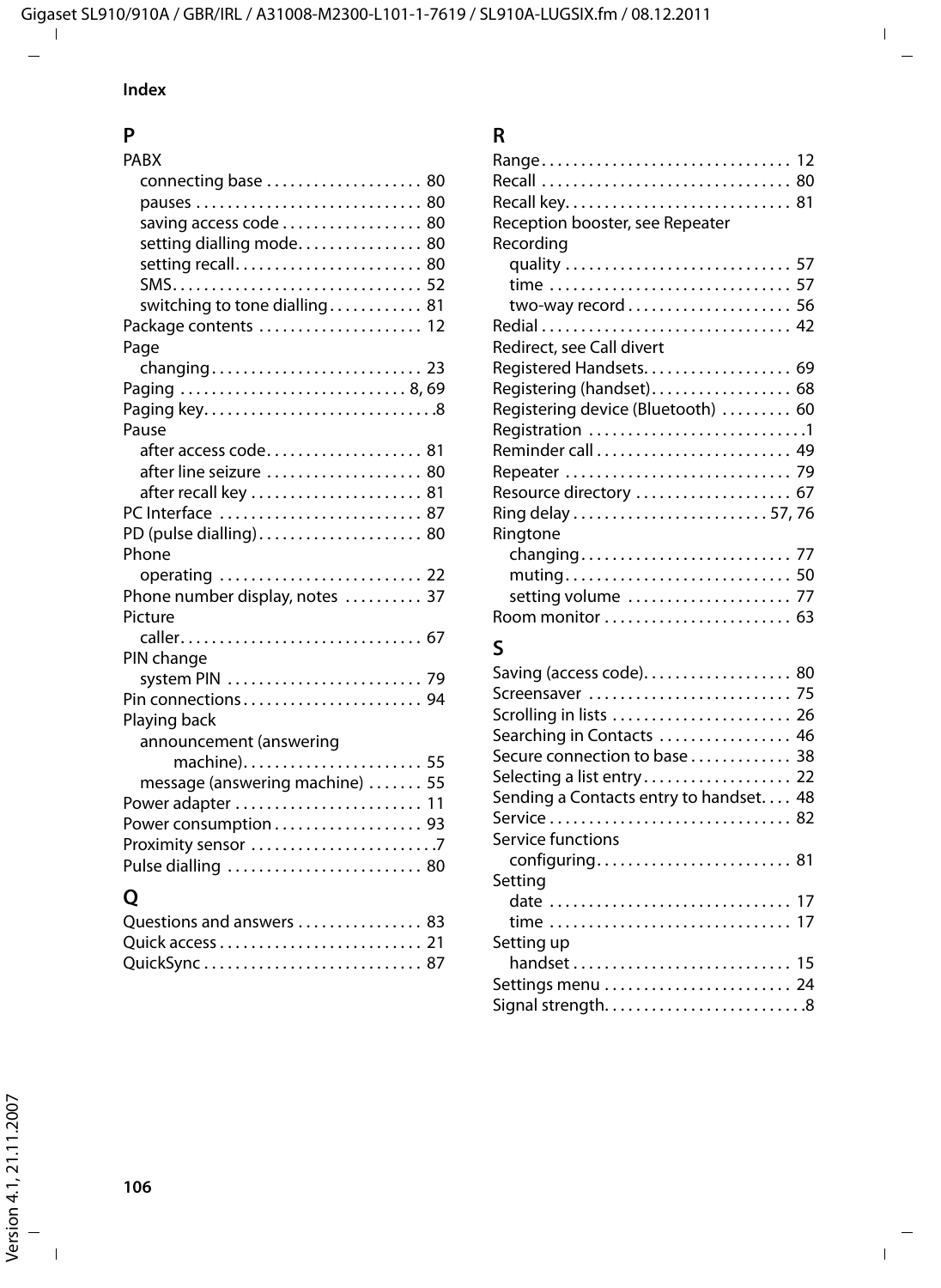# Index

## P

PABX
- connecting base . . . . . . . . . . . . . . . . . . . . 80
- pauses . . . . . . . . . . . . . . . . . . . . . . . . . . . . 80
- saving access code . . . . . . . . . . . . . . . . . . 80
- setting dialling mode. . . . . . . . . . . . . . . . 80
- setting recall. . . . . . . . . . . . . . . . . . . . . . . . 80
- SMS. . . . . . . . . . . . . . . . . . . . . . . . . . . . . . . 52
- switching to tone dialling . . . . . . . . . . . . 81

Package contents . . . . . . . . . . . . . . . . . . . . . 12

Page
- changing . . . . . . . . . . . . . . . . . . . . . . . . . . . 23

Paging . . . . . . . . . . . . . . . . . . . . . . . . . . . . 8, 69

Paging key. . . . . . . . . . . . . . . . . . . . . . . . . . . . .8

Pause
- after access code. . . . . . . . . . . . . . . . . . . . 81
- after line seizure . . . . . . . . . . . . . . . . . . . . 80
- after recall key . . . . . . . . . . . . . . . . . . . . . . 81

PC Interface . . . . . . . . . . . . . . . . . . . . . . . . . . 87

PD (pulse dialling). . . . . . . . . . . . . . . . . . . . . 80

Phone
- operating . . . . . . . . . . . . . . . . . . . . . . . . . . 22

Phone number display, notes . . . . . . . . . . 37

Picture
- caller. . . . . . . . . . . . . . . . . . . . . . . . . . . . . . . 67

PIN change
- system PIN . . . . . . . . . . . . . . . . . . . . . . . . . 79

Pin connections . . . . . . . . . . . . . . . . . . . . . . . 94

Playing back
- announcement (answering machine). . . . . . . . . . . . . . . . . . . . . . . 55
- message (answering machine) . . . . . . . 55

Power adapter . . . . . . . . . . . . . . . . . . . . . . . . 11

Power consumption . . . . . . . . . . . . . . . . . . . 93

Proximity sensor . . . . . . . . . . . . . . . . . . . . . . . .7

Pulse dialling . . . . . . . . . . . . . . . . . . . . . . . . . 80

## Q

Questions and answers . . . . . . . . . . . . . . . . 83

Quick access . . . . . . . . . . . . . . . . . . . . . . . . . . 21

QuickSync . . . . . . . . . . . . . . . . . . . . . . . . . . . . 87

## R

Range. . . . . . . . . . . . . . . . . . . . . . . . . . . . . . . . 12

Recall . . . . . . . . . . . . . . . . . . . . . . . . . . . . . . . . 80

Recall key. . . . . . . . . . . . . . . . . . . . . . . . . . . . . 81

Reception booster, see Repeater

Recording
- quality . . . . . . . . . . . . . . . . . . . . . . . . . . . . . 57
- time . . . . . . . . . . . . . . . . . . . . . . . . . . . . . . . 57
- two-way record . . . . . . . . . . . . . . . . . . . . . 56

Redial . . . . . . . . . . . . . . . . . . . . . . . . . . . . . . . . 42

Redirect, see Call divert

Registered Handsets. . . . . . . . . . . . . . . . . . . 69

Registering (handset). . . . . . . . . . . . . . . . . . 68

Registering device (Bluetooth) . . . . . . . . . 60

Registration . . . . . . . . . . . . . . . . . . . . . . . . . . . .1

Reminder call . . . . . . . . . . . . . . . . . . . . . . . . . 49

Repeater . . . . . . . . . . . . . . . . . . . . . . . . . . . . . 79

Resource directory . . . . . . . . . . . . . . . . . . . . 67

Ring delay . . . . . . . . . . . . . . . . . . . . . . . . . 57, 76

Ringtone
- changing . . . . . . . . . . . . . . . . . . . . . . . . . . . 77
- muting. . . . . . . . . . . . . . . . . . . . . . . . . . . . . 50
- setting volume . . . . . . . . . . . . . . . . . . . . . 77

Room monitor . . . . . . . . . . . . . . . . . . . . . . . . 63

## S

Saving (access code). . . . . . . . . . . . . . . . . . . 80

Screensaver . . . . . . . . . . . . . . . . . . . . . . . . . . 75

Scrolling in lists . . . . . . . . . . . . . . . . . . . . . . . 26

Searching in Contacts . . . . . . . . . . . . . . . . . 46

Secure connection to base . . . . . . . . . . . . . 38

Selecting a list entry . . . . . . . . . . . . . . . . . . . 22

Sending a Contacts entry to handset. . . . 48

Service . . . . . . . . . . . . . . . . . . . . . . . . . . . . . . . 82

Service functions
- configuring. . . . . . . . . . . . . . . . . . . . . . . . . 81

Setting
- date . . . . . . . . . . . . . . . . . . . . . . . . . . . . . . . 17
- time . . . . . . . . . . . . . . . . . . . . . . . . . . . . . . . 17

Setting up
- handset . . . . . . . . . . . . . . . . . . . . . . . . . . . . 15

Settings menu . . . . . . . . . . . . . . . . . . . . . . . . 24

Signal strength. . . . . . . . . . . . . . . . . . . . . . . . . .8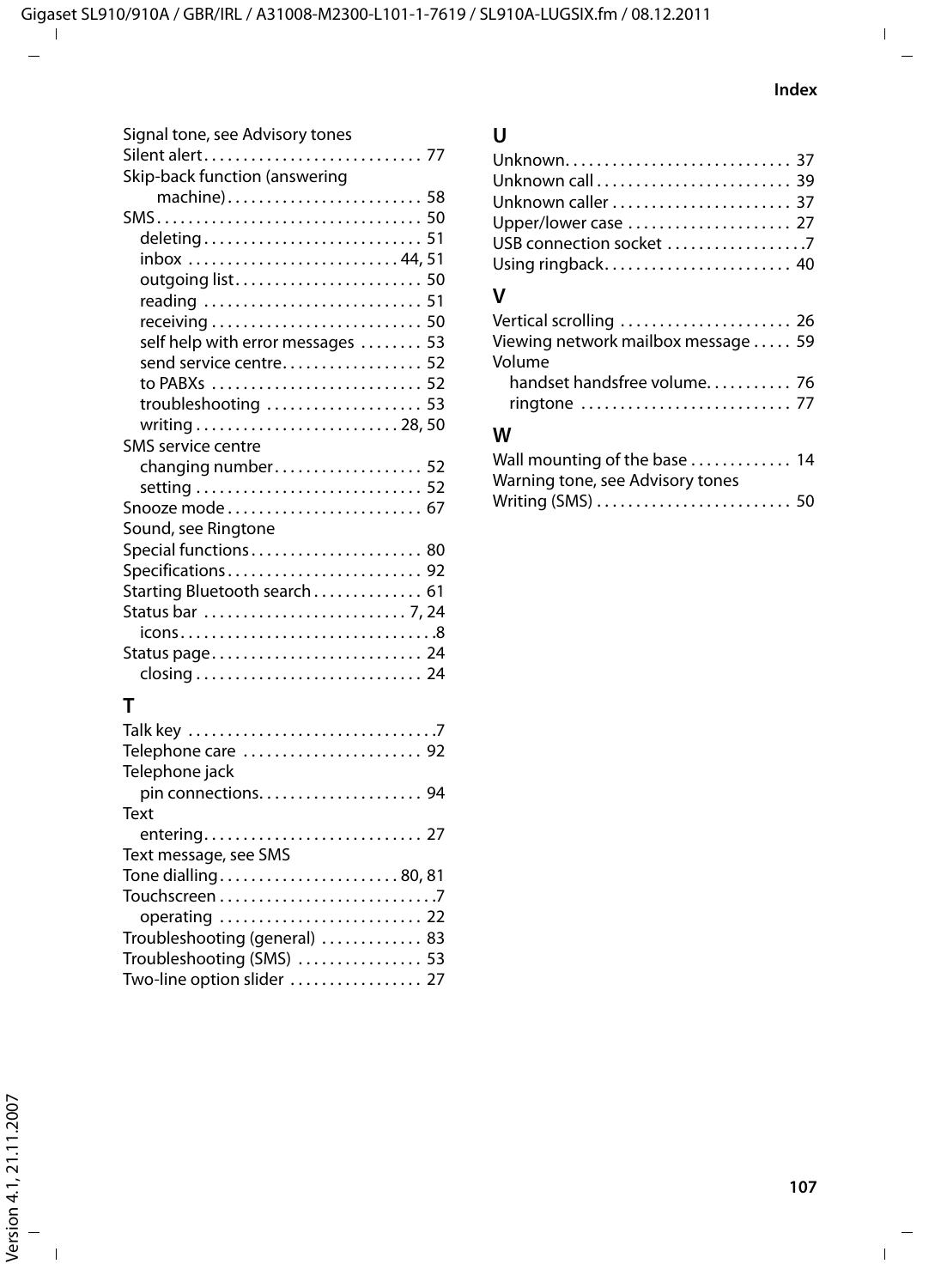Signal tone, see Advisory tones
Silent alert . . . . . . . . . . . . . . . . . . . . . . . . . . . 77
Skip-back function (answering
    machine) . . . . . . . . . . . . . . . . . . . . . . . . 58
SMS . . . . . . . . . . . . . . . . . . . . . . . . . . . . . . . . 50
  deleting . . . . . . . . . . . . . . . . . . . . . . . . . . . 51
  inbox . . . . . . . . . . . . . . . . . . . . . . . . . . 44, 51
  outgoing list . . . . . . . . . . . . . . . . . . . . . . . 50
  reading . . . . . . . . . . . . . . . . . . . . . . . . . . . 51
  receiving . . . . . . . . . . . . . . . . . . . . . . . . . . 50
  self help with error messages . . . . . . . . 53
  send service centre . . . . . . . . . . . . . . . . . 52
  to PABXs . . . . . . . . . . . . . . . . . . . . . . . . . . 52
  troubleshooting . . . . . . . . . . . . . . . . . . . . 53
  writing . . . . . . . . . . . . . . . . . . . . . . . . . 28, 50
SMS service centre
  changing number . . . . . . . . . . . . . . . . . . . 52
  setting . . . . . . . . . . . . . . . . . . . . . . . . . . . . 52
Snooze mode . . . . . . . . . . . . . . . . . . . . . . . . 67
Sound, see Ringtone
Special functions . . . . . . . . . . . . . . . . . . . . . 80
Specifications . . . . . . . . . . . . . . . . . . . . . . . . 92
Starting Bluetooth search . . . . . . . . . . . . . 61
Status bar . . . . . . . . . . . . . . . . . . . . . . . . . 7, 24
  icons . . . . . . . . . . . . . . . . . . . . . . . . . . . . . . . 8
Status page . . . . . . . . . . . . . . . . . . . . . . . . . . 24
  closing . . . . . . . . . . . . . . . . . . . . . . . . . . . . 24

## T

Talk key . . . . . . . . . . . . . . . . . . . . . . . . . . . . . . 7
Telephone care . . . . . . . . . . . . . . . . . . . . . . 92
Telephone jack
  pin connections . . . . . . . . . . . . . . . . . . . . 94
Text
  entering . . . . . . . . . . . . . . . . . . . . . . . . . . . 27
Text message, see SMS
Tone dialling . . . . . . . . . . . . . . . . . . . . . . 80, 81
Touchscreen . . . . . . . . . . . . . . . . . . . . . . . . . . . 7
  operating . . . . . . . . . . . . . . . . . . . . . . . . . 22
Troubleshooting (general) . . . . . . . . . . . . 83
Troubleshooting (SMS) . . . . . . . . . . . . . . . 53
Two-line option slider . . . . . . . . . . . . . . . . 27

## U

Unknown . . . . . . . . . . . . . . . . . . . . . . . . . . . . 37
Unknown call . . . . . . . . . . . . . . . . . . . . . . . . 39
Unknown caller . . . . . . . . . . . . . . . . . . . . . . 37
Upper/lower case . . . . . . . . . . . . . . . . . . . . 27
USB connection socket . . . . . . . . . . . . . . . . . 7
Using ringback . . . . . . . . . . . . . . . . . . . . . . . 40

## V

Vertical scrolling . . . . . . . . . . . . . . . . . . . . . 26
Viewing network mailbox message . . . . . 59
Volume
  handset handsfree volume . . . . . . . . . . . 76
  ringtone . . . . . . . . . . . . . . . . . . . . . . . . . . 77

## W

Wall mounting of the base . . . . . . . . . . . . 14
Warning tone, see Advisory tones
Writing (SMS) . . . . . . . . . . . . . . . . . . . . . . . . 50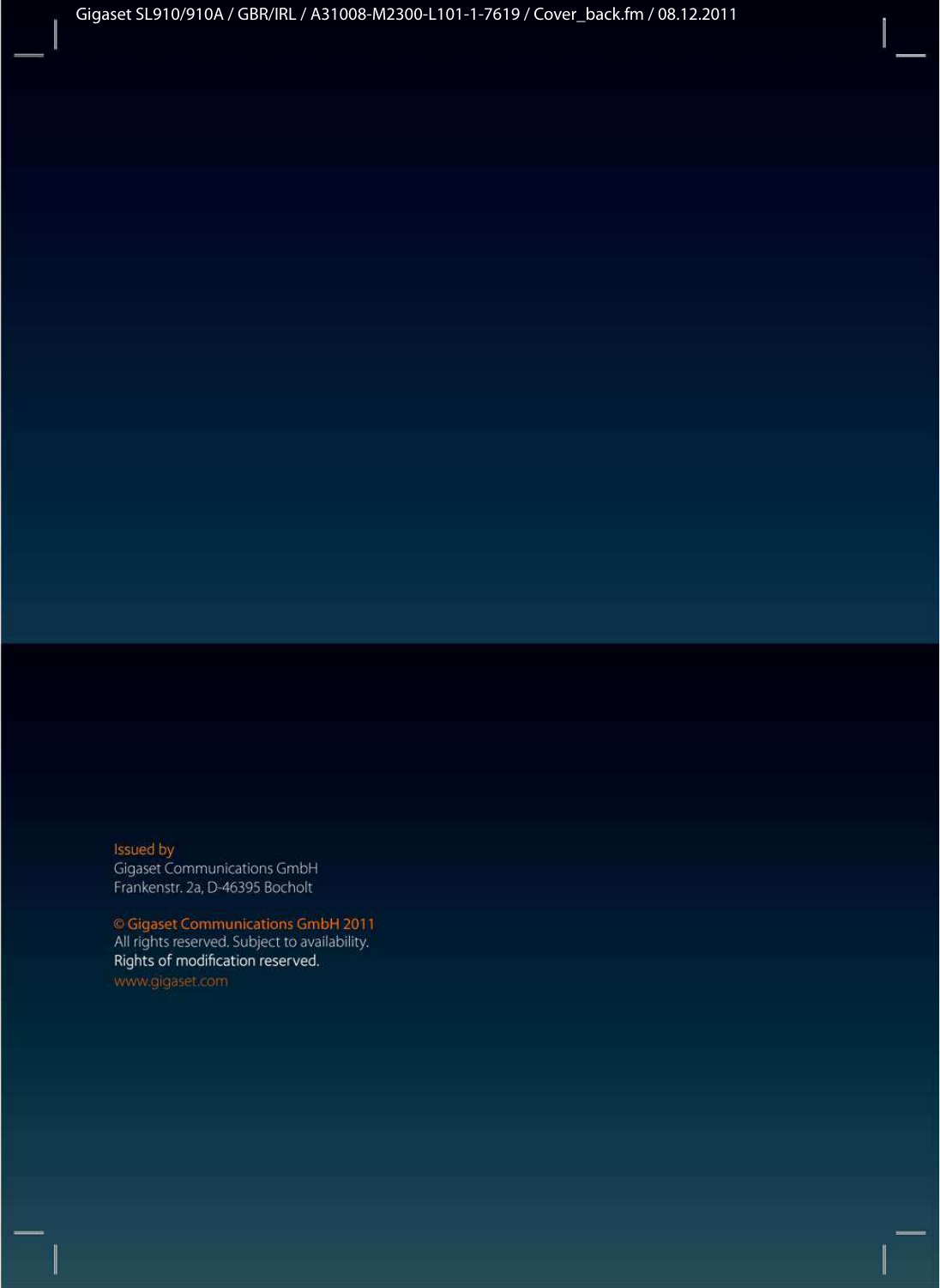Issued by
Gigaset Communications GmbH
Frankenstr. 2a, D-46395 Bocholt

© Gigaset Communications GmbH 2011
All rights reserved. Subject to availability.
Rights of modification reserved.
www.gigaset.com